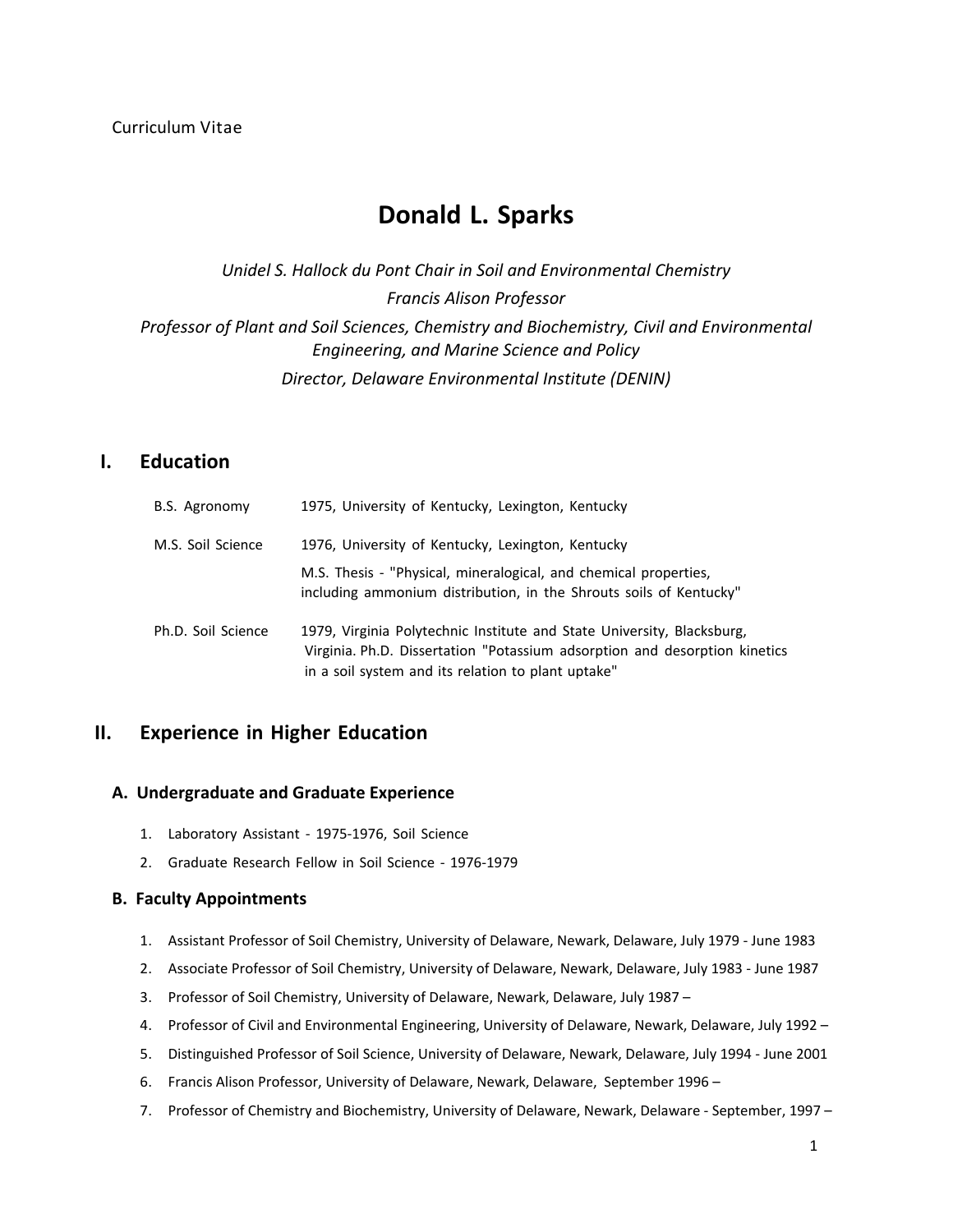Curriculum Vitae

# Donald L. Sparks

*Unidel S. Hallock du Pont Chair in Soil and Environmental Chemistry*

*Francis Alison Professor*

*Professor of Plant and Soil Sciences, Chemistry and Biochemistry, Civil and Environmental Engineering, and Marine Science and Policy*

*Director, Delaware Environmental Institute (DENIN)*

## I. Education

B.S. Agronomy — 1975, University of Kentucky, Lexington, Kentucky

M.S. Soil Science — 1976, University of Kentucky, Lexington, Kentucky

M.S. Thesis - "Physical, mineralogical, and chemical properties, including ammonium distribution, in the Shrouts soils of Kentucky"

Ph.D. Soil Science — 1979, Virginia Polytechnic Institute and State University, Blacksburg, Virginia. Ph.D. Dissertation "Potassium adsorption and desorption kinetics in a soil system and its relation to plant uptake"

## II. Experience in Higher Education

### A. Undergraduate and Graduate Experience

1. Laboratory Assistant - 1975-1976, Soil Science
2. Graduate Research Fellow in Soil Science - 1976-1979

### B. Faculty Appointments

1. Assistant Professor of Soil Chemistry, University of Delaware, Newark, Delaware, July 1979 - June 1983
2. Associate Professor of Soil Chemistry, University of Delaware, Newark, Delaware, July 1983 - June 1987
3. Professor of Soil Chemistry, University of Delaware, Newark, Delaware, July 1987 –
4. Professor of Civil and Environmental Engineering, University of Delaware, Newark, Delaware, July 1992 –
5. Distinguished Professor of Soil Science, University of Delaware, Newark, Delaware, July 1994 - June 2001
6. Francis Alison Professor, University of Delaware, Newark, Delaware, September 1996 –
7. Professor of Chemistry and Biochemistry, University of Delaware, Newark, Delaware - September, 1997 –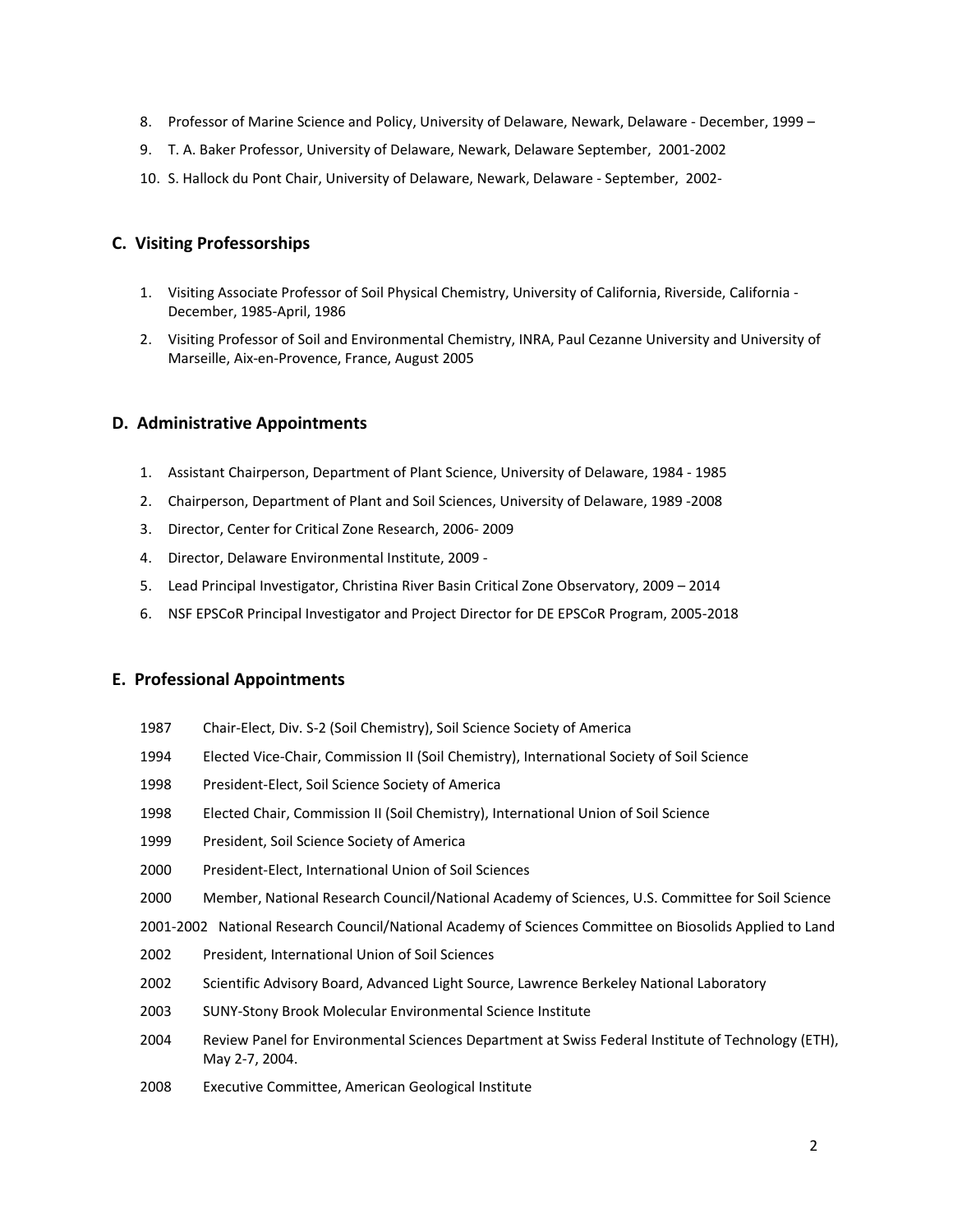8. Professor of Marine Science and Policy, University of Delaware, Newark, Delaware - December, 1999 –
9. T. A. Baker Professor, University of Delaware, Newark, Delaware September, 2001-2002
10. S. Hallock du Pont Chair, University of Delaware, Newark, Delaware - September, 2002-

### C. Visiting Professorships

1. Visiting Associate Professor of Soil Physical Chemistry, University of California, Riverside, California - December, 1985-April, 1986
2. Visiting Professor of Soil and Environmental Chemistry, INRA, Paul Cezanne University and University of Marseille, Aix-en-Provence, France, August 2005

### D. Administrative Appointments

1. Assistant Chairperson, Department of Plant Science, University of Delaware, 1984 - 1985
2. Chairperson, Department of Plant and Soil Sciences, University of Delaware, 1989 -2008
3. Director, Center for Critical Zone Research, 2006- 2009
4. Director, Delaware Environmental Institute, 2009 -
5. Lead Principal Investigator, Christina River Basin Critical Zone Observatory, 2009 – 2014
6. NSF EPSCoR Principal Investigator and Project Director for DE EPSCoR Program, 2005-2018

### E. Professional Appointments

1987 Chair-Elect, Div. S-2 (Soil Chemistry), Soil Science Society of America

1994 Elected Vice-Chair, Commission II (Soil Chemistry), International Society of Soil Science

1998 President-Elect, Soil Science Society of America

1998 Elected Chair, Commission II (Soil Chemistry), International Union of Soil Science

1999 President, Soil Science Society of America

2000 President-Elect, International Union of Soil Sciences

2000 Member, National Research Council/National Academy of Sciences, U.S. Committee for Soil Science

2001-2002 National Research Council/National Academy of Sciences Committee on Biosolids Applied to Land

2002 President, International Union of Soil Sciences

2002 Scientific Advisory Board, Advanced Light Source, Lawrence Berkeley National Laboratory

2003 SUNY-Stony Brook Molecular Environmental Science Institute

2004 Review Panel for Environmental Sciences Department at Swiss Federal Institute of Technology (ETH), May 2-7, 2004.

2008 Executive Committee, American Geological Institute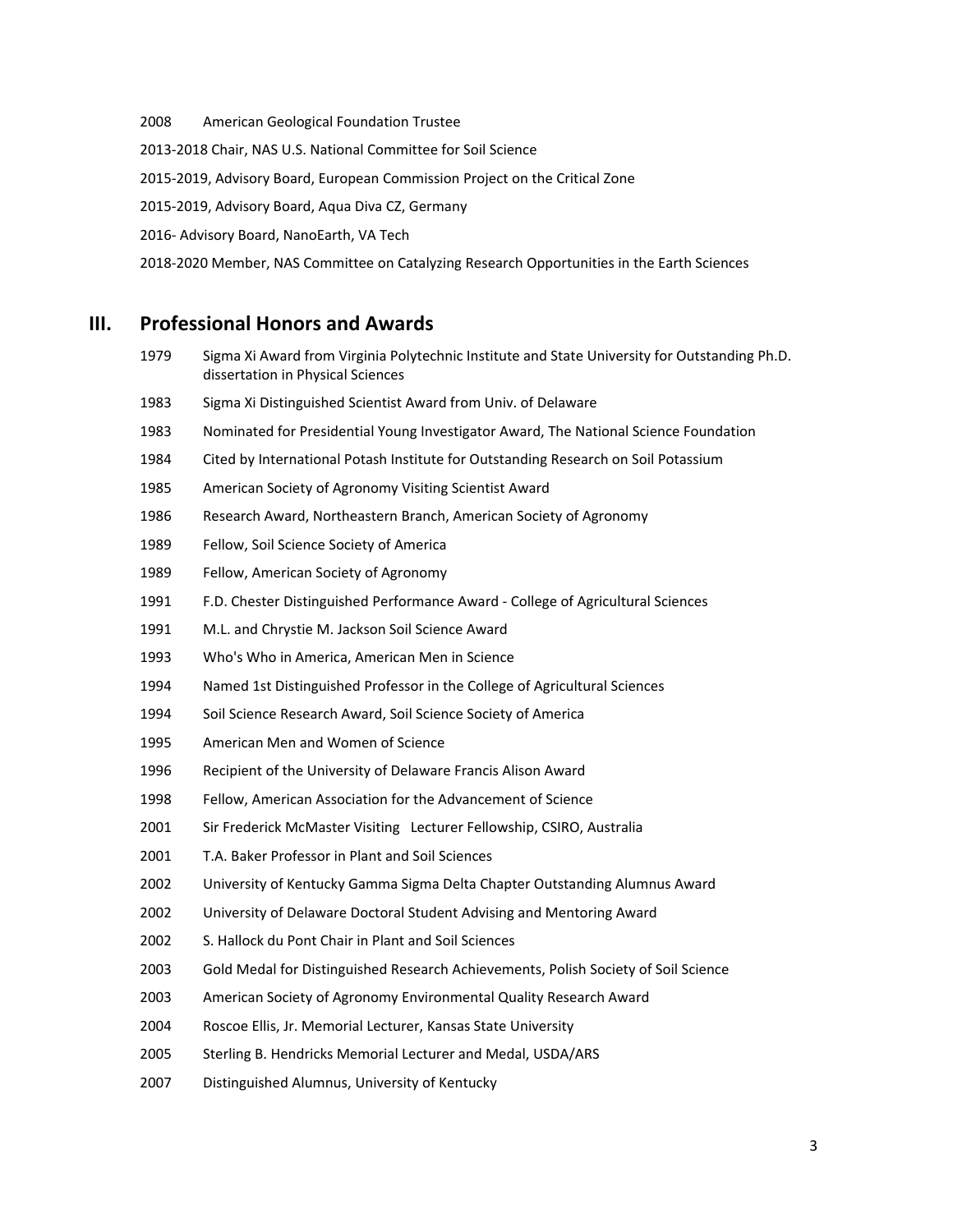2008 American Geological Foundation Trustee

2013-2018 Chair, NAS U.S. National Committee for Soil Science

2015-2019, Advisory Board, European Commission Project on the Critical Zone

2015-2019, Advisory Board, Aqua Diva CZ, Germany

2016- Advisory Board, NanoEarth, VA Tech

2018-2020 Member, NAS Committee on Catalyzing Research Opportunities in the Earth Sciences

## III. Professional Honors and Awards

1979 Sigma Xi Award from Virginia Polytechnic Institute and State University for Outstanding Ph.D. dissertation in Physical Sciences

1983 Sigma Xi Distinguished Scientist Award from Univ. of Delaware

1983 Nominated for Presidential Young Investigator Award, The National Science Foundation

1984 Cited by International Potash Institute for Outstanding Research on Soil Potassium

1985 American Society of Agronomy Visiting Scientist Award

1986 Research Award, Northeastern Branch, American Society of Agronomy

1989 Fellow, Soil Science Society of America

1989 Fellow, American Society of Agronomy

1991 F.D. Chester Distinguished Performance Award - College of Agricultural Sciences

1991 M.L. and Chrystie M. Jackson Soil Science Award

1993 Who's Who in America, American Men in Science

1994 Named 1st Distinguished Professor in the College of Agricultural Sciences

1994 Soil Science Research Award, Soil Science Society of America

1995 American Men and Women of Science

1996 Recipient of the University of Delaware Francis Alison Award

1998 Fellow, American Association for the Advancement of Science

2001 Sir Frederick McMaster Visiting Lecturer Fellowship, CSIRO, Australia

2001 T.A. Baker Professor in Plant and Soil Sciences

2002 University of Kentucky Gamma Sigma Delta Chapter Outstanding Alumnus Award

2002 University of Delaware Doctoral Student Advising and Mentoring Award

2002 S. Hallock du Pont Chair in Plant and Soil Sciences

2003 Gold Medal for Distinguished Research Achievements, Polish Society of Soil Science

2003 American Society of Agronomy Environmental Quality Research Award

2004 Roscoe Ellis, Jr. Memorial Lecturer, Kansas State University

2005 Sterling B. Hendricks Memorial Lecturer and Medal, USDA/ARS

2007 Distinguished Alumnus, University of Kentucky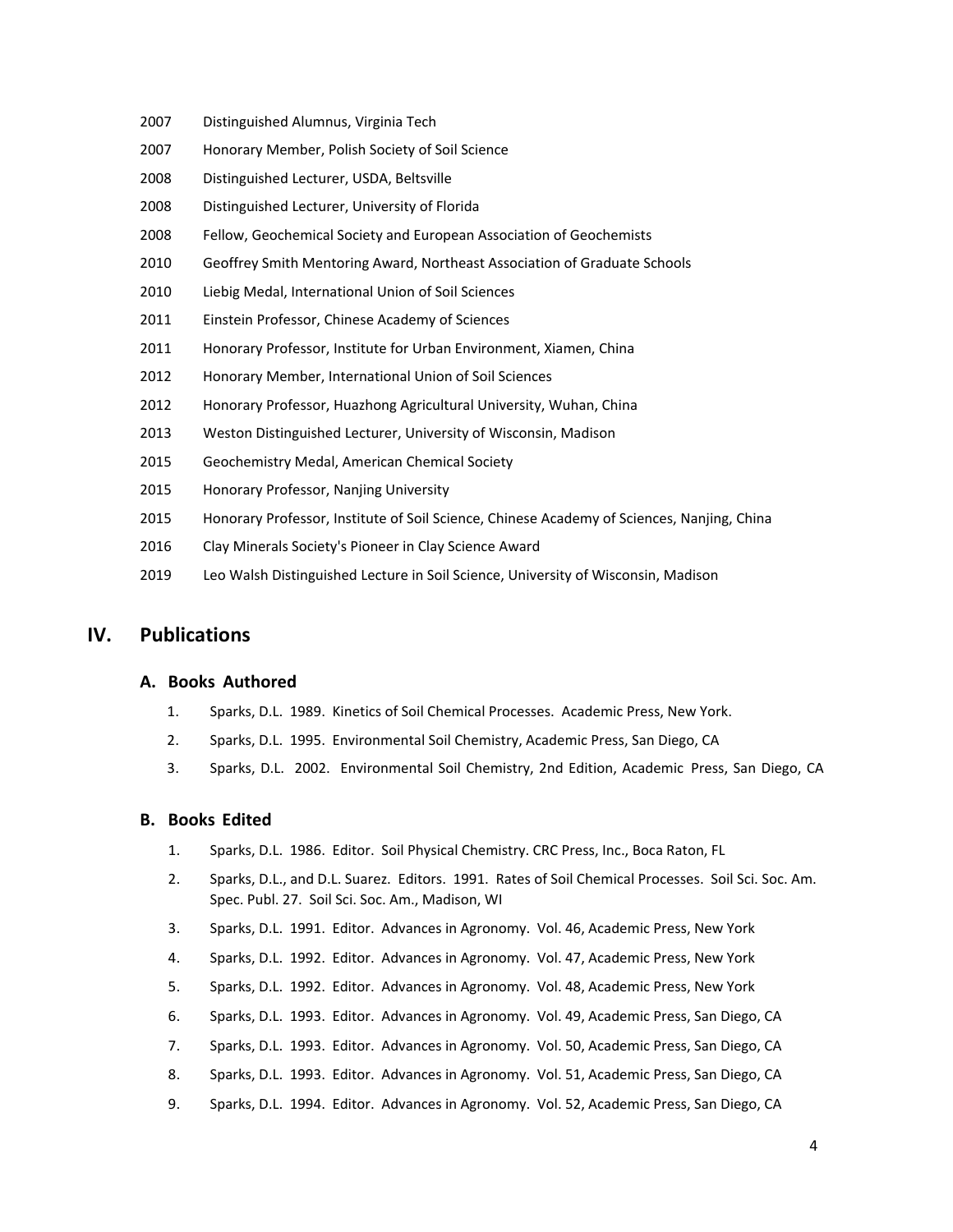2007 Distinguished Alumnus, Virginia Tech

2007 Honorary Member, Polish Society of Soil Science

2008 Distinguished Lecturer, USDA, Beltsville

2008 Distinguished Lecturer, University of Florida

2008 Fellow, Geochemical Society and European Association of Geochemists

2010 Geoffrey Smith Mentoring Award, Northeast Association of Graduate Schools

2010 Liebig Medal, International Union of Soil Sciences

2011 Einstein Professor, Chinese Academy of Sciences

2011 Honorary Professor, Institute for Urban Environment, Xiamen, China

2012 Honorary Member, International Union of Soil Sciences

2012 Honorary Professor, Huazhong Agricultural University, Wuhan, China

2013 Weston Distinguished Lecturer, University of Wisconsin, Madison

2015 Geochemistry Medal, American Chemical Society

2015 Honorary Professor, Nanjing University

2015 Honorary Professor, Institute of Soil Science, Chinese Academy of Sciences, Nanjing, China

2016 Clay Minerals Society's Pioneer in Clay Science Award

2019 Leo Walsh Distinguished Lecture in Soil Science, University of Wisconsin, Madison

## IV. Publications

### A. Books Authored

1. Sparks, D.L. 1989. Kinetics of Soil Chemical Processes. Academic Press, New York.
2. Sparks, D.L. 1995. Environmental Soil Chemistry, Academic Press, San Diego, CA
3. Sparks, D.L. 2002. Environmental Soil Chemistry, 2nd Edition, Academic Press, San Diego, CA

### B. Books Edited

1. Sparks, D.L. 1986. Editor. Soil Physical Chemistry. CRC Press, Inc., Boca Raton, FL
2. Sparks, D.L., and D.L. Suarez. Editors. 1991. Rates of Soil Chemical Processes. Soil Sci. Soc. Am. Spec. Publ. 27. Soil Sci. Soc. Am., Madison, WI
3. Sparks, D.L. 1991. Editor. Advances in Agronomy. Vol. 46, Academic Press, New York
4. Sparks, D.L. 1992. Editor. Advances in Agronomy. Vol. 47, Academic Press, New York
5. Sparks, D.L. 1992. Editor. Advances in Agronomy. Vol. 48, Academic Press, New York
6. Sparks, D.L. 1993. Editor. Advances in Agronomy. Vol. 49, Academic Press, San Diego, CA
7. Sparks, D.L. 1993. Editor. Advances in Agronomy. Vol. 50, Academic Press, San Diego, CA
8. Sparks, D.L. 1993. Editor. Advances in Agronomy. Vol. 51, Academic Press, San Diego, CA
9. Sparks, D.L. 1994. Editor. Advances in Agronomy. Vol. 52, Academic Press, San Diego, CA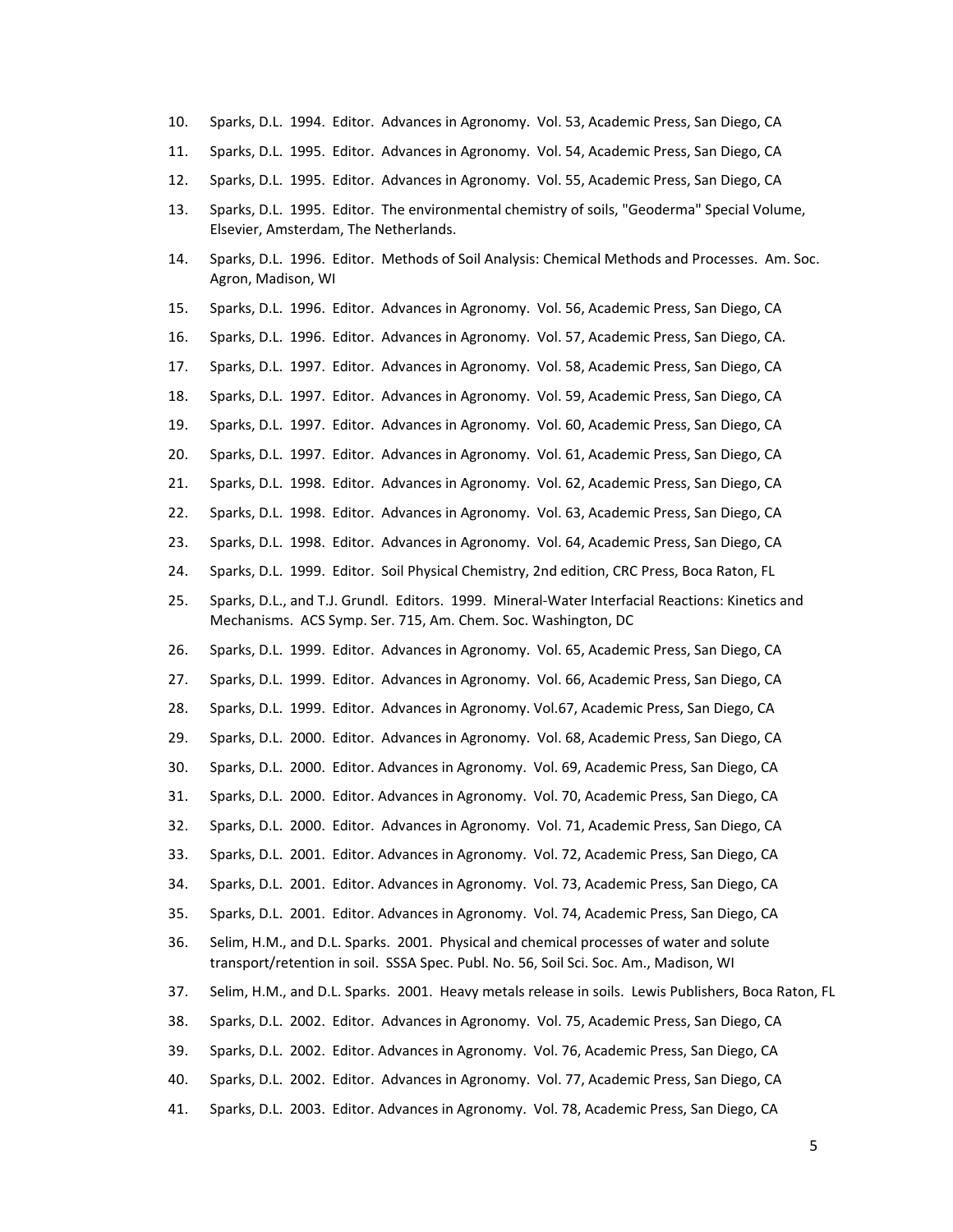10. Sparks, D.L. 1994. Editor. Advances in Agronomy. Vol. 53, Academic Press, San Diego, CA
11. Sparks, D.L. 1995. Editor. Advances in Agronomy. Vol. 54, Academic Press, San Diego, CA
12. Sparks, D.L. 1995. Editor. Advances in Agronomy. Vol. 55, Academic Press, San Diego, CA
13. Sparks, D.L. 1995. Editor. The environmental chemistry of soils, "Geoderma" Special Volume, Elsevier, Amsterdam, The Netherlands.
14. Sparks, D.L. 1996. Editor. Methods of Soil Analysis: Chemical Methods and Processes. Am. Soc. Agron, Madison, WI
15. Sparks, D.L. 1996. Editor. Advances in Agronomy. Vol. 56, Academic Press, San Diego, CA
16. Sparks, D.L. 1996. Editor. Advances in Agronomy. Vol. 57, Academic Press, San Diego, CA.
17. Sparks, D.L. 1997. Editor. Advances in Agronomy. Vol. 58, Academic Press, San Diego, CA
18. Sparks, D.L. 1997. Editor. Advances in Agronomy. Vol. 59, Academic Press, San Diego, CA
19. Sparks, D.L. 1997. Editor. Advances in Agronomy. Vol. 60, Academic Press, San Diego, CA
20. Sparks, D.L. 1997. Editor. Advances in Agronomy. Vol. 61, Academic Press, San Diego, CA
21. Sparks, D.L. 1998. Editor. Advances in Agronomy. Vol. 62, Academic Press, San Diego, CA
22. Sparks, D.L. 1998. Editor. Advances in Agronomy. Vol. 63, Academic Press, San Diego, CA
23. Sparks, D.L. 1998. Editor. Advances in Agronomy. Vol. 64, Academic Press, San Diego, CA
24. Sparks, D.L. 1999. Editor. Soil Physical Chemistry, 2nd edition, CRC Press, Boca Raton, FL
25. Sparks, D.L., and T.J. Grundl. Editors. 1999. Mineral-Water Interfacial Reactions: Kinetics and Mechanisms. ACS Symp. Ser. 715, Am. Chem. Soc. Washington, DC
26. Sparks, D.L. 1999. Editor. Advances in Agronomy. Vol. 65, Academic Press, San Diego, CA
27. Sparks, D.L. 1999. Editor. Advances in Agronomy. Vol. 66, Academic Press, San Diego, CA
28. Sparks, D.L. 1999. Editor. Advances in Agronomy. Vol.67, Academic Press, San Diego, CA
29. Sparks, D.L. 2000. Editor. Advances in Agronomy. Vol. 68, Academic Press, San Diego, CA
30. Sparks, D.L. 2000. Editor. Advances in Agronomy. Vol. 69, Academic Press, San Diego, CA
31. Sparks, D.L. 2000. Editor. Advances in Agronomy. Vol. 70, Academic Press, San Diego, CA
32. Sparks, D.L. 2000. Editor. Advances in Agronomy. Vol. 71, Academic Press, San Diego, CA
33. Sparks, D.L. 2001. Editor. Advances in Agronomy. Vol. 72, Academic Press, San Diego, CA
34. Sparks, D.L. 2001. Editor. Advances in Agronomy. Vol. 73, Academic Press, San Diego, CA
35. Sparks, D.L. 2001. Editor. Advances in Agronomy. Vol. 74, Academic Press, San Diego, CA
36. Selim, H.M., and D.L. Sparks. 2001. Physical and chemical processes of water and solute transport/retention in soil. SSSA Spec. Publ. No. 56, Soil Sci. Soc. Am., Madison, WI
37. Selim, H.M., and D.L. Sparks. 2001. Heavy metals release in soils. Lewis Publishers, Boca Raton, FL
38. Sparks, D.L. 2002. Editor. Advances in Agronomy. Vol. 75, Academic Press, San Diego, CA
39. Sparks, D.L. 2002. Editor. Advances in Agronomy. Vol. 76, Academic Press, San Diego, CA
40. Sparks, D.L. 2002. Editor. Advances in Agronomy. Vol. 77, Academic Press, San Diego, CA
41. Sparks, D.L. 2003. Editor. Advances in Agronomy. Vol. 78, Academic Press, San Diego, CA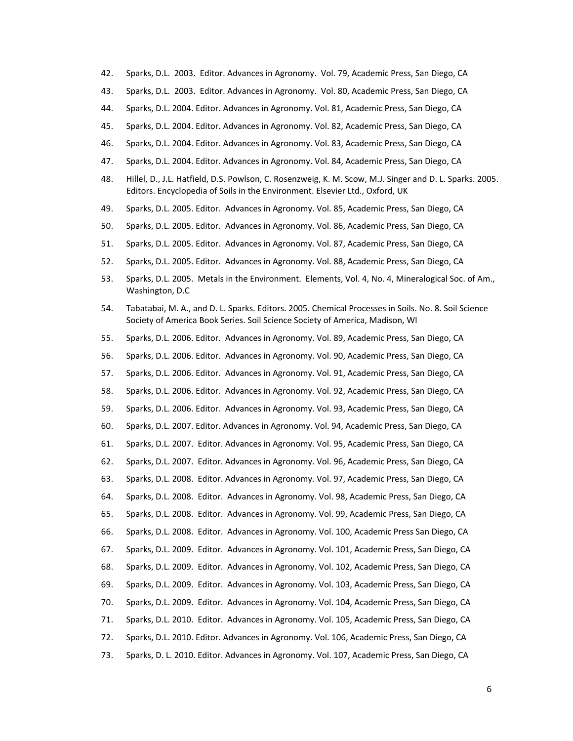42. Sparks, D.L. 2003. Editor. Advances in Agronomy. Vol. 79, Academic Press, San Diego, CA
43. Sparks, D.L. 2003. Editor. Advances in Agronomy. Vol. 80, Academic Press, San Diego, CA
44. Sparks, D.L. 2004. Editor. Advances in Agronomy. Vol. 81, Academic Press, San Diego, CA
45. Sparks, D.L. 2004. Editor. Advances in Agronomy. Vol. 82, Academic Press, San Diego, CA
46. Sparks, D.L. 2004. Editor. Advances in Agronomy. Vol. 83, Academic Press, San Diego, CA
47. Sparks, D.L. 2004. Editor. Advances in Agronomy. Vol. 84, Academic Press, San Diego, CA
48. Hillel, D., J.L. Hatfield, D.S. Powlson, C. Rosenzweig, K. M. Scow, M.J. Singer and D. L. Sparks. 2005. Editors. Encyclopedia of Soils in the Environment. Elsevier Ltd., Oxford, UK
49. Sparks, D.L. 2005. Editor. Advances in Agronomy. Vol. 85, Academic Press, San Diego, CA
50. Sparks, D.L. 2005. Editor. Advances in Agronomy. Vol. 86, Academic Press, San Diego, CA
51. Sparks, D.L. 2005. Editor. Advances in Agronomy. Vol. 87, Academic Press, San Diego, CA
52. Sparks, D.L. 2005. Editor. Advances in Agronomy. Vol. 88, Academic Press, San Diego, CA
53. Sparks, D.L. 2005. Metals in the Environment. Elements, Vol. 4, No. 4, Mineralogical Soc. of Am., Washington, D.C
54. Tabatabai, M. A., and D. L. Sparks. Editors. 2005. Chemical Processes in Soils. No. 8. Soil Science Society of America Book Series. Soil Science Society of America, Madison, WI
55. Sparks, D.L. 2006. Editor. Advances in Agronomy. Vol. 89, Academic Press, San Diego, CA
56. Sparks, D.L. 2006. Editor. Advances in Agronomy. Vol. 90, Academic Press, San Diego, CA
57. Sparks, D.L. 2006. Editor. Advances in Agronomy. Vol. 91, Academic Press, San Diego, CA
58. Sparks, D.L. 2006. Editor. Advances in Agronomy. Vol. 92, Academic Press, San Diego, CA
59. Sparks, D.L. 2006. Editor. Advances in Agronomy. Vol. 93, Academic Press, San Diego, CA
60. Sparks, D.L. 2007. Editor. Advances in Agronomy. Vol. 94, Academic Press, San Diego, CA
61. Sparks, D.L. 2007. Editor. Advances in Agronomy. Vol. 95, Academic Press, San Diego, CA
62. Sparks, D.L. 2007. Editor. Advances in Agronomy. Vol. 96, Academic Press, San Diego, CA
63. Sparks, D.L. 2008. Editor. Advances in Agronomy. Vol. 97, Academic Press, San Diego, CA
64. Sparks, D.L. 2008. Editor. Advances in Agronomy. Vol. 98, Academic Press, San Diego, CA
65. Sparks, D.L. 2008. Editor. Advances in Agronomy. Vol. 99, Academic Press, San Diego, CA
66. Sparks, D.L. 2008. Editor. Advances in Agronomy. Vol. 100, Academic Press San Diego, CA
67. Sparks, D.L. 2009. Editor. Advances in Agronomy. Vol. 101, Academic Press, San Diego, CA
68. Sparks, D.L. 2009. Editor. Advances in Agronomy. Vol. 102, Academic Press, San Diego, CA
69. Sparks, D.L. 2009. Editor. Advances in Agronomy. Vol. 103, Academic Press, San Diego, CA
70. Sparks, D.L. 2009. Editor. Advances in Agronomy. Vol. 104, Academic Press, San Diego, CA
71. Sparks, D.L. 2010. Editor. Advances in Agronomy. Vol. 105, Academic Press, San Diego, CA
72. Sparks, D.L. 2010. Editor. Advances in Agronomy. Vol. 106, Academic Press, San Diego, CA
73. Sparks, D. L. 2010. Editor. Advances in Agronomy. Vol. 107, Academic Press, San Diego, CA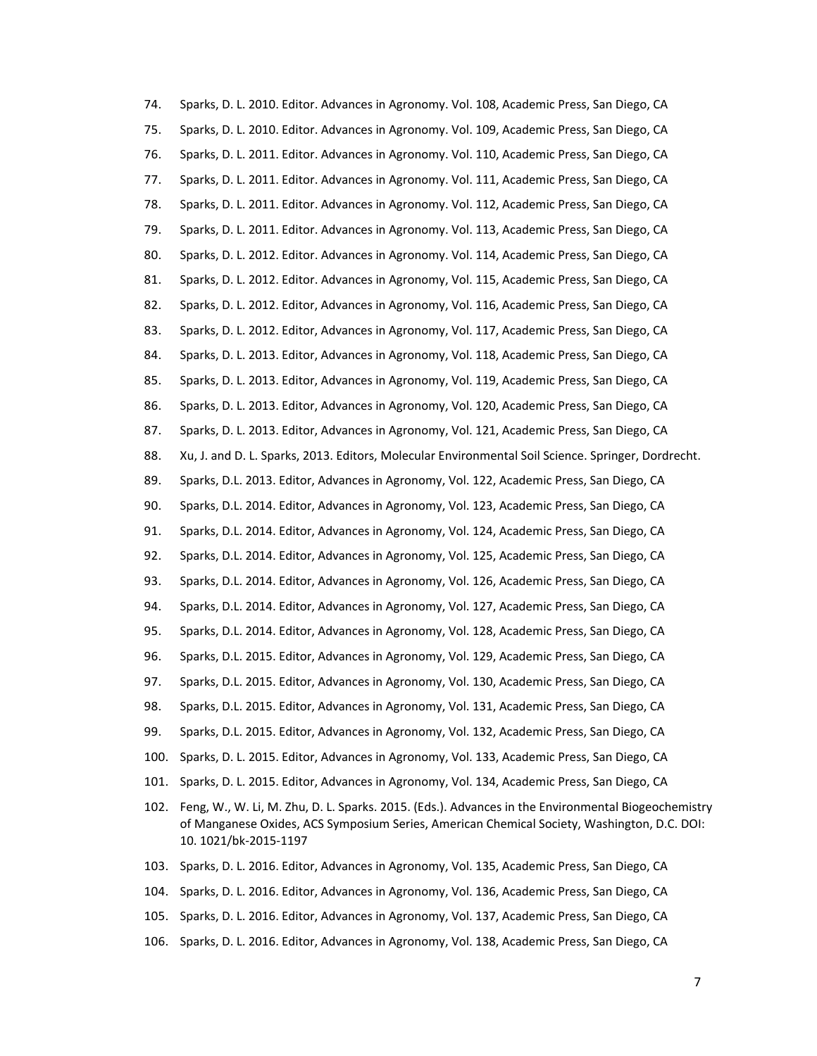74. Sparks, D. L. 2010. Editor. Advances in Agronomy. Vol. 108, Academic Press, San Diego, CA
75. Sparks, D. L. 2010. Editor. Advances in Agronomy. Vol. 109, Academic Press, San Diego, CA
76. Sparks, D. L. 2011. Editor. Advances in Agronomy. Vol. 110, Academic Press, San Diego, CA
77. Sparks, D. L. 2011. Editor. Advances in Agronomy. Vol. 111, Academic Press, San Diego, CA
78. Sparks, D. L. 2011. Editor. Advances in Agronomy. Vol. 112, Academic Press, San Diego, CA
79. Sparks, D. L. 2011. Editor. Advances in Agronomy. Vol. 113, Academic Press, San Diego, CA
80. Sparks, D. L. 2012. Editor. Advances in Agronomy. Vol. 114, Academic Press, San Diego, CA
81. Sparks, D. L. 2012. Editor. Advances in Agronomy, Vol. 115, Academic Press, San Diego, CA
82. Sparks, D. L. 2012. Editor, Advances in Agronomy, Vol. 116, Academic Press, San Diego, CA
83. Sparks, D. L. 2012. Editor, Advances in Agronomy, Vol. 117, Academic Press, San Diego, CA
84. Sparks, D. L. 2013. Editor, Advances in Agronomy, Vol. 118, Academic Press, San Diego, CA
85. Sparks, D. L. 2013. Editor, Advances in Agronomy, Vol. 119, Academic Press, San Diego, CA
86. Sparks, D. L. 2013. Editor, Advances in Agronomy, Vol. 120, Academic Press, San Diego, CA
87. Sparks, D. L. 2013. Editor, Advances in Agronomy, Vol. 121, Academic Press, San Diego, CA
88. Xu, J. and D. L. Sparks, 2013. Editors, Molecular Environmental Soil Science. Springer, Dordrecht.
89. Sparks, D.L. 2013. Editor, Advances in Agronomy, Vol. 122, Academic Press, San Diego, CA
90. Sparks, D.L. 2014. Editor, Advances in Agronomy, Vol. 123, Academic Press, San Diego, CA
91. Sparks, D.L. 2014. Editor, Advances in Agronomy, Vol. 124, Academic Press, San Diego, CA
92. Sparks, D.L. 2014. Editor, Advances in Agronomy, Vol. 125, Academic Press, San Diego, CA
93. Sparks, D.L. 2014. Editor, Advances in Agronomy, Vol. 126, Academic Press, San Diego, CA
94. Sparks, D.L. 2014. Editor, Advances in Agronomy, Vol. 127, Academic Press, San Diego, CA
95. Sparks, D.L. 2014. Editor, Advances in Agronomy, Vol. 128, Academic Press, San Diego, CA
96. Sparks, D.L. 2015. Editor, Advances in Agronomy, Vol. 129, Academic Press, San Diego, CA
97. Sparks, D.L. 2015. Editor, Advances in Agronomy, Vol. 130, Academic Press, San Diego, CA
98. Sparks, D.L. 2015. Editor, Advances in Agronomy, Vol. 131, Academic Press, San Diego, CA
99. Sparks, D.L. 2015. Editor, Advances in Agronomy, Vol. 132, Academic Press, San Diego, CA
100. Sparks, D. L. 2015. Editor, Advances in Agronomy, Vol. 133, Academic Press, San Diego, CA
101. Sparks, D. L. 2015. Editor, Advances in Agronomy, Vol. 134, Academic Press, San Diego, CA
102. Feng, W., W. Li, M. Zhu, D. L. Sparks. 2015. (Eds.). Advances in the Environmental Biogeochemistry of Manganese Oxides, ACS Symposium Series, American Chemical Society, Washington, D.C. DOI: 10. 1021/bk-2015-1197
103. Sparks, D. L. 2016. Editor, Advances in Agronomy, Vol. 135, Academic Press, San Diego, CA
104. Sparks, D. L. 2016. Editor, Advances in Agronomy, Vol. 136, Academic Press, San Diego, CA
105. Sparks, D. L. 2016. Editor, Advances in Agronomy, Vol. 137, Academic Press, San Diego, CA
106. Sparks, D. L. 2016. Editor, Advances in Agronomy, Vol. 138, Academic Press, San Diego, CA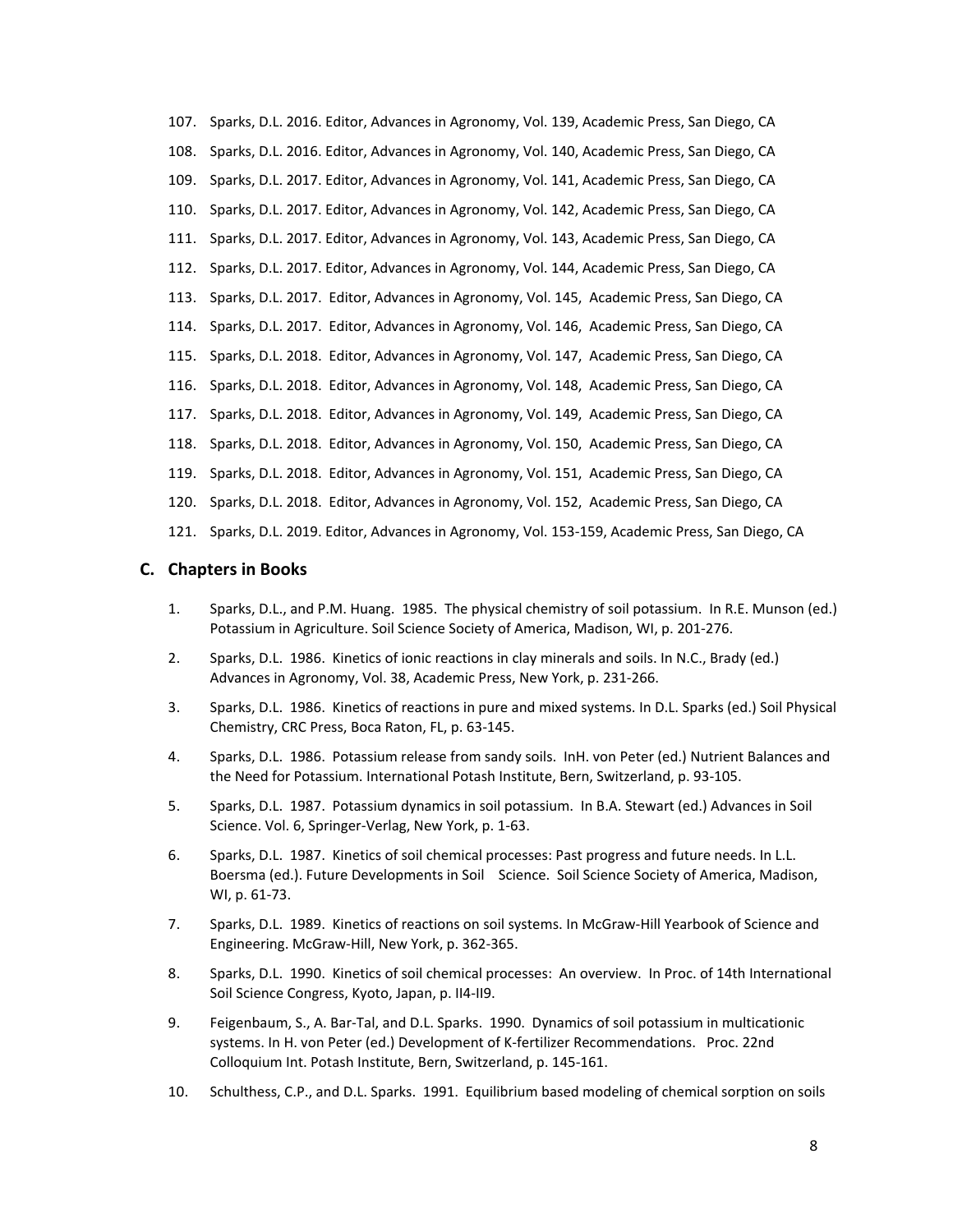107. Sparks, D.L. 2016. Editor, Advances in Agronomy, Vol. 139, Academic Press, San Diego, CA
108. Sparks, D.L. 2016. Editor, Advances in Agronomy, Vol. 140, Academic Press, San Diego, CA
109. Sparks, D.L. 2017. Editor, Advances in Agronomy, Vol. 141, Academic Press, San Diego, CA
110. Sparks, D.L. 2017. Editor, Advances in Agronomy, Vol. 142, Academic Press, San Diego, CA
111. Sparks, D.L. 2017. Editor, Advances in Agronomy, Vol. 143, Academic Press, San Diego, CA
112. Sparks, D.L. 2017. Editor, Advances in Agronomy, Vol. 144, Academic Press, San Diego, CA
113. Sparks, D.L. 2017. Editor, Advances in Agronomy, Vol. 145, Academic Press, San Diego, CA
114. Sparks, D.L. 2017. Editor, Advances in Agronomy, Vol. 146, Academic Press, San Diego, CA
115. Sparks, D.L. 2018. Editor, Advances in Agronomy, Vol. 147, Academic Press, San Diego, CA
116. Sparks, D.L. 2018. Editor, Advances in Agronomy, Vol. 148, Academic Press, San Diego, CA
117. Sparks, D.L. 2018. Editor, Advances in Agronomy, Vol. 149, Academic Press, San Diego, CA
118. Sparks, D.L. 2018. Editor, Advances in Agronomy, Vol. 150, Academic Press, San Diego, CA
119. Sparks, D.L. 2018. Editor, Advances in Agronomy, Vol. 151, Academic Press, San Diego, CA
120. Sparks, D.L. 2018. Editor, Advances in Agronomy, Vol. 152, Academic Press, San Diego, CA
121. Sparks, D.L. 2019. Editor, Advances in Agronomy, Vol. 153-159, Academic Press, San Diego, CA

## C. Chapters in Books

1. Sparks, D.L., and P.M. Huang. 1985. The physical chemistry of soil potassium. In R.E. Munson (ed.) Potassium in Agriculture. Soil Science Society of America, Madison, WI, p. 201-276.
2. Sparks, D.L. 1986. Kinetics of ionic reactions in clay minerals and soils. In N.C., Brady (ed.) Advances in Agronomy, Vol. 38, Academic Press, New York, p. 231-266.
3. Sparks, D.L. 1986. Kinetics of reactions in pure and mixed systems. In D.L. Sparks (ed.) Soil Physical Chemistry, CRC Press, Boca Raton, FL, p. 63-145.
4. Sparks, D.L. 1986. Potassium release from sandy soils. InH. von Peter (ed.) Nutrient Balances and the Need for Potassium. International Potash Institute, Bern, Switzerland, p. 93-105.
5. Sparks, D.L. 1987. Potassium dynamics in soil potassium. In B.A. Stewart (ed.) Advances in Soil Science. Vol. 6, Springer-Verlag, New York, p. 1-63.
6. Sparks, D.L. 1987. Kinetics of soil chemical processes: Past progress and future needs. In L.L. Boersma (ed.). Future Developments in Soil Science. Soil Science Society of America, Madison, WI, p. 61-73.
7. Sparks, D.L. 1989. Kinetics of reactions on soil systems. In McGraw-Hill Yearbook of Science and Engineering. McGraw-Hill, New York, p. 362-365.
8. Sparks, D.L. 1990. Kinetics of soil chemical processes: An overview. In Proc. of 14th International Soil Science Congress, Kyoto, Japan, p. II4-II9.
9. Feigenbaum, S., A. Bar-Tal, and D.L. Sparks. 1990. Dynamics of soil potassium in multicationic systems. In H. von Peter (ed.) Development of K-fertilizer Recommendations. Proc. 22nd Colloquium Int. Potash Institute, Bern, Switzerland, p. 145-161.
10. Schulthess, C.P., and D.L. Sparks. 1991. Equilibrium based modeling of chemical sorption on soils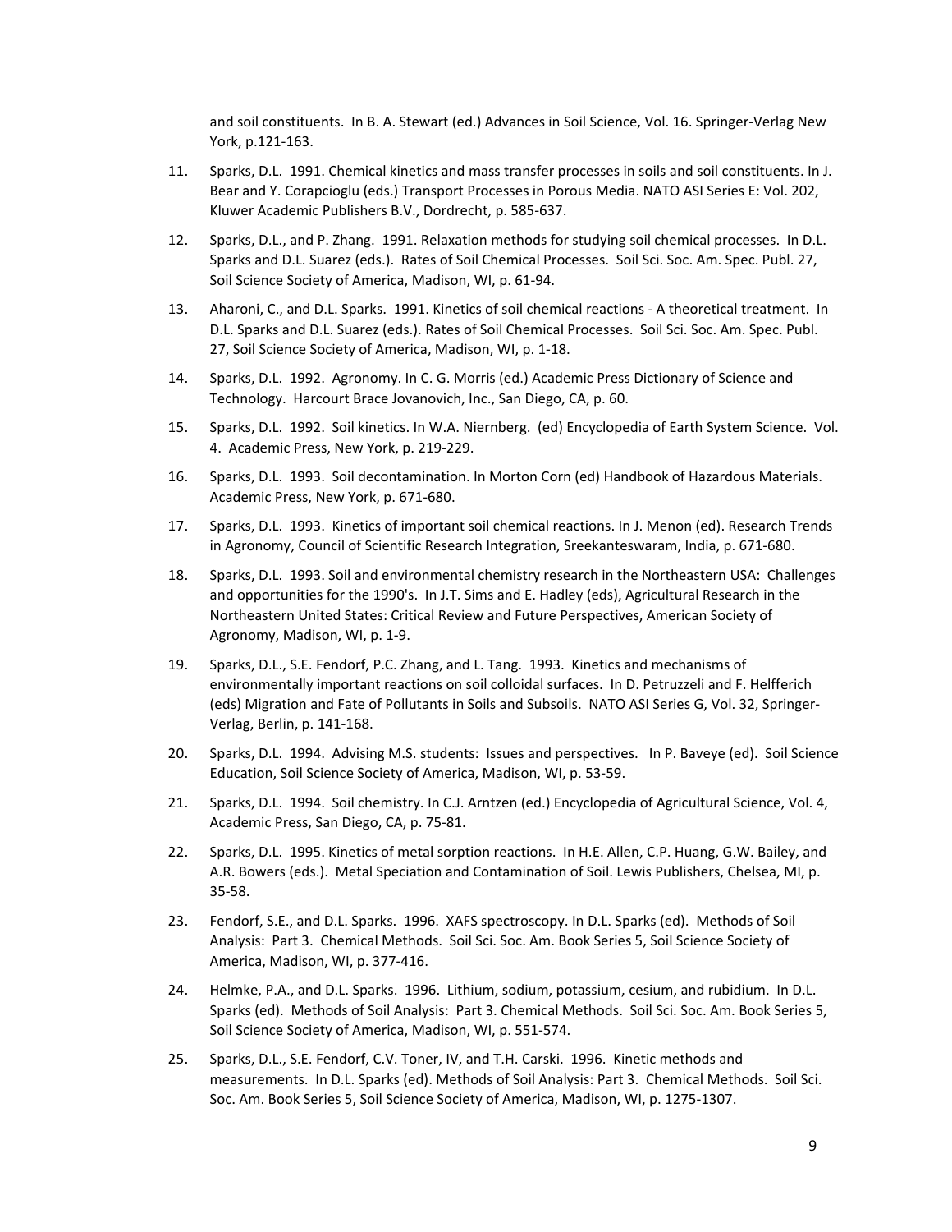and soil constituents. In B. A. Stewart (ed.) Advances in Soil Science, Vol. 16. Springer-Verlag New York, p.121-163.

11. Sparks, D.L. 1991. Chemical kinetics and mass transfer processes in soils and soil constituents. In J. Bear and Y. Corapcioglu (eds.) Transport Processes in Porous Media. NATO ASI Series E: Vol. 202, Kluwer Academic Publishers B.V., Dordrecht, p. 585-637.

12. Sparks, D.L., and P. Zhang. 1991. Relaxation methods for studying soil chemical processes. In D.L. Sparks and D.L. Suarez (eds.). Rates of Soil Chemical Processes. Soil Sci. Soc. Am. Spec. Publ. 27, Soil Science Society of America, Madison, WI, p. 61-94.

13. Aharoni, C., and D.L. Sparks. 1991. Kinetics of soil chemical reactions - A theoretical treatment. In D.L. Sparks and D.L. Suarez (eds.). Rates of Soil Chemical Processes. Soil Sci. Soc. Am. Spec. Publ. 27, Soil Science Society of America, Madison, WI, p. 1-18.

14. Sparks, D.L. 1992. Agronomy. In C. G. Morris (ed.) Academic Press Dictionary of Science and Technology. Harcourt Brace Jovanovich, Inc., San Diego, CA, p. 60.

15. Sparks, D.L. 1992. Soil kinetics. In W.A. Niernberg. (ed) Encyclopedia of Earth System Science. Vol. 4. Academic Press, New York, p. 219-229.

16. Sparks, D.L. 1993. Soil decontamination. In Morton Corn (ed) Handbook of Hazardous Materials. Academic Press, New York, p. 671-680.

17. Sparks, D.L. 1993. Kinetics of important soil chemical reactions. In J. Menon (ed). Research Trends in Agronomy, Council of Scientific Research Integration, Sreekanteswaram, India, p. 671-680.

18. Sparks, D.L. 1993. Soil and environmental chemistry research in the Northeastern USA: Challenges and opportunities for the 1990's. In J.T. Sims and E. Hadley (eds), Agricultural Research in the Northeastern United States: Critical Review and Future Perspectives, American Society of Agronomy, Madison, WI, p. 1-9.

19. Sparks, D.L., S.E. Fendorf, P.C. Zhang, and L. Tang. 1993. Kinetics and mechanisms of environmentally important reactions on soil colloidal surfaces. In D. Petruzzeli and F. Helfferich (eds) Migration and Fate of Pollutants in Soils and Subsoils. NATO ASI Series G, Vol. 32, Springer-Verlag, Berlin, p. 141-168.

20. Sparks, D.L. 1994. Advising M.S. students: Issues and perspectives. In P. Baveye (ed). Soil Science Education, Soil Science Society of America, Madison, WI, p. 53-59.

21. Sparks, D.L. 1994. Soil chemistry. In C.J. Arntzen (ed.) Encyclopedia of Agricultural Science, Vol. 4, Academic Press, San Diego, CA, p. 75-81.

22. Sparks, D.L. 1995. Kinetics of metal sorption reactions. In H.E. Allen, C.P. Huang, G.W. Bailey, and A.R. Bowers (eds.). Metal Speciation and Contamination of Soil. Lewis Publishers, Chelsea, MI, p. 35-58.

23. Fendorf, S.E., and D.L. Sparks. 1996. XAFS spectroscopy. In D.L. Sparks (ed). Methods of Soil Analysis: Part 3. Chemical Methods. Soil Sci. Soc. Am. Book Series 5, Soil Science Society of America, Madison, WI, p. 377-416.

24. Helmke, P.A., and D.L. Sparks. 1996. Lithium, sodium, potassium, cesium, and rubidium. In D.L. Sparks (ed). Methods of Soil Analysis: Part 3. Chemical Methods. Soil Sci. Soc. Am. Book Series 5, Soil Science Society of America, Madison, WI, p. 551-574.

25. Sparks, D.L., S.E. Fendorf, C.V. Toner, IV, and T.H. Carski. 1996. Kinetic methods and measurements. In D.L. Sparks (ed). Methods of Soil Analysis: Part 3. Chemical Methods. Soil Sci. Soc. Am. Book Series 5, Soil Science Society of America, Madison, WI, p. 1275-1307.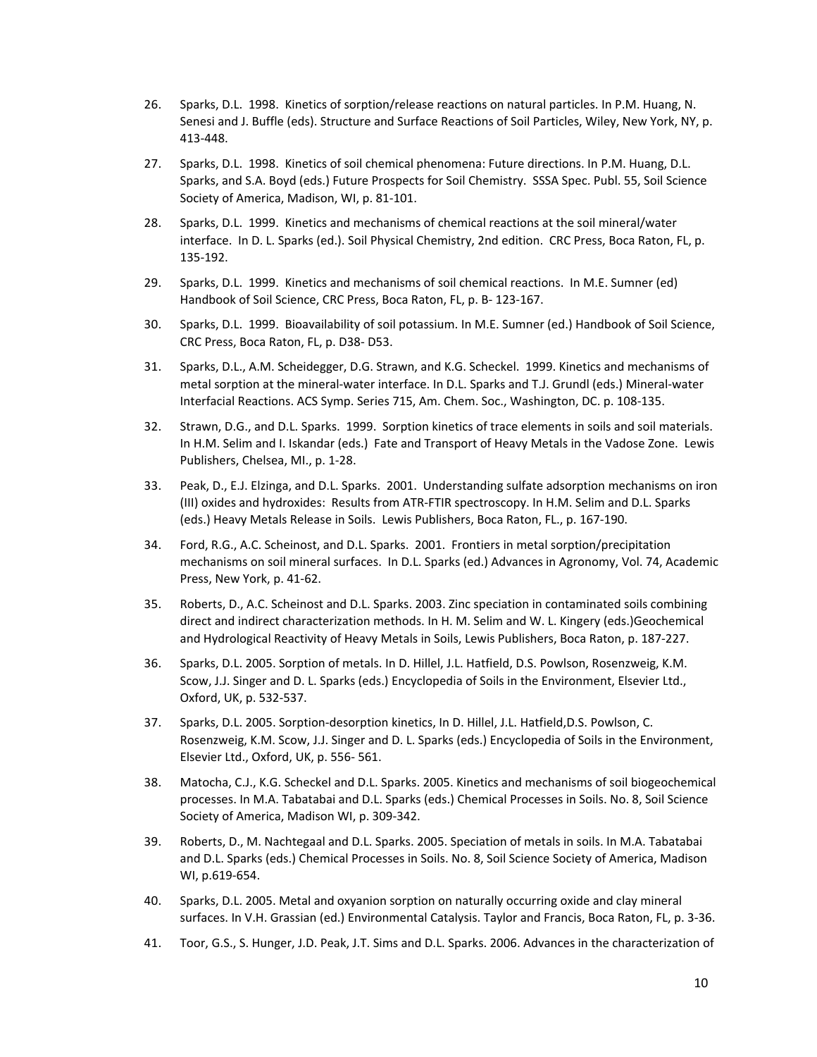26. Sparks, D.L. 1998. Kinetics of sorption/release reactions on natural particles. In P.M. Huang, N. Senesi and J. Buffle (eds). Structure and Surface Reactions of Soil Particles, Wiley, New York, NY, p. 413-448.

27. Sparks, D.L. 1998. Kinetics of soil chemical phenomena: Future directions. In P.M. Huang, D.L. Sparks, and S.A. Boyd (eds.) Future Prospects for Soil Chemistry. SSSA Spec. Publ. 55, Soil Science Society of America, Madison, WI, p. 81-101.

28. Sparks, D.L. 1999. Kinetics and mechanisms of chemical reactions at the soil mineral/water interface. In D. L. Sparks (ed.). Soil Physical Chemistry, 2nd edition. CRC Press, Boca Raton, FL, p. 135-192.

29. Sparks, D.L. 1999. Kinetics and mechanisms of soil chemical reactions. In M.E. Sumner (ed) Handbook of Soil Science, CRC Press, Boca Raton, FL, p. B- 123-167.

30. Sparks, D.L. 1999. Bioavailability of soil potassium. In M.E. Sumner (ed.) Handbook of Soil Science, CRC Press, Boca Raton, FL, p. D38- D53.

31. Sparks, D.L., A.M. Scheidegger, D.G. Strawn, and K.G. Scheckel. 1999. Kinetics and mechanisms of metal sorption at the mineral-water interface. In D.L. Sparks and T.J. Grundl (eds.) Mineral-water Interfacial Reactions. ACS Symp. Series 715, Am. Chem. Soc., Washington, DC. p. 108-135.

32. Strawn, D.G., and D.L. Sparks. 1999. Sorption kinetics of trace elements in soils and soil materials. In H.M. Selim and I. Iskandar (eds.) Fate and Transport of Heavy Metals in the Vadose Zone. Lewis Publishers, Chelsea, MI., p. 1-28.

33. Peak, D., E.J. Elzinga, and D.L. Sparks. 2001. Understanding sulfate adsorption mechanisms on iron (III) oxides and hydroxides: Results from ATR-FTIR spectroscopy. In H.M. Selim and D.L. Sparks (eds.) Heavy Metals Release in Soils. Lewis Publishers, Boca Raton, FL., p. 167-190.

34. Ford, R.G., A.C. Scheinost, and D.L. Sparks. 2001. Frontiers in metal sorption/precipitation mechanisms on soil mineral surfaces. In D.L. Sparks (ed.) Advances in Agronomy, Vol. 74, Academic Press, New York, p. 41-62.

35. Roberts, D., A.C. Scheinost and D.L. Sparks. 2003. Zinc speciation in contaminated soils combining direct and indirect characterization methods. In H. M. Selim and W. L. Kingery (eds.)Geochemical and Hydrological Reactivity of Heavy Metals in Soils, Lewis Publishers, Boca Raton, p. 187-227.

36. Sparks, D.L. 2005. Sorption of metals. In D. Hillel, J.L. Hatfield, D.S. Powlson, Rosenzweig, K.M. Scow, J.J. Singer and D. L. Sparks (eds.) Encyclopedia of Soils in the Environment, Elsevier Ltd., Oxford, UK, p. 532-537.

37. Sparks, D.L. 2005. Sorption-desorption kinetics, In D. Hillel, J.L. Hatfield,D.S. Powlson, C. Rosenzweig, K.M. Scow, J.J. Singer and D. L. Sparks (eds.) Encyclopedia of Soils in the Environment, Elsevier Ltd., Oxford, UK, p. 556- 561.

38. Matocha, C.J., K.G. Scheckel and D.L. Sparks. 2005. Kinetics and mechanisms of soil biogeochemical processes. In M.A. Tabatabai and D.L. Sparks (eds.) Chemical Processes in Soils. No. 8, Soil Science Society of America, Madison WI, p. 309-342.

39. Roberts, D., M. Nachtegaal and D.L. Sparks. 2005. Speciation of metals in soils. In M.A. Tabatabai and D.L. Sparks (eds.) Chemical Processes in Soils. No. 8, Soil Science Society of America, Madison WI, p.619-654.

40. Sparks, D.L. 2005. Metal and oxyanion sorption on naturally occurring oxide and clay mineral surfaces. In V.H. Grassian (ed.) Environmental Catalysis. Taylor and Francis, Boca Raton, FL, p. 3-36.

41. Toor, G.S., S. Hunger, J.D. Peak, J.T. Sims and D.L. Sparks. 2006. Advances in the characterization of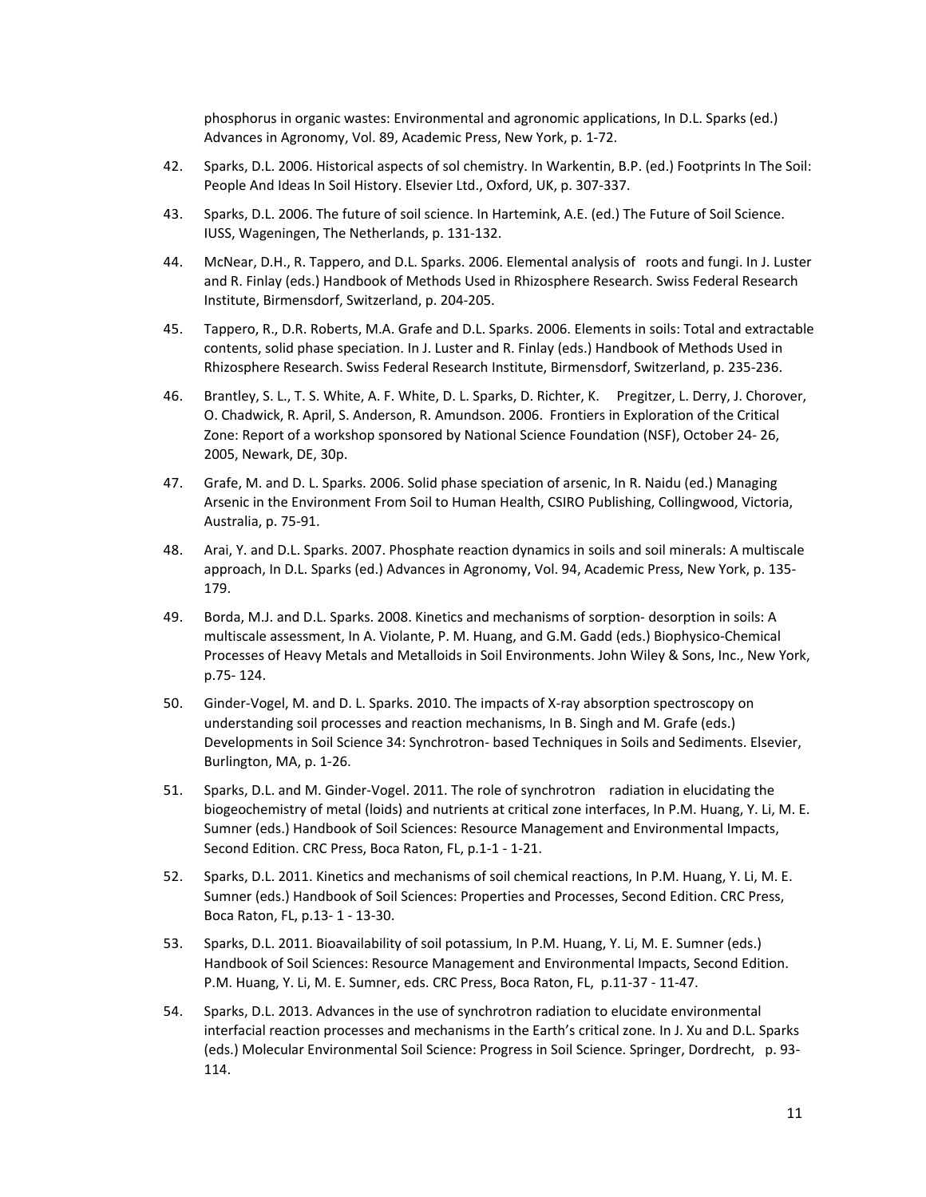phosphorus in organic wastes: Environmental and agronomic applications, In D.L. Sparks (ed.) Advances in Agronomy, Vol. 89, Academic Press, New York, p. 1-72.

42. Sparks, D.L. 2006. Historical aspects of sol chemistry. In Warkentin, B.P. (ed.) Footprints In The Soil: People And Ideas In Soil History. Elsevier Ltd., Oxford, UK, p. 307-337.

43. Sparks, D.L. 2006. The future of soil science. In Hartemink, A.E. (ed.) The Future of Soil Science. IUSS, Wageningen, The Netherlands, p. 131-132.

44. McNear, D.H., R. Tappero, and D.L. Sparks. 2006. Elemental analysis of roots and fungi. In J. Luster and R. Finlay (eds.) Handbook of Methods Used in Rhizosphere Research. Swiss Federal Research Institute, Birmensdorf, Switzerland, p. 204-205.

45. Tappero, R., D.R. Roberts, M.A. Grafe and D.L. Sparks. 2006. Elements in soils: Total and extractable contents, solid phase speciation. In J. Luster and R. Finlay (eds.) Handbook of Methods Used in Rhizosphere Research. Swiss Federal Research Institute, Birmensdorf, Switzerland, p. 235-236.

46. Brantley, S. L., T. S. White, A. F. White, D. L. Sparks, D. Richter, K. Pregitzer, L. Derry, J. Chorover, O. Chadwick, R. April, S. Anderson, R. Amundson. 2006. Frontiers in Exploration of the Critical Zone: Report of a workshop sponsored by National Science Foundation (NSF), October 24- 26, 2005, Newark, DE, 30p.

47. Grafe, M. and D. L. Sparks. 2006. Solid phase speciation of arsenic, In R. Naidu (ed.) Managing Arsenic in the Environment From Soil to Human Health, CSIRO Publishing, Collingwood, Victoria, Australia, p. 75-91.

48. Arai, Y. and D.L. Sparks. 2007. Phosphate reaction dynamics in soils and soil minerals: A multiscale approach, In D.L. Sparks (ed.) Advances in Agronomy, Vol. 94, Academic Press, New York, p. 135-179.

49. Borda, M.J. and D.L. Sparks. 2008. Kinetics and mechanisms of sorption- desorption in soils: A multiscale assessment, In A. Violante, P. M. Huang, and G.M. Gadd (eds.) Biophysico-Chemical Processes of Heavy Metals and Metalloids in Soil Environments. John Wiley & Sons, Inc., New York, p.75- 124.

50. Ginder-Vogel, M. and D. L. Sparks. 2010. The impacts of X-ray absorption spectroscopy on understanding soil processes and reaction mechanisms, In B. Singh and M. Grafe (eds.) Developments in Soil Science 34: Synchrotron- based Techniques in Soils and Sediments. Elsevier, Burlington, MA, p. 1-26.

51. Sparks, D.L. and M. Ginder-Vogel. 2011. The role of synchrotron radiation in elucidating the biogeochemistry of metal (loids) and nutrients at critical zone interfaces, In P.M. Huang, Y. Li, M. E. Sumner (eds.) Handbook of Soil Sciences: Resource Management and Environmental Impacts, Second Edition. CRC Press, Boca Raton, FL, p.1-1 - 1-21.

52. Sparks, D.L. 2011. Kinetics and mechanisms of soil chemical reactions, In P.M. Huang, Y. Li, M. E. Sumner (eds.) Handbook of Soil Sciences: Properties and Processes, Second Edition. CRC Press, Boca Raton, FL, p.13- 1 - 13-30.

53. Sparks, D.L. 2011. Bioavailability of soil potassium, In P.M. Huang, Y. Li, M. E. Sumner (eds.) Handbook of Soil Sciences: Resource Management and Environmental Impacts, Second Edition. P.M. Huang, Y. Li, M. E. Sumner, eds. CRC Press, Boca Raton, FL, p.11-37 - 11-47.

54. Sparks, D.L. 2013. Advances in the use of synchrotron radiation to elucidate environmental interfacial reaction processes and mechanisms in the Earth's critical zone. In J. Xu and D.L. Sparks (eds.) Molecular Environmental Soil Science: Progress in Soil Science. Springer, Dordrecht, p. 93-114.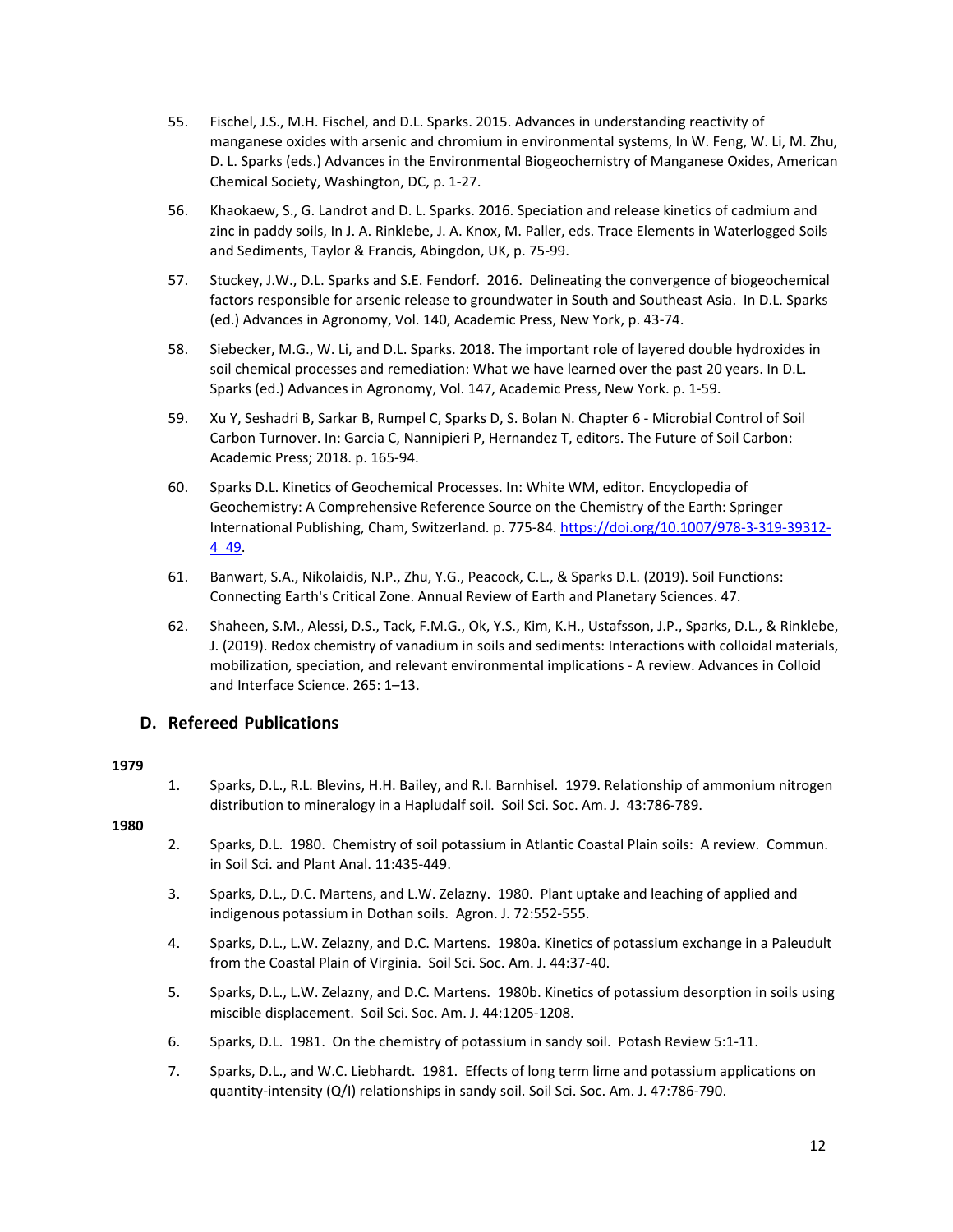55. Fischel, J.S., M.H. Fischel, and D.L. Sparks. 2015. Advances in understanding reactivity of manganese oxides with arsenic and chromium in environmental systems, In W. Feng, W. Li, M. Zhu, D. L. Sparks (eds.) Advances in the Environmental Biogeochemistry of Manganese Oxides, American Chemical Society, Washington, DC, p. 1-27.

56. Khaokaew, S., G. Landrot and D. L. Sparks. 2016. Speciation and release kinetics of cadmium and zinc in paddy soils, In J. A. Rinklebe, J. A. Knox, M. Paller, eds. Trace Elements in Waterlogged Soils and Sediments, Taylor & Francis, Abingdon, UK, p. 75-99.

57. Stuckey, J.W., D.L. Sparks and S.E. Fendorf. 2016. Delineating the convergence of biogeochemical factors responsible for arsenic release to groundwater in South and Southeast Asia. In D.L. Sparks (ed.) Advances in Agronomy, Vol. 140, Academic Press, New York, p. 43-74.

58. Siebecker, M.G., W. Li, and D.L. Sparks. 2018. The important role of layered double hydroxides in soil chemical processes and remediation: What we have learned over the past 20 years. In D.L. Sparks (ed.) Advances in Agronomy, Vol. 147, Academic Press, New York. p. 1-59.

59. Xu Y, Seshadri B, Sarkar B, Rumpel C, Sparks D, S. Bolan N. Chapter 6 - Microbial Control of Soil Carbon Turnover. In: Garcia C, Nannipieri P, Hernandez T, editors. The Future of Soil Carbon: Academic Press; 2018. p. 165-94.

60. Sparks D.L. Kinetics of Geochemical Processes. In: White WM, editor. Encyclopedia of Geochemistry: A Comprehensive Reference Source on the Chemistry of the Earth: Springer International Publishing, Cham, Switzerland. p. 775-84. https://doi.org/10.1007/978-3-319-39312-4_49.

61. Banwart, S.A., Nikolaidis, N.P., Zhu, Y.G., Peacock, C.L., & Sparks D.L. (2019). Soil Functions: Connecting Earth's Critical Zone. Annual Review of Earth and Planetary Sciences. 47.

62. Shaheen, S.M., Alessi, D.S., Tack, F.M.G., Ok, Y.S., Kim, K.H., Ustafsson, J.P., Sparks, D.L., & Rinklebe, J. (2019). Redox chemistry of vanadium in soils and sediments: Interactions with colloidal materials, mobilization, speciation, and relevant environmental implications - A review. Advances in Colloid and Interface Science. 265: 1–13.

## D. Refereed Publications

**1979**

1. Sparks, D.L., R.L. Blevins, H.H. Bailey, and R.I. Barnhisel. 1979. Relationship of ammonium nitrogen distribution to mineralogy in a Hapludalf soil. Soil Sci. Soc. Am. J. 43:786-789.

**1980**

2. Sparks, D.L. 1980. Chemistry of soil potassium in Atlantic Coastal Plain soils: A review. Commun. in Soil Sci. and Plant Anal. 11:435-449.

3. Sparks, D.L., D.C. Martens, and L.W. Zelazny. 1980. Plant uptake and leaching of applied and indigenous potassium in Dothan soils. Agron. J. 72:552-555.

4. Sparks, D.L., L.W. Zelazny, and D.C. Martens. 1980a. Kinetics of potassium exchange in a Paleudult from the Coastal Plain of Virginia. Soil Sci. Soc. Am. J. 44:37-40.

5. Sparks, D.L., L.W. Zelazny, and D.C. Martens. 1980b. Kinetics of potassium desorption in soils using miscible displacement. Soil Sci. Soc. Am. J. 44:1205-1208.

6. Sparks, D.L. 1981. On the chemistry of potassium in sandy soil. Potash Review 5:1-11.

7. Sparks, D.L., and W.C. Liebhardt. 1981. Effects of long term lime and potassium applications on quantity-intensity (Q/I) relationships in sandy soil. Soil Sci. Soc. Am. J. 47:786-790.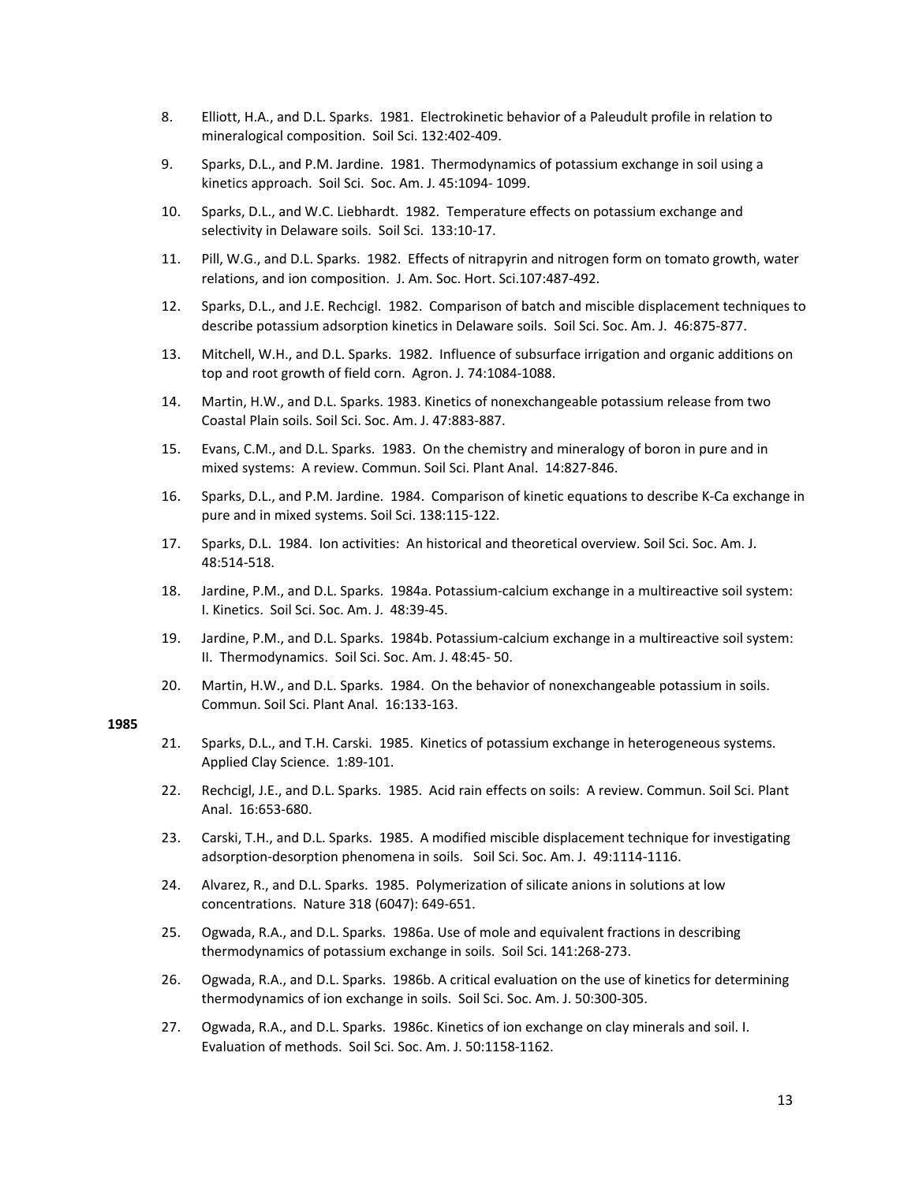8. Elliott, H.A., and D.L. Sparks. 1981. Electrokinetic behavior of a Paleudult profile in relation to mineralogical composition. Soil Sci. 132:402-409.

9. Sparks, D.L., and P.M. Jardine. 1981. Thermodynamics of potassium exchange in soil using a kinetics approach. Soil Sci. Soc. Am. J. 45:1094- 1099.

10. Sparks, D.L., and W.C. Liebhardt. 1982. Temperature effects on potassium exchange and selectivity in Delaware soils. Soil Sci. 133:10-17.

11. Pill, W.G., and D.L. Sparks. 1982. Effects of nitrapyrin and nitrogen form on tomato growth, water relations, and ion composition. J. Am. Soc. Hort. Sci.107:487-492.

12. Sparks, D.L., and J.E. Rechcigl. 1982. Comparison of batch and miscible displacement techniques to describe potassium adsorption kinetics in Delaware soils. Soil Sci. Soc. Am. J. 46:875-877.

13. Mitchell, W.H., and D.L. Sparks. 1982. Influence of subsurface irrigation and organic additions on top and root growth of field corn. Agron. J. 74:1084-1088.

14. Martin, H.W., and D.L. Sparks. 1983. Kinetics of nonexchangeable potassium release from two Coastal Plain soils. Soil Sci. Soc. Am. J. 47:883-887.

15. Evans, C.M., and D.L. Sparks. 1983. On the chemistry and mineralogy of boron in pure and in mixed systems: A review. Commun. Soil Sci. Plant Anal. 14:827-846.

16. Sparks, D.L., and P.M. Jardine. 1984. Comparison of kinetic equations to describe K-Ca exchange in pure and in mixed systems. Soil Sci. 138:115-122.

17. Sparks, D.L. 1984. Ion activities: An historical and theoretical overview. Soil Sci. Soc. Am. J. 48:514-518.

18. Jardine, P.M., and D.L. Sparks. 1984a. Potassium-calcium exchange in a multireactive soil system: I. Kinetics. Soil Sci. Soc. Am. J. 48:39-45.

19. Jardine, P.M., and D.L. Sparks. 1984b. Potassium-calcium exchange in a multireactive soil system: II. Thermodynamics. Soil Sci. Soc. Am. J. 48:45- 50.

20. Martin, H.W., and D.L. Sparks. 1984. On the behavior of nonexchangeable potassium in soils. Commun. Soil Sci. Plant Anal. 16:133-163.

**1985**

21. Sparks, D.L., and T.H. Carski. 1985. Kinetics of potassium exchange in heterogeneous systems. Applied Clay Science. 1:89-101.

22. Rechcigl, J.E., and D.L. Sparks. 1985. Acid rain effects on soils: A review. Commun. Soil Sci. Plant Anal. 16:653-680.

23. Carski, T.H., and D.L. Sparks. 1985. A modified miscible displacement technique for investigating adsorption-desorption phenomena in soils. Soil Sci. Soc. Am. J. 49:1114-1116.

24. Alvarez, R., and D.L. Sparks. 1985. Polymerization of silicate anions in solutions at low concentrations. Nature 318 (6047): 649-651.

25. Ogwada, R.A., and D.L. Sparks. 1986a. Use of mole and equivalent fractions in describing thermodynamics of potassium exchange in soils. Soil Sci. 141:268-273.

26. Ogwada, R.A., and D.L. Sparks. 1986b. A critical evaluation on the use of kinetics for determining thermodynamics of ion exchange in soils. Soil Sci. Soc. Am. J. 50:300-305.

27. Ogwada, R.A., and D.L. Sparks. 1986c. Kinetics of ion exchange on clay minerals and soil. I. Evaluation of methods. Soil Sci. Soc. Am. J. 50:1158-1162.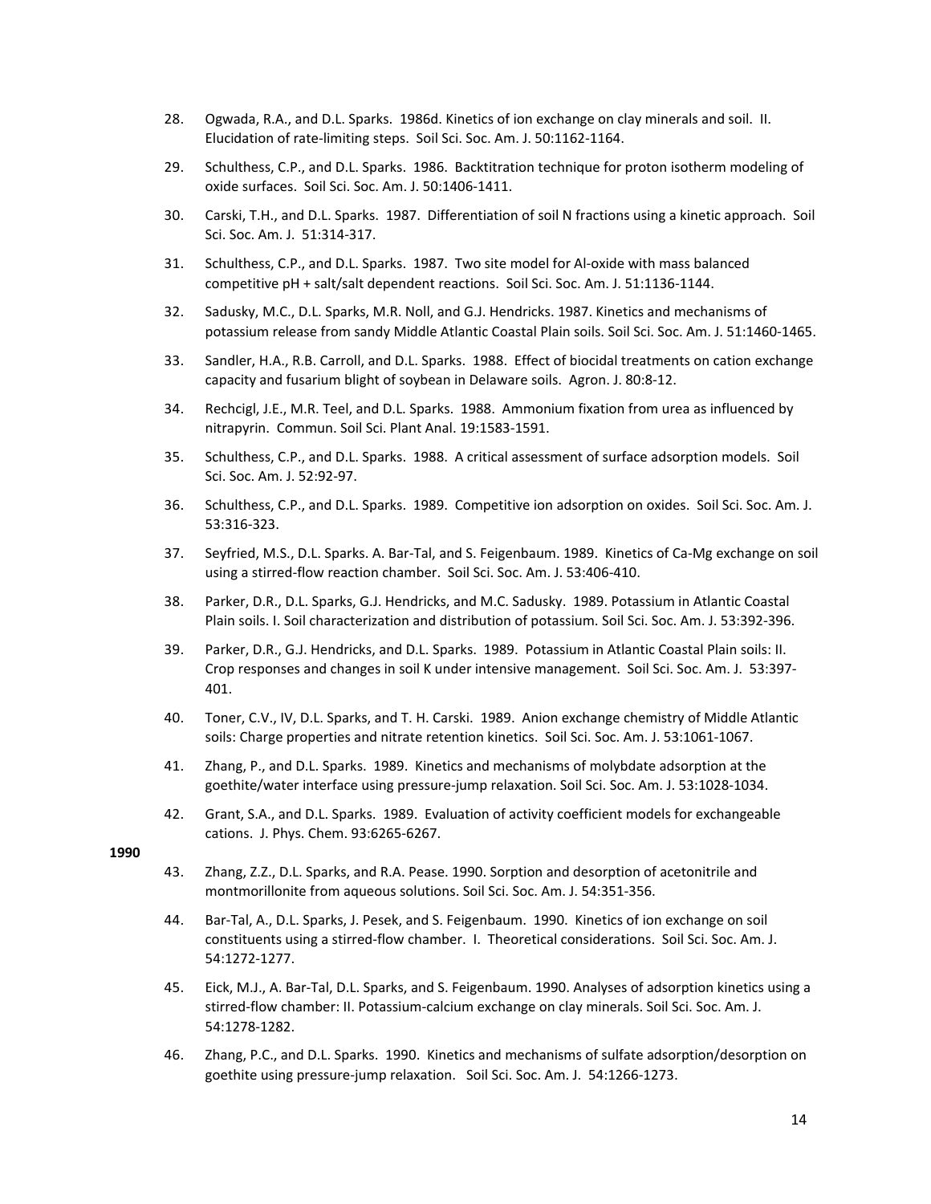28. Ogwada, R.A., and D.L. Sparks. 1986d. Kinetics of ion exchange on clay minerals and soil. II. Elucidation of rate-limiting steps. Soil Sci. Soc. Am. J. 50:1162-1164.

29. Schulthess, C.P., and D.L. Sparks. 1986. Backtitration technique for proton isotherm modeling of oxide surfaces. Soil Sci. Soc. Am. J. 50:1406-1411.

30. Carski, T.H., and D.L. Sparks. 1987. Differentiation of soil N fractions using a kinetic approach. Soil Sci. Soc. Am. J. 51:314-317.

31. Schulthess, C.P., and D.L. Sparks. 1987. Two site model for Al-oxide with mass balanced competitive pH + salt/salt dependent reactions. Soil Sci. Soc. Am. J. 51:1136-1144.

32. Sadusky, M.C., D.L. Sparks, M.R. Noll, and G.J. Hendricks. 1987. Kinetics and mechanisms of potassium release from sandy Middle Atlantic Coastal Plain soils. Soil Sci. Soc. Am. J. 51:1460-1465.

33. Sandler, H.A., R.B. Carroll, and D.L. Sparks. 1988. Effect of biocidal treatments on cation exchange capacity and fusarium blight of soybean in Delaware soils. Agron. J. 80:8-12.

34. Rechcigl, J.E., M.R. Teel, and D.L. Sparks. 1988. Ammonium fixation from urea as influenced by nitrapyrin. Commun. Soil Sci. Plant Anal. 19:1583-1591.

35. Schulthess, C.P., and D.L. Sparks. 1988. A critical assessment of surface adsorption models. Soil Sci. Soc. Am. J. 52:92-97.

36. Schulthess, C.P., and D.L. Sparks. 1989. Competitive ion adsorption on oxides. Soil Sci. Soc. Am. J. 53:316-323.

37. Seyfried, M.S., D.L. Sparks. A. Bar-Tal, and S. Feigenbaum. 1989. Kinetics of Ca-Mg exchange on soil using a stirred-flow reaction chamber. Soil Sci. Soc. Am. J. 53:406-410.

38. Parker, D.R., D.L. Sparks, G.J. Hendricks, and M.C. Sadusky. 1989. Potassium in Atlantic Coastal Plain soils. I. Soil characterization and distribution of potassium. Soil Sci. Soc. Am. J. 53:392-396.

39. Parker, D.R., G.J. Hendricks, and D.L. Sparks. 1989. Potassium in Atlantic Coastal Plain soils: II. Crop responses and changes in soil K under intensive management. Soil Sci. Soc. Am. J. 53:397-401.

40. Toner, C.V., IV, D.L. Sparks, and T. H. Carski. 1989. Anion exchange chemistry of Middle Atlantic soils: Charge properties and nitrate retention kinetics. Soil Sci. Soc. Am. J. 53:1061-1067.

41. Zhang, P., and D.L. Sparks. 1989. Kinetics and mechanisms of molybdate adsorption at the goethite/water interface using pressure-jump relaxation. Soil Sci. Soc. Am. J. 53:1028-1034.

42. Grant, S.A., and D.L. Sparks. 1989. Evaluation of activity coefficient models for exchangeable cations. J. Phys. Chem. 93:6265-6267.

**1990**

43. Zhang, Z.Z., D.L. Sparks, and R.A. Pease. 1990. Sorption and desorption of acetonitrile and montmorillonite from aqueous solutions. Soil Sci. Soc. Am. J. 54:351-356.

44. Bar-Tal, A., D.L. Sparks, J. Pesek, and S. Feigenbaum. 1990. Kinetics of ion exchange on soil constituents using a stirred-flow chamber. I. Theoretical considerations. Soil Sci. Soc. Am. J. 54:1272-1277.

45. Eick, M.J., A. Bar-Tal, D.L. Sparks, and S. Feigenbaum. 1990. Analyses of adsorption kinetics using a stirred-flow chamber: II. Potassium-calcium exchange on clay minerals. Soil Sci. Soc. Am. J. 54:1278-1282.

46. Zhang, P.C., and D.L. Sparks. 1990. Kinetics and mechanisms of sulfate adsorption/desorption on goethite using pressure-jump relaxation. Soil Sci. Soc. Am. J. 54:1266-1273.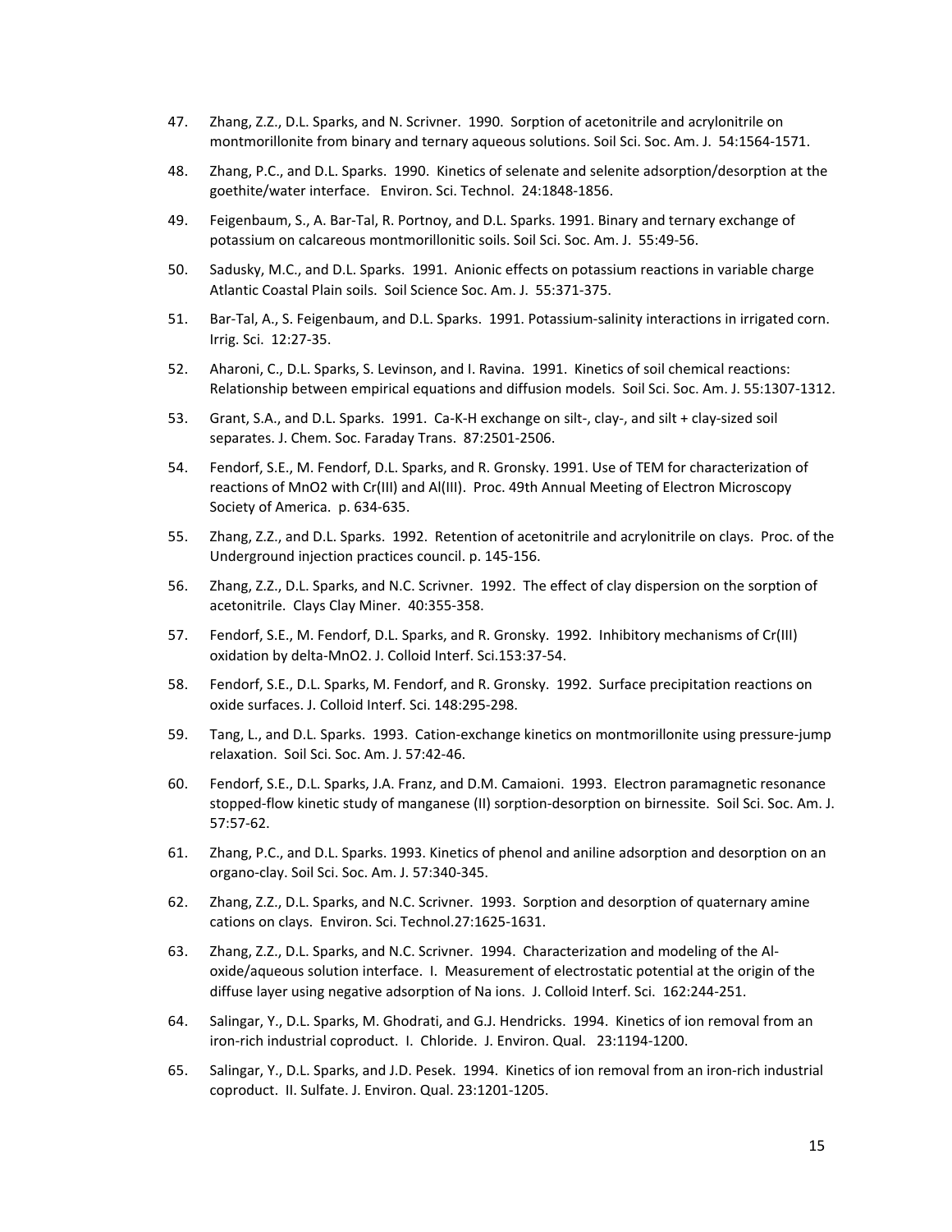47. Zhang, Z.Z., D.L. Sparks, and N. Scrivner. 1990. Sorption of acetonitrile and acrylonitrile on montmorillonite from binary and ternary aqueous solutions. Soil Sci. Soc. Am. J. 54:1564-1571.

48. Zhang, P.C., and D.L. Sparks. 1990. Kinetics of selenate and selenite adsorption/desorption at the goethite/water interface. Environ. Sci. Technol. 24:1848-1856.

49. Feigenbaum, S., A. Bar-Tal, R. Portnoy, and D.L. Sparks. 1991. Binary and ternary exchange of potassium on calcareous montmorillonitic soils. Soil Sci. Soc. Am. J. 55:49-56.

50. Sadusky, M.C., and D.L. Sparks. 1991. Anionic effects on potassium reactions in variable charge Atlantic Coastal Plain soils. Soil Science Soc. Am. J. 55:371-375.

51. Bar-Tal, A., S. Feigenbaum, and D.L. Sparks. 1991. Potassium-salinity interactions in irrigated corn. Irrig. Sci. 12:27-35.

52. Aharoni, C., D.L. Sparks, S. Levinson, and I. Ravina. 1991. Kinetics of soil chemical reactions: Relationship between empirical equations and diffusion models. Soil Sci. Soc. Am. J. 55:1307-1312.

53. Grant, S.A., and D.L. Sparks. 1991. Ca-K-H exchange on silt-, clay-, and silt + clay-sized soil separates. J. Chem. Soc. Faraday Trans. 87:2501-2506.

54. Fendorf, S.E., M. Fendorf, D.L. Sparks, and R. Gronsky. 1991. Use of TEM for characterization of reactions of MnO2 with Cr(III) and Al(III). Proc. 49th Annual Meeting of Electron Microscopy Society of America. p. 634-635.

55. Zhang, Z.Z., and D.L. Sparks. 1992. Retention of acetonitrile and acrylonitrile on clays. Proc. of the Underground injection practices council. p. 145-156.

56. Zhang, Z.Z., D.L. Sparks, and N.C. Scrivner. 1992. The effect of clay dispersion on the sorption of acetonitrile. Clays Clay Miner. 40:355-358.

57. Fendorf, S.E., M. Fendorf, D.L. Sparks, and R. Gronsky. 1992. Inhibitory mechanisms of Cr(III) oxidation by delta-MnO2. J. Colloid Interf. Sci.153:37-54.

58. Fendorf, S.E., D.L. Sparks, M. Fendorf, and R. Gronsky. 1992. Surface precipitation reactions on oxide surfaces. J. Colloid Interf. Sci. 148:295-298.

59. Tang, L., and D.L. Sparks. 1993. Cation-exchange kinetics on montmorillonite using pressure-jump relaxation. Soil Sci. Soc. Am. J. 57:42-46.

60. Fendorf, S.E., D.L. Sparks, J.A. Franz, and D.M. Camaioni. 1993. Electron paramagnetic resonance stopped-flow kinetic study of manganese (II) sorption-desorption on birnessite. Soil Sci. Soc. Am. J. 57:57-62.

61. Zhang, P.C., and D.L. Sparks. 1993. Kinetics of phenol and aniline adsorption and desorption on an organo-clay. Soil Sci. Soc. Am. J. 57:340-345.

62. Zhang, Z.Z., D.L. Sparks, and N.C. Scrivner. 1993. Sorption and desorption of quaternary amine cations on clays. Environ. Sci. Technol.27:1625-1631.

63. Zhang, Z.Z., D.L. Sparks, and N.C. Scrivner. 1994. Characterization and modeling of the Al-oxide/aqueous solution interface. I. Measurement of electrostatic potential at the origin of the diffuse layer using negative adsorption of Na ions. J. Colloid Interf. Sci. 162:244-251.

64. Salingar, Y., D.L. Sparks, M. Ghodrati, and G.J. Hendricks. 1994. Kinetics of ion removal from an iron-rich industrial coproduct. I. Chloride. J. Environ. Qual. 23:1194-1200.

65. Salingar, Y., D.L. Sparks, and J.D. Pesek. 1994. Kinetics of ion removal from an iron-rich industrial coproduct. II. Sulfate. J. Environ. Qual. 23:1201-1205.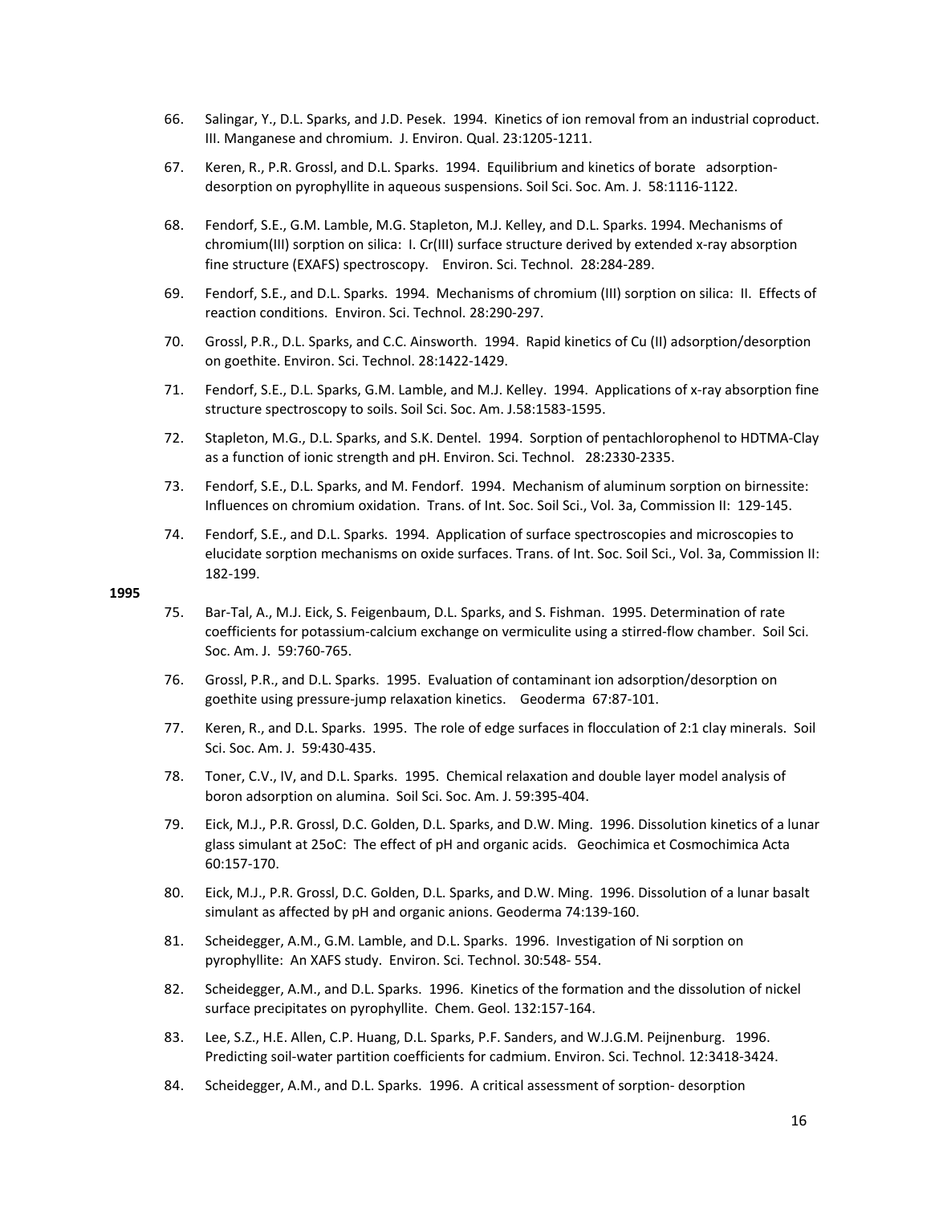66. Salingar, Y., D.L. Sparks, and J.D. Pesek. 1994. Kinetics of ion removal from an industrial coproduct. III. Manganese and chromium. J. Environ. Qual. 23:1205-1211.

67. Keren, R., P.R. Grossl, and D.L. Sparks. 1994. Equilibrium and kinetics of borate adsorption-desorption on pyrophyllite in aqueous suspensions. Soil Sci. Soc. Am. J. 58:1116-1122.

68. Fendorf, S.E., G.M. Lamble, M.G. Stapleton, M.J. Kelley, and D.L. Sparks. 1994. Mechanisms of chromium(III) sorption on silica: I. Cr(III) surface structure derived by extended x-ray absorption fine structure (EXAFS) spectroscopy. Environ. Sci. Technol. 28:284-289.

69. Fendorf, S.E., and D.L. Sparks. 1994. Mechanisms of chromium (III) sorption on silica: II. Effects of reaction conditions. Environ. Sci. Technol. 28:290-297.

70. Grossl, P.R., D.L. Sparks, and C.C. Ainsworth. 1994. Rapid kinetics of Cu (II) adsorption/desorption on goethite. Environ. Sci. Technol. 28:1422-1429.

71. Fendorf, S.E., D.L. Sparks, G.M. Lamble, and M.J. Kelley. 1994. Applications of x-ray absorption fine structure spectroscopy to soils. Soil Sci. Soc. Am. J.58:1583-1595.

72. Stapleton, M.G., D.L. Sparks, and S.K. Dentel. 1994. Sorption of pentachlorophenol to HDTMA-Clay as a function of ionic strength and pH. Environ. Sci. Technol. 28:2330-2335.

73. Fendorf, S.E., D.L. Sparks, and M. Fendorf. 1994. Mechanism of aluminum sorption on birnessite: Influences on chromium oxidation. Trans. of Int. Soc. Soil Sci., Vol. 3a, Commission II: 129-145.

74. Fendorf, S.E., and D.L. Sparks. 1994. Application of surface spectroscopies and microscopies to elucidate sorption mechanisms on oxide surfaces. Trans. of Int. Soc. Soil Sci., Vol. 3a, Commission II: 182-199.

**1995**

75. Bar-Tal, A., M.J. Eick, S. Feigenbaum, D.L. Sparks, and S. Fishman. 1995. Determination of rate coefficients for potassium-calcium exchange on vermiculite using a stirred-flow chamber. Soil Sci. Soc. Am. J. 59:760-765.

76. Grossl, P.R., and D.L. Sparks. 1995. Evaluation of contaminant ion adsorption/desorption on goethite using pressure-jump relaxation kinetics. Geoderma 67:87-101.

77. Keren, R., and D.L. Sparks. 1995. The role of edge surfaces in flocculation of 2:1 clay minerals. Soil Sci. Soc. Am. J. 59:430-435.

78. Toner, C.V., IV, and D.L. Sparks. 1995. Chemical relaxation and double layer model analysis of boron adsorption on alumina. Soil Sci. Soc. Am. J. 59:395-404.

79. Eick, M.J., P.R. Grossl, D.C. Golden, D.L. Sparks, and D.W. Ming. 1996. Dissolution kinetics of a lunar glass simulant at 25oC: The effect of pH and organic acids. Geochimica et Cosmochimica Acta 60:157-170.

80. Eick, M.J., P.R. Grossl, D.C. Golden, D.L. Sparks, and D.W. Ming. 1996. Dissolution of a lunar basalt simulant as affected by pH and organic anions. Geoderma 74:139-160.

81. Scheidegger, A.M., G.M. Lamble, and D.L. Sparks. 1996. Investigation of Ni sorption on pyrophyllite: An XAFS study. Environ. Sci. Technol. 30:548- 554.

82. Scheidegger, A.M., and D.L. Sparks. 1996. Kinetics of the formation and the dissolution of nickel surface precipitates on pyrophyllite. Chem. Geol. 132:157-164.

83. Lee, S.Z., H.E. Allen, C.P. Huang, D.L. Sparks, P.F. Sanders, and W.J.G.M. Peijnenburg. 1996. Predicting soil-water partition coefficients for cadmium. Environ. Sci. Technol. 12:3418-3424.

84. Scheidegger, A.M., and D.L. Sparks. 1996. A critical assessment of sorption- desorption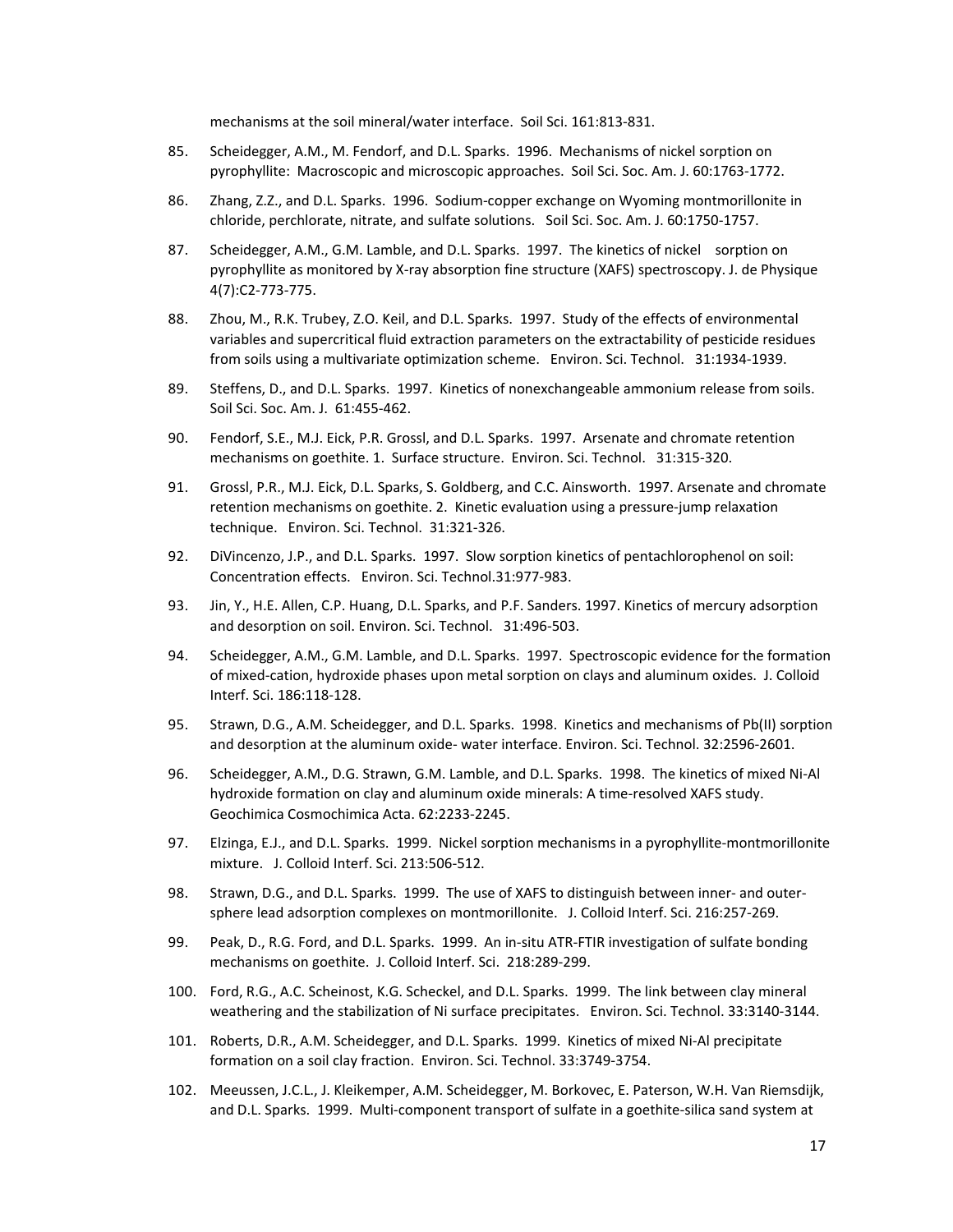mechanisms at the soil mineral/water interface. Soil Sci. 161:813-831.

85. Scheidegger, A.M., M. Fendorf, and D.L. Sparks. 1996. Mechanisms of nickel sorption on pyrophyllite: Macroscopic and microscopic approaches. Soil Sci. Soc. Am. J. 60:1763-1772.

86. Zhang, Z.Z., and D.L. Sparks. 1996. Sodium-copper exchange on Wyoming montmorillonite in chloride, perchlorate, nitrate, and sulfate solutions. Soil Sci. Soc. Am. J. 60:1750-1757.

87. Scheidegger, A.M., G.M. Lamble, and D.L. Sparks. 1997. The kinetics of nickel sorption on pyrophyllite as monitored by X-ray absorption fine structure (XAFS) spectroscopy. J. de Physique 4(7):C2-773-775.

88. Zhou, M., R.K. Trubey, Z.O. Keil, and D.L. Sparks. 1997. Study of the effects of environmental variables and supercritical fluid extraction parameters on the extractability of pesticide residues from soils using a multivariate optimization scheme. Environ. Sci. Technol. 31:1934-1939.

89. Steffens, D., and D.L. Sparks. 1997. Kinetics of nonexchangeable ammonium release from soils. Soil Sci. Soc. Am. J. 61:455-462.

90. Fendorf, S.E., M.J. Eick, P.R. Grossl, and D.L. Sparks. 1997. Arsenate and chromate retention mechanisms on goethite. 1. Surface structure. Environ. Sci. Technol. 31:315-320.

91. Grossl, P.R., M.J. Eick, D.L. Sparks, S. Goldberg, and C.C. Ainsworth. 1997. Arsenate and chromate retention mechanisms on goethite. 2. Kinetic evaluation using a pressure-jump relaxation technique. Environ. Sci. Technol. 31:321-326.

92. DiVincenzo, J.P., and D.L. Sparks. 1997. Slow sorption kinetics of pentachlorophenol on soil: Concentration effects. Environ. Sci. Technol.31:977-983.

93. Jin, Y., H.E. Allen, C.P. Huang, D.L. Sparks, and P.F. Sanders. 1997. Kinetics of mercury adsorption and desorption on soil. Environ. Sci. Technol. 31:496-503.

94. Scheidegger, A.M., G.M. Lamble, and D.L. Sparks. 1997. Spectroscopic evidence for the formation of mixed-cation, hydroxide phases upon metal sorption on clays and aluminum oxides. J. Colloid Interf. Sci. 186:118-128.

95. Strawn, D.G., A.M. Scheidegger, and D.L. Sparks. 1998. Kinetics and mechanisms of Pb(II) sorption and desorption at the aluminum oxide- water interface. Environ. Sci. Technol. 32:2596-2601.

96. Scheidegger, A.M., D.G. Strawn, G.M. Lamble, and D.L. Sparks. 1998. The kinetics of mixed Ni-Al hydroxide formation on clay and aluminum oxide minerals: A time-resolved XAFS study. Geochimica Cosmochimica Acta. 62:2233-2245.

97. Elzinga, E.J., and D.L. Sparks. 1999. Nickel sorption mechanisms in a pyrophyllite-montmorillonite mixture. J. Colloid Interf. Sci. 213:506-512.

98. Strawn, D.G., and D.L. Sparks. 1999. The use of XAFS to distinguish between inner- and outer-sphere lead adsorption complexes on montmorillonite. J. Colloid Interf. Sci. 216:257-269.

99. Peak, D., R.G. Ford, and D.L. Sparks. 1999. An in-situ ATR-FTIR investigation of sulfate bonding mechanisms on goethite. J. Colloid Interf. Sci. 218:289-299.

100. Ford, R.G., A.C. Scheinost, K.G. Scheckel, and D.L. Sparks. 1999. The link between clay mineral weathering and the stabilization of Ni surface precipitates. Environ. Sci. Technol. 33:3140-3144.

101. Roberts, D.R., A.M. Scheidegger, and D.L. Sparks. 1999. Kinetics of mixed Ni-Al precipitate formation on a soil clay fraction. Environ. Sci. Technol. 33:3749-3754.

102. Meeussen, J.C.L., J. Kleikemper, A.M. Scheidegger, M. Borkovec, E. Paterson, W.H. Van Riemsdijk, and D.L. Sparks. 1999. Multi-component transport of sulfate in a goethite-silica sand system at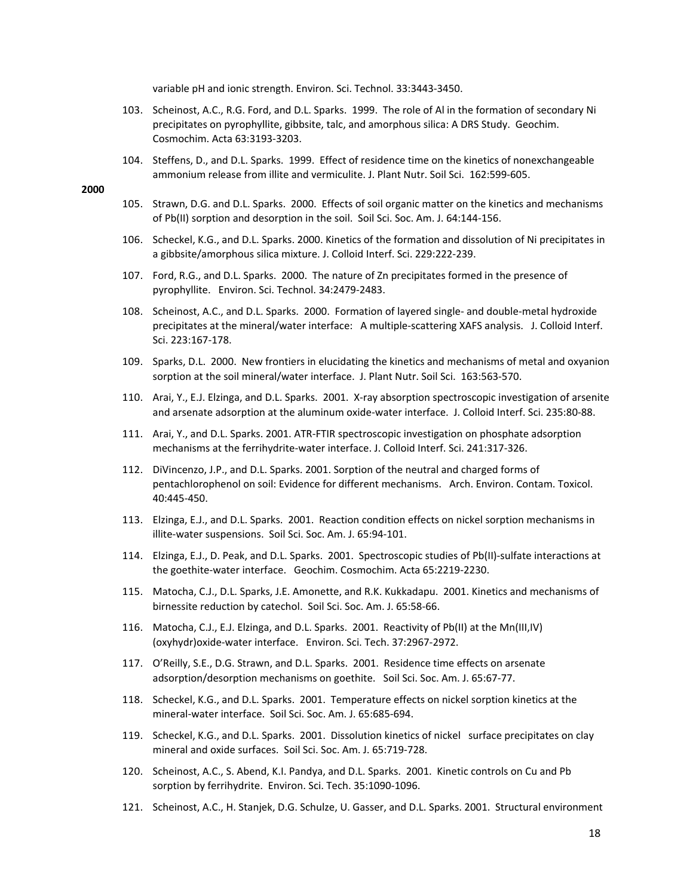variable pH and ionic strength. Environ. Sci. Technol. 33:3443-3450.

103. Scheinost, A.C., R.G. Ford, and D.L. Sparks. 1999. The role of Al in the formation of secondary Ni precipitates on pyrophyllite, gibbsite, talc, and amorphous silica: A DRS Study. Geochim. Cosmochim. Acta 63:3193-3203.

104. Steffens, D., and D.L. Sparks. 1999. Effect of residence time on the kinetics of nonexchangeable ammonium release from illite and vermiculite. J. Plant Nutr. Soil Sci. 162:599-605.

**2000**

105. Strawn, D.G. and D.L. Sparks. 2000. Effects of soil organic matter on the kinetics and mechanisms of Pb(II) sorption and desorption in the soil. Soil Sci. Soc. Am. J. 64:144-156.

106. Scheckel, K.G., and D.L. Sparks. 2000. Kinetics of the formation and dissolution of Ni precipitates in a gibbsite/amorphous silica mixture. J. Colloid Interf. Sci. 229:222-239.

107. Ford, R.G., and D.L. Sparks. 2000. The nature of Zn precipitates formed in the presence of pyrophyllite. Environ. Sci. Technol. 34:2479-2483.

108. Scheinost, A.C., and D.L. Sparks. 2000. Formation of layered single- and double-metal hydroxide precipitates at the mineral/water interface: A multiple-scattering XAFS analysis. J. Colloid Interf. Sci. 223:167-178.

109. Sparks, D.L. 2000. New frontiers in elucidating the kinetics and mechanisms of metal and oxyanion sorption at the soil mineral/water interface. J. Plant Nutr. Soil Sci. 163:563-570.

110. Arai, Y., E.J. Elzinga, and D.L. Sparks. 2001. X-ray absorption spectroscopic investigation of arsenite and arsenate adsorption at the aluminum oxide-water interface. J. Colloid Interf. Sci. 235:80-88.

111. Arai, Y., and D.L. Sparks. 2001. ATR-FTIR spectroscopic investigation on phosphate adsorption mechanisms at the ferrihydrite-water interface. J. Colloid Interf. Sci. 241:317-326.

112. DiVincenzo, J.P., and D.L. Sparks. 2001. Sorption of the neutral and charged forms of pentachlorophenol on soil: Evidence for different mechanisms. Arch. Environ. Contam. Toxicol. 40:445-450.

113. Elzinga, E.J., and D.L. Sparks. 2001. Reaction condition effects on nickel sorption mechanisms in illite-water suspensions. Soil Sci. Soc. Am. J. 65:94-101.

114. Elzinga, E.J., D. Peak, and D.L. Sparks. 2001. Spectroscopic studies of Pb(II)-sulfate interactions at the goethite-water interface. Geochim. Cosmochim. Acta 65:2219-2230.

115. Matocha, C.J., D.L. Sparks, J.E. Amonette, and R.K. Kukkadapu. 2001. Kinetics and mechanisms of birnessite reduction by catechol. Soil Sci. Soc. Am. J. 65:58-66.

116. Matocha, C.J., E.J. Elzinga, and D.L. Sparks. 2001. Reactivity of Pb(II) at the Mn(III,IV) (oxyhydr)oxide-water interface. Environ. Sci. Tech. 37:2967-2972.

117. O'Reilly, S.E., D.G. Strawn, and D.L. Sparks. 2001. Residence time effects on arsenate adsorption/desorption mechanisms on goethite. Soil Sci. Soc. Am. J. 65:67-77.

118. Scheckel, K.G., and D.L. Sparks. 2001. Temperature effects on nickel sorption kinetics at the mineral-water interface. Soil Sci. Soc. Am. J. 65:685-694.

119. Scheckel, K.G., and D.L. Sparks. 2001. Dissolution kinetics of nickel surface precipitates on clay mineral and oxide surfaces. Soil Sci. Soc. Am. J. 65:719-728.

120. Scheinost, A.C., S. Abend, K.I. Pandya, and D.L. Sparks. 2001. Kinetic controls on Cu and Pb sorption by ferrihydrite. Environ. Sci. Tech. 35:1090-1096.

121. Scheinost, A.C., H. Stanjek, D.G. Schulze, U. Gasser, and D.L. Sparks. 2001. Structural environment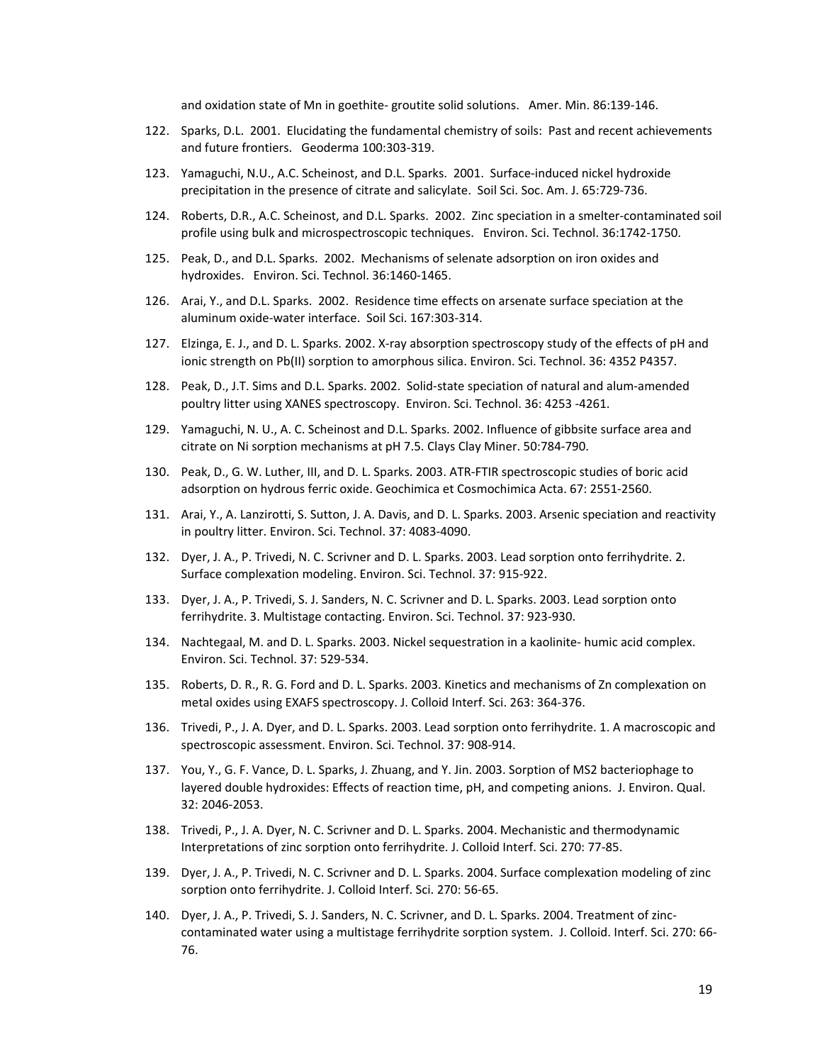and oxidation state of Mn in goethite- groutite solid solutions. Amer. Min. 86:139-146.

122. Sparks, D.L. 2001. Elucidating the fundamental chemistry of soils: Past and recent achievements and future frontiers. Geoderma 100:303-319.

123. Yamaguchi, N.U., A.C. Scheinost, and D.L. Sparks. 2001. Surface-induced nickel hydroxide precipitation in the presence of citrate and salicylate. Soil Sci. Soc. Am. J. 65:729-736.

124. Roberts, D.R., A.C. Scheinost, and D.L. Sparks. 2002. Zinc speciation in a smelter-contaminated soil profile using bulk and microspectroscopic techniques. Environ. Sci. Technol. 36:1742-1750.

125. Peak, D., and D.L. Sparks. 2002. Mechanisms of selenate adsorption on iron oxides and hydroxides. Environ. Sci. Technol. 36:1460-1465.

126. Arai, Y., and D.L. Sparks. 2002. Residence time effects on arsenate surface speciation at the aluminum oxide-water interface. Soil Sci. 167:303-314.

127. Elzinga, E. J., and D. L. Sparks. 2002. X-ray absorption spectroscopy study of the effects of pH and ionic strength on Pb(II) sorption to amorphous silica. Environ. Sci. Technol. 36: 4352 P4357.

128. Peak, D., J.T. Sims and D.L. Sparks. 2002. Solid-state speciation of natural and alum-amended poultry litter using XANES spectroscopy. Environ. Sci. Technol. 36: 4253 -4261.

129. Yamaguchi, N. U., A. C. Scheinost and D.L. Sparks. 2002. Influence of gibbsite surface area and citrate on Ni sorption mechanisms at pH 7.5. Clays Clay Miner. 50:784-790.

130. Peak, D., G. W. Luther, III, and D. L. Sparks. 2003. ATR-FTIR spectroscopic studies of boric acid adsorption on hydrous ferric oxide. Geochimica et Cosmochimica Acta. 67: 2551-2560.

131. Arai, Y., A. Lanzirotti, S. Sutton, J. A. Davis, and D. L. Sparks. 2003. Arsenic speciation and reactivity in poultry litter. Environ. Sci. Technol. 37: 4083-4090.

132. Dyer, J. A., P. Trivedi, N. C. Scrivner and D. L. Sparks. 2003. Lead sorption onto ferrihydrite. 2. Surface complexation modeling. Environ. Sci. Technol. 37: 915-922.

133. Dyer, J. A., P. Trivedi, S. J. Sanders, N. C. Scrivner and D. L. Sparks. 2003. Lead sorption onto ferrihydrite. 3. Multistage contacting. Environ. Sci. Technol. 37: 923-930.

134. Nachtegaal, M. and D. L. Sparks. 2003. Nickel sequestration in a kaolinite- humic acid complex. Environ. Sci. Technol. 37: 529-534.

135. Roberts, D. R., R. G. Ford and D. L. Sparks. 2003. Kinetics and mechanisms of Zn complexation on metal oxides using EXAFS spectroscopy. J. Colloid Interf. Sci. 263: 364-376.

136. Trivedi, P., J. A. Dyer, and D. L. Sparks. 2003. Lead sorption onto ferrihydrite. 1. A macroscopic and spectroscopic assessment. Environ. Sci. Technol. 37: 908-914.

137. You, Y., G. F. Vance, D. L. Sparks, J. Zhuang, and Y. Jin. 2003. Sorption of MS2 bacteriophage to layered double hydroxides: Effects of reaction time, pH, and competing anions. J. Environ. Qual. 32: 2046-2053.

138. Trivedi, P., J. A. Dyer, N. C. Scrivner and D. L. Sparks. 2004. Mechanistic and thermodynamic Interpretations of zinc sorption onto ferrihydrite. J. Colloid Interf. Sci. 270: 77-85.

139. Dyer, J. A., P. Trivedi, N. C. Scrivner and D. L. Sparks. 2004. Surface complexation modeling of zinc sorption onto ferrihydrite. J. Colloid Interf. Sci. 270: 56-65.

140. Dyer, J. A., P. Trivedi, S. J. Sanders, N. C. Scrivner, and D. L. Sparks. 2004. Treatment of zinc-contaminated water using a multistage ferrihydrite sorption system. J. Colloid. Interf. Sci. 270: 66-76.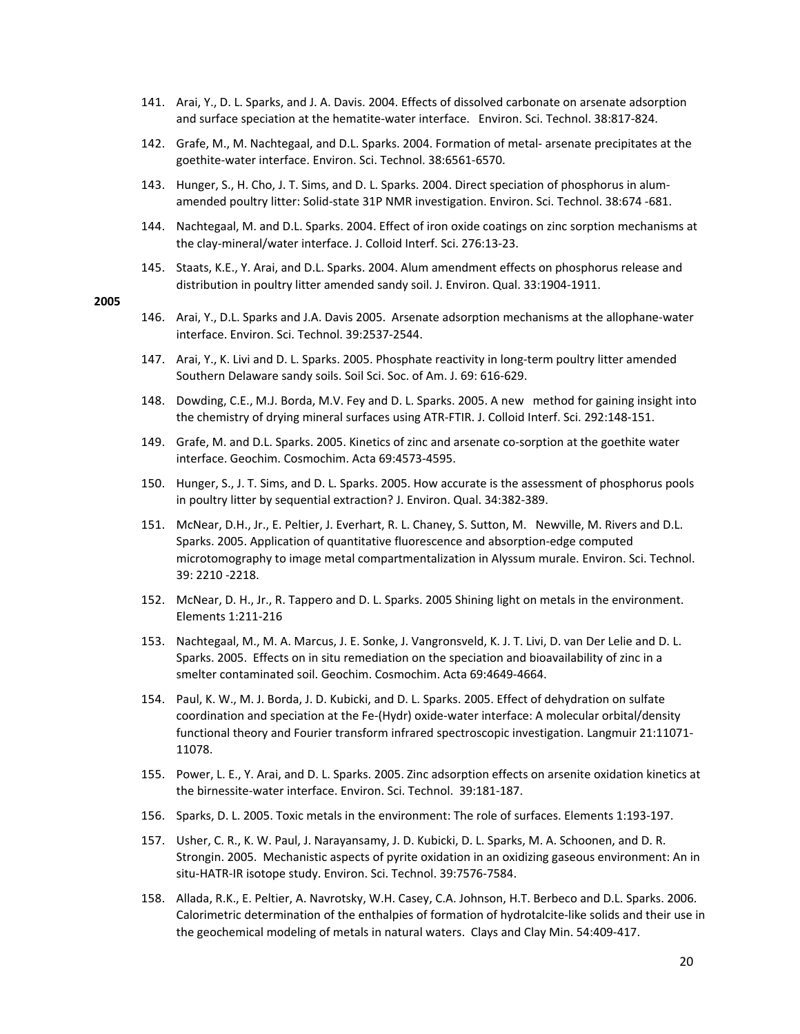141. Arai, Y., D. L. Sparks, and J. A. Davis. 2004. Effects of dissolved carbonate on arsenate adsorption and surface speciation at the hematite-water interface. Environ. Sci. Technol. 38:817-824.

142. Grafe, M., M. Nachtegaal, and D.L. Sparks. 2004. Formation of metal- arsenate precipitates at the goethite-water interface. Environ. Sci. Technol. 38:6561-6570.

143. Hunger, S., H. Cho, J. T. Sims, and D. L. Sparks. 2004. Direct speciation of phosphorus in alum-amended poultry litter: Solid-state 31P NMR investigation. Environ. Sci. Technol. 38:674 -681.

144. Nachtegaal, M. and D.L. Sparks. 2004. Effect of iron oxide coatings on zinc sorption mechanisms at the clay-mineral/water interface. J. Colloid Interf. Sci. 276:13-23.

145. Staats, K.E., Y. Arai, and D.L. Sparks. 2004. Alum amendment effects on phosphorus release and distribution in poultry litter amended sandy soil. J. Environ. Qual. 33:1904-1911.

**2005**

146. Arai, Y., D.L. Sparks and J.A. Davis 2005. Arsenate adsorption mechanisms at the allophane-water interface. Environ. Sci. Technol. 39:2537-2544.

147. Arai, Y., K. Livi and D. L. Sparks. 2005. Phosphate reactivity in long-term poultry litter amended Southern Delaware sandy soils. Soil Sci. Soc. of Am. J. 69: 616-629.

148. Dowding, C.E., M.J. Borda, M.V. Fey and D. L. Sparks. 2005. A new method for gaining insight into the chemistry of drying mineral surfaces using ATR-FTIR. J. Colloid Interf. Sci. 292:148-151.

149. Grafe, M. and D.L. Sparks. 2005. Kinetics of zinc and arsenate co-sorption at the goethite water interface. Geochim. Cosmochim. Acta 69:4573-4595.

150. Hunger, S., J. T. Sims, and D. L. Sparks. 2005. How accurate is the assessment of phosphorus pools in poultry litter by sequential extraction? J. Environ. Qual. 34:382-389.

151. McNear, D.H., Jr., E. Peltier, J. Everhart, R. L. Chaney, S. Sutton, M. Newville, M. Rivers and D.L. Sparks. 2005. Application of quantitative fluorescence and absorption-edge computed microtomography to image metal compartmentalization in Alyssum murale. Environ. Sci. Technol. 39: 2210 -2218.

152. McNear, D. H., Jr., R. Tappero and D. L. Sparks. 2005 Shining light on metals in the environment. Elements 1:211-216

153. Nachtegaal, M., M. A. Marcus, J. E. Sonke, J. Vangronsveld, K. J. T. Livi, D. van Der Lelie and D. L. Sparks. 2005. Effects on in situ remediation on the speciation and bioavailability of zinc in a smelter contaminated soil. Geochim. Cosmochim. Acta 69:4649-4664.

154. Paul, K. W., M. J. Borda, J. D. Kubicki, and D. L. Sparks. 2005. Effect of dehydration on sulfate coordination and speciation at the Fe-(Hydr) oxide-water interface: A molecular orbital/density functional theory and Fourier transform infrared spectroscopic investigation. Langmuir 21:11071-11078.

155. Power, L. E., Y. Arai, and D. L. Sparks. 2005. Zinc adsorption effects on arsenite oxidation kinetics at the birnessite-water interface. Environ. Sci. Technol. 39:181-187.

156. Sparks, D. L. 2005. Toxic metals in the environment: The role of surfaces. Elements 1:193-197.

157. Usher, C. R., K. W. Paul, J. Narayansamy, J. D. Kubicki, D. L. Sparks, M. A. Schoonen, and D. R. Strongin. 2005. Mechanistic aspects of pyrite oxidation in an oxidizing gaseous environment: An in situ-HATR-IR isotope study. Environ. Sci. Technol. 39:7576-7584.

158. Allada, R.K., E. Peltier, A. Navrotsky, W.H. Casey, C.A. Johnson, H.T. Berbeco and D.L. Sparks. 2006. Calorimetric determination of the enthalpies of formation of hydrotalcite-like solids and their use in the geochemical modeling of metals in natural waters. Clays and Clay Min. 54:409-417.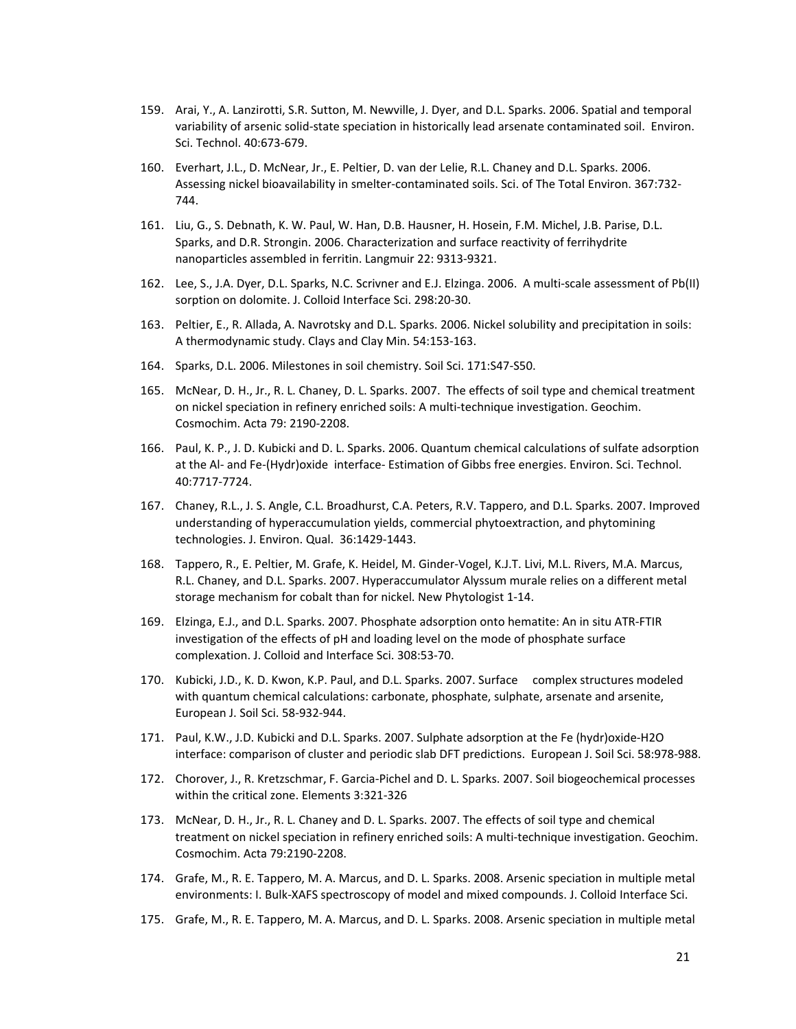159. Arai, Y., A. Lanzirotti, S.R. Sutton, M. Newville, J. Dyer, and D.L. Sparks. 2006. Spatial and temporal variability of arsenic solid-state speciation in historically lead arsenate contaminated soil. Environ. Sci. Technol. 40:673-679.

160. Everhart, J.L., D. McNear, Jr., E. Peltier, D. van der Lelie, R.L. Chaney and D.L. Sparks. 2006. Assessing nickel bioavailability in smelter-contaminated soils. Sci. of The Total Environ. 367:732-744.

161. Liu, G., S. Debnath, K. W. Paul, W. Han, D.B. Hausner, H. Hosein, F.M. Michel, J.B. Parise, D.L. Sparks, and D.R. Strongin. 2006. Characterization and surface reactivity of ferrihydrite nanoparticles assembled in ferritin. Langmuir 22: 9313-9321.

162. Lee, S., J.A. Dyer, D.L. Sparks, N.C. Scrivner and E.J. Elzinga. 2006. A multi-scale assessment of Pb(II) sorption on dolomite. J. Colloid Interface Sci. 298:20-30.

163. Peltier, E., R. Allada, A. Navrotsky and D.L. Sparks. 2006. Nickel solubility and precipitation in soils: A thermodynamic study. Clays and Clay Min. 54:153-163.

164. Sparks, D.L. 2006. Milestones in soil chemistry. Soil Sci. 171:S47-S50.

165. McNear, D. H., Jr., R. L. Chaney, D. L. Sparks. 2007. The effects of soil type and chemical treatment on nickel speciation in refinery enriched soils: A multi-technique investigation. Geochim. Cosmochim. Acta 79: 2190-2208.

166. Paul, K. P., J. D. Kubicki and D. L. Sparks. 2006. Quantum chemical calculations of sulfate adsorption at the Al- and Fe-(Hydr)oxide interface- Estimation of Gibbs free energies. Environ. Sci. Technol. 40:7717-7724.

167. Chaney, R.L., J. S. Angle, C.L. Broadhurst, C.A. Peters, R.V. Tappero, and D.L. Sparks. 2007. Improved understanding of hyperaccumulation yields, commercial phytoextraction, and phytomining technologies. J. Environ. Qual. 36:1429-1443.

168. Tappero, R., E. Peltier, M. Grafe, K. Heidel, M. Ginder-Vogel, K.J.T. Livi, M.L. Rivers, M.A. Marcus, R.L. Chaney, and D.L. Sparks. 2007. Hyperaccumulator Alyssum murale relies on a different metal storage mechanism for cobalt than for nickel. New Phytologist 1-14.

169. Elzinga, E.J., and D.L. Sparks. 2007. Phosphate adsorption onto hematite: An in situ ATR-FTIR investigation of the effects of pH and loading level on the mode of phosphate surface complexation. J. Colloid and Interface Sci. 308:53-70.

170. Kubicki, J.D., K. D. Kwon, K.P. Paul, and D.L. Sparks. 2007. Surface complex structures modeled with quantum chemical calculations: carbonate, phosphate, sulphate, arsenate and arsenite, European J. Soil Sci. 58-932-944.

171. Paul, K.W., J.D. Kubicki and D.L. Sparks. 2007. Sulphate adsorption at the Fe (hydr)oxide-H2O interface: comparison of cluster and periodic slab DFT predictions. European J. Soil Sci. 58:978-988.

172. Chorover, J., R. Kretzschmar, F. Garcia-Pichel and D. L. Sparks. 2007. Soil biogeochemical processes within the critical zone. Elements 3:321-326

173. McNear, D. H., Jr., R. L. Chaney and D. L. Sparks. 2007. The effects of soil type and chemical treatment on nickel speciation in refinery enriched soils: A multi-technique investigation. Geochim. Cosmochim. Acta 79:2190-2208.

174. Grafe, M., R. E. Tappero, M. A. Marcus, and D. L. Sparks. 2008. Arsenic speciation in multiple metal environments: I. Bulk-XAFS spectroscopy of model and mixed compounds. J. Colloid Interface Sci.

175. Grafe, M., R. E. Tappero, M. A. Marcus, and D. L. Sparks. 2008. Arsenic speciation in multiple metal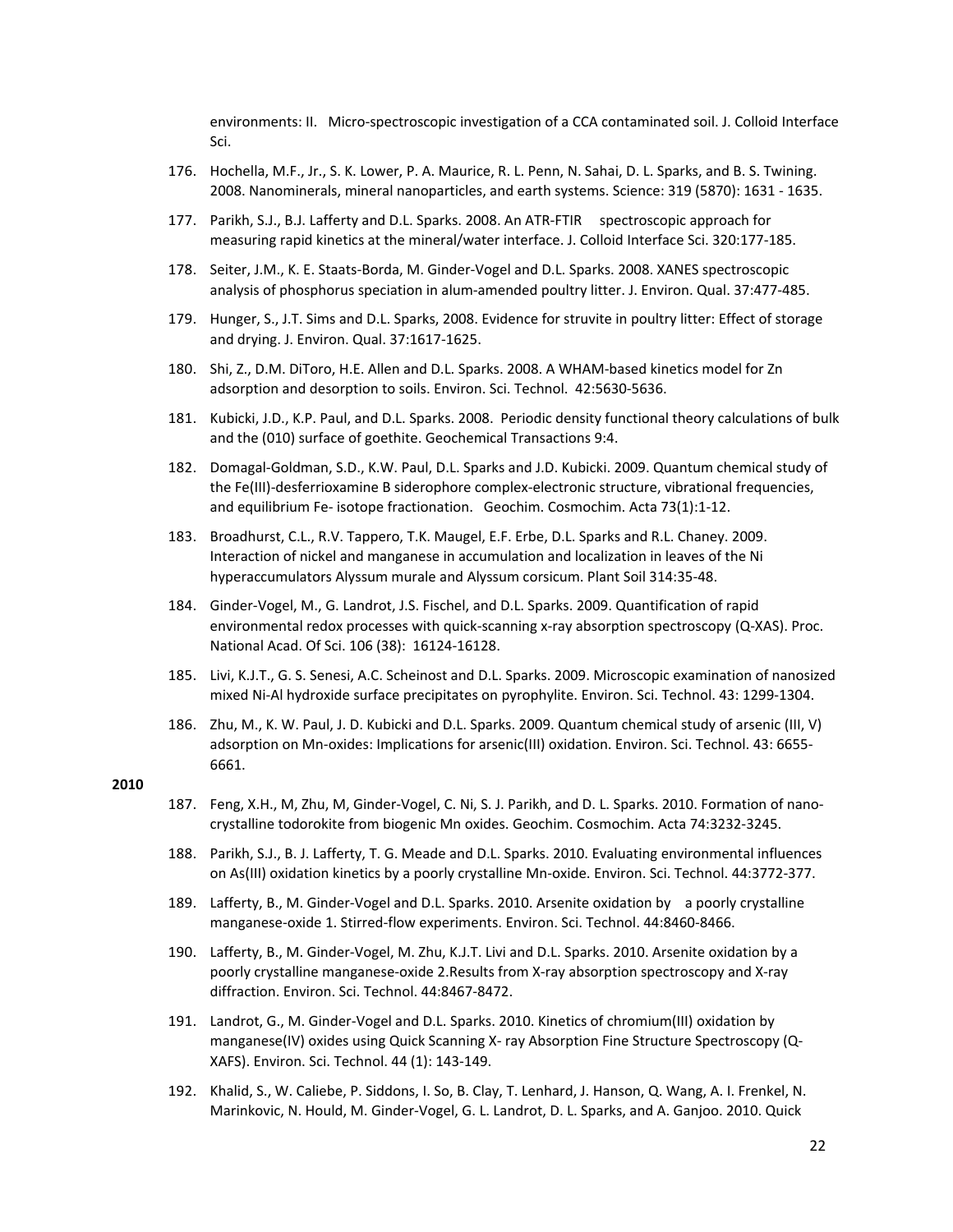environments: II. Micro-spectroscopic investigation of a CCA contaminated soil. J. Colloid Interface Sci.

176. Hochella, M.F., Jr., S. K. Lower, P. A. Maurice, R. L. Penn, N. Sahai, D. L. Sparks, and B. S. Twining. 2008. Nanominerals, mineral nanoparticles, and earth systems. Science: 319 (5870): 1631 - 1635.

177. Parikh, S.J., B.J. Lafferty and D.L. Sparks. 2008. An ATR-FTIR spectroscopic approach for measuring rapid kinetics at the mineral/water interface. J. Colloid Interface Sci. 320:177-185.

178. Seiter, J.M., K. E. Staats-Borda, M. Ginder-Vogel and D.L. Sparks. 2008. XANES spectroscopic analysis of phosphorus speciation in alum-amended poultry litter. J. Environ. Qual. 37:477-485.

179. Hunger, S., J.T. Sims and D.L. Sparks, 2008. Evidence for struvite in poultry litter: Effect of storage and drying. J. Environ. Qual. 37:1617-1625.

180. Shi, Z., D.M. DiToro, H.E. Allen and D.L. Sparks. 2008. A WHAM-based kinetics model for Zn adsorption and desorption to soils. Environ. Sci. Technol. 42:5630-5636.

181. Kubicki, J.D., K.P. Paul, and D.L. Sparks. 2008. Periodic density functional theory calculations of bulk and the (010) surface of goethite. Geochemical Transactions 9:4.

182. Domagal-Goldman, S.D., K.W. Paul, D.L. Sparks and J.D. Kubicki. 2009. Quantum chemical study of the Fe(III)-desferrioxamine B siderophore complex-electronic structure, vibrational frequencies, and equilibrium Fe- isotope fractionation. Geochim. Cosmochim. Acta 73(1):1-12.

183. Broadhurst, C.L., R.V. Tappero, T.K. Maugel, E.F. Erbe, D.L. Sparks and R.L. Chaney. 2009. Interaction of nickel and manganese in accumulation and localization in leaves of the Ni hyperaccumulators Alyssum murale and Alyssum corsicum. Plant Soil 314:35-48.

184. Ginder-Vogel, M., G. Landrot, J.S. Fischel, and D.L. Sparks. 2009. Quantification of rapid environmental redox processes with quick-scanning x-ray absorption spectroscopy (Q-XAS). Proc. National Acad. Of Sci. 106 (38): 16124-16128.

185. Livi, K.J.T., G. S. Senesi, A.C. Scheinost and D.L. Sparks. 2009. Microscopic examination of nanosized mixed Ni-Al hydroxide surface precipitates on pyrophylite. Environ. Sci. Technol. 43: 1299-1304.

186. Zhu, M., K. W. Paul, J. D. Kubicki and D.L. Sparks. 2009. Quantum chemical study of arsenic (III, V) adsorption on Mn-oxides: Implications for arsenic(III) oxidation. Environ. Sci. Technol. 43: 6655-6661.

**2010**

187. Feng, X.H., M, Zhu, M, Ginder-Vogel, C. Ni, S. J. Parikh, and D. L. Sparks. 2010. Formation of nano-crystalline todorokite from biogenic Mn oxides. Geochim. Cosmochim. Acta 74:3232-3245.

188. Parikh, S.J., B. J. Lafferty, T. G. Meade and D.L. Sparks. 2010. Evaluating environmental influences on As(III) oxidation kinetics by a poorly crystalline Mn-oxide. Environ. Sci. Technol. 44:3772-377.

189. Lafferty, B., M. Ginder-Vogel and D.L. Sparks. 2010. Arsenite oxidation by a poorly crystalline manganese-oxide 1. Stirred-flow experiments. Environ. Sci. Technol. 44:8460-8466.

190. Lafferty, B., M. Ginder-Vogel, M. Zhu, K.J.T. Livi and D.L. Sparks. 2010. Arsenite oxidation by a poorly crystalline manganese-oxide 2.Results from X-ray absorption spectroscopy and X-ray diffraction. Environ. Sci. Technol. 44:8467-8472.

191. Landrot, G., M. Ginder-Vogel and D.L. Sparks. 2010. Kinetics of chromium(III) oxidation by manganese(IV) oxides using Quick Scanning X- ray Absorption Fine Structure Spectroscopy (Q-XAFS). Environ. Sci. Technol. 44 (1): 143-149.

192. Khalid, S., W. Caliebe, P. Siddons, I. So, B. Clay, T. Lenhard, J. Hanson, Q. Wang, A. I. Frenkel, N. Marinkovic, N. Hould, M. Ginder-Vogel, G. L. Landrot, D. L. Sparks, and A. Ganjoo. 2010. Quick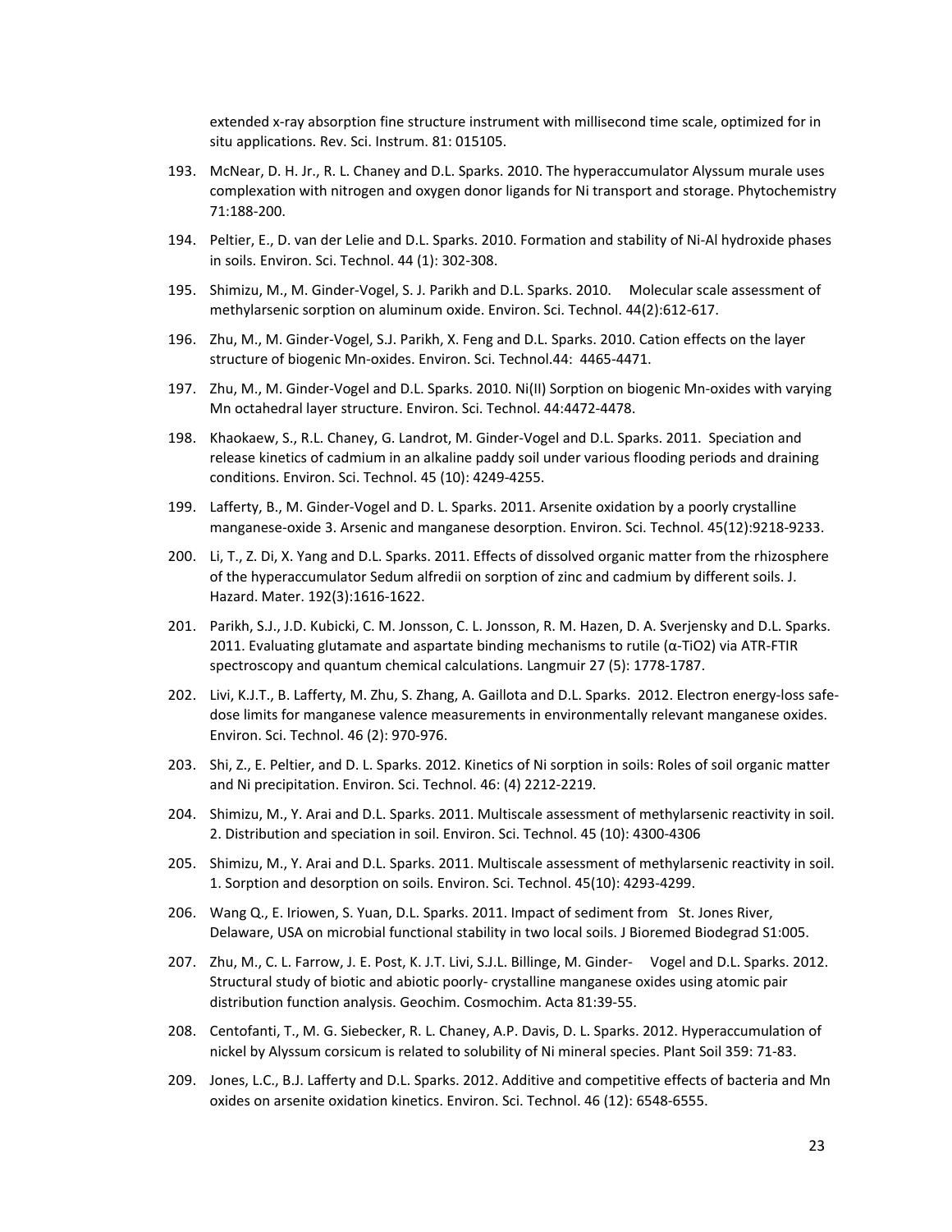extended x-ray absorption fine structure instrument with millisecond time scale, optimized for in situ applications. Rev. Sci. Instrum. 81: 015105.

193. McNear, D. H. Jr., R. L. Chaney and D.L. Sparks. 2010. The hyperaccumulator Alyssum murale uses complexation with nitrogen and oxygen donor ligands for Ni transport and storage. Phytochemistry 71:188-200.

194. Peltier, E., D. van der Lelie and D.L. Sparks. 2010. Formation and stability of Ni-Al hydroxide phases in soils. Environ. Sci. Technol. 44 (1): 302-308.

195. Shimizu, M., M. Ginder-Vogel, S. J. Parikh and D.L. Sparks. 2010. Molecular scale assessment of methylarsenic sorption on aluminum oxide. Environ. Sci. Technol. 44(2):612-617.

196. Zhu, M., M. Ginder-Vogel, S.J. Parikh, X. Feng and D.L. Sparks. 2010. Cation effects on the layer structure of biogenic Mn-oxides. Environ. Sci. Technol.44: 4465-4471.

197. Zhu, M., M. Ginder-Vogel and D.L. Sparks. 2010. Ni(II) Sorption on biogenic Mn-oxides with varying Mn octahedral layer structure. Environ. Sci. Technol. 44:4472-4478.

198. Khaokaew, S., R.L. Chaney, G. Landrot, M. Ginder-Vogel and D.L. Sparks. 2011. Speciation and release kinetics of cadmium in an alkaline paddy soil under various flooding periods and draining conditions. Environ. Sci. Technol. 45 (10): 4249-4255.

199. Lafferty, B., M. Ginder-Vogel and D. L. Sparks. 2011. Arsenite oxidation by a poorly crystalline manganese-oxide 3. Arsenic and manganese desorption. Environ. Sci. Technol. 45(12):9218-9233.

200. Li, T., Z. Di, X. Yang and D.L. Sparks. 2011. Effects of dissolved organic matter from the rhizosphere of the hyperaccumulator Sedum alfredii on sorption of zinc and cadmium by different soils. J. Hazard. Mater. 192(3):1616-1622.

201. Parikh, S.J., J.D. Kubicki, C. M. Jonsson, C. L. Jonsson, R. M. Hazen, D. A. Sverjensky and D.L. Sparks. 2011. Evaluating glutamate and aspartate binding mechanisms to rutile (α-$TiO_2$) via ATR-FTIR spectroscopy and quantum chemical calculations. Langmuir 27 (5): 1778-1787.

202. Livi, K.J.T., B. Lafferty, M. Zhu, S. Zhang, A. Gaillota and D.L. Sparks. 2012. Electron energy-loss safe-dose limits for manganese valence measurements in environmentally relevant manganese oxides. Environ. Sci. Technol. 46 (2): 970-976.

203. Shi, Z., E. Peltier, and D. L. Sparks. 2012. Kinetics of Ni sorption in soils: Roles of soil organic matter and Ni precipitation. Environ. Sci. Technol. 46: (4) 2212-2219.

204. Shimizu, M., Y. Arai and D.L. Sparks. 2011. Multiscale assessment of methylarsenic reactivity in soil. 2. Distribution and speciation in soil. Environ. Sci. Technol. 45 (10): 4300-4306

205. Shimizu, M., Y. Arai and D.L. Sparks. 2011. Multiscale assessment of methylarsenic reactivity in soil. 1. Sorption and desorption on soils. Environ. Sci. Technol. 45(10): 4293-4299.

206. Wang Q., E. Iriowen, S. Yuan, D.L. Sparks. 2011. Impact of sediment from St. Jones River, Delaware, USA on microbial functional stability in two local soils. J Bioremed Biodegrad S1:005.

207. Zhu, M., C. L. Farrow, J. E. Post, K. J.T. Livi, S.J.L. Billinge, M. Ginder- Vogel and D.L. Sparks. 2012. Structural study of biotic and abiotic poorly- crystalline manganese oxides using atomic pair distribution function analysis. Geochim. Cosmochim. Acta 81:39-55.

208. Centofanti, T., M. G. Siebecker, R. L. Chaney, A.P. Davis, D. L. Sparks. 2012. Hyperaccumulation of nickel by Alyssum corsicum is related to solubility of Ni mineral species. Plant Soil 359: 71-83.

209. Jones, L.C., B.J. Lafferty and D.L. Sparks. 2012. Additive and competitive effects of bacteria and Mn oxides on arsenite oxidation kinetics. Environ. Sci. Technol. 46 (12): 6548-6555.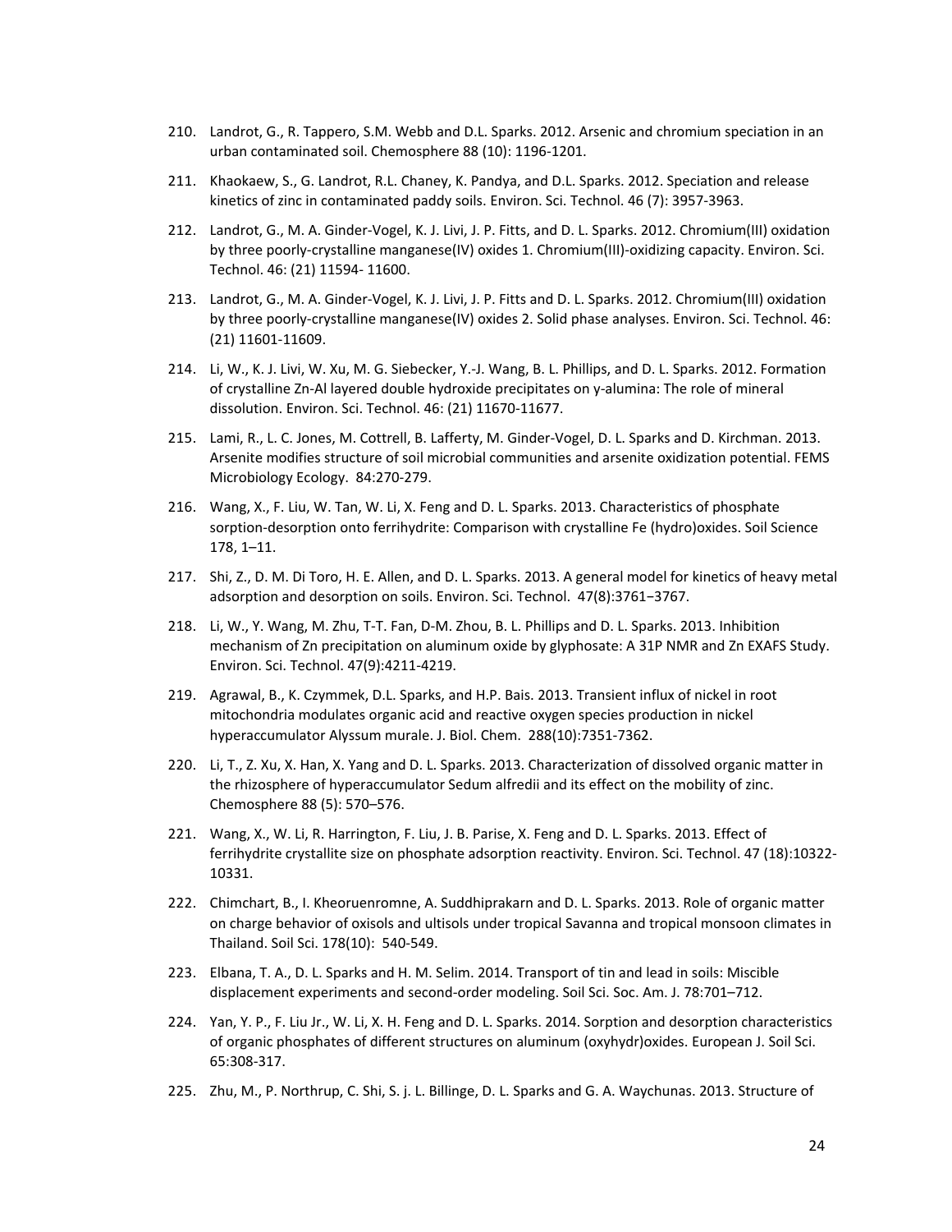210. Landrot, G., R. Tappero, S.M. Webb and D.L. Sparks. 2012. Arsenic and chromium speciation in an urban contaminated soil. Chemosphere 88 (10): 1196-1201.

211. Khaokaew, S., G. Landrot, R.L. Chaney, K. Pandya, and D.L. Sparks. 2012. Speciation and release kinetics of zinc in contaminated paddy soils. Environ. Sci. Technol. 46 (7): 3957-3963.

212. Landrot, G., M. A. Ginder-Vogel, K. J. Livi, J. P. Fitts, and D. L. Sparks. 2012. Chromium(III) oxidation by three poorly-crystalline manganese(IV) oxides 1. Chromium(III)-oxidizing capacity. Environ. Sci. Technol. 46: (21) 11594- 11600.

213. Landrot, G., M. A. Ginder-Vogel, K. J. Livi, J. P. Fitts and D. L. Sparks. 2012. Chromium(III) oxidation by three poorly-crystalline manganese(IV) oxides 2. Solid phase analyses. Environ. Sci. Technol. 46: (21) 11601-11609.

214. Li, W., K. J. Livi, W. Xu, M. G. Siebecker, Y.-J. Wang, B. L. Phillips, and D. L. Sparks. 2012. Formation of crystalline Zn-Al layered double hydroxide precipitates on γ-alumina: The role of mineral dissolution. Environ. Sci. Technol. 46: (21) 11670-11677.

215. Lami, R., L. C. Jones, M. Cottrell, B. Lafferty, M. Ginder-Vogel, D. L. Sparks and D. Kirchman. 2013. Arsenite modifies structure of soil microbial communities and arsenite oxidization potential. FEMS Microbiology Ecology. 84:270-279.

216. Wang, X., F. Liu, W. Tan, W. Li, X. Feng and D. L. Sparks. 2013. Characteristics of phosphate sorption-desorption onto ferrihydrite: Comparison with crystalline Fe (hydro)oxides. Soil Science 178, 1–11.

217. Shi, Z., D. M. Di Toro, H. E. Allen, and D. L. Sparks. 2013. A general model for kinetics of heavy metal adsorption and desorption on soils. Environ. Sci. Technol. 47(8):3761−3767.

218. Li, W., Y. Wang, M. Zhu, T-T. Fan, D-M. Zhou, B. L. Phillips and D. L. Sparks. 2013. Inhibition mechanism of Zn precipitation on aluminum oxide by glyphosate: A 31P NMR and Zn EXAFS Study. Environ. Sci. Technol. 47(9):4211-4219.

219. Agrawal, B., K. Czymmek, D.L. Sparks, and H.P. Bais. 2013. Transient influx of nickel in root mitochondria modulates organic acid and reactive oxygen species production in nickel hyperaccumulator Alyssum murale. J. Biol. Chem. 288(10):7351-7362.

220. Li, T., Z. Xu, X. Han, X. Yang and D. L. Sparks. 2013. Characterization of dissolved organic matter in the rhizosphere of hyperaccumulator Sedum alfredii and its effect on the mobility of zinc. Chemosphere 88 (5): 570–576.

221. Wang, X., W. Li, R. Harrington, F. Liu, J. B. Parise, X. Feng and D. L. Sparks. 2013. Effect of ferrihydrite crystallite size on phosphate adsorption reactivity. Environ. Sci. Technol. 47 (18):10322-10331.

222. Chimchart, B., I. Kheoruenromne, A. Suddhiprakarn and D. L. Sparks. 2013. Role of organic matter on charge behavior of oxisols and ultisols under tropical Savanna and tropical monsoon climates in Thailand. Soil Sci. 178(10): 540-549.

223. Elbana, T. A., D. L. Sparks and H. M. Selim. 2014. Transport of tin and lead in soils: Miscible displacement experiments and second-order modeling. Soil Sci. Soc. Am. J. 78:701–712.

224. Yan, Y. P., F. Liu Jr., W. Li, X. H. Feng and D. L. Sparks. 2014. Sorption and desorption characteristics of organic phosphates of different structures on aluminum (oxyhydr)oxides. European J. Soil Sci. 65:308-317.

225. Zhu, M., P. Northrup, C. Shi, S. j. L. Billinge, D. L. Sparks and G. A. Waychunas. 2013. Structure of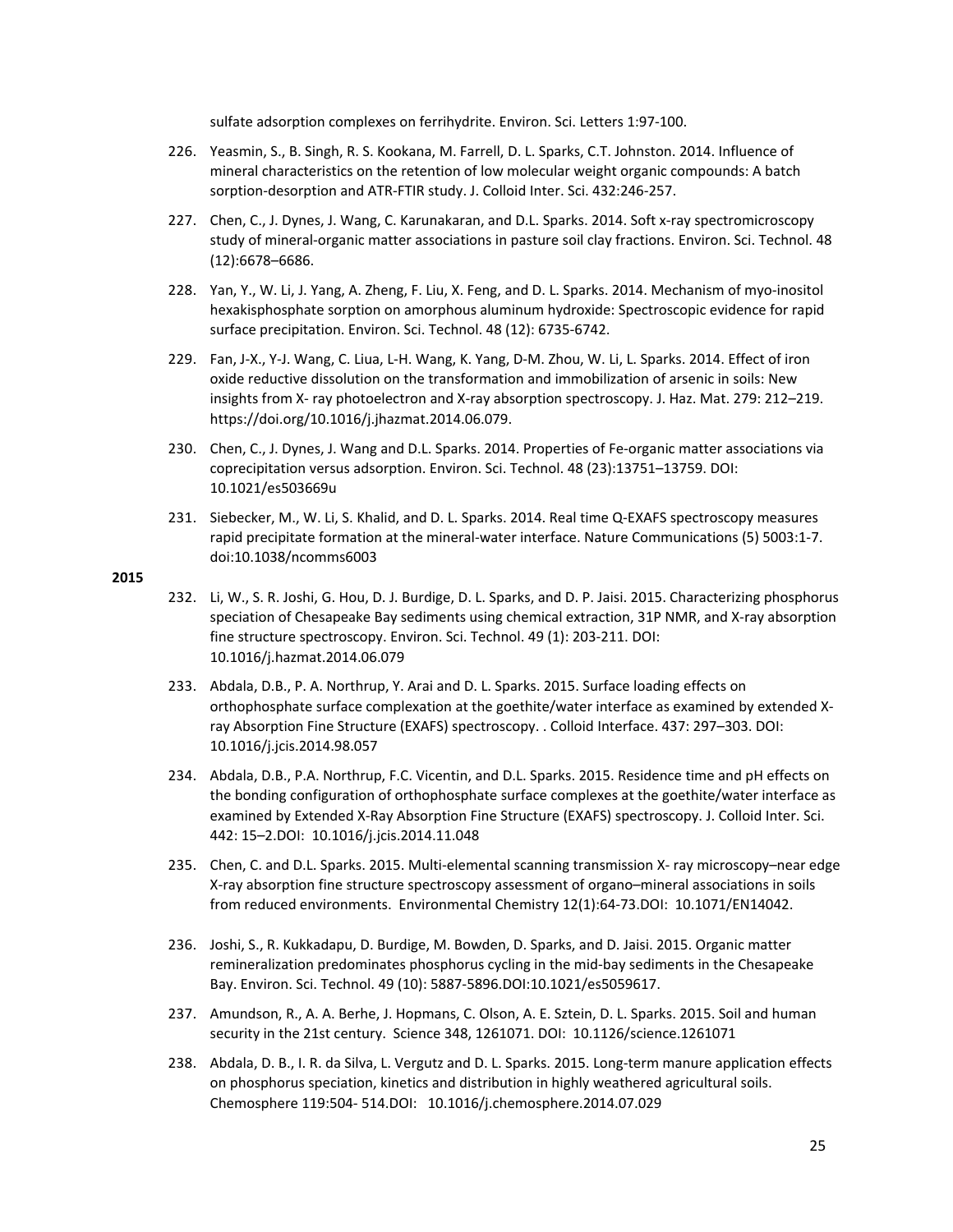sulfate adsorption complexes on ferrihydrite. Environ. Sci. Letters 1:97-100.

226. Yeasmin, S., B. Singh, R. S. Kookana, M. Farrell, D. L. Sparks, C.T. Johnston. 2014. Influence of mineral characteristics on the retention of low molecular weight organic compounds: A batch sorption-desorption and ATR-FTIR study. J. Colloid Inter. Sci. 432:246-257.

227. Chen, C., J. Dynes, J. Wang, C. Karunakaran, and D.L. Sparks. 2014. Soft x-ray spectromicroscopy study of mineral-organic matter associations in pasture soil clay fractions. Environ. Sci. Technol. 48 (12):6678–6686.

228. Yan, Y., W. Li, J. Yang, A. Zheng, F. Liu, X. Feng, and D. L. Sparks. 2014. Mechanism of myo-inositol hexakisphosphate sorption on amorphous aluminum hydroxide: Spectroscopic evidence for rapid surface precipitation. Environ. Sci. Technol. 48 (12): 6735-6742.

229. Fan, J-X., Y-J. Wang, C. Liua, L-H. Wang, K. Yang, D-M. Zhou, W. Li, L. Sparks. 2014. Effect of iron oxide reductive dissolution on the transformation and immobilization of arsenic in soils: New insights from X- ray photoelectron and X-ray absorption spectroscopy. J. Haz. Mat. 279: 212–219. https://doi.org/10.1016/j.jhazmat.2014.06.079.

230. Chen, C., J. Dynes, J. Wang and D.L. Sparks. 2014. Properties of Fe-organic matter associations via coprecipitation versus adsorption. Environ. Sci. Technol. 48 (23):13751–13759. DOI: 10.1021/es503669u

231. Siebecker, M., W. Li, S. Khalid, and D. L. Sparks. 2014. Real time Q-EXAFS spectroscopy measures rapid precipitate formation at the mineral-water interface. Nature Communications (5) 5003:1-7. doi:10.1038/ncomms6003

**2015**

232. Li, W., S. R. Joshi, G. Hou, D. J. Burdige, D. L. Sparks, and D. P. Jaisi. 2015. Characterizing phosphorus speciation of Chesapeake Bay sediments using chemical extraction, 31P NMR, and X-ray absorption fine structure spectroscopy. Environ. Sci. Technol. 49 (1): 203-211. DOI: 10.1016/j.hazmat.2014.06.079

233. Abdala, D.B., P. A. Northrup, Y. Arai and D. L. Sparks. 2015. Surface loading effects on orthophosphate surface complexation at the goethite/water interface as examined by extended X-ray Absorption Fine Structure (EXAFS) spectroscopy. . Colloid Interface. 437: 297–303. DOI: 10.1016/j.jcis.2014.98.057

234. Abdala, D.B., P.A. Northrup, F.C. Vicentin, and D.L. Sparks. 2015. Residence time and pH effects on the bonding configuration of orthophosphate surface complexes at the goethite/water interface as examined by Extended X-Ray Absorption Fine Structure (EXAFS) spectroscopy. J. Colloid Inter. Sci. 442: 15–2.DOI: 10.1016/j.jcis.2014.11.048

235. Chen, C. and D.L. Sparks. 2015. Multi-elemental scanning transmission X- ray microscopy–near edge X-ray absorption fine structure spectroscopy assessment of organo–mineral associations in soils from reduced environments. Environmental Chemistry 12(1):64-73.DOI: 10.1071/EN14042.

236. Joshi, S., R. Kukkadapu, D. Burdige, M. Bowden, D. Sparks, and D. Jaisi. 2015. Organic matter remineralization predominates phosphorus cycling in the mid-bay sediments in the Chesapeake Bay. Environ. Sci. Technol. 49 (10): 5887-5896.DOI:10.1021/es5059617.

237. Amundson, R., A. A. Berhe, J. Hopmans, C. Olson, A. E. Sztein, D. L. Sparks. 2015. Soil and human security in the 21st century. Science 348, 1261071. DOI: 10.1126/science.1261071

238. Abdala, D. B., I. R. da Silva, L. Vergutz and D. L. Sparks. 2015. Long-term manure application effects on phosphorus speciation, kinetics and distribution in highly weathered agricultural soils. Chemosphere 119:504- 514.DOI: 10.1016/j.chemosphere.2014.07.029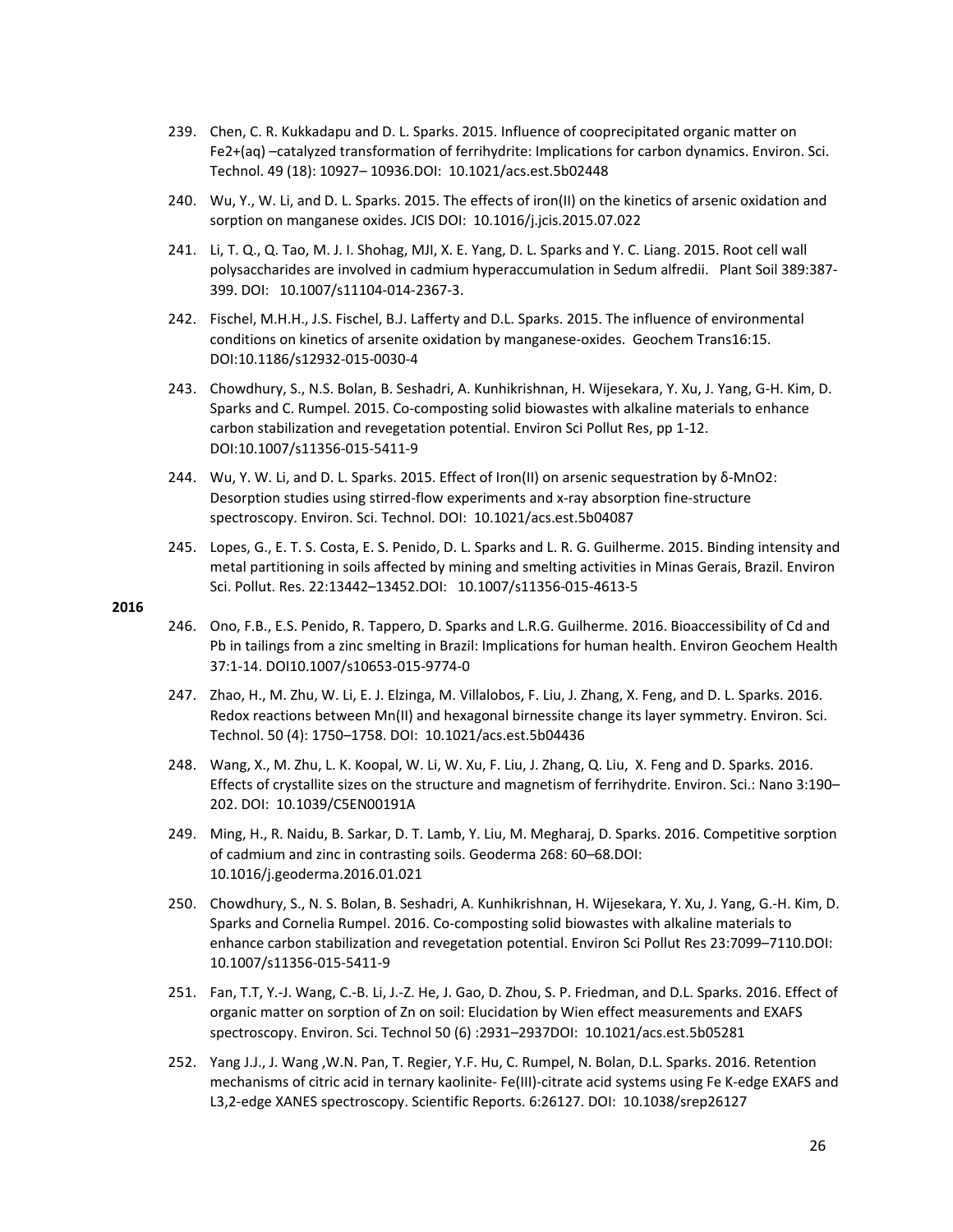239. Chen, C. R. Kukkadapu and D. L. Sparks. 2015. Influence of coprecipitated organic matter on $Fe^{2+}$(aq) –catalyzed transformation of ferrihydrite: Implications for carbon dynamics. Environ. Sci. Technol. 49 (18): 10927– 10936.DOI: 10.1021/acs.est.5b02448

240. Wu, Y., W. Li, and D. L. Sparks. 2015. The effects of iron(II) on the kinetics of arsenic oxidation and sorption on manganese oxides. JCIS DOI: 10.1016/j.jcis.2015.07.022

241. Li, T. Q., Q. Tao, M. J. I. Shohag, MJI, X. E. Yang, D. L. Sparks and Y. C. Liang. 2015. Root cell wall polysaccharides are involved in cadmium hyperaccumulation in Sedum alfredii. Plant Soil 389:387-399. DOI: 10.1007/s11104-014-2367-3.

242. Fischel, M.H.H., J.S. Fischel, B.J. Lafferty and D.L. Sparks. 2015. The influence of environmental conditions on kinetics of arsenite oxidation by manganese-oxides. Geochem Trans16:15. DOI:10.1186/s12932-015-0030-4

243. Chowdhury, S., N.S. Bolan, B. Seshadri, A. Kunhikrishnan, H. Wijesekara, Y. Xu, J. Yang, G-H. Kim, D. Sparks and C. Rumpel. 2015. Co-composting solid biowastes with alkaline materials to enhance carbon stabilization and revegetation potential. Environ Sci Pollut Res, pp 1-12. DOI:10.1007/s11356-015-5411-9

244. Wu, Y. W. Li, and D. L. Sparks. 2015. Effect of Iron(II) on arsenic sequestration by δ-$MnO_2$: Desorption studies using stirred-flow experiments and x-ray absorption fine-structure spectroscopy. Environ. Sci. Technol. DOI: 10.1021/acs.est.5b04087

245. Lopes, G., E. T. S. Costa, E. S. Penido, D. L. Sparks and L. R. G. Guilherme. 2015. Binding intensity and metal partitioning in soils affected by mining and smelting activities in Minas Gerais, Brazil. Environ Sci. Pollut. Res. 22:13442–13452.DOI: 10.1007/s11356-015-4613-5

**2016**

246. Ono, F.B., E.S. Penido, R. Tappero, D. Sparks and L.R.G. Guilherme. 2016. Bioaccessibility of Cd and Pb in tailings from a zinc smelting in Brazil: Implications for human health. Environ Geochem Health 37:1-14. DOI10.1007/s10653-015-9774-0

247. Zhao, H., M. Zhu, W. Li, E. J. Elzinga, M. Villalobos, F. Liu, J. Zhang, X. Feng, and D. L. Sparks. 2016. Redox reactions between Mn(II) and hexagonal birnessite change its layer symmetry. Environ. Sci. Technol. 50 (4): 1750–1758. DOI: 10.1021/acs.est.5b04436

248. Wang, X., M. Zhu, L. K. Koopal, W. Li, W. Xu, F. Liu, J. Zhang, Q. Liu, X. Feng and D. Sparks. 2016. Effects of crystallite sizes on the structure and magnetism of ferrihydrite. Environ. Sci.: Nano 3:190–202. DOI: 10.1039/C5EN00191A

249. Ming, H., R. Naidu, B. Sarkar, D. T. Lamb, Y. Liu, M. Megharaj, D. Sparks. 2016. Competitive sorption of cadmium and zinc in contrasting soils. Geoderma 268: 60–68.DOI: 10.1016/j.geoderma.2016.01.021

250. Chowdhury, S., N. S. Bolan, B. Seshadri, A. Kunhikrishnan, H. Wijesekara, Y. Xu, J. Yang, G.-H. Kim, D. Sparks and Cornelia Rumpel. 2016. Co-composting solid biowastes with alkaline materials to enhance carbon stabilization and revegetation potential. Environ Sci Pollut Res 23:7099–7110.DOI: 10.1007/s11356-015-5411-9

251. Fan, T.T, Y.-J. Wang, C.-B. Li, J.-Z. He, J. Gao, D. Zhou, S. P. Friedman, and D.L. Sparks. 2016. Effect of organic matter on sorption of Zn on soil: Elucidation by Wien effect measurements and EXAFS spectroscopy. Environ. Sci. Technol 50 (6) :2931–2937DOI: 10.1021/acs.est.5b05281

252. Yang J.J., J. Wang ,W.N. Pan, T. Regier, Y.F. Hu, C. Rumpel, N. Bolan, D.L. Sparks. 2016. Retention mechanisms of citric acid in ternary kaolinite- Fe(III)-citrate acid systems using Fe K-edge EXAFS and L3,2-edge XANES spectroscopy. Scientific Reports. 6:26127. DOI: 10.1038/srep26127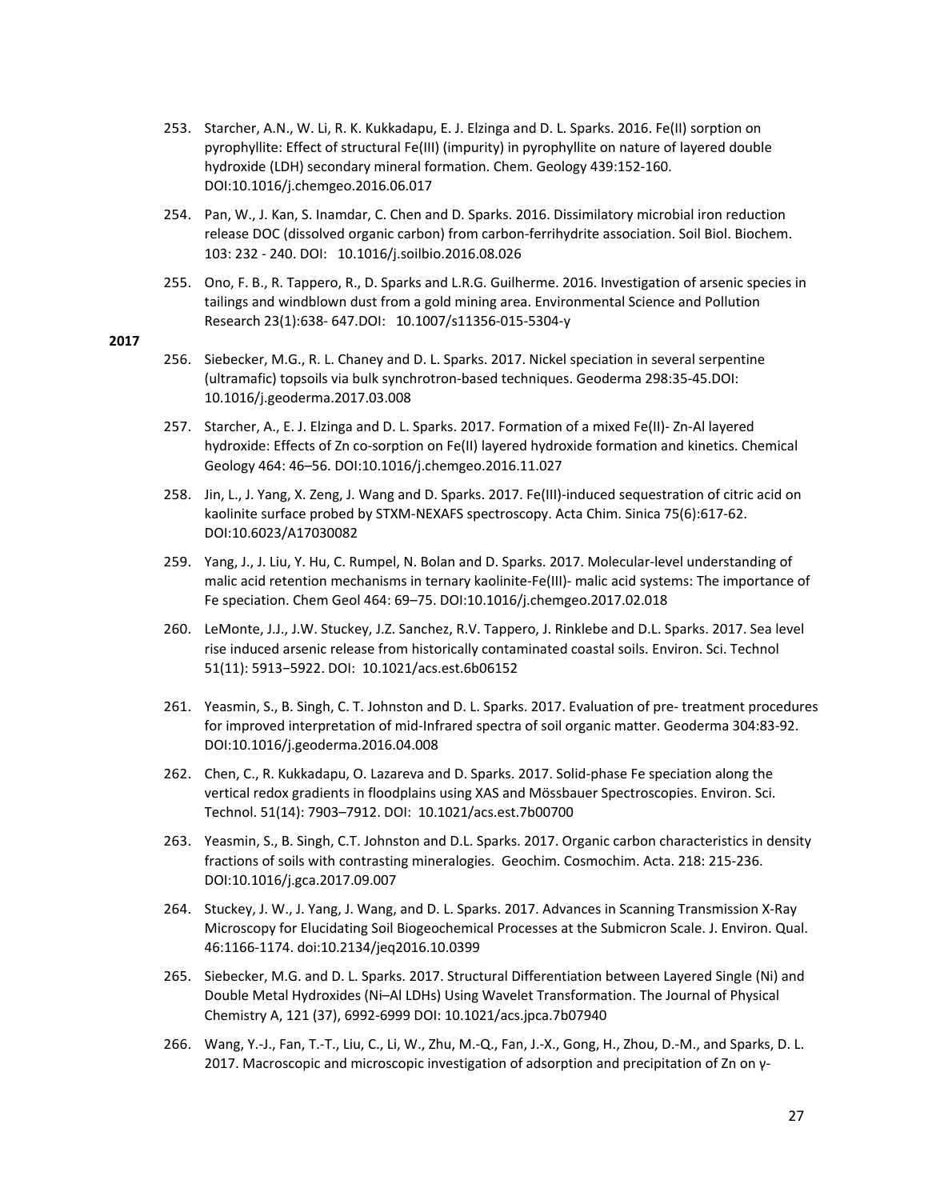253. Starcher, A.N., W. Li, R. K. Kukkadapu, E. J. Elzinga and D. L. Sparks. 2016. Fe(II) sorption on pyrophyllite: Effect of structural Fe(III) (impurity) in pyrophyllite on nature of layered double hydroxide (LDH) secondary mineral formation. Chem. Geology 439:152-160. DOI:10.1016/j.chemgeo.2016.06.017

254. Pan, W., J. Kan, S. Inamdar, C. Chen and D. Sparks. 2016. Dissimilatory microbial iron reduction release DOC (dissolved organic carbon) from carbon-ferrihydrite association. Soil Biol. Biochem. 103: 232 - 240. DOI: 10.1016/j.soilbio.2016.08.026

255. Ono, F. B., R. Tappero, R., D. Sparks and L.R.G. Guilherme. 2016. Investigation of arsenic species in tailings and windblown dust from a gold mining area. Environmental Science and Pollution Research 23(1):638- 647.DOI: 10.1007/s11356-015-5304-y

**2017**

256. Siebecker, M.G., R. L. Chaney and D. L. Sparks. 2017. Nickel speciation in several serpentine (ultramafic) topsoils via bulk synchrotron-based techniques. Geoderma 298:35-45.DOI: 10.1016/j.geoderma.2017.03.008

257. Starcher, A., E. J. Elzinga and D. L. Sparks. 2017. Formation of a mixed Fe(II)- Zn-Al layered hydroxide: Effects of Zn co-sorption on Fe(II) layered hydroxide formation and kinetics. Chemical Geology 464: 46–56. DOI:10.1016/j.chemgeo.2016.11.027

258. Jin, L., J. Yang, X. Zeng, J. Wang and D. Sparks. 2017. Fe(III)-induced sequestration of citric acid on kaolinite surface probed by STXM-NEXAFS spectroscopy. Acta Chim. Sinica 75(6):617-62. DOI:10.6023/A17030082

259. Yang, J., J. Liu, Y. Hu, C. Rumpel, N. Bolan and D. Sparks. 2017. Molecular-level understanding of malic acid retention mechanisms in ternary kaolinite-Fe(III)- malic acid systems: The importance of Fe speciation. Chem Geol 464: 69–75. DOI:10.1016/j.chemgeo.2017.02.018

260. LeMonte, J.J., J.W. Stuckey, J.Z. Sanchez, R.V. Tappero, J. Rinklebe and D.L. Sparks. 2017. Sea level rise induced arsenic release from historically contaminated coastal soils. Environ. Sci. Technol 51(11): 5913–5922. DOI: 10.1021/acs.est.6b06152

261. Yeasmin, S., B. Singh, C. T. Johnston and D. L. Sparks. 2017. Evaluation of pre- treatment procedures for improved interpretation of mid-Infrared spectra of soil organic matter. Geoderma 304:83-92. DOI:10.1016/j.geoderma.2016.04.008

262. Chen, C., R. Kukkadapu, O. Lazareva and D. Sparks. 2017. Solid-phase Fe speciation along the vertical redox gradients in floodplains using XAS and Mössbauer Spectroscopies. Environ. Sci. Technol. 51(14): 7903–7912. DOI: 10.1021/acs.est.7b00700

263. Yeasmin, S., B. Singh, C.T. Johnston and D.L. Sparks. 2017. Organic carbon characteristics in density fractions of soils with contrasting mineralogies. Geochim. Cosmochim. Acta. 218: 215-236. DOI:10.1016/j.gca.2017.09.007

264. Stuckey, J. W., J. Yang, J. Wang, and D. L. Sparks. 2017. Advances in Scanning Transmission X-Ray Microscopy for Elucidating Soil Biogeochemical Processes at the Submicron Scale. J. Environ. Qual. 46:1166-1174. doi:10.2134/jeq2016.10.0399

265. Siebecker, M.G. and D. L. Sparks. 2017. Structural Differentiation between Layered Single (Ni) and Double Metal Hydroxides (Ni–Al LDHs) Using Wavelet Transformation. The Journal of Physical Chemistry A, 121 (37), 6992-6999 DOI: 10.1021/acs.jpca.7b07940

266. Wang, Y.-J., Fan, T.-T., Liu, C., Li, W., Zhu, M.-Q., Fan, J.-X., Gong, H., Zhou, D.-M., and Sparks, D. L. 2017. Macroscopic and microscopic investigation of adsorption and precipitation of Zn on γ-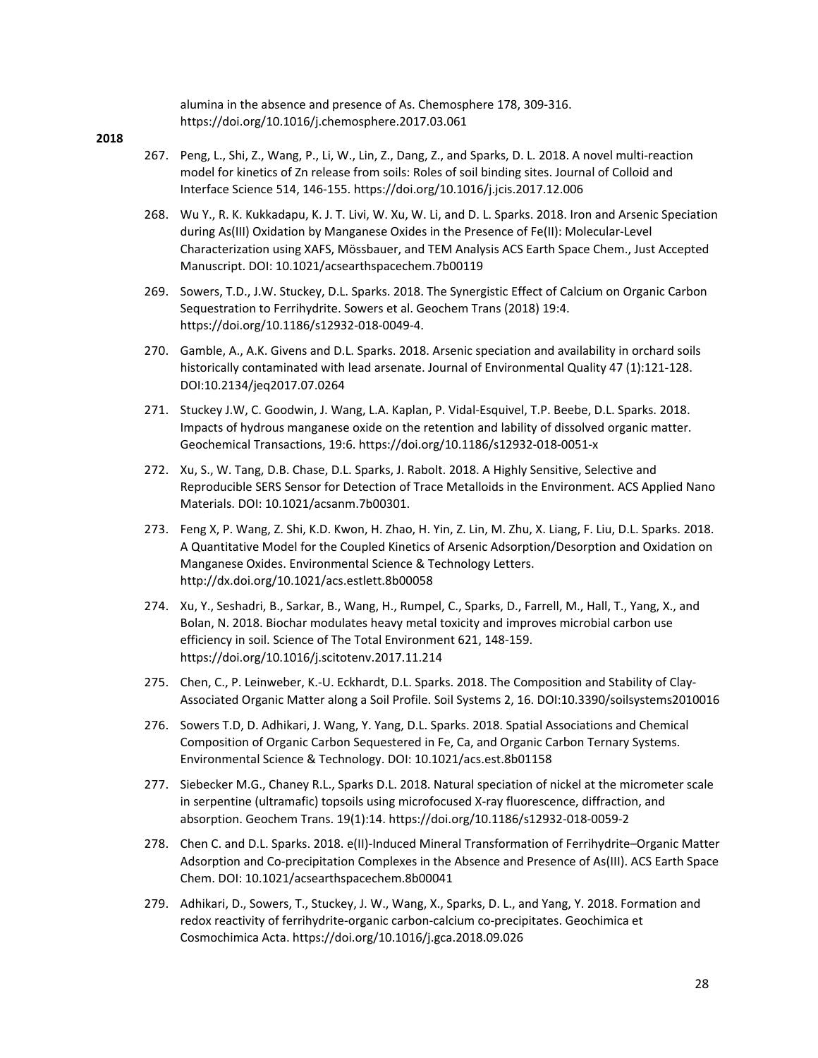alumina in the absence and presence of As. Chemosphere 178, 309-316. https://doi.org/10.1016/j.chemosphere.2017.03.061

**2018**

267. Peng, L., Shi, Z., Wang, P., Li, W., Lin, Z., Dang, Z., and Sparks, D. L. 2018. A novel multi-reaction model for kinetics of Zn release from soils: Roles of soil binding sites. Journal of Colloid and Interface Science 514, 146-155. https://doi.org/10.1016/j.jcis.2017.12.006

268. Wu Y., R. K. Kukkadapu, K. J. T. Livi, W. Xu, W. Li, and D. L. Sparks. 2018. Iron and Arsenic Speciation during As(III) Oxidation by Manganese Oxides in the Presence of Fe(II): Molecular-Level Characterization using XAFS, Mössbauer, and TEM Analysis ACS Earth Space Chem., Just Accepted Manuscript. DOI: 10.1021/acsearthspacechem.7b00119

269. Sowers, T.D., J.W. Stuckey, D.L. Sparks. 2018. The Synergistic Effect of Calcium on Organic Carbon Sequestration to Ferrihydrite. Sowers et al. Geochem Trans (2018) 19:4. https://doi.org/10.1186/s12932-018-0049-4.

270. Gamble, A., A.K. Givens and D.L. Sparks. 2018. Arsenic speciation and availability in orchard soils historically contaminated with lead arsenate. Journal of Environmental Quality 47 (1):121-128. DOI:10.2134/jeq2017.07.0264

271. Stuckey J.W, C. Goodwin, J. Wang, L.A. Kaplan, P. Vidal-Esquivel, T.P. Beebe, D.L. Sparks. 2018. Impacts of hydrous manganese oxide on the retention and lability of dissolved organic matter. Geochemical Transactions, 19:6. https://doi.org/10.1186/s12932-018-0051-x

272. Xu, S., W. Tang, D.B. Chase, D.L. Sparks, J. Rabolt. 2018. A Highly Sensitive, Selective and Reproducible SERS Sensor for Detection of Trace Metalloids in the Environment. ACS Applied Nano Materials. DOI: 10.1021/acsanm.7b00301.

273. Feng X, P. Wang, Z. Shi, K.D. Kwon, H. Zhao, H. Yin, Z. Lin, M. Zhu, X. Liang, F. Liu, D.L. Sparks. 2018. A Quantitative Model for the Coupled Kinetics of Arsenic Adsorption/Desorption and Oxidation on Manganese Oxides. Environmental Science & Technology Letters. http://dx.doi.org/10.1021/acs.estlett.8b00058

274. Xu, Y., Seshadri, B., Sarkar, B., Wang, H., Rumpel, C., Sparks, D., Farrell, M., Hall, T., Yang, X., and Bolan, N. 2018. Biochar modulates heavy metal toxicity and improves microbial carbon use efficiency in soil. Science of The Total Environment 621, 148-159. https://doi.org/10.1016/j.scitotenv.2017.11.214

275. Chen, C., P. Leinweber, K.-U. Eckhardt, D.L. Sparks. 2018. The Composition and Stability of Clay-Associated Organic Matter along a Soil Profile. Soil Systems 2, 16. DOI:10.3390/soilsystems2010016

276. Sowers T.D, D. Adhikari, J. Wang, Y. Yang, D.L. Sparks. 2018. Spatial Associations and Chemical Composition of Organic Carbon Sequestered in Fe, Ca, and Organic Carbon Ternary Systems. Environmental Science & Technology. DOI: 10.1021/acs.est.8b01158

277. Siebecker M.G., Chaney R.L., Sparks D.L. 2018. Natural speciation of nickel at the micrometer scale in serpentine (ultramafic) topsoils using microfocused X-ray fluorescence, diffraction, and absorption. Geochem Trans. 19(1):14. https://doi.org/10.1186/s12932-018-0059-2

278. Chen C. and D.L. Sparks. 2018. e(II)-Induced Mineral Transformation of Ferrihydrite–Organic Matter Adsorption and Co-precipitation Complexes in the Absence and Presence of As(III). ACS Earth Space Chem. DOI: 10.1021/acsearthspacechem.8b00041

279. Adhikari, D., Sowers, T., Stuckey, J. W., Wang, X., Sparks, D. L., and Yang, Y. 2018. Formation and redox reactivity of ferrihydrite-organic carbon-calcium co-precipitates. Geochimica et Cosmochimica Acta. https://doi.org/10.1016/j.gca.2018.09.026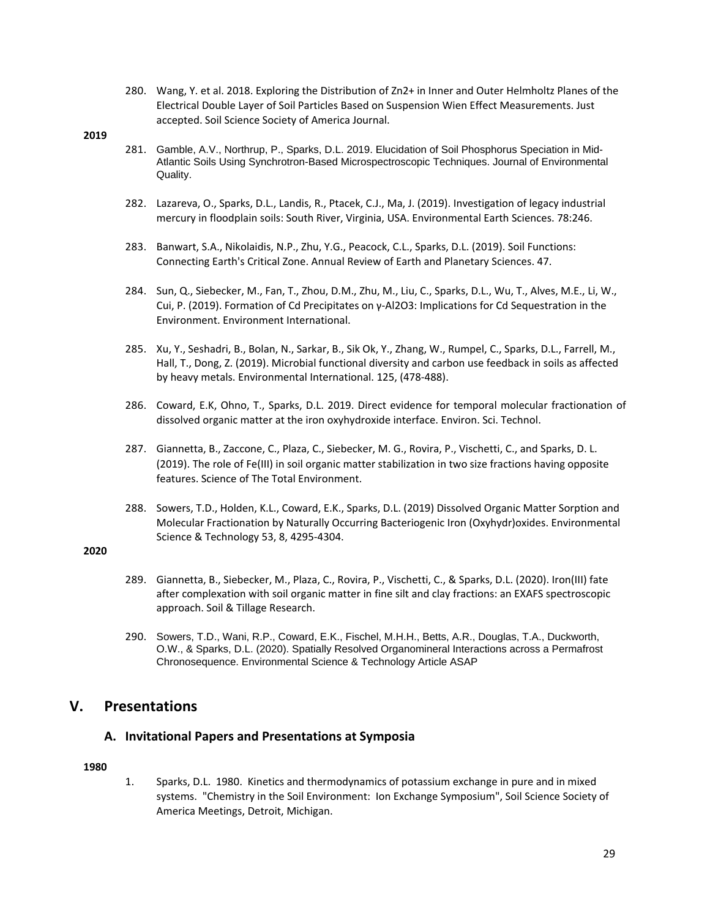280. Wang, Y. et al. 2018. Exploring the Distribution of $Zn^{2+}$ in Inner and Outer Helmholtz Planes of the Electrical Double Layer of Soil Particles Based on Suspension Wien Effect Measurements. Just accepted. Soil Science Society of America Journal.

**2019**

281. Gamble, A.V., Northrup, P., Sparks, D.L. 2019. Elucidation of Soil Phosphorus Speciation in Mid-Atlantic Soils Using Synchrotron-Based Microspectroscopic Techniques. Journal of Environmental Quality.

282. Lazareva, O., Sparks, D.L., Landis, R., Ptacek, C.J., Ma, J. (2019). Investigation of legacy industrial mercury in floodplain soils: South River, Virginia, USA. Environmental Earth Sciences. 78:246.

283. Banwart, S.A., Nikolaidis, N.P., Zhu, Y.G., Peacock, C.L., Sparks, D.L. (2019). Soil Functions: Connecting Earth's Critical Zone. Annual Review of Earth and Planetary Sciences. 47.

284. Sun, Q., Siebecker, M., Fan, T., Zhou, D.M., Zhu, M., Liu, C., Sparks, D.L., Wu, T., Alves, M.E., Li, W., Cui, P. (2019). Formation of Cd Precipitates on γ-$Al_2O_3$: Implications for Cd Sequestration in the Environment. Environment International.

285. Xu, Y., Seshadri, B., Bolan, N., Sarkar, B., Sik Ok, Y., Zhang, W., Rumpel, C., Sparks, D.L., Farrell, M., Hall, T., Dong, Z. (2019). Microbial functional diversity and carbon use feedback in soils as affected by heavy metals. Environmental International. 125, (478-488).

286. Coward, E.K, Ohno, T., Sparks, D.L. 2019. Direct evidence for temporal molecular fractionation of dissolved organic matter at the iron oxyhydroxide interface. Environ. Sci. Technol.

287. Giannetta, B., Zaccone, C., Plaza, C., Siebecker, M. G., Rovira, P., Vischetti, C., and Sparks, D. L. (2019). The role of Fe(III) in soil organic matter stabilization in two size fractions having opposite features. Science of The Total Environment.

288. Sowers, T.D., Holden, K.L., Coward, E.K., Sparks, D.L. (2019) Dissolved Organic Matter Sorption and Molecular Fractionation by Naturally Occurring Bacteriogenic Iron (Oxyhydr)oxides. Environmental Science & Technology 53, 8, 4295-4304.

**2020**

289. Giannetta, B., Siebecker, M., Plaza, C., Rovira, P., Vischetti, C., & Sparks, D.L. (2020). Iron(III) fate after complexation with soil organic matter in fine silt and clay fractions: an EXAFS spectroscopic approach. Soil & Tillage Research.

290. Sowers, T.D., Wani, R.P., Coward, E.K., Fischel, M.H.H., Betts, A.R., Douglas, T.A., Duckworth, O.W., & Sparks, D.L. (2020). Spatially Resolved Organomineral Interactions across a Permafrost Chronosequence. Environmental Science & Technology Article ASAP

## V. Presentations

### A. Invitational Papers and Presentations at Symposia

**1980**

1. Sparks, D.L. 1980. Kinetics and thermodynamics of potassium exchange in pure and in mixed systems. "Chemistry in the Soil Environment: Ion Exchange Symposium", Soil Science Society of America Meetings, Detroit, Michigan.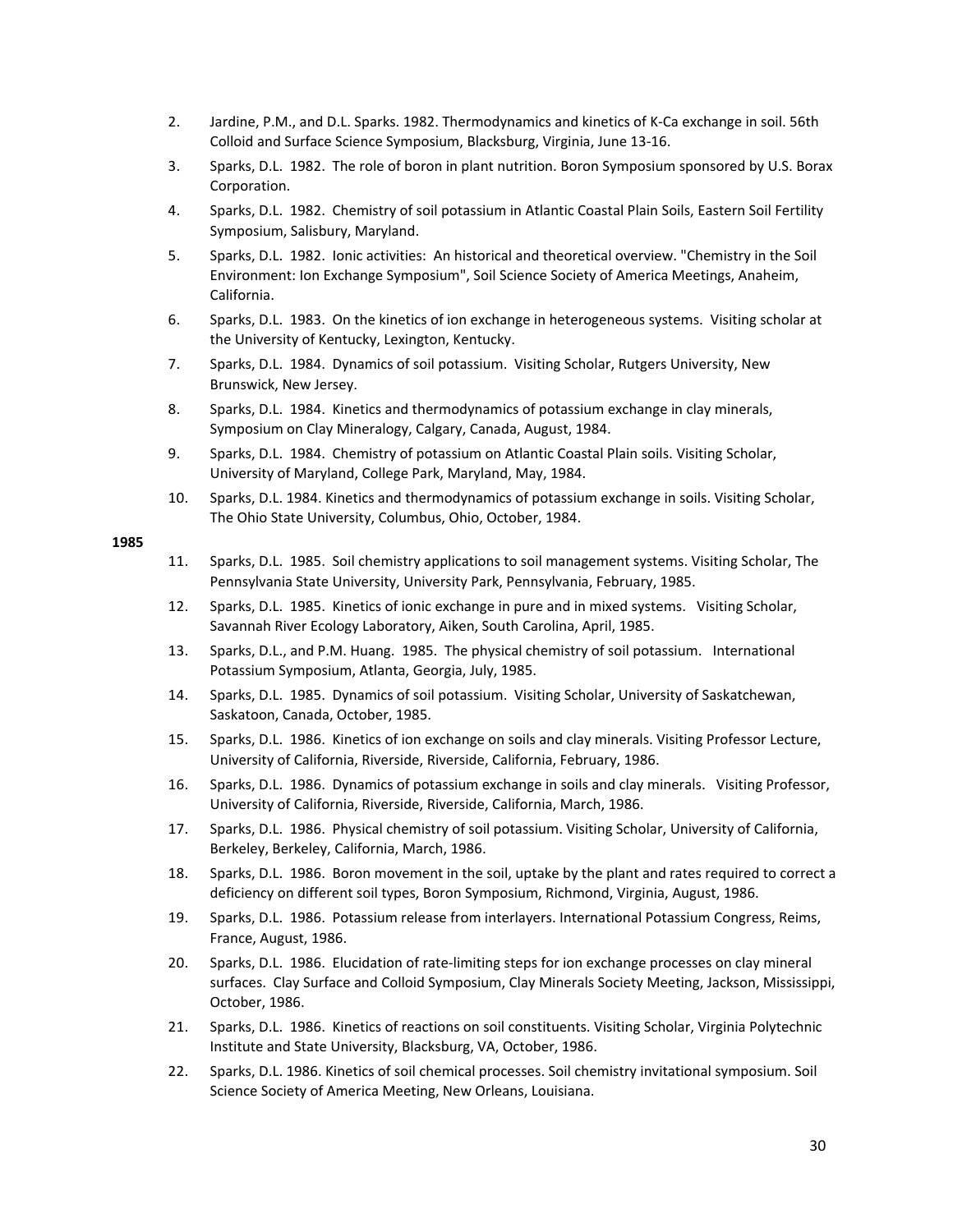2. Jardine, P.M., and D.L. Sparks. 1982. Thermodynamics and kinetics of K-Ca exchange in soil. 56th Colloid and Surface Science Symposium, Blacksburg, Virginia, June 13-16.
3. Sparks, D.L. 1982. The role of boron in plant nutrition. Boron Symposium sponsored by U.S. Borax Corporation.
4. Sparks, D.L. 1982. Chemistry of soil potassium in Atlantic Coastal Plain Soils, Eastern Soil Fertility Symposium, Salisbury, Maryland.
5. Sparks, D.L. 1982. Ionic activities: An historical and theoretical overview. "Chemistry in the Soil Environment: Ion Exchange Symposium", Soil Science Society of America Meetings, Anaheim, California.
6. Sparks, D.L. 1983. On the kinetics of ion exchange in heterogeneous systems. Visiting scholar at the University of Kentucky, Lexington, Kentucky.
7. Sparks, D.L. 1984. Dynamics of soil potassium. Visiting Scholar, Rutgers University, New Brunswick, New Jersey.
8. Sparks, D.L. 1984. Kinetics and thermodynamics of potassium exchange in clay minerals, Symposium on Clay Mineralogy, Calgary, Canada, August, 1984.
9. Sparks, D.L. 1984. Chemistry of potassium on Atlantic Coastal Plain soils. Visiting Scholar, University of Maryland, College Park, Maryland, May, 1984.
10. Sparks, D.L. 1984. Kinetics and thermodynamics of potassium exchange in soils. Visiting Scholar, The Ohio State University, Columbus, Ohio, October, 1984.

**1985**

11. Sparks, D.L. 1985. Soil chemistry applications to soil management systems. Visiting Scholar, The Pennsylvania State University, University Park, Pennsylvania, February, 1985.
12. Sparks, D.L. 1985. Kinetics of ionic exchange in pure and in mixed systems. Visiting Scholar, Savannah River Ecology Laboratory, Aiken, South Carolina, April, 1985.
13. Sparks, D.L., and P.M. Huang. 1985. The physical chemistry of soil potassium. International Potassium Symposium, Atlanta, Georgia, July, 1985.
14. Sparks, D.L. 1985. Dynamics of soil potassium. Visiting Scholar, University of Saskatchewan, Saskatoon, Canada, October, 1985.
15. Sparks, D.L. 1986. Kinetics of ion exchange on soils and clay minerals. Visiting Professor Lecture, University of California, Riverside, Riverside, California, February, 1986.
16. Sparks, D.L. 1986. Dynamics of potassium exchange in soils and clay minerals. Visiting Professor, University of California, Riverside, Riverside, California, March, 1986.
17. Sparks, D.L. 1986. Physical chemistry of soil potassium. Visiting Scholar, University of California, Berkeley, Berkeley, California, March, 1986.
18. Sparks, D.L. 1986. Boron movement in the soil, uptake by the plant and rates required to correct a deficiency on different soil types, Boron Symposium, Richmond, Virginia, August, 1986.
19. Sparks, D.L. 1986. Potassium release from interlayers. International Potassium Congress, Reims, France, August, 1986.
20. Sparks, D.L. 1986. Elucidation of rate-limiting steps for ion exchange processes on clay mineral surfaces. Clay Surface and Colloid Symposium, Clay Minerals Society Meeting, Jackson, Mississippi, October, 1986.
21. Sparks, D.L. 1986. Kinetics of reactions on soil constituents. Visiting Scholar, Virginia Polytechnic Institute and State University, Blacksburg, VA, October, 1986.
22. Sparks, D.L. 1986. Kinetics of soil chemical processes. Soil chemistry invitational symposium. Soil Science Society of America Meeting, New Orleans, Louisiana.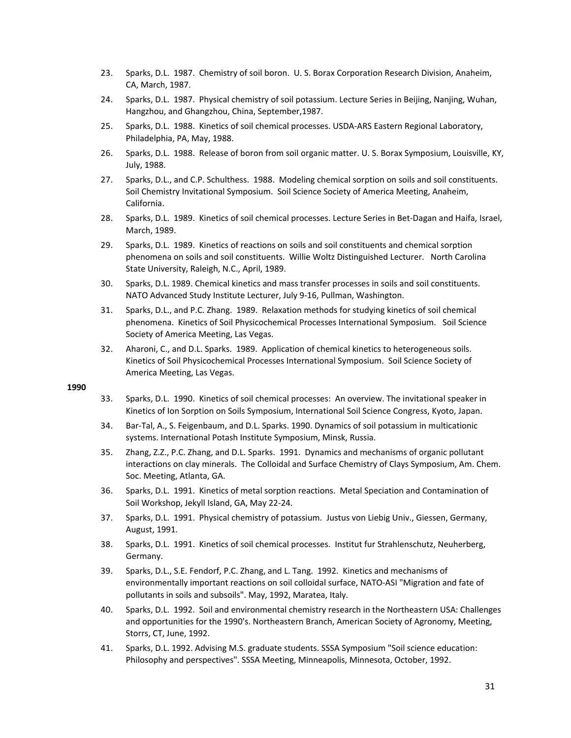23. Sparks, D.L. 1987. Chemistry of soil boron. U. S. Borax Corporation Research Division, Anaheim, CA, March, 1987.
24. Sparks, D.L. 1987. Physical chemistry of soil potassium. Lecture Series in Beijing, Nanjing, Wuhan, Hangzhou, and Ghangzhou, China, September,1987.
25. Sparks, D.L. 1988. Kinetics of soil chemical processes. USDA-ARS Eastern Regional Laboratory, Philadelphia, PA, May, 1988.
26. Sparks, D.L. 1988. Release of boron from soil organic matter. U. S. Borax Symposium, Louisville, KY, July, 1988.
27. Sparks, D.L., and C.P. Schulthess. 1988. Modeling chemical sorption on soils and soil constituents. Soil Chemistry Invitational Symposium. Soil Science Society of America Meeting, Anaheim, California.
28. Sparks, D.L. 1989. Kinetics of soil chemical processes. Lecture Series in Bet-Dagan and Haifa, Israel, March, 1989.
29. Sparks, D.L. 1989. Kinetics of reactions on soils and soil constituents and chemical sorption phenomena on soils and soil constituents. Willie Woltz Distinguished Lecturer. North Carolina State University, Raleigh, N.C., April, 1989.
30. Sparks, D.L. 1989. Chemical kinetics and mass transfer processes in soils and soil constituents. NATO Advanced Study Institute Lecturer, July 9-16, Pullman, Washington.
31. Sparks, D.L., and P.C. Zhang. 1989. Relaxation methods for studying kinetics of soil chemical phenomena. Kinetics of Soil Physicochemical Processes International Symposium. Soil Science Society of America Meeting, Las Vegas.
32. Aharoni, C., and D.L. Sparks. 1989. Application of chemical kinetics to heterogeneous soils. Kinetics of Soil Physicochemical Processes International Symposium. Soil Science Society of America Meeting, Las Vegas.

**1990**

33. Sparks, D.L. 1990. Kinetics of soil chemical processes: An overview. The invitational speaker in Kinetics of Ion Sorption on Soils Symposium, International Soil Science Congress, Kyoto, Japan.
34. Bar-Tal, A., S. Feigenbaum, and D.L. Sparks. 1990. Dynamics of soil potassium in multicationic systems. International Potash Institute Symposium, Minsk, Russia.
35. Zhang, Z.Z., P.C. Zhang, and D.L. Sparks. 1991. Dynamics and mechanisms of organic pollutant interactions on clay minerals. The Colloidal and Surface Chemistry of Clays Symposium, Am. Chem. Soc. Meeting, Atlanta, GA.
36. Sparks, D.L. 1991. Kinetics of metal sorption reactions. Metal Speciation and Contamination of Soil Workshop, Jekyll Island, GA, May 22-24.
37. Sparks, D.L. 1991. Physical chemistry of potassium. Justus von Liebig Univ., Giessen, Germany, August, 1991.
38. Sparks, D.L. 1991. Kinetics of soil chemical processes. Institut fur Strahlenschutz, Neuherberg, Germany.
39. Sparks, D.L., S.E. Fendorf, P.C. Zhang, and L. Tang. 1992. Kinetics and mechanisms of environmentally important reactions on soil colloidal surface, NATO-ASI "Migration and fate of pollutants in soils and subsoils". May, 1992, Maratea, Italy.
40. Sparks, D.L. 1992. Soil and environmental chemistry research in the Northeastern USA: Challenges and opportunities for the 1990's. Northeastern Branch, American Society of Agronomy, Meeting, Storrs, CT, June, 1992.
41. Sparks, D.L. 1992. Advising M.S. graduate students. SSSA Symposium "Soil science education: Philosophy and perspectives". SSSA Meeting, Minneapolis, Minnesota, October, 1992.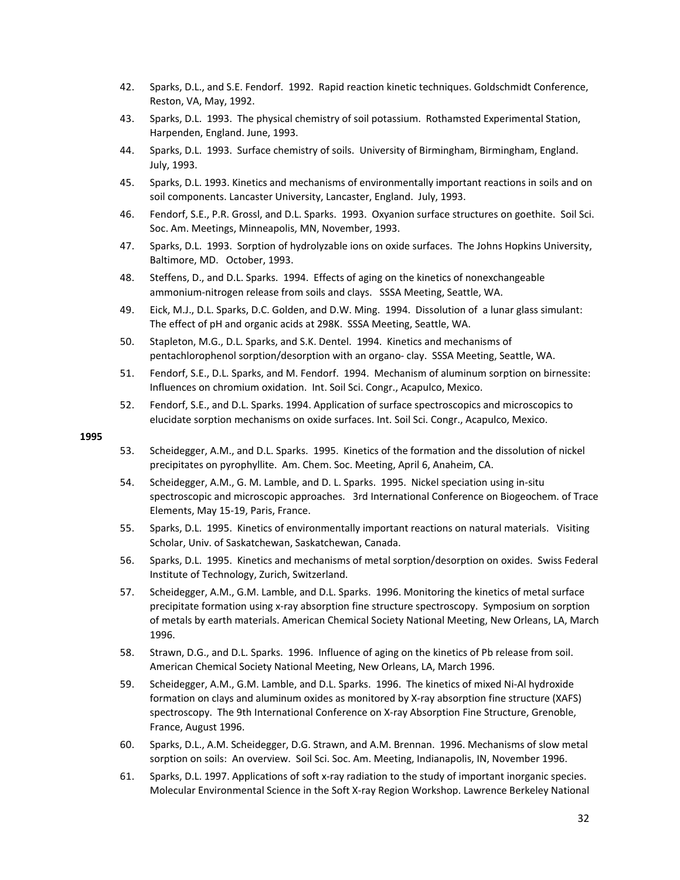42. Sparks, D.L., and S.E. Fendorf. 1992. Rapid reaction kinetic techniques. Goldschmidt Conference, Reston, VA, May, 1992.
43. Sparks, D.L. 1993. The physical chemistry of soil potassium. Rothamsted Experimental Station, Harpenden, England. June, 1993.
44. Sparks, D.L. 1993. Surface chemistry of soils. University of Birmingham, Birmingham, England. July, 1993.
45. Sparks, D.L. 1993. Kinetics and mechanisms of environmentally important reactions in soils and on soil components. Lancaster University, Lancaster, England. July, 1993.
46. Fendorf, S.E., P.R. Grossl, and D.L. Sparks. 1993. Oxyanion surface structures on goethite. Soil Sci. Soc. Am. Meetings, Minneapolis, MN, November, 1993.
47. Sparks, D.L. 1993. Sorption of hydrolyzable ions on oxide surfaces. The Johns Hopkins University, Baltimore, MD. October, 1993.
48. Steffens, D., and D.L. Sparks. 1994. Effects of aging on the kinetics of nonexchangeable ammonium-nitrogen release from soils and clays. SSSA Meeting, Seattle, WA.
49. Eick, M.J., D.L. Sparks, D.C. Golden, and D.W. Ming. 1994. Dissolution of a lunar glass simulant: The effect of pH and organic acids at 298K. SSSA Meeting, Seattle, WA.
50. Stapleton, M.G., D.L. Sparks, and S.K. Dentel. 1994. Kinetics and mechanisms of pentachlorophenol sorption/desorption with an organo- clay. SSSA Meeting, Seattle, WA.
51. Fendorf, S.E., D.L. Sparks, and M. Fendorf. 1994. Mechanism of aluminum sorption on birnessite: Influences on chromium oxidation. Int. Soil Sci. Congr., Acapulco, Mexico.
52. Fendorf, S.E., and D.L. Sparks. 1994. Application of surface spectroscopics and microscopics to elucidate sorption mechanisms on oxide surfaces. Int. Soil Sci. Congr., Acapulco, Mexico.

**1995**

53. Scheidegger, A.M., and D.L. Sparks. 1995. Kinetics of the formation and the dissolution of nickel precipitates on pyrophyllite. Am. Chem. Soc. Meeting, April 6, Anaheim, CA.
54. Scheidegger, A.M., G. M. Lamble, and D. L. Sparks. 1995. Nickel speciation using in-situ spectroscopic and microscopic approaches. 3rd International Conference on Biogeochem. of Trace Elements, May 15-19, Paris, France.
55. Sparks, D.L. 1995. Kinetics of environmentally important reactions on natural materials. Visiting Scholar, Univ. of Saskatchewan, Saskatchewan, Canada.
56. Sparks, D.L. 1995. Kinetics and mechanisms of metal sorption/desorption on oxides. Swiss Federal Institute of Technology, Zurich, Switzerland.
57. Scheidegger, A.M., G.M. Lamble, and D.L. Sparks. 1996. Monitoring the kinetics of metal surface precipitate formation using x-ray absorption fine structure spectroscopy. Symposium on sorption of metals by earth materials. American Chemical Society National Meeting, New Orleans, LA, March 1996.
58. Strawn, D.G., and D.L. Sparks. 1996. Influence of aging on the kinetics of Pb release from soil. American Chemical Society National Meeting, New Orleans, LA, March 1996.
59. Scheidegger, A.M., G.M. Lamble, and D.L. Sparks. 1996. The kinetics of mixed Ni-Al hydroxide formation on clays and aluminum oxides as monitored by X-ray absorption fine structure (XAFS) spectroscopy. The 9th International Conference on X-ray Absorption Fine Structure, Grenoble, France, August 1996.
60. Sparks, D.L., A.M. Scheidegger, D.G. Strawn, and A.M. Brennan. 1996. Mechanisms of slow metal sorption on soils: An overview. Soil Sci. Soc. Am. Meeting, Indianapolis, IN, November 1996.
61. Sparks, D.L. 1997. Applications of soft x-ray radiation to the study of important inorganic species. Molecular Environmental Science in the Soft X-ray Region Workshop. Lawrence Berkeley National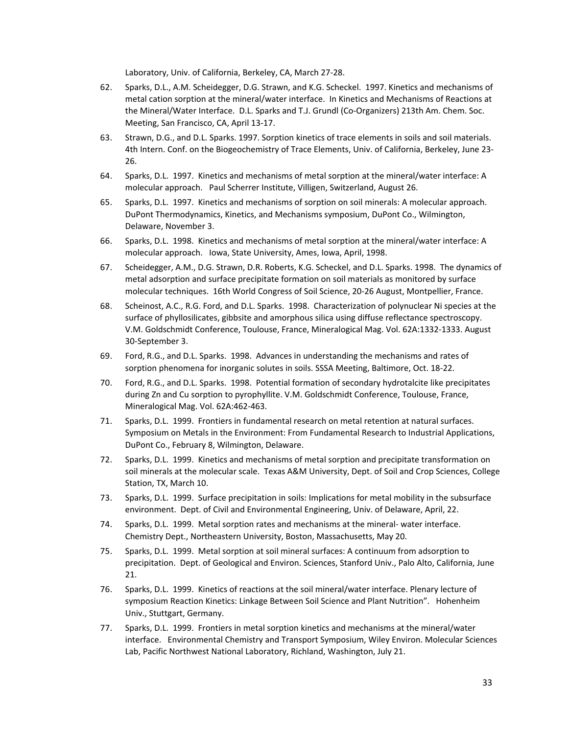Laboratory, Univ. of California, Berkeley, CA, March 27-28.

62. Sparks, D.L., A.M. Scheidegger, D.G. Strawn, and K.G. Scheckel. 1997. Kinetics and mechanisms of metal cation sorption at the mineral/water interface. In Kinetics and Mechanisms of Reactions at the Mineral/Water Interface. D.L. Sparks and T.J. Grundl (Co-Organizers) 213th Am. Chem. Soc. Meeting, San Francisco, CA, April 13-17.

63. Strawn, D.G., and D.L. Sparks. 1997. Sorption kinetics of trace elements in soils and soil materials. 4th Intern. Conf. on the Biogeochemistry of Trace Elements, Univ. of California, Berkeley, June 23-26.

64. Sparks, D.L. 1997. Kinetics and mechanisms of metal sorption at the mineral/water interface: A molecular approach. Paul Scherrer Institute, Villigen, Switzerland, August 26.

65. Sparks, D.L. 1997. Kinetics and mechanisms of sorption on soil minerals: A molecular approach. DuPont Thermodynamics, Kinetics, and Mechanisms symposium, DuPont Co., Wilmington, Delaware, November 3.

66. Sparks, D.L. 1998. Kinetics and mechanisms of metal sorption at the mineral/water interface: A molecular approach. Iowa, State University, Ames, Iowa, April, 1998.

67. Scheidegger, A.M., D.G. Strawn, D.R. Roberts, K.G. Scheckel, and D.L. Sparks. 1998. The dynamics of metal adsorption and surface precipitate formation on soil materials as monitored by surface molecular techniques. 16th World Congress of Soil Science, 20-26 August, Montpellier, France.

68. Scheinost, A.C., R.G. Ford, and D.L. Sparks. 1998. Characterization of polynuclear Ni species at the surface of phyllosilicates, gibbsite and amorphous silica using diffuse reflectance spectroscopy. V.M. Goldschmidt Conference, Toulouse, France, Mineralogical Mag. Vol. 62A:1332-1333. August 30-September 3.

69. Ford, R.G., and D.L. Sparks. 1998. Advances in understanding the mechanisms and rates of sorption phenomena for inorganic solutes in soils. SSSA Meeting, Baltimore, Oct. 18-22.

70. Ford, R.G., and D.L. Sparks. 1998. Potential formation of secondary hydrotalcite like precipitates during Zn and Cu sorption to pyrophyllite. V.M. Goldschmidt Conference, Toulouse, France, Mineralogical Mag. Vol. 62A:462-463.

71. Sparks, D.L. 1999. Frontiers in fundamental research on metal retention at natural surfaces. Symposium on Metals in the Environment: From Fundamental Research to Industrial Applications, DuPont Co., February 8, Wilmington, Delaware.

72. Sparks, D.L. 1999. Kinetics and mechanisms of metal sorption and precipitate transformation on soil minerals at the molecular scale. Texas A&M University, Dept. of Soil and Crop Sciences, College Station, TX, March 10.

73. Sparks, D.L. 1999. Surface precipitation in soils: Implications for metal mobility in the subsurface environment. Dept. of Civil and Environmental Engineering, Univ. of Delaware, April, 22.

74. Sparks, D.L. 1999. Metal sorption rates and mechanisms at the mineral- water interface. Chemistry Dept., Northeastern University, Boston, Massachusetts, May 20.

75. Sparks, D.L. 1999. Metal sorption at soil mineral surfaces: A continuum from adsorption to precipitation. Dept. of Geological and Environ. Sciences, Stanford Univ., Palo Alto, California, June 21.

76. Sparks, D.L. 1999. Kinetics of reactions at the soil mineral/water interface. Plenary lecture of symposium Reaction Kinetics: Linkage Between Soil Science and Plant Nutrition". Hohenheim Univ., Stuttgart, Germany.

77. Sparks, D.L. 1999. Frontiers in metal sorption kinetics and mechanisms at the mineral/water interface. Environmental Chemistry and Transport Symposium, Wiley Environ. Molecular Sciences Lab, Pacific Northwest National Laboratory, Richland, Washington, July 21.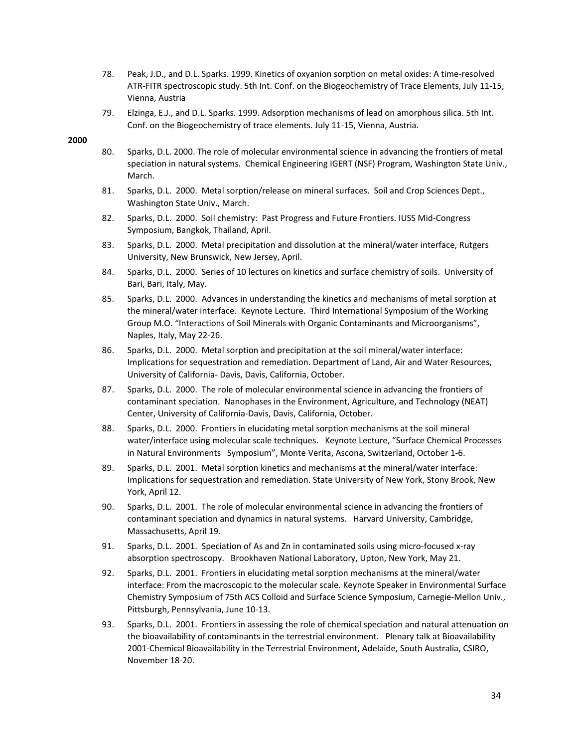78. Peak, J.D., and D.L. Sparks. 1999. Kinetics of oxyanion sorption on metal oxides: A time-resolved ATR-FITR spectroscopic study. 5th Int. Conf. on the Biogeochemistry of Trace Elements, July 11-15, Vienna, Austria

79. Elzinga, E.J., and D.L. Sparks. 1999. Adsorption mechanisms of lead on amorphous silica. 5th Int. Conf. on the Biogeochemistry of trace elements. July 11-15, Vienna, Austria.

**2000**

80. Sparks, D.L. 2000. The role of molecular environmental science in advancing the frontiers of metal speciation in natural systems. Chemical Engineering IGERT (NSF) Program, Washington State Univ., March.

81. Sparks, D.L. 2000. Metal sorption/release on mineral surfaces. Soil and Crop Sciences Dept., Washington State Univ., March.

82. Sparks, D.L. 2000. Soil chemistry: Past Progress and Future Frontiers. IUSS Mid-Congress Symposium, Bangkok, Thailand, April.

83. Sparks, D.L. 2000. Metal precipitation and dissolution at the mineral/water interface, Rutgers University, New Brunswick, New Jersey, April.

84. Sparks, D.L. 2000. Series of 10 lectures on kinetics and surface chemistry of soils. University of Bari, Bari, Italy, May.

85. Sparks, D.L. 2000. Advances in understanding the kinetics and mechanisms of metal sorption at the mineral/water interface. Keynote Lecture. Third International Symposium of the Working Group M.O. "Interactions of Soil Minerals with Organic Contaminants and Microorganisms", Naples, Italy, May 22-26.

86. Sparks, D.L. 2000. Metal sorption and precipitation at the soil mineral/water interface: Implications for sequestration and remediation. Department of Land, Air and Water Resources, University of California- Davis, Davis, California, October.

87. Sparks, D.L. 2000. The role of molecular environmental science in advancing the frontiers of contaminant speciation. Nanophases in the Environment, Agriculture, and Technology (NEAT) Center, University of California-Davis, Davis, California, October.

88. Sparks, D.L. 2000. Frontiers in elucidating metal sorption mechanisms at the soil mineral water/interface using molecular scale techniques. Keynote Lecture, "Surface Chemical Processes in Natural Environments Symposium", Monte Verita, Ascona, Switzerland, October 1-6.

89. Sparks, D.L. 2001. Metal sorption kinetics and mechanisms at the mineral/water interface: Implications for sequestration and remediation. State University of New York, Stony Brook, New York, April 12.

90. Sparks, D.L. 2001. The role of molecular environmental science in advancing the frontiers of contaminant speciation and dynamics in natural systems. Harvard University, Cambridge, Massachusetts, April 19.

91. Sparks, D.L. 2001. Speciation of As and Zn in contaminated soils using micro-focused x-ray absorption spectroscopy. Brookhaven National Laboratory, Upton, New York, May 21.

92. Sparks, D.L. 2001. Frontiers in elucidating metal sorption mechanisms at the mineral/water interface: From the macroscopic to the molecular scale. Keynote Speaker in Environmental Surface Chemistry Symposium of 75th ACS Colloid and Surface Science Symposium, Carnegie-Mellon Univ., Pittsburgh, Pennsylvania, June 10-13.

93. Sparks, D.L. 2001. Frontiers in assessing the role of chemical speciation and natural attenuation on the bioavailability of contaminants in the terrestrial environment. Plenary talk at Bioavailability 2001-Chemical Bioavailability in the Terrestrial Environment, Adelaide, South Australia, CSIRO, November 18-20.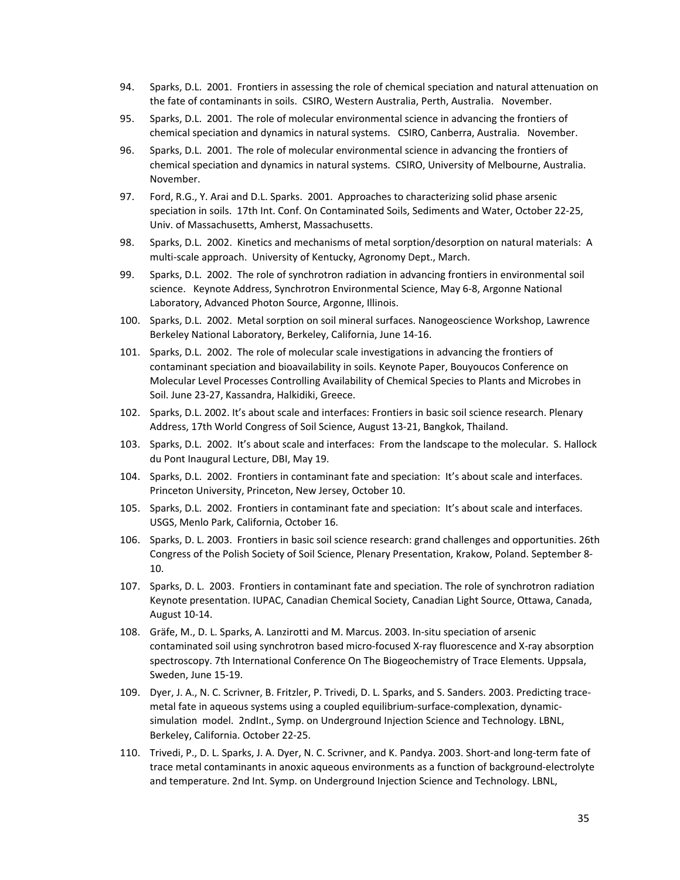94. Sparks, D.L. 2001. Frontiers in assessing the role of chemical speciation and natural attenuation on the fate of contaminants in soils. CSIRO, Western Australia, Perth, Australia. November.

95. Sparks, D.L. 2001. The role of molecular environmental science in advancing the frontiers of chemical speciation and dynamics in natural systems. CSIRO, Canberra, Australia. November.

96. Sparks, D.L. 2001. The role of molecular environmental science in advancing the frontiers of chemical speciation and dynamics in natural systems. CSIRO, University of Melbourne, Australia. November.

97. Ford, R.G., Y. Arai and D.L. Sparks. 2001. Approaches to characterizing solid phase arsenic speciation in soils. 17th Int. Conf. On Contaminated Soils, Sediments and Water, October 22-25, Univ. of Massachusetts, Amherst, Massachusetts.

98. Sparks, D.L. 2002. Kinetics and mechanisms of metal sorption/desorption on natural materials: A multi-scale approach. University of Kentucky, Agronomy Dept., March.

99. Sparks, D.L. 2002. The role of synchrotron radiation in advancing frontiers in environmental soil science. Keynote Address, Synchrotron Environmental Science, May 6-8, Argonne National Laboratory, Advanced Photon Source, Argonne, Illinois.

100. Sparks, D.L. 2002. Metal sorption on soil mineral surfaces. Nanogeoscience Workshop, Lawrence Berkeley National Laboratory, Berkeley, California, June 14-16.

101. Sparks, D.L. 2002. The role of molecular scale investigations in advancing the frontiers of contaminant speciation and bioavailability in soils. Keynote Paper, Bouyoucos Conference on Molecular Level Processes Controlling Availability of Chemical Species to Plants and Microbes in Soil. June 23-27, Kassandra, Halkidiki, Greece.

102. Sparks, D.L. 2002. It's about scale and interfaces: Frontiers in basic soil science research. Plenary Address, 17th World Congress of Soil Science, August 13-21, Bangkok, Thailand.

103. Sparks, D.L. 2002. It's about scale and interfaces: From the landscape to the molecular. S. Hallock du Pont Inaugural Lecture, DBI, May 19.

104. Sparks, D.L. 2002. Frontiers in contaminant fate and speciation: It's about scale and interfaces. Princeton University, Princeton, New Jersey, October 10.

105. Sparks, D.L. 2002. Frontiers in contaminant fate and speciation: It's about scale and interfaces. USGS, Menlo Park, California, October 16.

106. Sparks, D. L. 2003. Frontiers in basic soil science research: grand challenges and opportunities. 26th Congress of the Polish Society of Soil Science, Plenary Presentation, Krakow, Poland. September 8-10.

107. Sparks, D. L. 2003. Frontiers in contaminant fate and speciation. The role of synchrotron radiation Keynote presentation. IUPAC, Canadian Chemical Society, Canadian Light Source, Ottawa, Canada, August 10-14.

108. Gräfe, M., D. L. Sparks, A. Lanzirotti and M. Marcus. 2003. In-situ speciation of arsenic contaminated soil using synchrotron based micro-focused X-ray fluorescence and X-ray absorption spectroscopy. 7th International Conference On The Biogeochemistry of Trace Elements. Uppsala, Sweden, June 15-19.

109. Dyer, J. A., N. C. Scrivner, B. Fritzler, P. Trivedi, D. L. Sparks, and S. Sanders. 2003. Predicting trace-metal fate in aqueous systems using a coupled equilibrium-surface-complexation, dynamic-simulation model. 2ndInt., Symp. on Underground Injection Science and Technology. LBNL, Berkeley, California. October 22-25.

110. Trivedi, P., D. L. Sparks, J. A. Dyer, N. C. Scrivner, and K. Pandya. 2003. Short-and long-term fate of trace metal contaminants in anoxic aqueous environments as a function of background-electrolyte and temperature. 2nd Int. Symp. on Underground Injection Science and Technology. LBNL,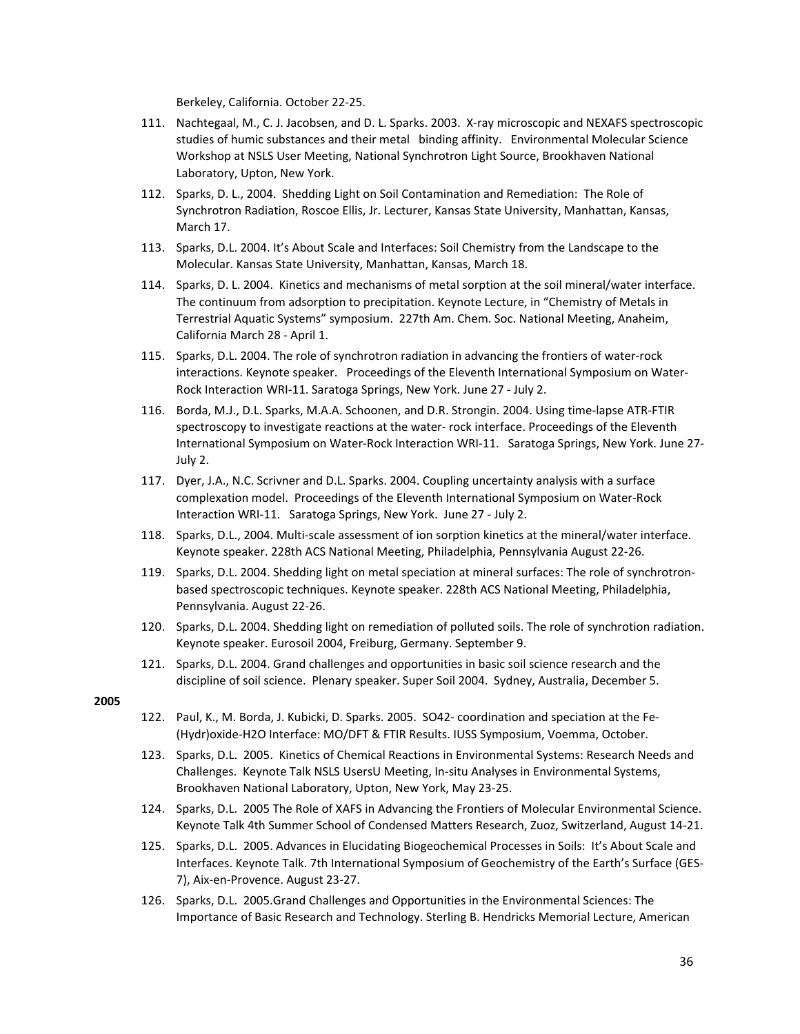Berkeley, California. October 22-25.

111. Nachtegaal, M., C. J. Jacobsen, and D. L. Sparks. 2003. X-ray microscopic and NEXAFS spectroscopic studies of humic substances and their metal binding affinity. Environmental Molecular Science Workshop at NSLS User Meeting, National Synchrotron Light Source, Brookhaven National Laboratory, Upton, New York.
112. Sparks, D. L., 2004. Shedding Light on Soil Contamination and Remediation: The Role of Synchrotron Radiation, Roscoe Ellis, Jr. Lecturer, Kansas State University, Manhattan, Kansas, March 17.
113. Sparks, D.L. 2004. It's About Scale and Interfaces: Soil Chemistry from the Landscape to the Molecular. Kansas State University, Manhattan, Kansas, March 18.
114. Sparks, D. L. 2004. Kinetics and mechanisms of metal sorption at the soil mineral/water interface. The continuum from adsorption to precipitation. Keynote Lecture, in "Chemistry of Metals in Terrestrial Aquatic Systems" symposium. 227th Am. Chem. Soc. National Meeting, Anaheim, California March 28 - April 1.
115. Sparks, D.L. 2004. The role of synchrotron radiation in advancing the frontiers of water-rock interactions. Keynote speaker. Proceedings of the Eleventh International Symposium on Water-Rock Interaction WRI-11. Saratoga Springs, New York. June 27 - July 2.
116. Borda, M.J., D.L. Sparks, M.A.A. Schoonen, and D.R. Strongin. 2004. Using time-lapse ATR-FTIR spectroscopy to investigate reactions at the water- rock interface. Proceedings of the Eleventh International Symposium on Water-Rock Interaction WRI-11. Saratoga Springs, New York. June 27-July 2.
117. Dyer, J.A., N.C. Scrivner and D.L. Sparks. 2004. Coupling uncertainty analysis with a surface complexation model. Proceedings of the Eleventh International Symposium on Water-Rock Interaction WRI-11. Saratoga Springs, New York. June 27 - July 2.
118. Sparks, D.L., 2004. Multi-scale assessment of ion sorption kinetics at the mineral/water interface. Keynote speaker. 228th ACS National Meeting, Philadelphia, Pennsylvania August 22-26.
119. Sparks, D.L. 2004. Shedding light on metal speciation at mineral surfaces: The role of synchrotron-based spectroscopic techniques. Keynote speaker. 228th ACS National Meeting, Philadelphia, Pennsylvania. August 22-26.
120. Sparks, D.L. 2004. Shedding light on remediation of polluted soils. The role of synchrotion radiation. Keynote speaker. Eurosoil 2004, Freiburg, Germany. September 9.
121. Sparks, D.L. 2004. Grand challenges and opportunities in basic soil science research and the discipline of soil science. Plenary speaker. Super Soil 2004. Sydney, Australia, December 5.

**2005**

122. Paul, K., M. Borda, J. Kubicki, D. Sparks. 2005. SO42- coordination and speciation at the Fe-(Hydr)oxide-H2O Interface: MO/DFT & FTIR Results. IUSS Symposium, Voemma, October.
123. Sparks, D.L. 2005. Kinetics of Chemical Reactions in Environmental Systems: Research Needs and Challenges. Keynote Talk NSLS UsersU Meeting, In-situ Analyses in Environmental Systems, Brookhaven National Laboratory, Upton, New York, May 23-25.
124. Sparks, D.L. 2005 The Role of XAFS in Advancing the Frontiers of Molecular Environmental Science. Keynote Talk 4th Summer School of Condensed Matters Research, Zuoz, Switzerland, August 14-21.
125. Sparks, D.L. 2005. Advances in Elucidating Biogeochemical Processes in Soils: It's About Scale and Interfaces. Keynote Talk. 7th International Symposium of Geochemistry of the Earth's Surface (GES-7), Aix-en-Provence. August 23-27.
126. Sparks, D.L. 2005.Grand Challenges and Opportunities in the Environmental Sciences: The Importance of Basic Research and Technology. Sterling B. Hendricks Memorial Lecture, American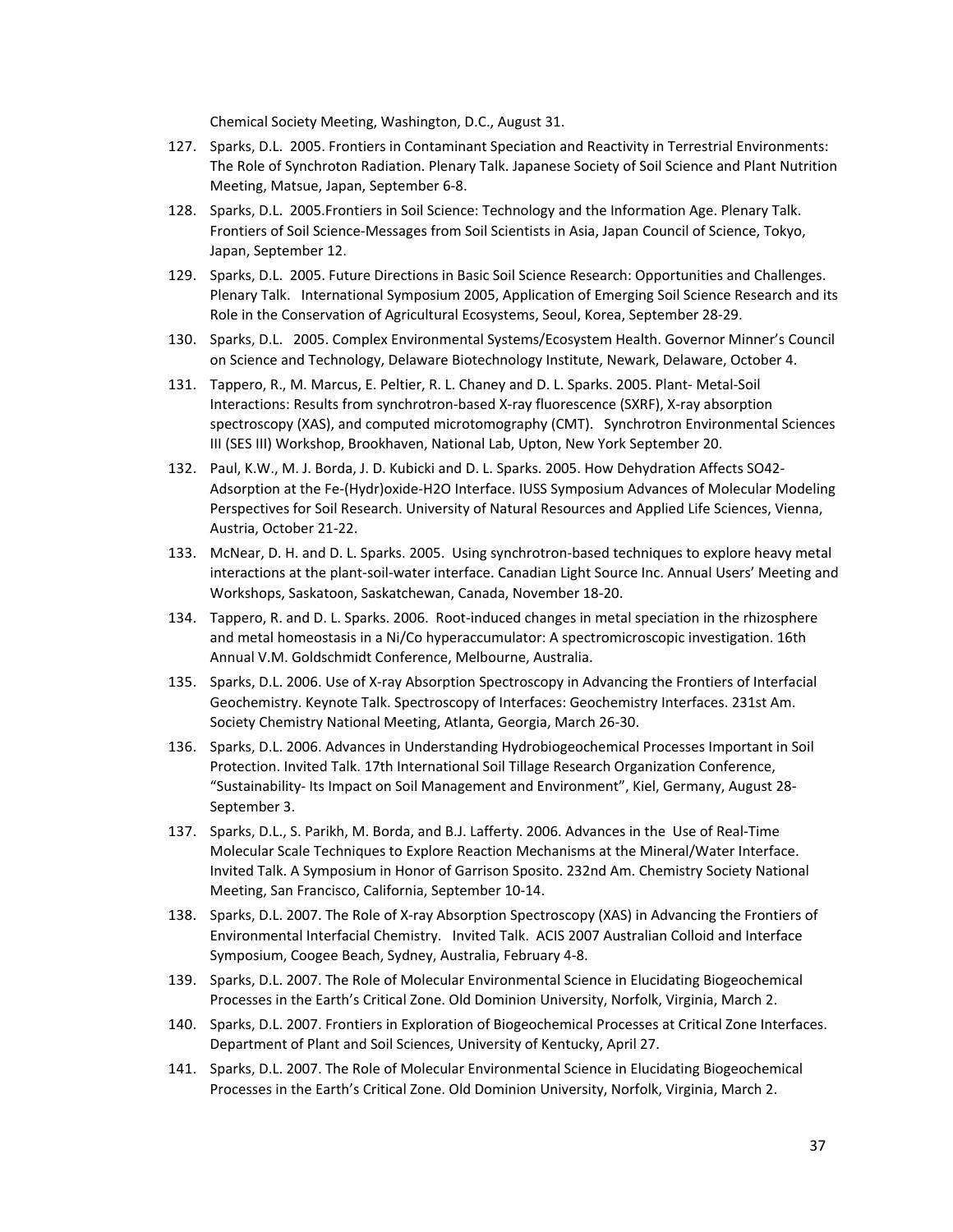Chemical Society Meeting, Washington, D.C., August 31.

127. Sparks, D.L. 2005. Frontiers in Contaminant Speciation and Reactivity in Terrestrial Environments: The Role of Synchroton Radiation. Plenary Talk. Japanese Society of Soil Science and Plant Nutrition Meeting, Matsue, Japan, September 6-8.
128. Sparks, D.L. 2005.Frontiers in Soil Science: Technology and the Information Age. Plenary Talk. Frontiers of Soil Science-Messages from Soil Scientists in Asia, Japan Council of Science, Tokyo, Japan, September 12.
129. Sparks, D.L. 2005. Future Directions in Basic Soil Science Research: Opportunities and Challenges. Plenary Talk. International Symposium 2005, Application of Emerging Soil Science Research and its Role in the Conservation of Agricultural Ecosystems, Seoul, Korea, September 28-29.
130. Sparks, D.L. 2005. Complex Environmental Systems/Ecosystem Health. Governor Minner's Council on Science and Technology, Delaware Biotechnology Institute, Newark, Delaware, October 4.
131. Tappero, R., M. Marcus, E. Peltier, R. L. Chaney and D. L. Sparks. 2005. Plant- Metal-Soil Interactions: Results from synchrotron-based X-ray fluorescence (SXRF), X-ray absorption spectroscopy (XAS), and computed microtomography (CMT). Synchrotron Environmental Sciences III (SES III) Workshop, Brookhaven, National Lab, Upton, New York September 20.
132. Paul, K.W., M. J. Borda, J. D. Kubicki and D. L. Sparks. 2005. How Dehydration Affects SO42-Adsorption at the Fe-(Hydr)oxide-H2O Interface. IUSS Symposium Advances of Molecular Modeling Perspectives for Soil Research. University of Natural Resources and Applied Life Sciences, Vienna, Austria, October 21-22.
133. McNear, D. H. and D. L. Sparks. 2005. Using synchrotron-based techniques to explore heavy metal interactions at the plant-soil-water interface. Canadian Light Source Inc. Annual Users' Meeting and Workshops, Saskatoon, Saskatchewan, Canada, November 18-20.
134. Tappero, R. and D. L. Sparks. 2006. Root-induced changes in metal speciation in the rhizosphere and metal homeostasis in a Ni/Co hyperaccumulator: A spectromicroscopic investigation. 16th Annual V.M. Goldschmidt Conference, Melbourne, Australia.
135. Sparks, D.L. 2006. Use of X-ray Absorption Spectroscopy in Advancing the Frontiers of Interfacial Geochemistry. Keynote Talk. Spectroscopy of Interfaces: Geochemistry Interfaces. 231st Am. Society Chemistry National Meeting, Atlanta, Georgia, March 26-30.
136. Sparks, D.L. 2006. Advances in Understanding Hydrobiogeochemical Processes Important in Soil Protection. Invited Talk. 17th International Soil Tillage Research Organization Conference, "Sustainability- Its Impact on Soil Management and Environment", Kiel, Germany, August 28-September 3.
137. Sparks, D.L., S. Parikh, M. Borda, and B.J. Lafferty. 2006. Advances in the Use of Real-Time Molecular Scale Techniques to Explore Reaction Mechanisms at the Mineral/Water Interface. Invited Talk. A Symposium in Honor of Garrison Sposito. 232nd Am. Chemistry Society National Meeting, San Francisco, California, September 10-14.
138. Sparks, D.L. 2007. The Role of X-ray Absorption Spectroscopy (XAS) in Advancing the Frontiers of Environmental Interfacial Chemistry. Invited Talk. ACIS 2007 Australian Colloid and Interface Symposium, Coogee Beach, Sydney, Australia, February 4-8.
139. Sparks, D.L. 2007. The Role of Molecular Environmental Science in Elucidating Biogeochemical Processes in the Earth's Critical Zone. Old Dominion University, Norfolk, Virginia, March 2.
140. Sparks, D.L. 2007. Frontiers in Exploration of Biogeochemical Processes at Critical Zone Interfaces. Department of Plant and Soil Sciences, University of Kentucky, April 27.
141. Sparks, D.L. 2007. The Role of Molecular Environmental Science in Elucidating Biogeochemical Processes in the Earth's Critical Zone. Old Dominion University, Norfolk, Virginia, March 2.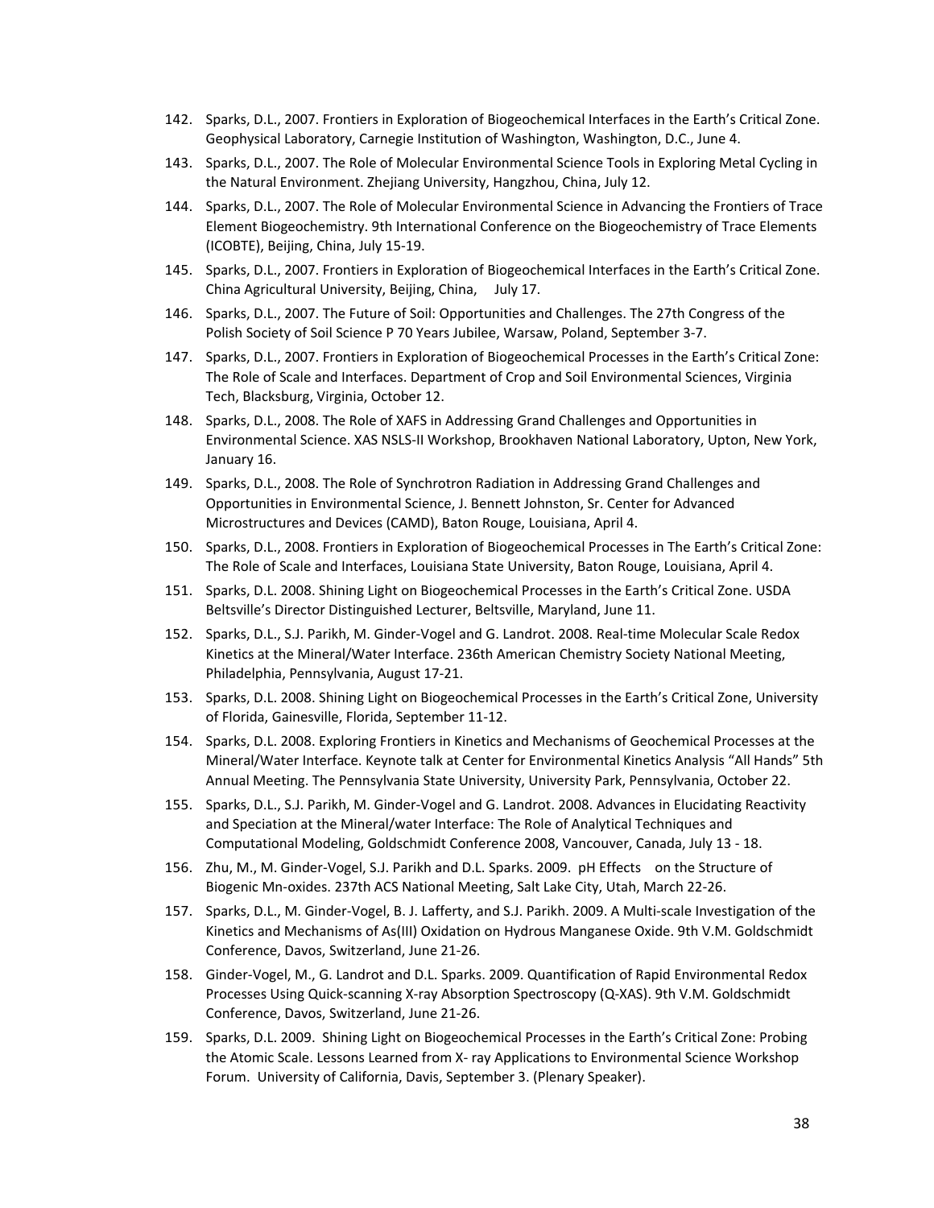142. Sparks, D.L., 2007. Frontiers in Exploration of Biogeochemical Interfaces in the Earth's Critical Zone. Geophysical Laboratory, Carnegie Institution of Washington, Washington, D.C., June 4.
143. Sparks, D.L., 2007. The Role of Molecular Environmental Science Tools in Exploring Metal Cycling in the Natural Environment. Zhejiang University, Hangzhou, China, July 12.
144. Sparks, D.L., 2007. The Role of Molecular Environmental Science in Advancing the Frontiers of Trace Element Biogeochemistry. 9th International Conference on the Biogeochemistry of Trace Elements (ICOBTE), Beijing, China, July 15-19.
145. Sparks, D.L., 2007. Frontiers in Exploration of Biogeochemical Interfaces in the Earth's Critical Zone. China Agricultural University, Beijing, China, July 17.
146. Sparks, D.L., 2007. The Future of Soil: Opportunities and Challenges. The 27th Congress of the Polish Society of Soil Science P 70 Years Jubilee, Warsaw, Poland, September 3-7.
147. Sparks, D.L., 2007. Frontiers in Exploration of Biogeochemical Processes in the Earth's Critical Zone: The Role of Scale and Interfaces. Department of Crop and Soil Environmental Sciences, Virginia Tech, Blacksburg, Virginia, October 12.
148. Sparks, D.L., 2008. The Role of XAFS in Addressing Grand Challenges and Opportunities in Environmental Science. XAS NSLS-II Workshop, Brookhaven National Laboratory, Upton, New York, January 16.
149. Sparks, D.L., 2008. The Role of Synchrotron Radiation in Addressing Grand Challenges and Opportunities in Environmental Science, J. Bennett Johnston, Sr. Center for Advanced Microstructures and Devices (CAMD), Baton Rouge, Louisiana, April 4.
150. Sparks, D.L., 2008. Frontiers in Exploration of Biogeochemical Processes in The Earth's Critical Zone: The Role of Scale and Interfaces, Louisiana State University, Baton Rouge, Louisiana, April 4.
151. Sparks, D.L. 2008. Shining Light on Biogeochemical Processes in the Earth's Critical Zone. USDA Beltsville's Director Distinguished Lecturer, Beltsville, Maryland, June 11.
152. Sparks, D.L., S.J. Parikh, M. Ginder-Vogel and G. Landrot. 2008. Real-time Molecular Scale Redox Kinetics at the Mineral/Water Interface. 236th American Chemistry Society National Meeting, Philadelphia, Pennsylvania, August 17-21.
153. Sparks, D.L. 2008. Shining Light on Biogeochemical Processes in the Earth's Critical Zone, University of Florida, Gainesville, Florida, September 11-12.
154. Sparks, D.L. 2008. Exploring Frontiers in Kinetics and Mechanisms of Geochemical Processes at the Mineral/Water Interface. Keynote talk at Center for Environmental Kinetics Analysis "All Hands" 5th Annual Meeting. The Pennsylvania State University, University Park, Pennsylvania, October 22.
155. Sparks, D.L., S.J. Parikh, M. Ginder-Vogel and G. Landrot. 2008. Advances in Elucidating Reactivity and Speciation at the Mineral/water Interface: The Role of Analytical Techniques and Computational Modeling, Goldschmidt Conference 2008, Vancouver, Canada, July 13 - 18.
156. Zhu, M., M. Ginder-Vogel, S.J. Parikh and D.L. Sparks. 2009. pH Effects on the Structure of Biogenic Mn-oxides. 237th ACS National Meeting, Salt Lake City, Utah, March 22-26.
157. Sparks, D.L., M. Ginder-Vogel, B. J. Lafferty, and S.J. Parikh. 2009. A Multi-scale Investigation of the Kinetics and Mechanisms of As(III) Oxidation on Hydrous Manganese Oxide. 9th V.M. Goldschmidt Conference, Davos, Switzerland, June 21-26.
158. Ginder-Vogel, M., G. Landrot and D.L. Sparks. 2009. Quantification of Rapid Environmental Redox Processes Using Quick-scanning X-ray Absorption Spectroscopy (Q-XAS). 9th V.M. Goldschmidt Conference, Davos, Switzerland, June 21-26.
159. Sparks, D.L. 2009. Shining Light on Biogeochemical Processes in the Earth's Critical Zone: Probing the Atomic Scale. Lessons Learned from X- ray Applications to Environmental Science Workshop Forum. University of California, Davis, September 3. (Plenary Speaker).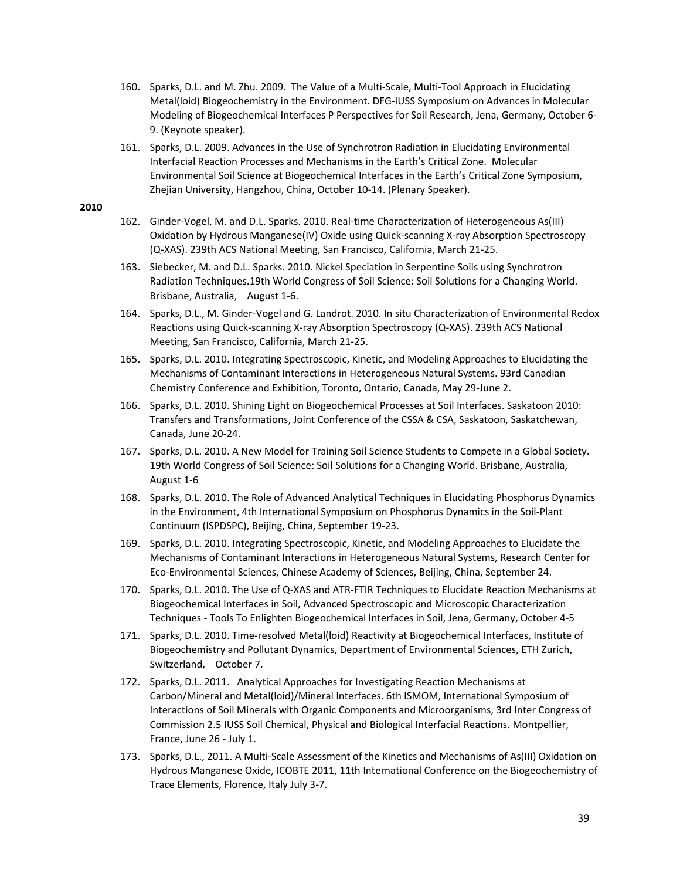160. Sparks, D.L. and M. Zhu. 2009. The Value of a Multi-Scale, Multi-Tool Approach in Elucidating Metal(loid) Biogeochemistry in the Environment. DFG-IUSS Symposium on Advances in Molecular Modeling of Biogeochemical Interfaces P Perspectives for Soil Research, Jena, Germany, October 6-9. (Keynote speaker).

161. Sparks, D.L. 2009. Advances in the Use of Synchrotron Radiation in Elucidating Environmental Interfacial Reaction Processes and Mechanisms in the Earth's Critical Zone. Molecular Environmental Soil Science at Biogeochemical Interfaces in the Earth's Critical Zone Symposium, Zhejian University, Hangzhou, China, October 10-14. (Plenary Speaker).

**2010**

162. Ginder-Vogel, M. and D.L. Sparks. 2010. Real-time Characterization of Heterogeneous As(III) Oxidation by Hydrous Manganese(IV) Oxide using Quick-scanning X-ray Absorption Spectroscopy (Q-XAS). 239th ACS National Meeting, San Francisco, California, March 21-25.

163. Siebecker, M. and D.L. Sparks. 2010. Nickel Speciation in Serpentine Soils using Synchrotron Radiation Techniques.19th World Congress of Soil Science: Soil Solutions for a Changing World. Brisbane, Australia, August 1-6.

164. Sparks, D.L., M. Ginder-Vogel and G. Landrot. 2010. In situ Characterization of Environmental Redox Reactions using Quick-scanning X-ray Absorption Spectroscopy (Q-XAS). 239th ACS National Meeting, San Francisco, California, March 21-25.

165. Sparks, D.L. 2010. Integrating Spectroscopic, Kinetic, and Modeling Approaches to Elucidating the Mechanisms of Contaminant Interactions in Heterogeneous Natural Systems. 93rd Canadian Chemistry Conference and Exhibition, Toronto, Ontario, Canada, May 29-June 2.

166. Sparks, D.L. 2010. Shining Light on Biogeochemical Processes at Soil Interfaces. Saskatoon 2010: Transfers and Transformations, Joint Conference of the CSSA & CSA, Saskatoon, Saskatchewan, Canada, June 20-24.

167. Sparks, D.L. 2010. A New Model for Training Soil Science Students to Compete in a Global Society. 19th World Congress of Soil Science: Soil Solutions for a Changing World. Brisbane, Australia, August 1-6

168. Sparks, D.L. 2010. The Role of Advanced Analytical Techniques in Elucidating Phosphorus Dynamics in the Environment, 4th International Symposium on Phosphorus Dynamics in the Soil-Plant Continuum (ISPDSPC), Beijing, China, September 19-23.

169. Sparks, D.L. 2010. Integrating Spectroscopic, Kinetic, and Modeling Approaches to Elucidate the Mechanisms of Contaminant Interactions in Heterogeneous Natural Systems, Research Center for Eco-Environmental Sciences, Chinese Academy of Sciences, Beijing, China, September 24.

170. Sparks, D.L. 2010. The Use of Q-XAS and ATR-FTIR Techniques to Elucidate Reaction Mechanisms at Biogeochemical Interfaces in Soil, Advanced Spectroscopic and Microscopic Characterization Techniques - Tools To Enlighten Biogeochemical Interfaces in Soil, Jena, Germany, October 4-5

171. Sparks, D.L. 2010. Time-resolved Metal(loid) Reactivity at Biogeochemical Interfaces, Institute of Biogeochemistry and Pollutant Dynamics, Department of Environmental Sciences, ETH Zurich, Switzerland, October 7.

172. Sparks, D.L. 2011. Analytical Approaches for Investigating Reaction Mechanisms at Carbon/Mineral and Metal(loid)/Mineral Interfaces. 6th ISMOM, International Symposium of Interactions of Soil Minerals with Organic Components and Microorganisms, 3rd Inter Congress of Commission 2.5 IUSS Soil Chemical, Physical and Biological Interfacial Reactions. Montpellier, France, June 26 - July 1.

173. Sparks, D.L., 2011. A Multi-Scale Assessment of the Kinetics and Mechanisms of As(III) Oxidation on Hydrous Manganese Oxide, ICOBTE 2011, 11th International Conference on the Biogeochemistry of Trace Elements, Florence, Italy July 3-7.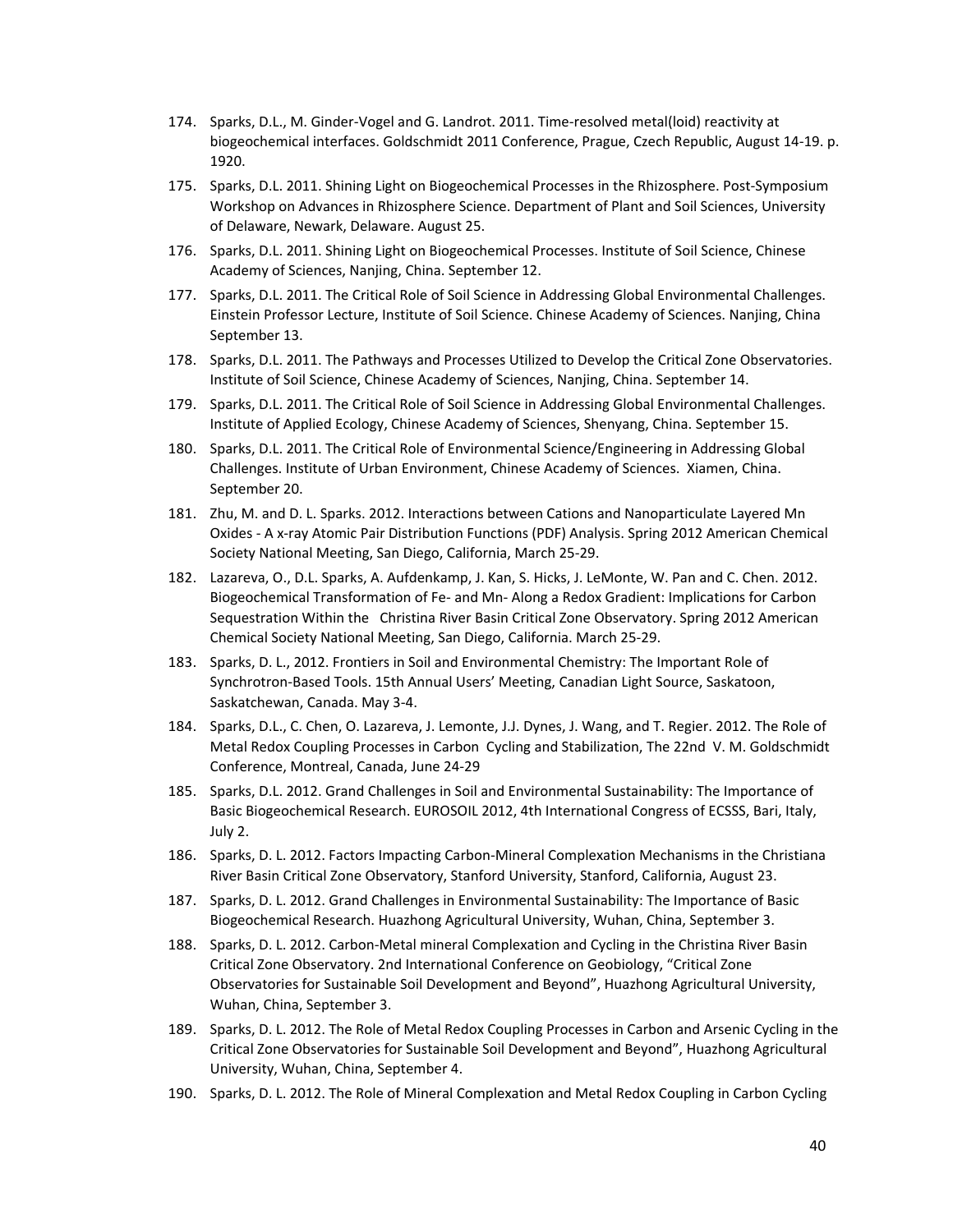174. Sparks, D.L., M. Ginder-Vogel and G. Landrot. 2011. Time-resolved metal(loid) reactivity at biogeochemical interfaces. Goldschmidt 2011 Conference, Prague, Czech Republic, August 14-19. p. 1920.

175. Sparks, D.L. 2011. Shining Light on Biogeochemical Processes in the Rhizosphere. Post-Symposium Workshop on Advances in Rhizosphere Science. Department of Plant and Soil Sciences, University of Delaware, Newark, Delaware. August 25.

176. Sparks, D.L. 2011. Shining Light on Biogeochemical Processes. Institute of Soil Science, Chinese Academy of Sciences, Nanjing, China. September 12.

177. Sparks, D.L. 2011. The Critical Role of Soil Science in Addressing Global Environmental Challenges. Einstein Professor Lecture, Institute of Soil Science. Chinese Academy of Sciences. Nanjing, China September 13.

178. Sparks, D.L. 2011. The Pathways and Processes Utilized to Develop the Critical Zone Observatories. Institute of Soil Science, Chinese Academy of Sciences, Nanjing, China. September 14.

179. Sparks, D.L. 2011. The Critical Role of Soil Science in Addressing Global Environmental Challenges. Institute of Applied Ecology, Chinese Academy of Sciences, Shenyang, China. September 15.

180. Sparks, D.L. 2011. The Critical Role of Environmental Science/Engineering in Addressing Global Challenges. Institute of Urban Environment, Chinese Academy of Sciences. Xiamen, China. September 20.

181. Zhu, M. and D. L. Sparks. 2012. Interactions between Cations and Nanoparticulate Layered Mn Oxides - A x-ray Atomic Pair Distribution Functions (PDF) Analysis. Spring 2012 American Chemical Society National Meeting, San Diego, California, March 25-29.

182. Lazareva, O., D.L. Sparks, A. Aufdenkamp, J. Kan, S. Hicks, J. LeMonte, W. Pan and C. Chen. 2012. Biogeochemical Transformation of Fe- and Mn- Along a Redox Gradient: Implications for Carbon Sequestration Within the Christina River Basin Critical Zone Observatory. Spring 2012 American Chemical Society National Meeting, San Diego, California. March 25-29.

183. Sparks, D. L., 2012. Frontiers in Soil and Environmental Chemistry: The Important Role of Synchrotron-Based Tools. 15th Annual Users' Meeting, Canadian Light Source, Saskatoon, Saskatchewan, Canada. May 3-4.

184. Sparks, D.L., C. Chen, O. Lazareva, J. Lemonte, J.J. Dynes, J. Wang, and T. Regier. 2012. The Role of Metal Redox Coupling Processes in Carbon Cycling and Stabilization, The 22nd V. M. Goldschmidt Conference, Montreal, Canada, June 24-29

185. Sparks, D.L. 2012. Grand Challenges in Soil and Environmental Sustainability: The Importance of Basic Biogeochemical Research. EUROSOIL 2012, 4th International Congress of ECSSS, Bari, Italy, July 2.

186. Sparks, D. L. 2012. Factors Impacting Carbon-Mineral Complexation Mechanisms in the Christiana River Basin Critical Zone Observatory, Stanford University, Stanford, California, August 23.

187. Sparks, D. L. 2012. Grand Challenges in Environmental Sustainability: The Importance of Basic Biogeochemical Research. Huazhong Agricultural University, Wuhan, China, September 3.

188. Sparks, D. L. 2012. Carbon-Metal mineral Complexation and Cycling in the Christina River Basin Critical Zone Observatory. 2nd International Conference on Geobiology, "Critical Zone Observatories for Sustainable Soil Development and Beyond", Huazhong Agricultural University, Wuhan, China, September 3.

189. Sparks, D. L. 2012. The Role of Metal Redox Coupling Processes in Carbon and Arsenic Cycling in the Critical Zone Observatories for Sustainable Soil Development and Beyond", Huazhong Agricultural University, Wuhan, China, September 4.

190. Sparks, D. L. 2012. The Role of Mineral Complexation and Metal Redox Coupling in Carbon Cycling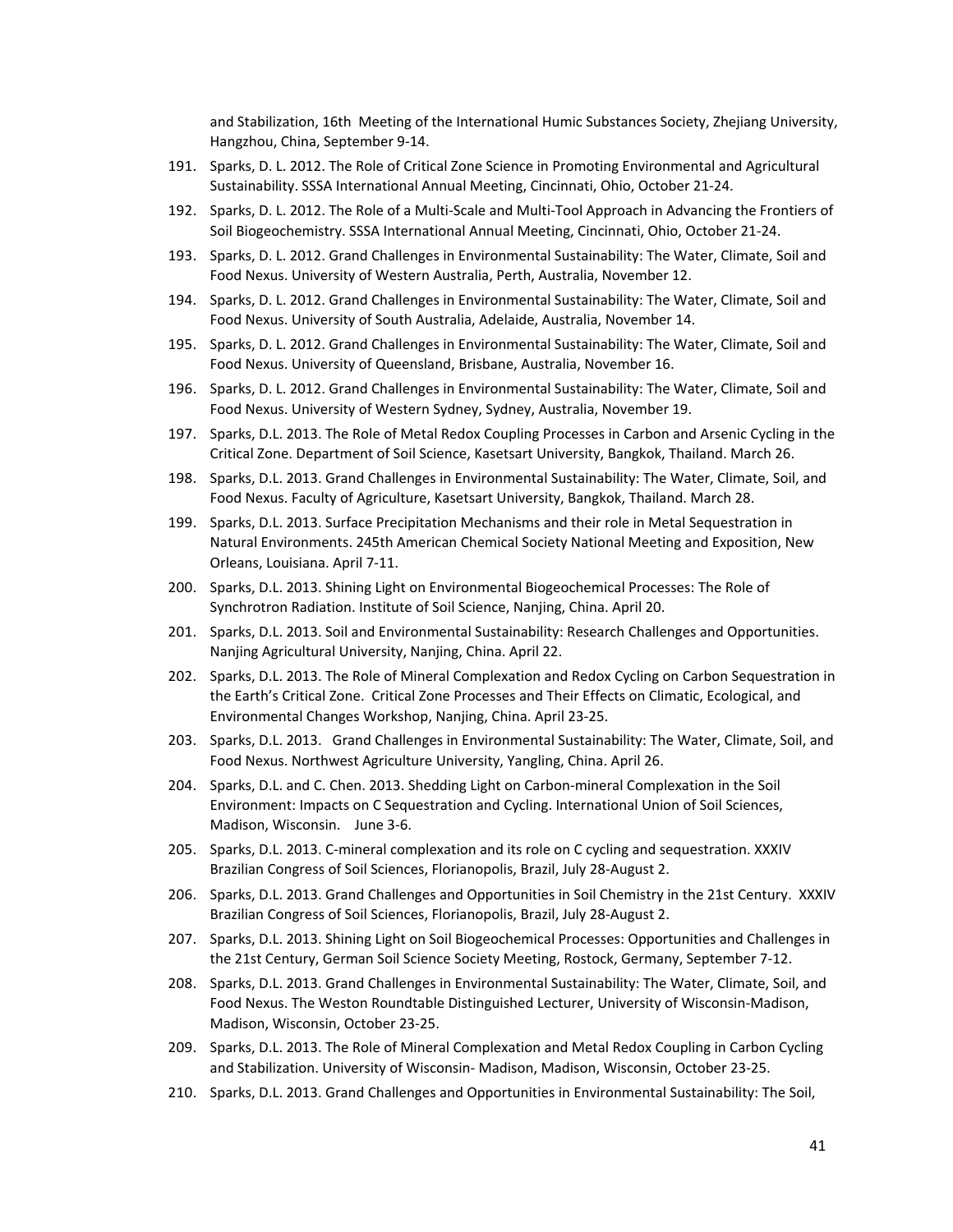and Stabilization, 16th Meeting of the International Humic Substances Society, Zhejiang University, Hangzhou, China, September 9-14.

191. Sparks, D. L. 2012. The Role of Critical Zone Science in Promoting Environmental and Agricultural Sustainability. SSSA International Annual Meeting, Cincinnati, Ohio, October 21-24.
192. Sparks, D. L. 2012. The Role of a Multi-Scale and Multi-Tool Approach in Advancing the Frontiers of Soil Biogeochemistry. SSSA International Annual Meeting, Cincinnati, Ohio, October 21-24.
193. Sparks, D. L. 2012. Grand Challenges in Environmental Sustainability: The Water, Climate, Soil and Food Nexus. University of Western Australia, Perth, Australia, November 12.
194. Sparks, D. L. 2012. Grand Challenges in Environmental Sustainability: The Water, Climate, Soil and Food Nexus. University of South Australia, Adelaide, Australia, November 14.
195. Sparks, D. L. 2012. Grand Challenges in Environmental Sustainability: The Water, Climate, Soil and Food Nexus. University of Queensland, Brisbane, Australia, November 16.
196. Sparks, D. L. 2012. Grand Challenges in Environmental Sustainability: The Water, Climate, Soil and Food Nexus. University of Western Sydney, Sydney, Australia, November 19.
197. Sparks, D.L. 2013. The Role of Metal Redox Coupling Processes in Carbon and Arsenic Cycling in the Critical Zone. Department of Soil Science, Kasetsart University, Bangkok, Thailand. March 26.
198. Sparks, D.L. 2013. Grand Challenges in Environmental Sustainability: The Water, Climate, Soil, and Food Nexus. Faculty of Agriculture, Kasetsart University, Bangkok, Thailand. March 28.
199. Sparks, D.L. 2013. Surface Precipitation Mechanisms and their role in Metal Sequestration in Natural Environments. 245th American Chemical Society National Meeting and Exposition, New Orleans, Louisiana. April 7-11.
200. Sparks, D.L. 2013. Shining Light on Environmental Biogeochemical Processes: The Role of Synchrotron Radiation. Institute of Soil Science, Nanjing, China. April 20.
201. Sparks, D.L. 2013. Soil and Environmental Sustainability: Research Challenges and Opportunities. Nanjing Agricultural University, Nanjing, China. April 22.
202. Sparks, D.L. 2013. The Role of Mineral Complexation and Redox Cycling on Carbon Sequestration in the Earth's Critical Zone. Critical Zone Processes and Their Effects on Climatic, Ecological, and Environmental Changes Workshop, Nanjing, China. April 23-25.
203. Sparks, D.L. 2013. Grand Challenges in Environmental Sustainability: The Water, Climate, Soil, and Food Nexus. Northwest Agriculture University, Yangling, China. April 26.
204. Sparks, D.L. and C. Chen. 2013. Shedding Light on Carbon-mineral Complexation in the Soil Environment: Impacts on C Sequestration and Cycling. International Union of Soil Sciences, Madison, Wisconsin. June 3-6.
205. Sparks, D.L. 2013. C-mineral complexation and its role on C cycling and sequestration. XXXIV Brazilian Congress of Soil Sciences, Florianopolis, Brazil, July 28-August 2.
206. Sparks, D.L. 2013. Grand Challenges and Opportunities in Soil Chemistry in the 21st Century. XXXIV Brazilian Congress of Soil Sciences, Florianopolis, Brazil, July 28-August 2.
207. Sparks, D.L. 2013. Shining Light on Soil Biogeochemical Processes: Opportunities and Challenges in the 21st Century, German Soil Science Society Meeting, Rostock, Germany, September 7-12.
208. Sparks, D.L. 2013. Grand Challenges in Environmental Sustainability: The Water, Climate, Soil, and Food Nexus. The Weston Roundtable Distinguished Lecturer, University of Wisconsin-Madison, Madison, Wisconsin, October 23-25.
209. Sparks, D.L. 2013. The Role of Mineral Complexation and Metal Redox Coupling in Carbon Cycling and Stabilization. University of Wisconsin- Madison, Madison, Wisconsin, October 23-25.
210. Sparks, D.L. 2013. Grand Challenges and Opportunities in Environmental Sustainability: The Soil,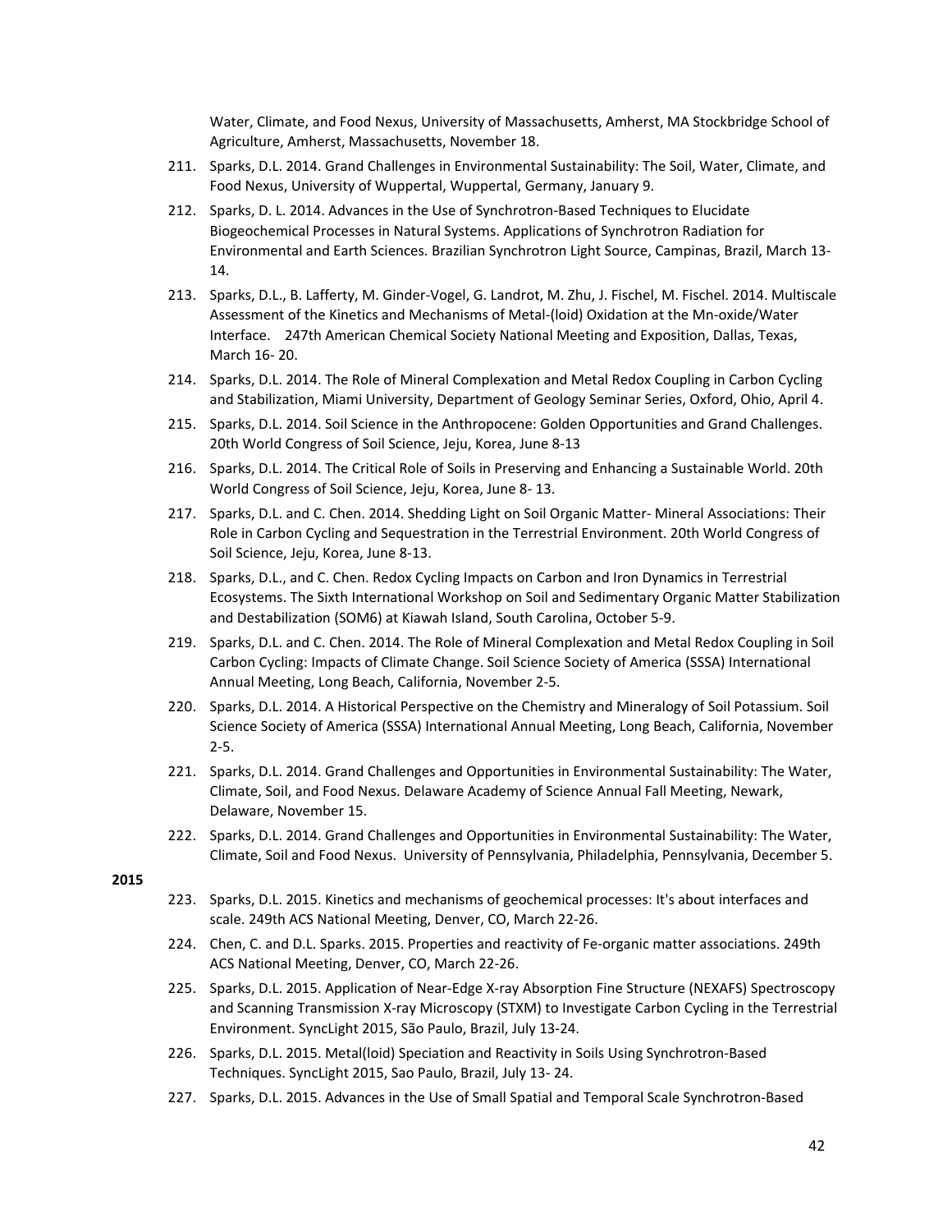Water, Climate, and Food Nexus, University of Massachusetts, Amherst, MA Stockbridge School of Agriculture, Amherst, Massachusetts, November 18.

211. Sparks, D.L. 2014. Grand Challenges in Environmental Sustainability: The Soil, Water, Climate, and Food Nexus, University of Wuppertal, Wuppertal, Germany, January 9.
212. Sparks, D. L. 2014. Advances in the Use of Synchrotron-Based Techniques to Elucidate Biogeochemical Processes in Natural Systems. Applications of Synchrotron Radiation for Environmental and Earth Sciences. Brazilian Synchrotron Light Source, Campinas, Brazil, March 13-14.
213. Sparks, D.L., B. Lafferty, M. Ginder-Vogel, G. Landrot, M. Zhu, J. Fischel, M. Fischel. 2014. Multiscale Assessment of the Kinetics and Mechanisms of Metal-(loid) Oxidation at the Mn-oxide/Water Interface. 247th American Chemical Society National Meeting and Exposition, Dallas, Texas, March 16- 20.
214. Sparks, D.L. 2014. The Role of Mineral Complexation and Metal Redox Coupling in Carbon Cycling and Stabilization, Miami University, Department of Geology Seminar Series, Oxford, Ohio, April 4.
215. Sparks, D.L. 2014. Soil Science in the Anthropocene: Golden Opportunities and Grand Challenges. 20th World Congress of Soil Science, Jeju, Korea, June 8-13
216. Sparks, D.L. 2014. The Critical Role of Soils in Preserving and Enhancing a Sustainable World. 20th World Congress of Soil Science, Jeju, Korea, June 8- 13.
217. Sparks, D.L. and C. Chen. 2014. Shedding Light on Soil Organic Matter- Mineral Associations: Their Role in Carbon Cycling and Sequestration in the Terrestrial Environment. 20th World Congress of Soil Science, Jeju, Korea, June 8-13.
218. Sparks, D.L., and C. Chen. Redox Cycling Impacts on Carbon and Iron Dynamics in Terrestrial Ecosystems. The Sixth International Workshop on Soil and Sedimentary Organic Matter Stabilization and Destabilization (SOM6) at Kiawah Island, South Carolina, October 5-9.
219. Sparks, D.L. and C. Chen. 2014. The Role of Mineral Complexation and Metal Redox Coupling in Soil Carbon Cycling: Impacts of Climate Change. Soil Science Society of America (SSSA) International Annual Meeting, Long Beach, California, November 2-5.
220. Sparks, D.L. 2014. A Historical Perspective on the Chemistry and Mineralogy of Soil Potassium. Soil Science Society of America (SSSA) International Annual Meeting, Long Beach, California, November 2-5.
221. Sparks, D.L. 2014. Grand Challenges and Opportunities in Environmental Sustainability: The Water, Climate, Soil, and Food Nexus. Delaware Academy of Science Annual Fall Meeting, Newark, Delaware, November 15.
222. Sparks, D.L. 2014. Grand Challenges and Opportunities in Environmental Sustainability: The Water, Climate, Soil and Food Nexus. University of Pennsylvania, Philadelphia, Pennsylvania, December 5.

**2015**

223. Sparks, D.L. 2015. Kinetics and mechanisms of geochemical processes: It's about interfaces and scale. 249th ACS National Meeting, Denver, CO, March 22-26.
224. Chen, C. and D.L. Sparks. 2015. Properties and reactivity of Fe-organic matter associations. 249th ACS National Meeting, Denver, CO, March 22-26.
225. Sparks, D.L. 2015. Application of Near-Edge X-ray Absorption Fine Structure (NEXAFS) Spectroscopy and Scanning Transmission X-ray Microscopy (STXM) to Investigate Carbon Cycling in the Terrestrial Environment. SyncLight 2015, São Paulo, Brazil, July 13-24.
226. Sparks, D.L. 2015. Metal(loid) Speciation and Reactivity in Soils Using Synchrotron-Based Techniques. SyncLight 2015, Sao Paulo, Brazil, July 13- 24.
227. Sparks, D.L. 2015. Advances in the Use of Small Spatial and Temporal Scale Synchrotron-Based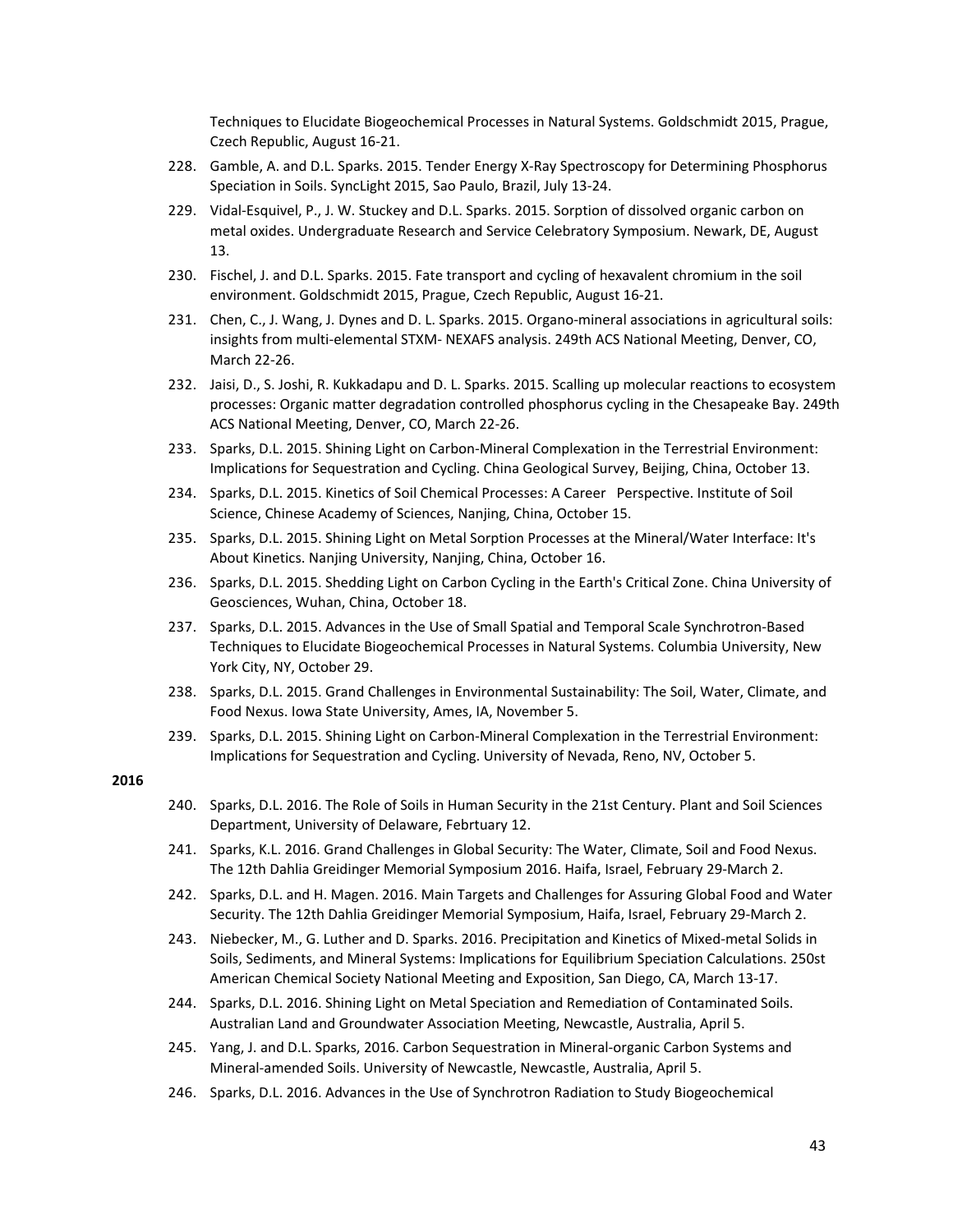Techniques to Elucidate Biogeochemical Processes in Natural Systems. Goldschmidt 2015, Prague, Czech Republic, August 16-21.

228. Gamble, A. and D.L. Sparks. 2015. Tender Energy X-Ray Spectroscopy for Determining Phosphorus Speciation in Soils. SyncLight 2015, Sao Paulo, Brazil, July 13-24.
229. Vidal-Esquivel, P., J. W. Stuckey and D.L. Sparks. 2015. Sorption of dissolved organic carbon on metal oxides. Undergraduate Research and Service Celebratory Symposium. Newark, DE, August 13.
230. Fischel, J. and D.L. Sparks. 2015. Fate transport and cycling of hexavalent chromium in the soil environment. Goldschmidt 2015, Prague, Czech Republic, August 16-21.
231. Chen, C., J. Wang, J. Dynes and D. L. Sparks. 2015. Organo-mineral associations in agricultural soils: insights from multi-elemental STXM- NEXAFS analysis. 249th ACS National Meeting, Denver, CO, March 22-26.
232. Jaisi, D., S. Joshi, R. Kukkadapu and D. L. Sparks. 2015. Scalling up molecular reactions to ecosystem processes: Organic matter degradation controlled phosphorus cycling in the Chesapeake Bay. 249th ACS National Meeting, Denver, CO, March 22-26.
233. Sparks, D.L. 2015. Shining Light on Carbon-Mineral Complexation in the Terrestrial Environment: Implications for Sequestration and Cycling. China Geological Survey, Beijing, China, October 13.
234. Sparks, D.L. 2015. Kinetics of Soil Chemical Processes: A Career Perspective. Institute of Soil Science, Chinese Academy of Sciences, Nanjing, China, October 15.
235. Sparks, D.L. 2015. Shining Light on Metal Sorption Processes at the Mineral/Water Interface: It's About Kinetics. Nanjing University, Nanjing, China, October 16.
236. Sparks, D.L. 2015. Shedding Light on Carbon Cycling in the Earth's Critical Zone. China University of Geosciences, Wuhan, China, October 18.
237. Sparks, D.L. 2015. Advances in the Use of Small Spatial and Temporal Scale Synchrotron-Based Techniques to Elucidate Biogeochemical Processes in Natural Systems. Columbia University, New York City, NY, October 29.
238. Sparks, D.L. 2015. Grand Challenges in Environmental Sustainability: The Soil, Water, Climate, and Food Nexus. Iowa State University, Ames, IA, November 5.
239. Sparks, D.L. 2015. Shining Light on Carbon-Mineral Complexation in the Terrestrial Environment: Implications for Sequestration and Cycling. University of Nevada, Reno, NV, October 5.

**2016**

240. Sparks, D.L. 2016. The Role of Soils in Human Security in the 21st Century. Plant and Soil Sciences Department, University of Delaware, Febrtuary 12.
241. Sparks, K.L. 2016. Grand Challenges in Global Security: The Water, Climate, Soil and Food Nexus. The 12th Dahlia Greidinger Memorial Symposium 2016. Haifa, Israel, February 29-March 2.
242. Sparks, D.L. and H. Magen. 2016. Main Targets and Challenges for Assuring Global Food and Water Security. The 12th Dahlia Greidinger Memorial Symposium, Haifa, Israel, February 29-March 2.
243. Niebecker, M., G. Luther and D. Sparks. 2016. Precipitation and Kinetics of Mixed-metal Solids in Soils, Sediments, and Mineral Systems: Implications for Equilibrium Speciation Calculations. 250st American Chemical Society National Meeting and Exposition, San Diego, CA, March 13-17.
244. Sparks, D.L. 2016. Shining Light on Metal Speciation and Remediation of Contaminated Soils. Australian Land and Groundwater Association Meeting, Newcastle, Australia, April 5.
245. Yang, J. and D.L. Sparks, 2016. Carbon Sequestration in Mineral-organic Carbon Systems and Mineral-amended Soils. University of Newcastle, Newcastle, Australia, April 5.
246. Sparks, D.L. 2016. Advances in the Use of Synchrotron Radiation to Study Biogeochemical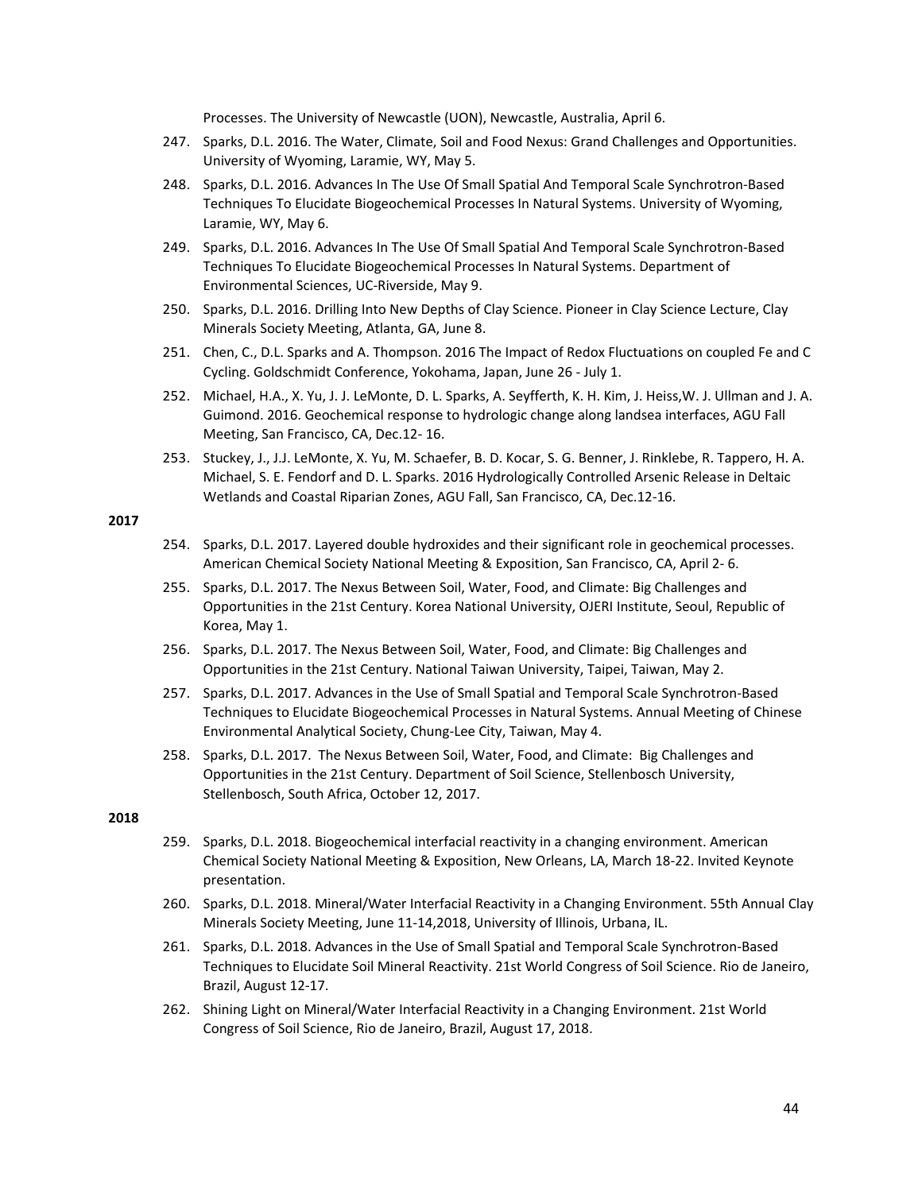Processes. The University of Newcastle (UON), Newcastle, Australia, April 6.

247. Sparks, D.L. 2016. The Water, Climate, Soil and Food Nexus: Grand Challenges and Opportunities. University of Wyoming, Laramie, WY, May 5.
248. Sparks, D.L. 2016. Advances In The Use Of Small Spatial And Temporal Scale Synchrotron-Based Techniques To Elucidate Biogeochemical Processes In Natural Systems. University of Wyoming, Laramie, WY, May 6.
249. Sparks, D.L. 2016. Advances In The Use Of Small Spatial And Temporal Scale Synchrotron-Based Techniques To Elucidate Biogeochemical Processes In Natural Systems. Department of Environmental Sciences, UC-Riverside, May 9.
250. Sparks, D.L. 2016. Drilling Into New Depths of Clay Science. Pioneer in Clay Science Lecture, Clay Minerals Society Meeting, Atlanta, GA, June 8.
251. Chen, C., D.L. Sparks and A. Thompson. 2016 The Impact of Redox Fluctuations on coupled Fe and C Cycling. Goldschmidt Conference, Yokohama, Japan, June 26 - July 1.
252. Michael, H.A., X. Yu, J. J. LeMonte, D. L. Sparks, A. Seyfferth, K. H. Kim, J. Heiss,W. J. Ullman and J. A. Guimond. 2016. Geochemical response to hydrologic change along landsea interfaces, AGU Fall Meeting, San Francisco, CA, Dec.12- 16.
253. Stuckey, J., J.J. LeMonte, X. Yu, M. Schaefer, B. D. Kocar, S. G. Benner, J. Rinklebe, R. Tappero, H. A. Michael, S. E. Fendorf and D. L. Sparks. 2016 Hydrologically Controlled Arsenic Release in Deltaic Wetlands and Coastal Riparian Zones, AGU Fall, San Francisco, CA, Dec.12-16.

**2017**

254. Sparks, D.L. 2017. Layered double hydroxides and their significant role in geochemical processes. American Chemical Society National Meeting & Exposition, San Francisco, CA, April 2- 6.
255. Sparks, D.L. 2017. The Nexus Between Soil, Water, Food, and Climate: Big Challenges and Opportunities in the 21st Century. Korea National University, OJERI Institute, Seoul, Republic of Korea, May 1.
256. Sparks, D.L. 2017. The Nexus Between Soil, Water, Food, and Climate: Big Challenges and Opportunities in the 21st Century. National Taiwan University, Taipei, Taiwan, May 2.
257. Sparks, D.L. 2017. Advances in the Use of Small Spatial and Temporal Scale Synchrotron-Based Techniques to Elucidate Biogeochemical Processes in Natural Systems. Annual Meeting of Chinese Environmental Analytical Society, Chung-Lee City, Taiwan, May 4.
258. Sparks, D.L. 2017. The Nexus Between Soil, Water, Food, and Climate: Big Challenges and Opportunities in the 21st Century. Department of Soil Science, Stellenbosch University, Stellenbosch, South Africa, October 12, 2017.

**2018**

259. Sparks, D.L. 2018. Biogeochemical interfacial reactivity in a changing environment. American Chemical Society National Meeting & Exposition, New Orleans, LA, March 18-22. Invited Keynote presentation.
260. Sparks, D.L. 2018. Mineral/Water Interfacial Reactivity in a Changing Environment. 55th Annual Clay Minerals Society Meeting, June 11-14,2018, University of Illinois, Urbana, IL.
261. Sparks, D.L. 2018. Advances in the Use of Small Spatial and Temporal Scale Synchrotron-Based Techniques to Elucidate Soil Mineral Reactivity. 21st World Congress of Soil Science. Rio de Janeiro, Brazil, August 12-17.
262. Shining Light on Mineral/Water Interfacial Reactivity in a Changing Environment. 21st World Congress of Soil Science, Rio de Janeiro, Brazil, August 17, 2018.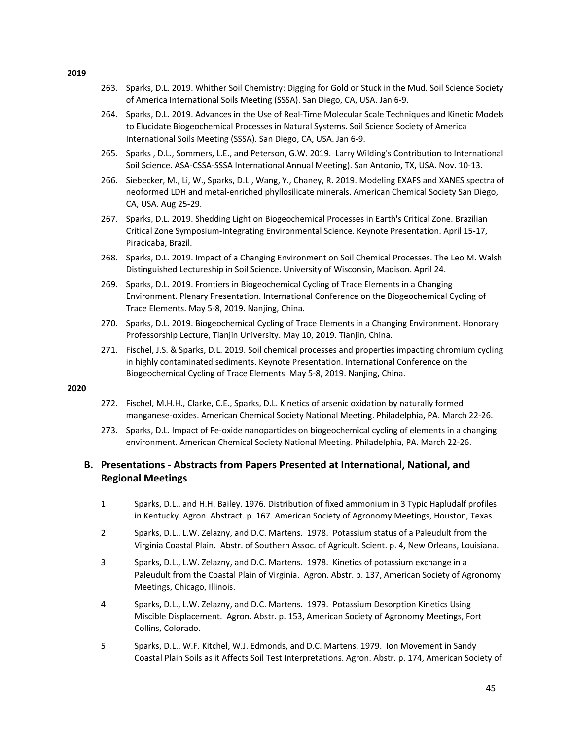**2019**

263. Sparks, D.L. 2019. Whither Soil Chemistry: Digging for Gold or Stuck in the Mud. Soil Science Society of America International Soils Meeting (SSSA). San Diego, CA, USA. Jan 6-9.
264. Sparks, D.L. 2019. Advances in the Use of Real-Time Molecular Scale Techniques and Kinetic Models to Elucidate Biogeochemical Processes in Natural Systems. Soil Science Society of America International Soils Meeting (SSSA). San Diego, CA, USA. Jan 6-9.
265. Sparks , D.L., Sommers, L.E., and Peterson, G.W. 2019. Larry Wilding's Contribution to International Soil Science. ASA-CSSA-SSSA International Annual Meeting). San Antonio, TX, USA. Nov. 10-13.
266. Siebecker, M., Li, W., Sparks, D.L., Wang, Y., Chaney, R. 2019. Modeling EXAFS and XANES spectra of neoformed LDH and metal-enriched phyllosilicate minerals. American Chemical Society San Diego, CA, USA. Aug 25-29.
267. Sparks, D.L. 2019. Shedding Light on Biogeochemical Processes in Earth's Critical Zone. Brazilian Critical Zone Symposium-Integrating Environmental Science. Keynote Presentation. April 15-17, Piracicaba, Brazil.
268. Sparks, D.L. 2019. Impact of a Changing Environment on Soil Chemical Processes. The Leo M. Walsh Distinguished Lectureship in Soil Science. University of Wisconsin, Madison. April 24.
269. Sparks, D.L. 2019. Frontiers in Biogeochemical Cycling of Trace Elements in a Changing Environment. Plenary Presentation. International Conference on the Biogeochemical Cycling of Trace Elements. May 5-8, 2019. Nanjing, China.
270. Sparks, D.L. 2019. Biogeochemical Cycling of Trace Elements in a Changing Environment. Honorary Professorship Lecture, Tianjin University. May 10, 2019. Tianjin, China.
271. Fischel, J.S. & Sparks, D.L. 2019. Soil chemical processes and properties impacting chromium cycling in highly contaminated sediments. Keynote Presentation. International Conference on the Biogeochemical Cycling of Trace Elements. May 5-8, 2019. Nanjing, China.

**2020**

272. Fischel, M.H.H., Clarke, C.E., Sparks, D.L. Kinetics of arsenic oxidation by naturally formed manganese-oxides. American Chemical Society National Meeting. Philadelphia, PA. March 22-26.
273. Sparks, D.L. Impact of Fe-oxide nanoparticles on biogeochemical cycling of elements in a changing environment. American Chemical Society National Meeting. Philadelphia, PA. March 22-26.

## B. Presentations - Abstracts from Papers Presented at International, National, and Regional Meetings

1. Sparks, D.L., and H.H. Bailey. 1976. Distribution of fixed ammonium in 3 Typic Hapludalf profiles in Kentucky. Agron. Abstract. p. 167. American Society of Agronomy Meetings, Houston, Texas.
2. Sparks, D.L., L.W. Zelazny, and D.C. Martens. 1978. Potassium status of a Paleudult from the Virginia Coastal Plain. Abstr. of Southern Assoc. of Agricult. Scient. p. 4, New Orleans, Louisiana.
3. Sparks, D.L., L.W. Zelazny, and D.C. Martens. 1978. Kinetics of potassium exchange in a Paleudult from the Coastal Plain of Virginia. Agron. Abstr. p. 137, American Society of Agronomy Meetings, Chicago, Illinois.
4. Sparks, D.L., L.W. Zelazny, and D.C. Martens. 1979. Potassium Desorption Kinetics Using Miscible Displacement. Agron. Abstr. p. 153, American Society of Agronomy Meetings, Fort Collins, Colorado.
5. Sparks, D.L., W.F. Kitchel, W.J. Edmonds, and D.C. Martens. 1979. Ion Movement in Sandy Coastal Plain Soils as it Affects Soil Test Interpretations. Agron. Abstr. p. 174, American Society of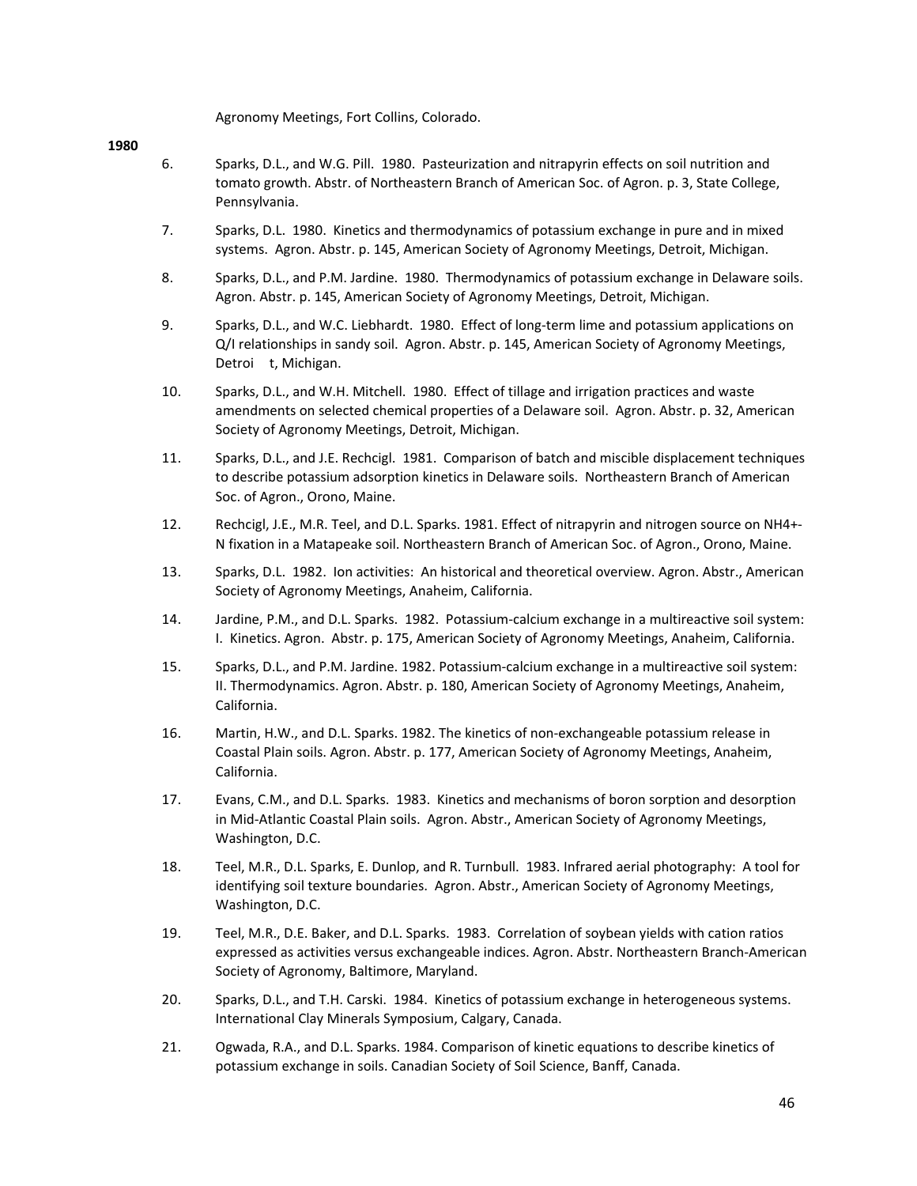Agronomy Meetings, Fort Collins, Colorado.

**1980**

6. Sparks, D.L., and W.G. Pill. 1980. Pasteurization and nitrapyrin effects on soil nutrition and tomato growth. Abstr. of Northeastern Branch of American Soc. of Agron. p. 3, State College, Pennsylvania.

7. Sparks, D.L. 1980. Kinetics and thermodynamics of potassium exchange in pure and in mixed systems. Agron. Abstr. p. 145, American Society of Agronomy Meetings, Detroit, Michigan.

8. Sparks, D.L., and P.M. Jardine. 1980. Thermodynamics of potassium exchange in Delaware soils. Agron. Abstr. p. 145, American Society of Agronomy Meetings, Detroit, Michigan.

9. Sparks, D.L., and W.C. Liebhardt. 1980. Effect of long-term lime and potassium applications on Q/I relationships in sandy soil. Agron. Abstr. p. 145, American Society of Agronomy Meetings, Detroi t, Michigan.

10. Sparks, D.L., and W.H. Mitchell. 1980. Effect of tillage and irrigation practices and waste amendments on selected chemical properties of a Delaware soil. Agron. Abstr. p. 32, American Society of Agronomy Meetings, Detroit, Michigan.

11. Sparks, D.L., and J.E. Rechcigl. 1981. Comparison of batch and miscible displacement techniques to describe potassium adsorption kinetics in Delaware soils. Northeastern Branch of American Soc. of Agron., Orono, Maine.

12. Rechcigl, J.E., M.R. Teel, and D.L. Sparks. 1981. Effect of nitrapyrin and nitrogen source on $NH_4^+$-N fixation in a Matapeake soil. Northeastern Branch of American Soc. of Agron., Orono, Maine.

13. Sparks, D.L. 1982. Ion activities: An historical and theoretical overview. Agron. Abstr., American Society of Agronomy Meetings, Anaheim, California.

14. Jardine, P.M., and D.L. Sparks. 1982. Potassium-calcium exchange in a multireactive soil system: I. Kinetics. Agron. Abstr. p. 175, American Society of Agronomy Meetings, Anaheim, California.

15. Sparks, D.L., and P.M. Jardine. 1982. Potassium-calcium exchange in a multireactive soil system: II. Thermodynamics. Agron. Abstr. p. 180, American Society of Agronomy Meetings, Anaheim, California.

16. Martin, H.W., and D.L. Sparks. 1982. The kinetics of non-exchangeable potassium release in Coastal Plain soils. Agron. Abstr. p. 177, American Society of Agronomy Meetings, Anaheim, California.

17. Evans, C.M., and D.L. Sparks. 1983. Kinetics and mechanisms of boron sorption and desorption in Mid-Atlantic Coastal Plain soils. Agron. Abstr., American Society of Agronomy Meetings, Washington, D.C.

18. Teel, M.R., D.L. Sparks, E. Dunlop, and R. Turnbull. 1983. Infrared aerial photography: A tool for identifying soil texture boundaries. Agron. Abstr., American Society of Agronomy Meetings, Washington, D.C.

19. Teel, M.R., D.E. Baker, and D.L. Sparks. 1983. Correlation of soybean yields with cation ratios expressed as activities versus exchangeable indices. Agron. Abstr. Northeastern Branch-American Society of Agronomy, Baltimore, Maryland.

20. Sparks, D.L., and T.H. Carski. 1984. Kinetics of potassium exchange in heterogeneous systems. International Clay Minerals Symposium, Calgary, Canada.

21. Ogwada, R.A., and D.L. Sparks. 1984. Comparison of kinetic equations to describe kinetics of potassium exchange in soils. Canadian Society of Soil Science, Banff, Canada.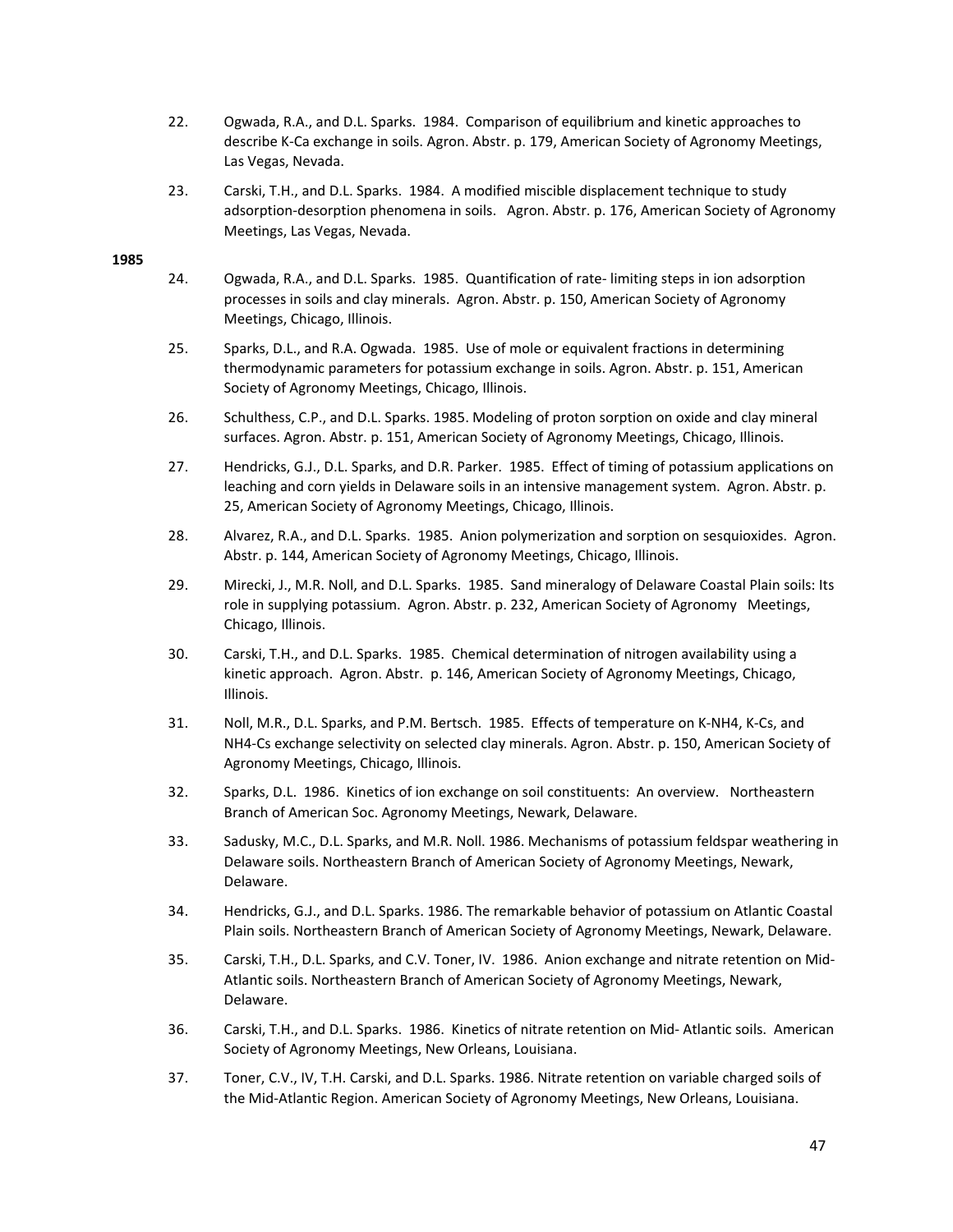22. Ogwada, R.A., and D.L. Sparks. 1984. Comparison of equilibrium and kinetic approaches to describe K-Ca exchange in soils. Agron. Abstr. p. 179, American Society of Agronomy Meetings, Las Vegas, Nevada.

23. Carski, T.H., and D.L. Sparks. 1984. A modified miscible displacement technique to study adsorption-desorption phenomena in soils. Agron. Abstr. p. 176, American Society of Agronomy Meetings, Las Vegas, Nevada.

**1985**

24. Ogwada, R.A., and D.L. Sparks. 1985. Quantification of rate- limiting steps in ion adsorption processes in soils and clay minerals. Agron. Abstr. p. 150, American Society of Agronomy Meetings, Chicago, Illinois.

25. Sparks, D.L., and R.A. Ogwada. 1985. Use of mole or equivalent fractions in determining thermodynamic parameters for potassium exchange in soils. Agron. Abstr. p. 151, American Society of Agronomy Meetings, Chicago, Illinois.

26. Schulthess, C.P., and D.L. Sparks. 1985. Modeling of proton sorption on oxide and clay mineral surfaces. Agron. Abstr. p. 151, American Society of Agronomy Meetings, Chicago, Illinois.

27. Hendricks, G.J., D.L. Sparks, and D.R. Parker. 1985. Effect of timing of potassium applications on leaching and corn yields in Delaware soils in an intensive management system. Agron. Abstr. p. 25, American Society of Agronomy Meetings, Chicago, Illinois.

28. Alvarez, R.A., and D.L. Sparks. 1985. Anion polymerization and sorption on sesquioxides. Agron. Abstr. p. 144, American Society of Agronomy Meetings, Chicago, Illinois.

29. Mirecki, J., M.R. Noll, and D.L. Sparks. 1985. Sand mineralogy of Delaware Coastal Plain soils: Its role in supplying potassium. Agron. Abstr. p. 232, American Society of Agronomy Meetings, Chicago, Illinois.

30. Carski, T.H., and D.L. Sparks. 1985. Chemical determination of nitrogen availability using a kinetic approach. Agron. Abstr. p. 146, American Society of Agronomy Meetings, Chicago, Illinois.

31. Noll, M.R., D.L. Sparks, and P.M. Bertsch. 1985. Effects of temperature on K-NH4, K-Cs, and NH4-Cs exchange selectivity on selected clay minerals. Agron. Abstr. p. 150, American Society of Agronomy Meetings, Chicago, Illinois.

32. Sparks, D.L. 1986. Kinetics of ion exchange on soil constituents: An overview. Northeastern Branch of American Soc. Agronomy Meetings, Newark, Delaware.

33. Sadusky, M.C., D.L. Sparks, and M.R. Noll. 1986. Mechanisms of potassium feldspar weathering in Delaware soils. Northeastern Branch of American Society of Agronomy Meetings, Newark, Delaware.

34. Hendricks, G.J., and D.L. Sparks. 1986. The remarkable behavior of potassium on Atlantic Coastal Plain soils. Northeastern Branch of American Society of Agronomy Meetings, Newark, Delaware.

35. Carski, T.H., D.L. Sparks, and C.V. Toner, IV. 1986. Anion exchange and nitrate retention on Mid-Atlantic soils. Northeastern Branch of American Society of Agronomy Meetings, Newark, Delaware.

36. Carski, T.H., and D.L. Sparks. 1986. Kinetics of nitrate retention on Mid- Atlantic soils. American Society of Agronomy Meetings, New Orleans, Louisiana.

37. Toner, C.V., IV, T.H. Carski, and D.L. Sparks. 1986. Nitrate retention on variable charged soils of the Mid-Atlantic Region. American Society of Agronomy Meetings, New Orleans, Louisiana.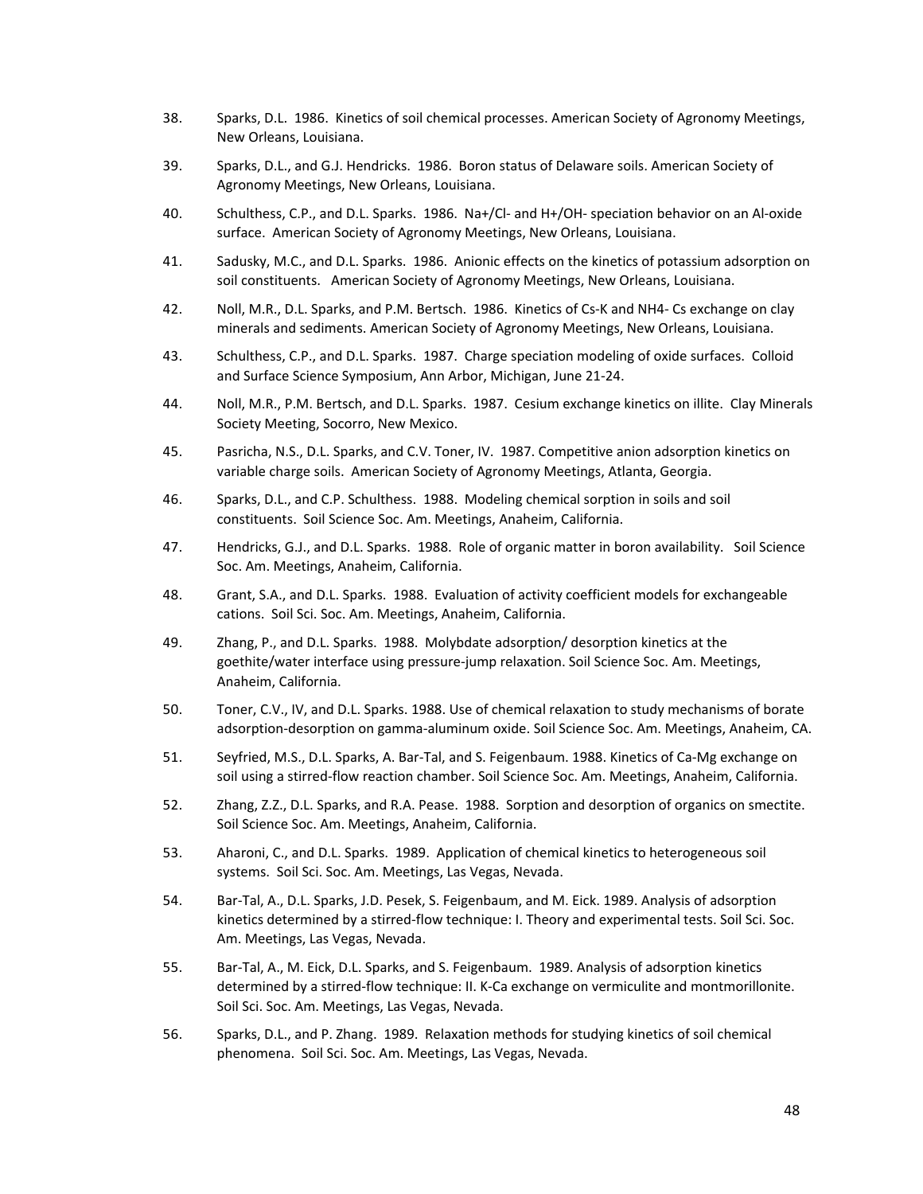38. Sparks, D.L. 1986. Kinetics of soil chemical processes. American Society of Agronomy Meetings, New Orleans, Louisiana.

39. Sparks, D.L., and G.J. Hendricks. 1986. Boron status of Delaware soils. American Society of Agronomy Meetings, New Orleans, Louisiana.

40. Schulthess, C.P., and D.L. Sparks. 1986. $Na^+/Cl^-$ and $H^+/OH^-$ speciation behavior on an Al-oxide surface. American Society of Agronomy Meetings, New Orleans, Louisiana.

41. Sadusky, M.C., and D.L. Sparks. 1986. Anionic effects on the kinetics of potassium adsorption on soil constituents. American Society of Agronomy Meetings, New Orleans, Louisiana.

42. Noll, M.R., D.L. Sparks, and P.M. Bertsch. 1986. Kinetics of Cs-K and NH4- Cs exchange on clay minerals and sediments. American Society of Agronomy Meetings, New Orleans, Louisiana.

43. Schulthess, C.P., and D.L. Sparks. 1987. Charge speciation modeling of oxide surfaces. Colloid and Surface Science Symposium, Ann Arbor, Michigan, June 21-24.

44. Noll, M.R., P.M. Bertsch, and D.L. Sparks. 1987. Cesium exchange kinetics on illite. Clay Minerals Society Meeting, Socorro, New Mexico.

45. Pasricha, N.S., D.L. Sparks, and C.V. Toner, IV. 1987. Competitive anion adsorption kinetics on variable charge soils. American Society of Agronomy Meetings, Atlanta, Georgia.

46. Sparks, D.L., and C.P. Schulthess. 1988. Modeling chemical sorption in soils and soil constituents. Soil Science Soc. Am. Meetings, Anaheim, California.

47. Hendricks, G.J., and D.L. Sparks. 1988. Role of organic matter in boron availability. Soil Science Soc. Am. Meetings, Anaheim, California.

48. Grant, S.A., and D.L. Sparks. 1988. Evaluation of activity coefficient models for exchangeable cations. Soil Sci. Soc. Am. Meetings, Anaheim, California.

49. Zhang, P., and D.L. Sparks. 1988. Molybdate adsorption/ desorption kinetics at the goethite/water interface using pressure-jump relaxation. Soil Science Soc. Am. Meetings, Anaheim, California.

50. Toner, C.V., IV, and D.L. Sparks. 1988. Use of chemical relaxation to study mechanisms of borate adsorption-desorption on gamma-aluminum oxide. Soil Science Soc. Am. Meetings, Anaheim, CA.

51. Seyfried, M.S., D.L. Sparks, A. Bar-Tal, and S. Feigenbaum. 1988. Kinetics of Ca-Mg exchange on soil using a stirred-flow reaction chamber. Soil Science Soc. Am. Meetings, Anaheim, California.

52. Zhang, Z.Z., D.L. Sparks, and R.A. Pease. 1988. Sorption and desorption of organics on smectite. Soil Science Soc. Am. Meetings, Anaheim, California.

53. Aharoni, C., and D.L. Sparks. 1989. Application of chemical kinetics to heterogeneous soil systems. Soil Sci. Soc. Am. Meetings, Las Vegas, Nevada.

54. Bar-Tal, A., D.L. Sparks, J.D. Pesek, S. Feigenbaum, and M. Eick. 1989. Analysis of adsorption kinetics determined by a stirred-flow technique: I. Theory and experimental tests. Soil Sci. Soc. Am. Meetings, Las Vegas, Nevada.

55. Bar-Tal, A., M. Eick, D.L. Sparks, and S. Feigenbaum. 1989. Analysis of adsorption kinetics determined by a stirred-flow technique: II. K-Ca exchange on vermiculite and montmorillonite. Soil Sci. Soc. Am. Meetings, Las Vegas, Nevada.

56. Sparks, D.L., and P. Zhang. 1989. Relaxation methods for studying kinetics of soil chemical phenomena. Soil Sci. Soc. Am. Meetings, Las Vegas, Nevada.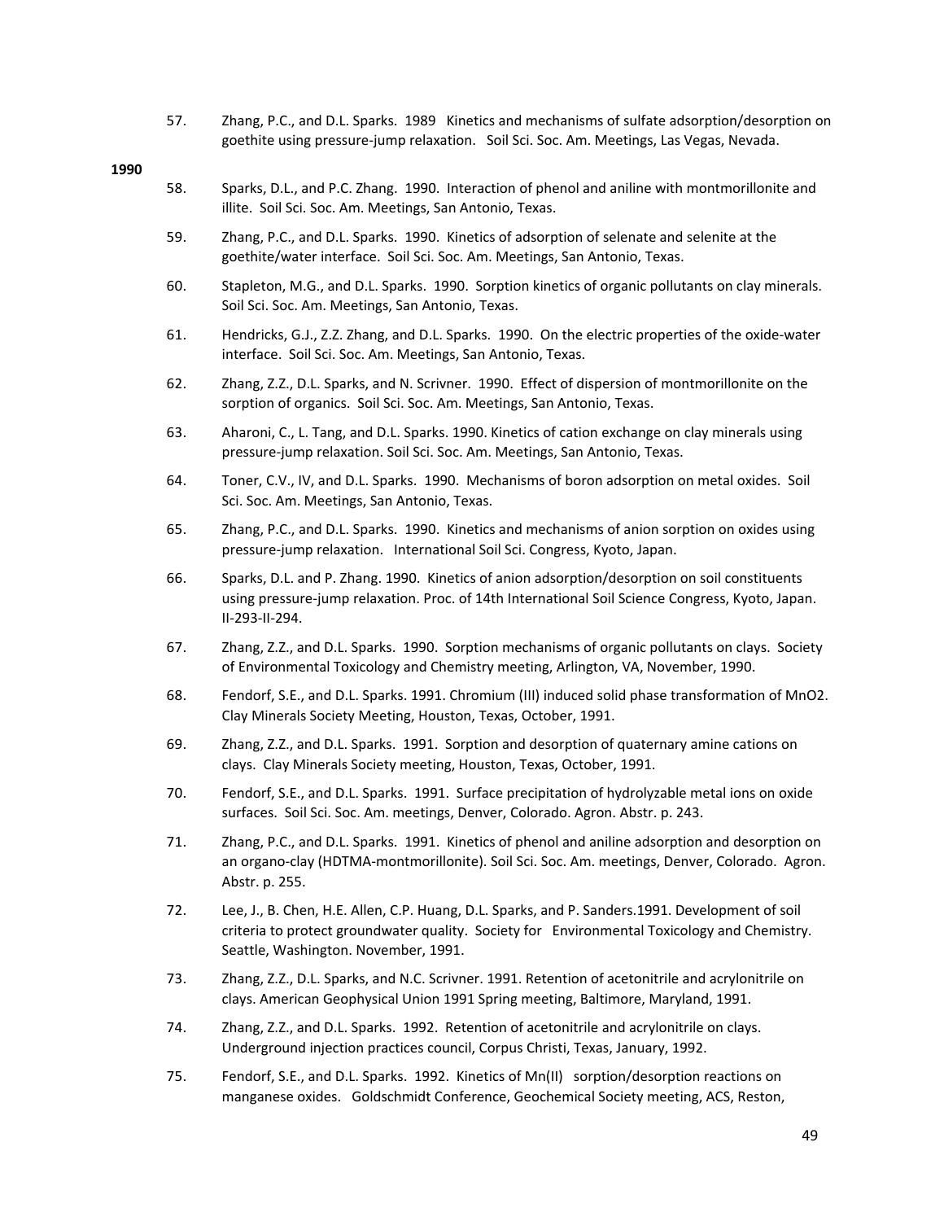57. Zhang, P.C., and D.L. Sparks. 1989 Kinetics and mechanisms of sulfate adsorption/desorption on goethite using pressure-jump relaxation. Soil Sci. Soc. Am. Meetings, Las Vegas, Nevada.

**1990**

58. Sparks, D.L., and P.C. Zhang. 1990. Interaction of phenol and aniline with montmorillonite and illite. Soil Sci. Soc. Am. Meetings, San Antonio, Texas.

59. Zhang, P.C., and D.L. Sparks. 1990. Kinetics of adsorption of selenate and selenite at the goethite/water interface. Soil Sci. Soc. Am. Meetings, San Antonio, Texas.

60. Stapleton, M.G., and D.L. Sparks. 1990. Sorption kinetics of organic pollutants on clay minerals. Soil Sci. Soc. Am. Meetings, San Antonio, Texas.

61. Hendricks, G.J., Z.Z. Zhang, and D.L. Sparks. 1990. On the electric properties of the oxide-water interface. Soil Sci. Soc. Am. Meetings, San Antonio, Texas.

62. Zhang, Z.Z., D.L. Sparks, and N. Scrivner. 1990. Effect of dispersion of montmorillonite on the sorption of organics. Soil Sci. Soc. Am. Meetings, San Antonio, Texas.

63. Aharoni, C., L. Tang, and D.L. Sparks. 1990. Kinetics of cation exchange on clay minerals using pressure-jump relaxation. Soil Sci. Soc. Am. Meetings, San Antonio, Texas.

64. Toner, C.V., IV, and D.L. Sparks. 1990. Mechanisms of boron adsorption on metal oxides. Soil Sci. Soc. Am. Meetings, San Antonio, Texas.

65. Zhang, P.C., and D.L. Sparks. 1990. Kinetics and mechanisms of anion sorption on oxides using pressure-jump relaxation. International Soil Sci. Congress, Kyoto, Japan.

66. Sparks, D.L. and P. Zhang. 1990. Kinetics of anion adsorption/desorption on soil constituents using pressure-jump relaxation. Proc. of 14th International Soil Science Congress, Kyoto, Japan. II-293-II-294.

67. Zhang, Z.Z., and D.L. Sparks. 1990. Sorption mechanisms of organic pollutants on clays. Society of Environmental Toxicology and Chemistry meeting, Arlington, VA, November, 1990.

68. Fendorf, S.E., and D.L. Sparks. 1991. Chromium (III) induced solid phase transformation of $MnO_2$. Clay Minerals Society Meeting, Houston, Texas, October, 1991.

69. Zhang, Z.Z., and D.L. Sparks. 1991. Sorption and desorption of quaternary amine cations on clays. Clay Minerals Society meeting, Houston, Texas, October, 1991.

70. Fendorf, S.E., and D.L. Sparks. 1991. Surface precipitation of hydrolyzable metal ions on oxide surfaces. Soil Sci. Soc. Am. meetings, Denver, Colorado. Agron. Abstr. p. 243.

71. Zhang, P.C., and D.L. Sparks. 1991. Kinetics of phenol and aniline adsorption and desorption on an organo-clay (HDTMA-montmorillonite). Soil Sci. Soc. Am. meetings, Denver, Colorado. Agron. Abstr. p. 255.

72. Lee, J., B. Chen, H.E. Allen, C.P. Huang, D.L. Sparks, and P. Sanders.1991. Development of soil criteria to protect groundwater quality. Society for Environmental Toxicology and Chemistry. Seattle, Washington. November, 1991.

73. Zhang, Z.Z., D.L. Sparks, and N.C. Scrivner. 1991. Retention of acetonitrile and acrylonitrile on clays. American Geophysical Union 1991 Spring meeting, Baltimore, Maryland, 1991.

74. Zhang, Z.Z., and D.L. Sparks. 1992. Retention of acetonitrile and acrylonitrile on clays. Underground injection practices council, Corpus Christi, Texas, January, 1992.

75. Fendorf, S.E., and D.L. Sparks. 1992. Kinetics of Mn(II) sorption/desorption reactions on manganese oxides. Goldschmidt Conference, Geochemical Society meeting, ACS, Reston,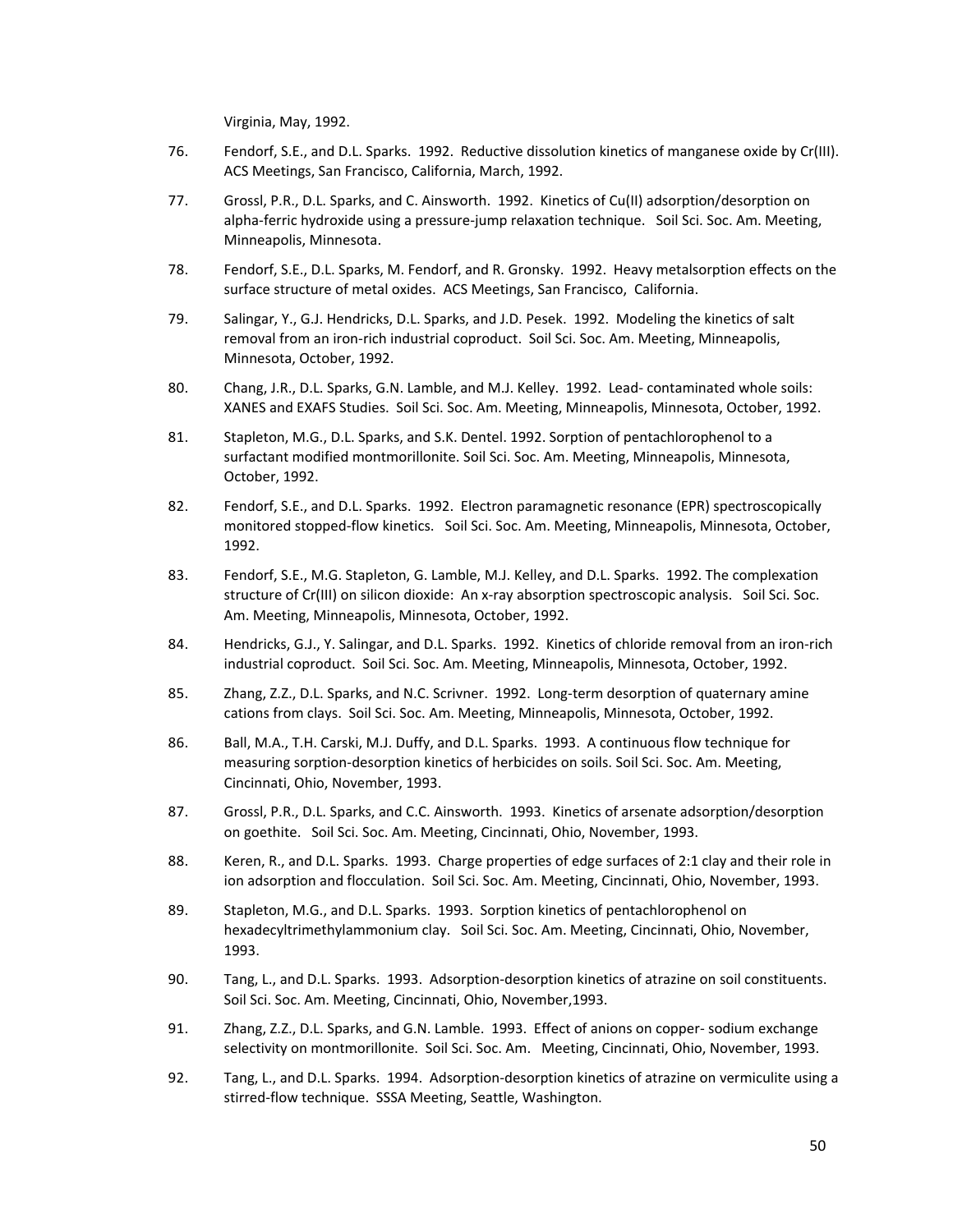Virginia, May, 1992.

76. Fendorf, S.E., and D.L. Sparks. 1992. Reductive dissolution kinetics of manganese oxide by Cr(III). ACS Meetings, San Francisco, California, March, 1992.

77. Grossl, P.R., D.L. Sparks, and C. Ainsworth. 1992. Kinetics of Cu(II) adsorption/desorption on alpha-ferric hydroxide using a pressure-jump relaxation technique. Soil Sci. Soc. Am. Meeting, Minneapolis, Minnesota.

78. Fendorf, S.E., D.L. Sparks, M. Fendorf, and R. Gronsky. 1992. Heavy metalsorption effects on the surface structure of metal oxides. ACS Meetings, San Francisco, California.

79. Salingar, Y., G.J. Hendricks, D.L. Sparks, and J.D. Pesek. 1992. Modeling the kinetics of salt removal from an iron-rich industrial coproduct. Soil Sci. Soc. Am. Meeting, Minneapolis, Minnesota, October, 1992.

80. Chang, J.R., D.L. Sparks, G.N. Lamble, and M.J. Kelley. 1992. Lead- contaminated whole soils: XANES and EXAFS Studies. Soil Sci. Soc. Am. Meeting, Minneapolis, Minnesota, October, 1992.

81. Stapleton, M.G., D.L. Sparks, and S.K. Dentel. 1992. Sorption of pentachlorophenol to a surfactant modified montmorillonite. Soil Sci. Soc. Am. Meeting, Minneapolis, Minnesota, October, 1992.

82. Fendorf, S.E., and D.L. Sparks. 1992. Electron paramagnetic resonance (EPR) spectroscopically monitored stopped-flow kinetics. Soil Sci. Soc. Am. Meeting, Minneapolis, Minnesota, October, 1992.

83. Fendorf, S.E., M.G. Stapleton, G. Lamble, M.J. Kelley, and D.L. Sparks. 1992. The complexation structure of Cr(III) on silicon dioxide: An x-ray absorption spectroscopic analysis. Soil Sci. Soc. Am. Meeting, Minneapolis, Minnesota, October, 1992.

84. Hendricks, G.J., Y. Salingar, and D.L. Sparks. 1992. Kinetics of chloride removal from an iron-rich industrial coproduct. Soil Sci. Soc. Am. Meeting, Minneapolis, Minnesota, October, 1992.

85. Zhang, Z.Z., D.L. Sparks, and N.C. Scrivner. 1992. Long-term desorption of quaternary amine cations from clays. Soil Sci. Soc. Am. Meeting, Minneapolis, Minnesota, October, 1992.

86. Ball, M.A., T.H. Carski, M.J. Duffy, and D.L. Sparks. 1993. A continuous flow technique for measuring sorption-desorption kinetics of herbicides on soils. Soil Sci. Soc. Am. Meeting, Cincinnati, Ohio, November, 1993.

87. Grossl, P.R., D.L. Sparks, and C.C. Ainsworth. 1993. Kinetics of arsenate adsorption/desorption on goethite. Soil Sci. Soc. Am. Meeting, Cincinnati, Ohio, November, 1993.

88. Keren, R., and D.L. Sparks. 1993. Charge properties of edge surfaces of 2:1 clay and their role in ion adsorption and flocculation. Soil Sci. Soc. Am. Meeting, Cincinnati, Ohio, November, 1993.

89. Stapleton, M.G., and D.L. Sparks. 1993. Sorption kinetics of pentachlorophenol on hexadecyltrimethylammonium clay. Soil Sci. Soc. Am. Meeting, Cincinnati, Ohio, November, 1993.

90. Tang, L., and D.L. Sparks. 1993. Adsorption-desorption kinetics of atrazine on soil constituents. Soil Sci. Soc. Am. Meeting, Cincinnati, Ohio, November,1993.

91. Zhang, Z.Z., D.L. Sparks, and G.N. Lamble. 1993. Effect of anions on copper- sodium exchange selectivity on montmorillonite. Soil Sci. Soc. Am. Meeting, Cincinnati, Ohio, November, 1993.

92. Tang, L., and D.L. Sparks. 1994. Adsorption-desorption kinetics of atrazine on vermiculite using a stirred-flow technique. SSSA Meeting, Seattle, Washington.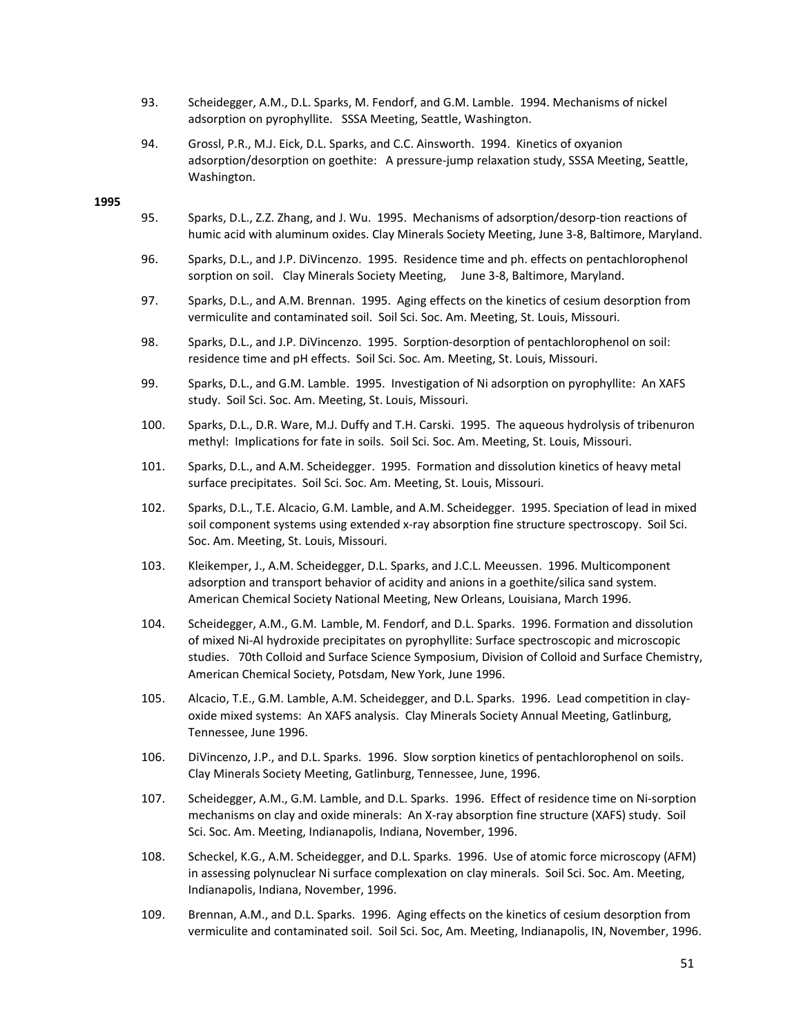93. Scheidegger, A.M., D.L. Sparks, M. Fendorf, and G.M. Lamble. 1994. Mechanisms of nickel adsorption on pyrophyllite. SSSA Meeting, Seattle, Washington.

94. Grossl, P.R., M.J. Eick, D.L. Sparks, and C.C. Ainsworth. 1994. Kinetics of oxyanion adsorption/desorption on goethite: A pressure-jump relaxation study, SSSA Meeting, Seattle, Washington.

**1995**

95. Sparks, D.L., Z.Z. Zhang, and J. Wu. 1995. Mechanisms of adsorption/desorp-tion reactions of humic acid with aluminum oxides. Clay Minerals Society Meeting, June 3-8, Baltimore, Maryland.

96. Sparks, D.L., and J.P. DiVincenzo. 1995. Residence time and ph. effects on pentachlorophenol sorption on soil. Clay Minerals Society Meeting, June 3-8, Baltimore, Maryland.

97. Sparks, D.L., and A.M. Brennan. 1995. Aging effects on the kinetics of cesium desorption from vermiculite and contaminated soil. Soil Sci. Soc. Am. Meeting, St. Louis, Missouri.

98. Sparks, D.L., and J.P. DiVincenzo. 1995. Sorption-desorption of pentachlorophenol on soil: residence time and pH effects. Soil Sci. Soc. Am. Meeting, St. Louis, Missouri.

99. Sparks, D.L., and G.M. Lamble. 1995. Investigation of Ni adsorption on pyrophyllite: An XAFS study. Soil Sci. Soc. Am. Meeting, St. Louis, Missouri.

100. Sparks, D.L., D.R. Ware, M.J. Duffy and T.H. Carski. 1995. The aqueous hydrolysis of tribenuron methyl: Implications for fate in soils. Soil Sci. Soc. Am. Meeting, St. Louis, Missouri.

101. Sparks, D.L., and A.M. Scheidegger. 1995. Formation and dissolution kinetics of heavy metal surface precipitates. Soil Sci. Soc. Am. Meeting, St. Louis, Missouri.

102. Sparks, D.L., T.E. Alcacio, G.M. Lamble, and A.M. Scheidegger. 1995. Speciation of lead in mixed soil component systems using extended x-ray absorption fine structure spectroscopy. Soil Sci. Soc. Am. Meeting, St. Louis, Missouri.

103. Kleikemper, J., A.M. Scheidegger, D.L. Sparks, and J.C.L. Meeussen. 1996. Multicomponent adsorption and transport behavior of acidity and anions in a goethite/silica sand system. American Chemical Society National Meeting, New Orleans, Louisiana, March 1996.

104. Scheidegger, A.M., G.M. Lamble, M. Fendorf, and D.L. Sparks. 1996. Formation and dissolution of mixed Ni-Al hydroxide precipitates on pyrophyllite: Surface spectroscopic and microscopic studies. 70th Colloid and Surface Science Symposium, Division of Colloid and Surface Chemistry, American Chemical Society, Potsdam, New York, June 1996.

105. Alcacio, T.E., G.M. Lamble, A.M. Scheidegger, and D.L. Sparks. 1996. Lead competition in clay-oxide mixed systems: An XAFS analysis. Clay Minerals Society Annual Meeting, Gatlinburg, Tennessee, June 1996.

106. DiVincenzo, J.P., and D.L. Sparks. 1996. Slow sorption kinetics of pentachlorophenol on soils. Clay Minerals Society Meeting, Gatlinburg, Tennessee, June, 1996.

107. Scheidegger, A.M., G.M. Lamble, and D.L. Sparks. 1996. Effect of residence time on Ni-sorption mechanisms on clay and oxide minerals: An X-ray absorption fine structure (XAFS) study. Soil Sci. Soc. Am. Meeting, Indianapolis, Indiana, November, 1996.

108. Scheckel, K.G., A.M. Scheidegger, and D.L. Sparks. 1996. Use of atomic force microscopy (AFM) in assessing polynuclear Ni surface complexation on clay minerals. Soil Sci. Soc. Am. Meeting, Indianapolis, Indiana, November, 1996.

109. Brennan, A.M., and D.L. Sparks. 1996. Aging effects on the kinetics of cesium desorption from vermiculite and contaminated soil. Soil Sci. Soc, Am. Meeting, Indianapolis, IN, November, 1996.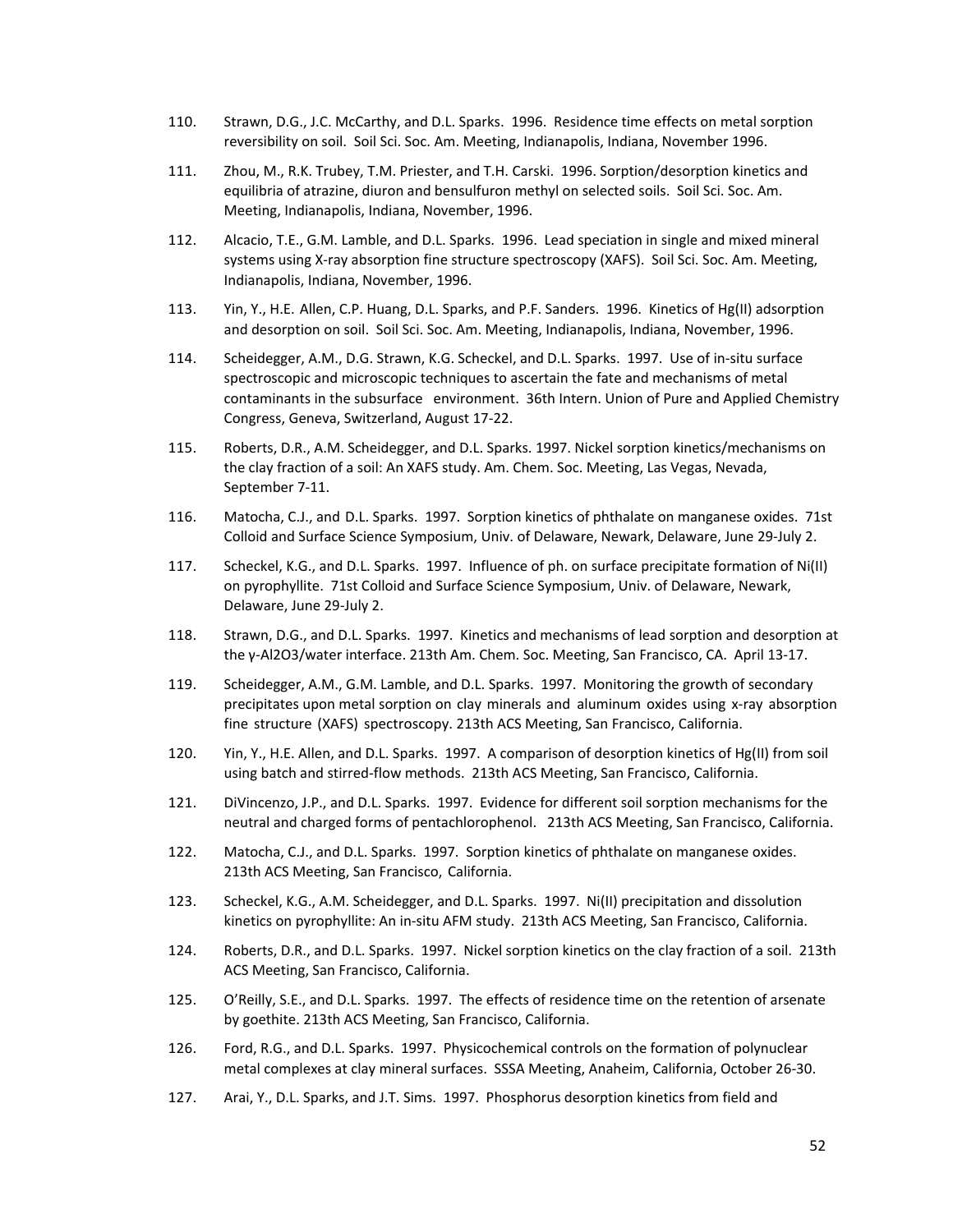110. Strawn, D.G., J.C. McCarthy, and D.L. Sparks. 1996. Residence time effects on metal sorption reversibility on soil. Soil Sci. Soc. Am. Meeting, Indianapolis, Indiana, November 1996.

111. Zhou, M., R.K. Trubey, T.M. Priester, and T.H. Carski. 1996. Sorption/desorption kinetics and equilibria of atrazine, diuron and bensulfuron methyl on selected soils. Soil Sci. Soc. Am. Meeting, Indianapolis, Indiana, November, 1996.

112. Alcacio, T.E., G.M. Lamble, and D.L. Sparks. 1996. Lead speciation in single and mixed mineral systems using X-ray absorption fine structure spectroscopy (XAFS). Soil Sci. Soc. Am. Meeting, Indianapolis, Indiana, November, 1996.

113. Yin, Y., H.E. Allen, C.P. Huang, D.L. Sparks, and P.F. Sanders. 1996. Kinetics of Hg(II) adsorption and desorption on soil. Soil Sci. Soc. Am. Meeting, Indianapolis, Indiana, November, 1996.

114. Scheidegger, A.M., D.G. Strawn, K.G. Scheckel, and D.L. Sparks. 1997. Use of in-situ surface spectroscopic and microscopic techniques to ascertain the fate and mechanisms of metal contaminants in the subsurface environment. 36th Intern. Union of Pure and Applied Chemistry Congress, Geneva, Switzerland, August 17-22.

115. Roberts, D.R., A.M. Scheidegger, and D.L. Sparks. 1997. Nickel sorption kinetics/mechanisms on the clay fraction of a soil: An XAFS study. Am. Chem. Soc. Meeting, Las Vegas, Nevada, September 7-11.

116. Matocha, C.J., and D.L. Sparks. 1997. Sorption kinetics of phthalate on manganese oxides. 71st Colloid and Surface Science Symposium, Univ. of Delaware, Newark, Delaware, June 29-July 2.

117. Scheckel, K.G., and D.L. Sparks. 1997. Influence of ph. on surface precipitate formation of Ni(II) on pyrophyllite. 71st Colloid and Surface Science Symposium, Univ. of Delaware, Newark, Delaware, June 29-July 2.

118. Strawn, D.G., and D.L. Sparks. 1997. Kinetics and mechanisms of lead sorption and desorption at the γ-$Al_2O_3$/water interface. 213th Am. Chem. Soc. Meeting, San Francisco, CA. April 13-17.

119. Scheidegger, A.M., G.M. Lamble, and D.L. Sparks. 1997. Monitoring the growth of secondary precipitates upon metal sorption on clay minerals and aluminum oxides using x-ray absorption fine structure (XAFS) spectroscopy. 213th ACS Meeting, San Francisco, California.

120. Yin, Y., H.E. Allen, and D.L. Sparks. 1997. A comparison of desorption kinetics of Hg(II) from soil using batch and stirred-flow methods. 213th ACS Meeting, San Francisco, California.

121. DiVincenzo, J.P., and D.L. Sparks. 1997. Evidence for different soil sorption mechanisms for the neutral and charged forms of pentachlorophenol. 213th ACS Meeting, San Francisco, California.

122. Matocha, C.J., and D.L. Sparks. 1997. Sorption kinetics of phthalate on manganese oxides. 213th ACS Meeting, San Francisco, California.

123. Scheckel, K.G., A.M. Scheidegger, and D.L. Sparks. 1997. Ni(II) precipitation and dissolution kinetics on pyrophyllite: An in-situ AFM study. 213th ACS Meeting, San Francisco, California.

124. Roberts, D.R., and D.L. Sparks. 1997. Nickel sorption kinetics on the clay fraction of a soil. 213th ACS Meeting, San Francisco, California.

125. O'Reilly, S.E., and D.L. Sparks. 1997. The effects of residence time on the retention of arsenate by goethite. 213th ACS Meeting, San Francisco, California.

126. Ford, R.G., and D.L. Sparks. 1997. Physicochemical controls on the formation of polynuclear metal complexes at clay mineral surfaces. SSSA Meeting, Anaheim, California, October 26-30.

127. Arai, Y., D.L. Sparks, and J.T. Sims. 1997. Phosphorus desorption kinetics from field and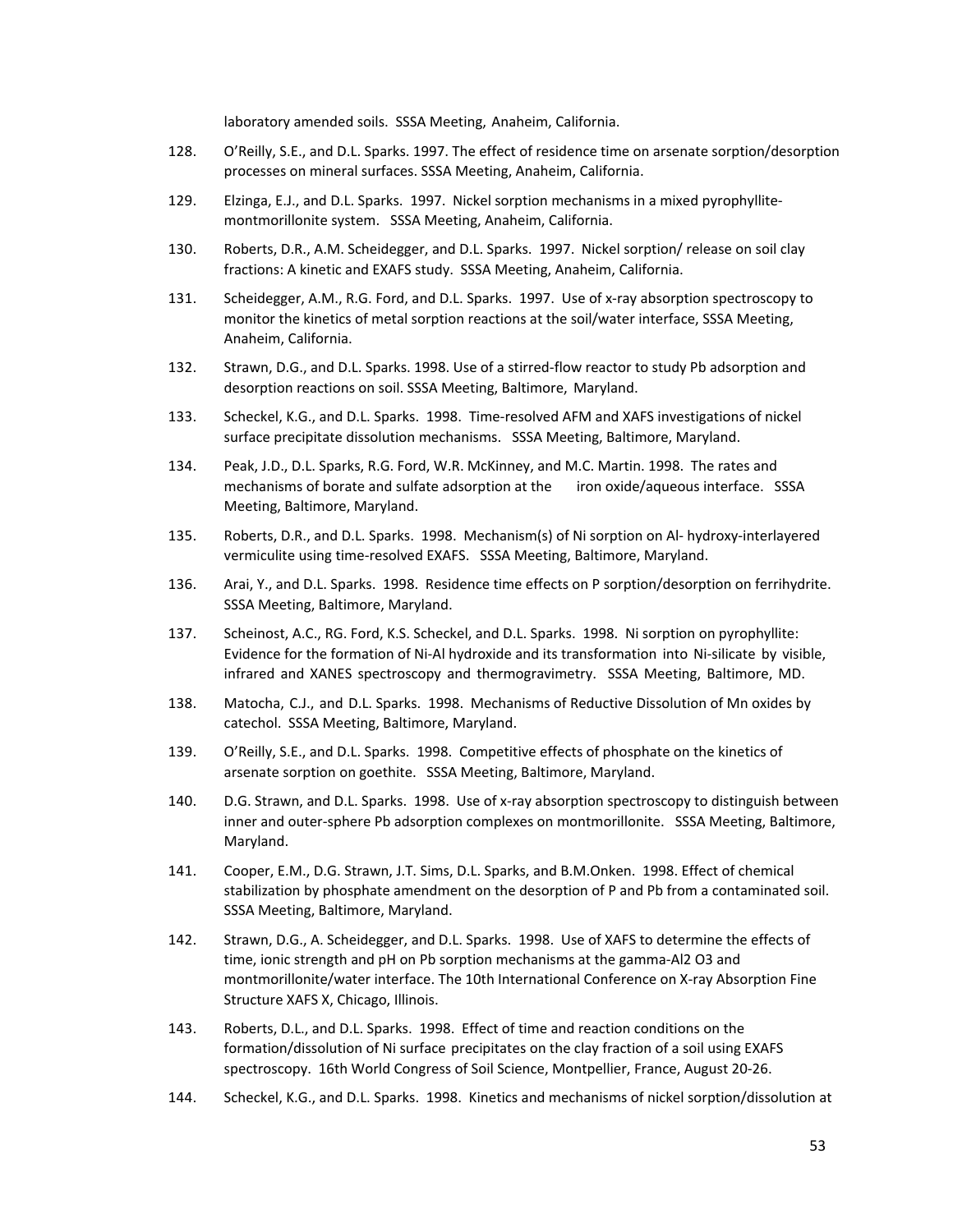laboratory amended soils. SSSA Meeting, Anaheim, California.

128. O'Reilly, S.E., and D.L. Sparks. 1997. The effect of residence time on arsenate sorption/desorption processes on mineral surfaces. SSSA Meeting, Anaheim, California.

129. Elzinga, E.J., and D.L. Sparks. 1997. Nickel sorption mechanisms in a mixed pyrophyllite-montmorillonite system. SSSA Meeting, Anaheim, California.

130. Roberts, D.R., A.M. Scheidegger, and D.L. Sparks. 1997. Nickel sorption/ release on soil clay fractions: A kinetic and EXAFS study. SSSA Meeting, Anaheim, California.

131. Scheidegger, A.M., R.G. Ford, and D.L. Sparks. 1997. Use of x-ray absorption spectroscopy to monitor the kinetics of metal sorption reactions at the soil/water interface, SSSA Meeting, Anaheim, California.

132. Strawn, D.G., and D.L. Sparks. 1998. Use of a stirred-flow reactor to study Pb adsorption and desorption reactions on soil. SSSA Meeting, Baltimore, Maryland.

133. Scheckel, K.G., and D.L. Sparks. 1998. Time-resolved AFM and XAFS investigations of nickel surface precipitate dissolution mechanisms. SSSA Meeting, Baltimore, Maryland.

134. Peak, J.D., D.L. Sparks, R.G. Ford, W.R. McKinney, and M.C. Martin. 1998. The rates and mechanisms of borate and sulfate adsorption at the iron oxide/aqueous interface. SSSA Meeting, Baltimore, Maryland.

135. Roberts, D.R., and D.L. Sparks. 1998. Mechanism(s) of Ni sorption on Al- hydroxy-interlayered vermiculite using time-resolved EXAFS. SSSA Meeting, Baltimore, Maryland.

136. Arai, Y., and D.L. Sparks. 1998. Residence time effects on P sorption/desorption on ferrihydrite. SSSA Meeting, Baltimore, Maryland.

137. Scheinost, A.C., RG. Ford, K.S. Scheckel, and D.L. Sparks. 1998. Ni sorption on pyrophyllite: Evidence for the formation of Ni-Al hydroxide and its transformation into Ni-silicate by visible, infrared and XANES spectroscopy and thermogravimetry. SSSA Meeting, Baltimore, MD.

138. Matocha, C.J., and D.L. Sparks. 1998. Mechanisms of Reductive Dissolution of Mn oxides by catechol. SSSA Meeting, Baltimore, Maryland.

139. O'Reilly, S.E., and D.L. Sparks. 1998. Competitive effects of phosphate on the kinetics of arsenate sorption on goethite. SSSA Meeting, Baltimore, Maryland.

140. D.G. Strawn, and D.L. Sparks. 1998. Use of x-ray absorption spectroscopy to distinguish between inner and outer-sphere Pb adsorption complexes on montmorillonite. SSSA Meeting, Baltimore, Maryland.

141. Cooper, E.M., D.G. Strawn, J.T. Sims, D.L. Sparks, and B.M.Onken. 1998. Effect of chemical stabilization by phosphate amendment on the desorption of P and Pb from a contaminated soil. SSSA Meeting, Baltimore, Maryland.

142. Strawn, D.G., A. Scheidegger, and D.L. Sparks. 1998. Use of XAFS to determine the effects of time, ionic strength and pH on Pb sorption mechanisms at the gamma-$Al_2O_3$ and montmorillonite/water interface. The 10th International Conference on X-ray Absorption Fine Structure XAFS X, Chicago, Illinois.

143. Roberts, D.L., and D.L. Sparks. 1998. Effect of time and reaction conditions on the formation/dissolution of Ni surface precipitates on the clay fraction of a soil using EXAFS spectroscopy. 16th World Congress of Soil Science, Montpellier, France, August 20-26.

144. Scheckel, K.G., and D.L. Sparks. 1998. Kinetics and mechanisms of nickel sorption/dissolution at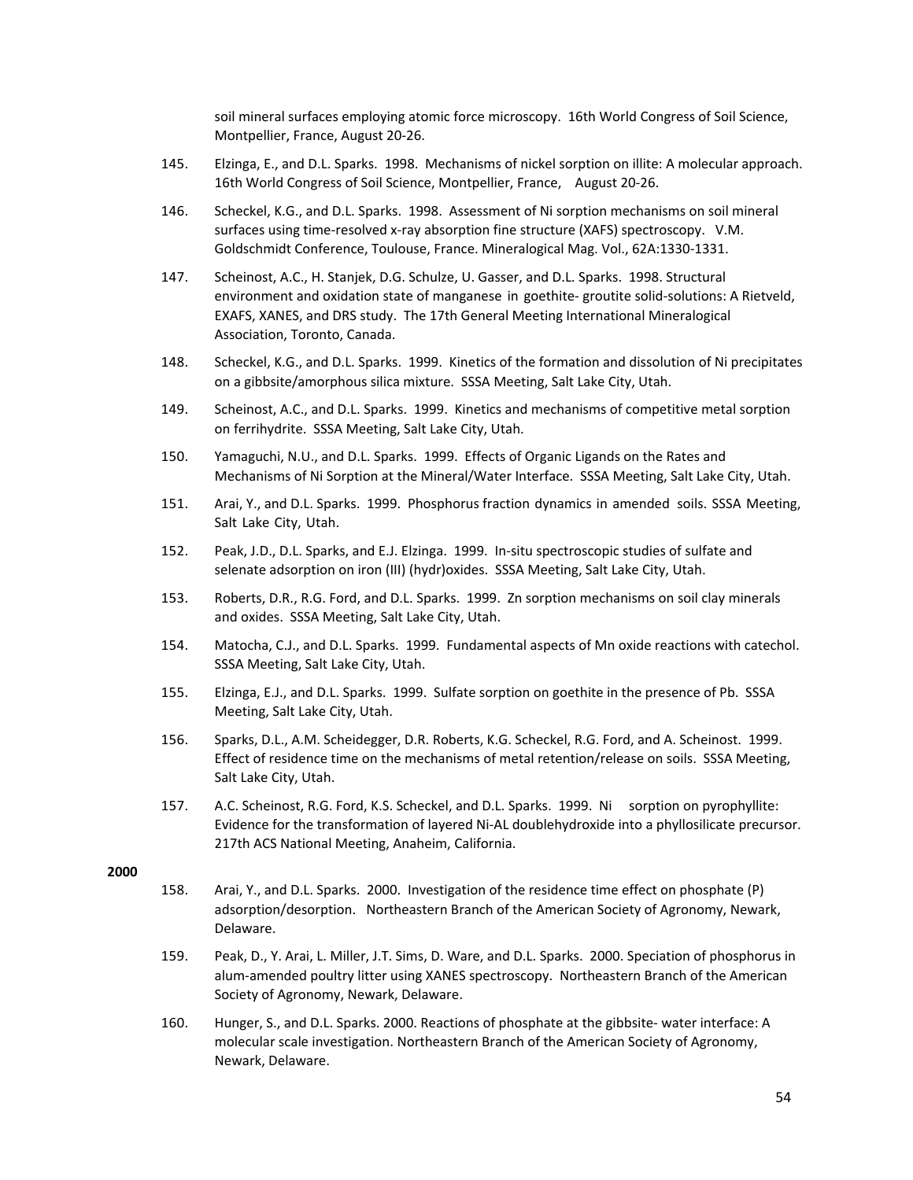soil mineral surfaces employing atomic force microscopy. 16th World Congress of Soil Science, Montpellier, France, August 20-26.

145. Elzinga, E., and D.L. Sparks. 1998. Mechanisms of nickel sorption on illite: A molecular approach. 16th World Congress of Soil Science, Montpellier, France, August 20-26.

146. Scheckel, K.G., and D.L. Sparks. 1998. Assessment of Ni sorption mechanisms on soil mineral surfaces using time-resolved x-ray absorption fine structure (XAFS) spectroscopy. V.M. Goldschmidt Conference, Toulouse, France. Mineralogical Mag. Vol., 62A:1330-1331.

147. Scheinost, A.C., H. Stanjek, D.G. Schulze, U. Gasser, and D.L. Sparks. 1998. Structural environment and oxidation state of manganese in goethite- groutite solid-solutions: A Rietveld, EXAFS, XANES, and DRS study. The 17th General Meeting International Mineralogical Association, Toronto, Canada.

148. Scheckel, K.G., and D.L. Sparks. 1999. Kinetics of the formation and dissolution of Ni precipitates on a gibbsite/amorphous silica mixture. SSSA Meeting, Salt Lake City, Utah.

149. Scheinost, A.C., and D.L. Sparks. 1999. Kinetics and mechanisms of competitive metal sorption on ferrihydrite. SSSA Meeting, Salt Lake City, Utah.

150. Yamaguchi, N.U., and D.L. Sparks. 1999. Effects of Organic Ligands on the Rates and Mechanisms of Ni Sorption at the Mineral/Water Interface. SSSA Meeting, Salt Lake City, Utah.

151. Arai, Y., and D.L. Sparks. 1999. Phosphorus fraction dynamics in amended soils. SSSA Meeting, Salt Lake City, Utah.

152. Peak, J.D., D.L. Sparks, and E.J. Elzinga. 1999. In-situ spectroscopic studies of sulfate and selenate adsorption on iron (III) (hydr)oxides. SSSA Meeting, Salt Lake City, Utah.

153. Roberts, D.R., R.G. Ford, and D.L. Sparks. 1999. Zn sorption mechanisms on soil clay minerals and oxides. SSSA Meeting, Salt Lake City, Utah.

154. Matocha, C.J., and D.L. Sparks. 1999. Fundamental aspects of Mn oxide reactions with catechol. SSSA Meeting, Salt Lake City, Utah.

155. Elzinga, E.J., and D.L. Sparks. 1999. Sulfate sorption on goethite in the presence of Pb. SSSA Meeting, Salt Lake City, Utah.

156. Sparks, D.L., A.M. Scheidegger, D.R. Roberts, K.G. Scheckel, R.G. Ford, and A. Scheinost. 1999. Effect of residence time on the mechanisms of metal retention/release on soils. SSSA Meeting, Salt Lake City, Utah.

157. A.C. Scheinost, R.G. Ford, K.S. Scheckel, and D.L. Sparks. 1999. Ni sorption on pyrophyllite: Evidence for the transformation of layered Ni-AL doublehydroxide into a phyllosilicate precursor. 217th ACS National Meeting, Anaheim, California.

**2000**

158. Arai, Y., and D.L. Sparks. 2000. Investigation of the residence time effect on phosphate (P) adsorption/desorption. Northeastern Branch of the American Society of Agronomy, Newark, Delaware.

159. Peak, D., Y. Arai, L. Miller, J.T. Sims, D. Ware, and D.L. Sparks. 2000. Speciation of phosphorus in alum-amended poultry litter using XANES spectroscopy. Northeastern Branch of the American Society of Agronomy, Newark, Delaware.

160. Hunger, S., and D.L. Sparks. 2000. Reactions of phosphate at the gibbsite- water interface: A molecular scale investigation. Northeastern Branch of the American Society of Agronomy, Newark, Delaware.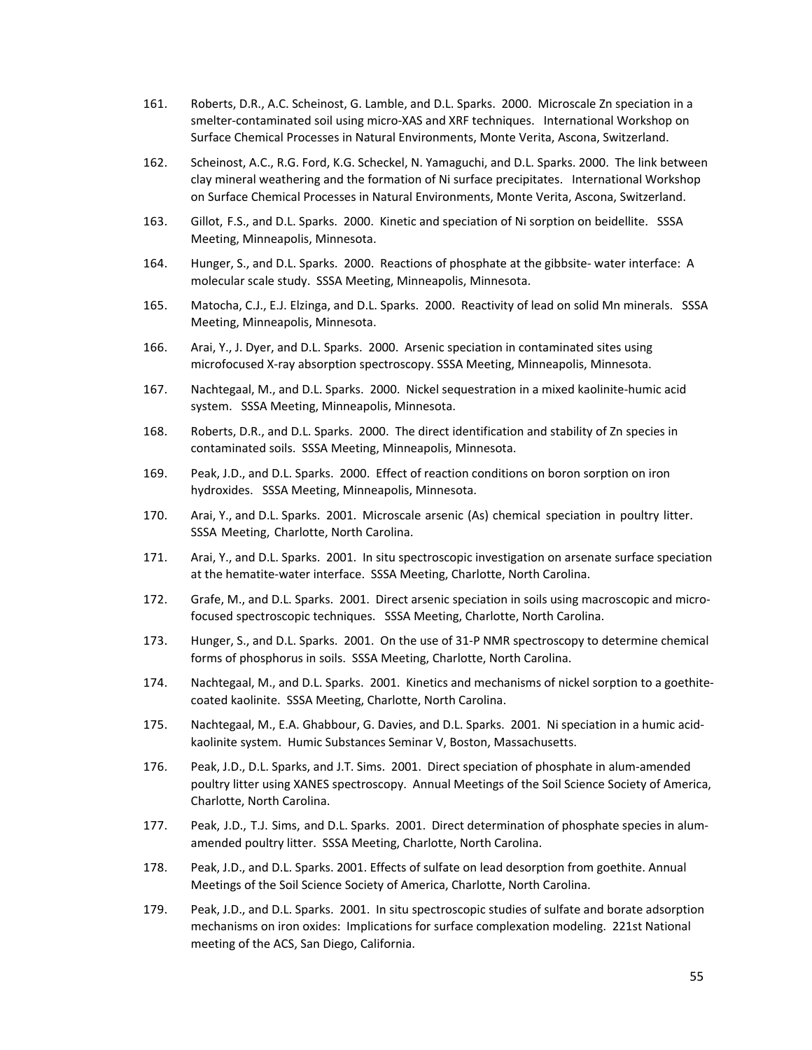161. Roberts, D.R., A.C. Scheinost, G. Lamble, and D.L. Sparks. 2000. Microscale Zn speciation in a smelter-contaminated soil using micro-XAS and XRF techniques. International Workshop on Surface Chemical Processes in Natural Environments, Monte Verita, Ascona, Switzerland.

162. Scheinost, A.C., R.G. Ford, K.G. Scheckel, N. Yamaguchi, and D.L. Sparks. 2000. The link between clay mineral weathering and the formation of Ni surface precipitates. International Workshop on Surface Chemical Processes in Natural Environments, Monte Verita, Ascona, Switzerland.

163. Gillot, F.S., and D.L. Sparks. 2000. Kinetic and speciation of Ni sorption on beidellite. SSSA Meeting, Minneapolis, Minnesota.

164. Hunger, S., and D.L. Sparks. 2000. Reactions of phosphate at the gibbsite- water interface: A molecular scale study. SSSA Meeting, Minneapolis, Minnesota.

165. Matocha, C.J., E.J. Elzinga, and D.L. Sparks. 2000. Reactivity of lead on solid Mn minerals. SSSA Meeting, Minneapolis, Minnesota.

166. Arai, Y., J. Dyer, and D.L. Sparks. 2000. Arsenic speciation in contaminated sites using microfocused X-ray absorption spectroscopy. SSSA Meeting, Minneapolis, Minnesota.

167. Nachtegaal, M., and D.L. Sparks. 2000. Nickel sequestration in a mixed kaolinite-humic acid system. SSSA Meeting, Minneapolis, Minnesota.

168. Roberts, D.R., and D.L. Sparks. 2000. The direct identification and stability of Zn species in contaminated soils. SSSA Meeting, Minneapolis, Minnesota.

169. Peak, J.D., and D.L. Sparks. 2000. Effect of reaction conditions on boron sorption on iron hydroxides. SSSA Meeting, Minneapolis, Minnesota.

170. Arai, Y., and D.L. Sparks. 2001. Microscale arsenic (As) chemical speciation in poultry litter. SSSA Meeting, Charlotte, North Carolina.

171. Arai, Y., and D.L. Sparks. 2001. In situ spectroscopic investigation on arsenate surface speciation at the hematite-water interface. SSSA Meeting, Charlotte, North Carolina.

172. Grafe, M., and D.L. Sparks. 2001. Direct arsenic speciation in soils using macroscopic and micro-focused spectroscopic techniques. SSSA Meeting, Charlotte, North Carolina.

173. Hunger, S., and D.L. Sparks. 2001. On the use of 31-P NMR spectroscopy to determine chemical forms of phosphorus in soils. SSSA Meeting, Charlotte, North Carolina.

174. Nachtegaal, M., and D.L. Sparks. 2001. Kinetics and mechanisms of nickel sorption to a goethite-coated kaolinite. SSSA Meeting, Charlotte, North Carolina.

175. Nachtegaal, M., E.A. Ghabbour, G. Davies, and D.L. Sparks. 2001. Ni speciation in a humic acid-kaolinite system. Humic Substances Seminar V, Boston, Massachusetts.

176. Peak, J.D., D.L. Sparks, and J.T. Sims. 2001. Direct speciation of phosphate in alum-amended poultry litter using XANES spectroscopy. Annual Meetings of the Soil Science Society of America, Charlotte, North Carolina.

177. Peak, J.D., T.J. Sims, and D.L. Sparks. 2001. Direct determination of phosphate species in alum-amended poultry litter. SSSA Meeting, Charlotte, North Carolina.

178. Peak, J.D., and D.L. Sparks. 2001. Effects of sulfate on lead desorption from goethite. Annual Meetings of the Soil Science Society of America, Charlotte, North Carolina.

179. Peak, J.D., and D.L. Sparks. 2001. In situ spectroscopic studies of sulfate and borate adsorption mechanisms on iron oxides: Implications for surface complexation modeling. 221st National meeting of the ACS, San Diego, California.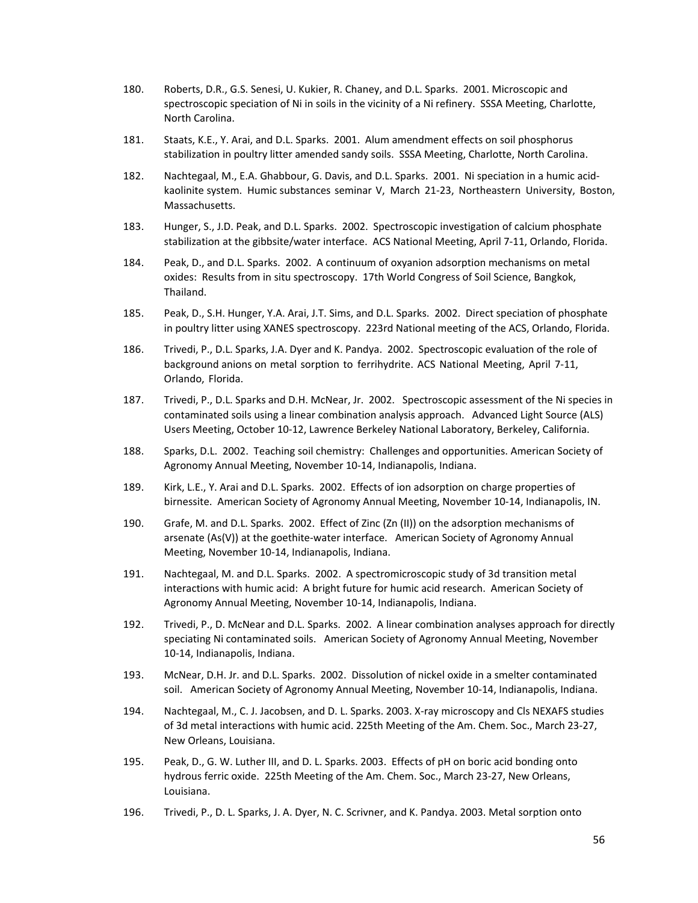180. Roberts, D.R., G.S. Senesi, U. Kukier, R. Chaney, and D.L. Sparks. 2001. Microscopic and spectroscopic speciation of Ni in soils in the vicinity of a Ni refinery. SSSA Meeting, Charlotte, North Carolina.

181. Staats, K.E., Y. Arai, and D.L. Sparks. 2001. Alum amendment effects on soil phosphorus stabilization in poultry litter amended sandy soils. SSSA Meeting, Charlotte, North Carolina.

182. Nachtegaal, M., E.A. Ghabbour, G. Davis, and D.L. Sparks. 2001. Ni speciation in a humic acid-kaolinite system. Humic substances seminar V, March 21-23, Northeastern University, Boston, Massachusetts.

183. Hunger, S., J.D. Peak, and D.L. Sparks. 2002. Spectroscopic investigation of calcium phosphate stabilization at the gibbsite/water interface. ACS National Meeting, April 7-11, Orlando, Florida.

184. Peak, D., and D.L. Sparks. 2002. A continuum of oxyanion adsorption mechanisms on metal oxides: Results from in situ spectroscopy. 17th World Congress of Soil Science, Bangkok, Thailand.

185. Peak, D., S.H. Hunger, Y.A. Arai, J.T. Sims, and D.L. Sparks. 2002. Direct speciation of phosphate in poultry litter using XANES spectroscopy. 223rd National meeting of the ACS, Orlando, Florida.

186. Trivedi, P., D.L. Sparks, J.A. Dyer and K. Pandya. 2002. Spectroscopic evaluation of the role of background anions on metal sorption to ferrihydrite. ACS National Meeting, April 7-11, Orlando, Florida.

187. Trivedi, P., D.L. Sparks and D.H. McNear, Jr. 2002. Spectroscopic assessment of the Ni species in contaminated soils using a linear combination analysis approach. Advanced Light Source (ALS) Users Meeting, October 10-12, Lawrence Berkeley National Laboratory, Berkeley, California.

188. Sparks, D.L. 2002. Teaching soil chemistry: Challenges and opportunities. American Society of Agronomy Annual Meeting, November 10-14, Indianapolis, Indiana.

189. Kirk, L.E., Y. Arai and D.L. Sparks. 2002. Effects of ion adsorption on charge properties of birnessite. American Society of Agronomy Annual Meeting, November 10-14, Indianapolis, IN.

190. Grafe, M. and D.L. Sparks. 2002. Effect of Zinc (Zn (II)) on the adsorption mechanisms of arsenate (As(V)) at the goethite-water interface. American Society of Agronomy Annual Meeting, November 10-14, Indianapolis, Indiana.

191. Nachtegaal, M. and D.L. Sparks. 2002. A spectromicroscopic study of 3d transition metal interactions with humic acid: A bright future for humic acid research. American Society of Agronomy Annual Meeting, November 10-14, Indianapolis, Indiana.

192. Trivedi, P., D. McNear and D.L. Sparks. 2002. A linear combination analyses approach for directly speciating Ni contaminated soils. American Society of Agronomy Annual Meeting, November 10-14, Indianapolis, Indiana.

193. McNear, D.H. Jr. and D.L. Sparks. 2002. Dissolution of nickel oxide in a smelter contaminated soil. American Society of Agronomy Annual Meeting, November 10-14, Indianapolis, Indiana.

194. Nachtegaal, M., C. J. Jacobsen, and D. L. Sparks. 2003. X-ray microscopy and Cls NEXAFS studies of 3d metal interactions with humic acid. 225th Meeting of the Am. Chem. Soc., March 23-27, New Orleans, Louisiana.

195. Peak, D., G. W. Luther III, and D. L. Sparks. 2003. Effects of pH on boric acid bonding onto hydrous ferric oxide. 225th Meeting of the Am. Chem. Soc., March 23-27, New Orleans, Louisiana.

196. Trivedi, P., D. L. Sparks, J. A. Dyer, N. C. Scrivner, and K. Pandya. 2003. Metal sorption onto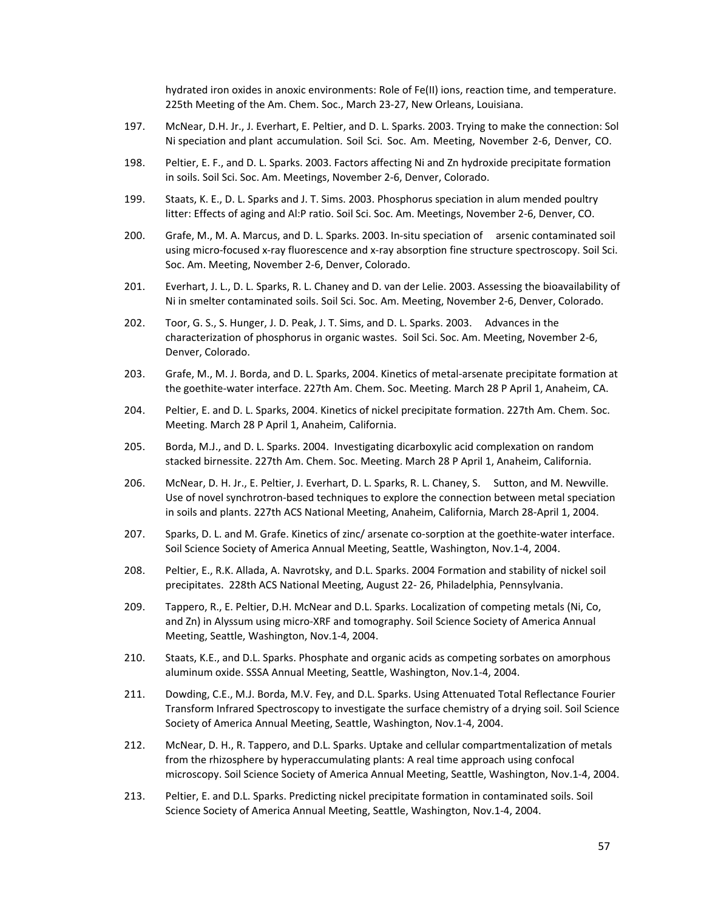hydrated iron oxides in anoxic environments: Role of Fe(II) ions, reaction time, and temperature. 225th Meeting of the Am. Chem. Soc., March 23-27, New Orleans, Louisiana.

197. McNear, D.H. Jr., J. Everhart, E. Peltier, and D. L. Sparks. 2003. Trying to make the connection: Sol Ni speciation and plant accumulation. Soil Sci. Soc. Am. Meeting, November 2-6, Denver, CO.

198. Peltier, E. F., and D. L. Sparks. 2003. Factors affecting Ni and Zn hydroxide precipitate formation in soils. Soil Sci. Soc. Am. Meetings, November 2-6, Denver, Colorado.

199. Staats, K. E., D. L. Sparks and J. T. Sims. 2003. Phosphorus speciation in alum mended poultry litter: Effects of aging and Al:P ratio. Soil Sci. Soc. Am. Meetings, November 2-6, Denver, CO.

200. Grafe, M., M. A. Marcus, and D. L. Sparks. 2003. In-situ speciation of arsenic contaminated soil using micro-focused x-ray fluorescence and x-ray absorption fine structure spectroscopy. Soil Sci. Soc. Am. Meeting, November 2-6, Denver, Colorado.

201. Everhart, J. L., D. L. Sparks, R. L. Chaney and D. van der Lelie. 2003. Assessing the bioavailability of Ni in smelter contaminated soils. Soil Sci. Soc. Am. Meeting, November 2-6, Denver, Colorado.

202. Toor, G. S., S. Hunger, J. D. Peak, J. T. Sims, and D. L. Sparks. 2003. Advances in the characterization of phosphorus in organic wastes. Soil Sci. Soc. Am. Meeting, November 2-6, Denver, Colorado.

203. Grafe, M., M. J. Borda, and D. L. Sparks, 2004. Kinetics of metal-arsenate precipitate formation at the goethite-water interface. 227th Am. Chem. Soc. Meeting. March 28 P April 1, Anaheim, CA.

204. Peltier, E. and D. L. Sparks, 2004. Kinetics of nickel precipitate formation. 227th Am. Chem. Soc. Meeting. March 28 P April 1, Anaheim, California.

205. Borda, M.J., and D. L. Sparks. 2004. Investigating dicarboxylic acid complexation on random stacked birnessite. 227th Am. Chem. Soc. Meeting. March 28 P April 1, Anaheim, California.

206. McNear, D. H. Jr., E. Peltier, J. Everhart, D. L. Sparks, R. L. Chaney, S. Sutton, and M. Newville. Use of novel synchrotron-based techniques to explore the connection between metal speciation in soils and plants. 227th ACS National Meeting, Anaheim, California, March 28-April 1, 2004.

207. Sparks, D. L. and M. Grafe. Kinetics of zinc/ arsenate co-sorption at the goethite-water interface. Soil Science Society of America Annual Meeting, Seattle, Washington, Nov.1-4, 2004.

208. Peltier, E., R.K. Allada, A. Navrotsky, and D.L. Sparks. 2004 Formation and stability of nickel soil precipitates. 228th ACS National Meeting, August 22- 26, Philadelphia, Pennsylvania.

209. Tappero, R., E. Peltier, D.H. McNear and D.L. Sparks. Localization of competing metals (Ni, Co, and Zn) in Alyssum using micro-XRF and tomography. Soil Science Society of America Annual Meeting, Seattle, Washington, Nov.1-4, 2004.

210. Staats, K.E., and D.L. Sparks. Phosphate and organic acids as competing sorbates on amorphous aluminum oxide. SSSA Annual Meeting, Seattle, Washington, Nov.1-4, 2004.

211. Dowding, C.E., M.J. Borda, M.V. Fey, and D.L. Sparks. Using Attenuated Total Reflectance Fourier Transform Infrared Spectroscopy to investigate the surface chemistry of a drying soil. Soil Science Society of America Annual Meeting, Seattle, Washington, Nov.1-4, 2004.

212. McNear, D. H., R. Tappero, and D.L. Sparks. Uptake and cellular compartmentalization of metals from the rhizosphere by hyperaccumulating plants: A real time approach using confocal microscopy. Soil Science Society of America Annual Meeting, Seattle, Washington, Nov.1-4, 2004.

213. Peltier, E. and D.L. Sparks. Predicting nickel precipitate formation in contaminated soils. Soil Science Society of America Annual Meeting, Seattle, Washington, Nov.1-4, 2004.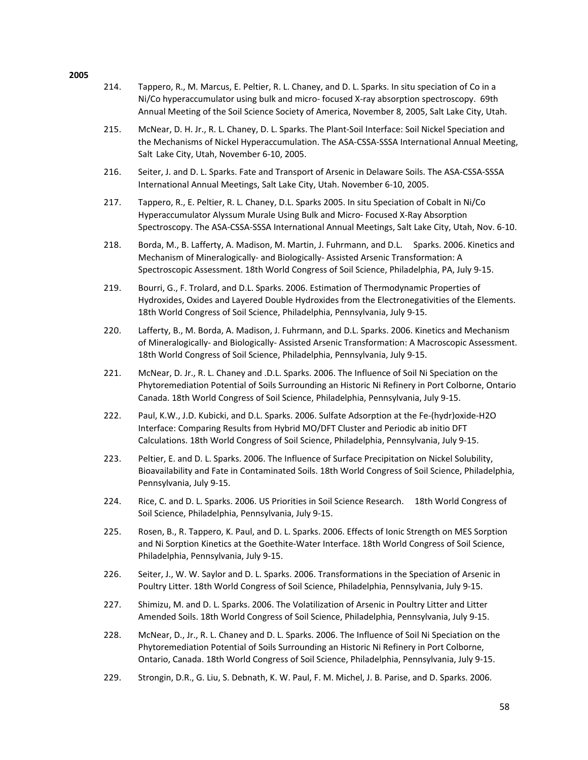**2005**

214. Tappero, R., M. Marcus, E. Peltier, R. L. Chaney, and D. L. Sparks. In situ speciation of Co in a Ni/Co hyperaccumulator using bulk and micro- focused X-ray absorption spectroscopy. 69th Annual Meeting of the Soil Science Society of America, November 8, 2005, Salt Lake City, Utah.

215. McNear, D. H. Jr., R. L. Chaney, D. L. Sparks. The Plant-Soil Interface: Soil Nickel Speciation and the Mechanisms of Nickel Hyperaccumulation. The ASA-CSSA-SSSA International Annual Meeting, Salt Lake City, Utah, November 6-10, 2005.

216. Seiter, J. and D. L. Sparks. Fate and Transport of Arsenic in Delaware Soils. The ASA-CSSA-SSSA International Annual Meetings, Salt Lake City, Utah. November 6-10, 2005.

217. Tappero, R., E. Peltier, R. L. Chaney, D.L. Sparks 2005. In situ Speciation of Cobalt in Ni/Co Hyperaccumulator Alyssum Murale Using Bulk and Micro- Focused X-Ray Absorption Spectroscopy. The ASA-CSSA-SSSA International Annual Meetings, Salt Lake City, Utah, Nov. 6-10.

218. Borda, M., B. Lafferty, A. Madison, M. Martin, J. Fuhrmann, and D.L. Sparks. 2006. Kinetics and Mechanism of Mineralogically- and Biologically- Assisted Arsenic Transformation: A Spectroscopic Assessment. 18th World Congress of Soil Science, Philadelphia, PA, July 9-15.

219. Bourri, G., F. Trolard, and D.L. Sparks. 2006. Estimation of Thermodynamic Properties of Hydroxides, Oxides and Layered Double Hydroxides from the Electronegativities of the Elements. 18th World Congress of Soil Science, Philadelphia, Pennsylvania, July 9-15.

220. Lafferty, B., M. Borda, A. Madison, J. Fuhrmann, and D.L. Sparks. 2006. Kinetics and Mechanism of Mineralogically- and Biologically- Assisted Arsenic Transformation: A Macroscopic Assessment. 18th World Congress of Soil Science, Philadelphia, Pennsylvania, July 9-15.

221. McNear, D. Jr., R. L. Chaney and .D.L. Sparks. 2006. The Influence of Soil Ni Speciation on the Phytoremediation Potential of Soils Surrounding an Historic Ni Refinery in Port Colborne, Ontario Canada. 18th World Congress of Soil Science, Philadelphia, Pennsylvania, July 9-15.

222. Paul, K.W., J.D. Kubicki, and D.L. Sparks. 2006. Sulfate Adsorption at the Fe-(hydr)oxide-H2O Interface: Comparing Results from Hybrid MO/DFT Cluster and Periodic ab initio DFT Calculations. 18th World Congress of Soil Science, Philadelphia, Pennsylvania, July 9-15.

223. Peltier, E. and D. L. Sparks. 2006. The Influence of Surface Precipitation on Nickel Solubility, Bioavailability and Fate in Contaminated Soils. 18th World Congress of Soil Science, Philadelphia, Pennsylvania, July 9-15.

224. Rice, C. and D. L. Sparks. 2006. US Priorities in Soil Science Research. 18th World Congress of Soil Science, Philadelphia, Pennsylvania, July 9-15.

225. Rosen, B., R. Tappero, K. Paul, and D. L. Sparks. 2006. Effects of Ionic Strength on MES Sorption and Ni Sorption Kinetics at the Goethite-Water Interface. 18th World Congress of Soil Science, Philadelphia, Pennsylvania, July 9-15.

226. Seiter, J., W. W. Saylor and D. L. Sparks. 2006. Transformations in the Speciation of Arsenic in Poultry Litter. 18th World Congress of Soil Science, Philadelphia, Pennsylvania, July 9-15.

227. Shimizu, M. and D. L. Sparks. 2006. The Volatilization of Arsenic in Poultry Litter and Litter Amended Soils. 18th World Congress of Soil Science, Philadelphia, Pennsylvania, July 9-15.

228. McNear, D., Jr., R. L. Chaney and D. L. Sparks. 2006. The Influence of Soil Ni Speciation on the Phytoremediation Potential of Soils Surrounding an Historic Ni Refinery in Port Colborne, Ontario, Canada. 18th World Congress of Soil Science, Philadelphia, Pennsylvania, July 9-15.

229. Strongin, D.R., G. Liu, S. Debnath, K. W. Paul, F. M. Michel, J. B. Parise, and D. Sparks. 2006.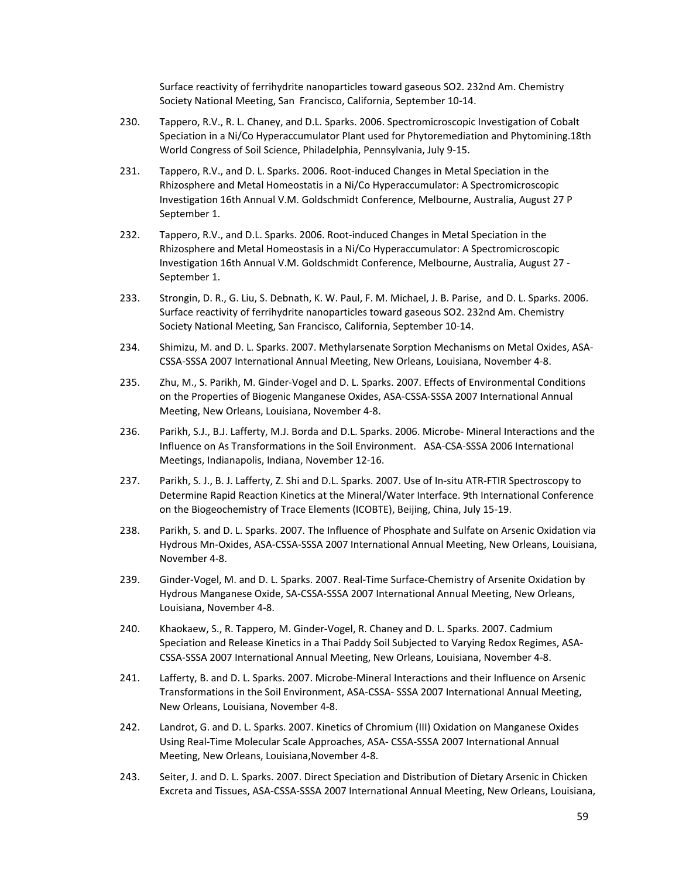Surface reactivity of ferrihydrite nanoparticles toward gaseous SO2. 232nd Am. Chemistry Society National Meeting, San Francisco, California, September 10-14.

230. Tappero, R.V., R. L. Chaney, and D.L. Sparks. 2006. Spectromicroscopic Investigation of Cobalt Speciation in a Ni/Co Hyperaccumulator Plant used for Phytoremediation and Phytomining.18th World Congress of Soil Science, Philadelphia, Pennsylvania, July 9-15.

231. Tappero, R.V., and D. L. Sparks. 2006. Root-induced Changes in Metal Speciation in the Rhizosphere and Metal Homeostatis in a Ni/Co Hyperaccumulator: A Spectromicroscopic Investigation 16th Annual V.M. Goldschmidt Conference, Melbourne, Australia, August 27 P September 1.

232. Tappero, R.V., and D.L. Sparks. 2006. Root-induced Changes in Metal Speciation in the Rhizosphere and Metal Homeostasis in a Ni/Co Hyperaccumulator: A Spectromicroscopic Investigation 16th Annual V.M. Goldschmidt Conference, Melbourne, Australia, August 27 - September 1.

233. Strongin, D. R., G. Liu, S. Debnath, K. W. Paul, F. M. Michael, J. B. Parise, and D. L. Sparks. 2006. Surface reactivity of ferrihydrite nanoparticles toward gaseous SO2. 232nd Am. Chemistry Society National Meeting, San Francisco, California, September 10-14.

234. Shimizu, M. and D. L. Sparks. 2007. Methylarsenate Sorption Mechanisms on Metal Oxides, ASA-CSSA-SSSA 2007 International Annual Meeting, New Orleans, Louisiana, November 4-8.

235. Zhu, M., S. Parikh, M. Ginder-Vogel and D. L. Sparks. 2007. Effects of Environmental Conditions on the Properties of Biogenic Manganese Oxides, ASA-CSSA-SSSA 2007 International Annual Meeting, New Orleans, Louisiana, November 4-8.

236. Parikh, S.J., B.J. Lafferty, M.J. Borda and D.L. Sparks. 2006. Microbe- Mineral Interactions and the Influence on As Transformations in the Soil Environment. ASA-CSA-SSSA 2006 International Meetings, Indianapolis, Indiana, November 12-16.

237. Parikh, S. J., B. J. Lafferty, Z. Shi and D.L. Sparks. 2007. Use of In-situ ATR-FTIR Spectroscopy to Determine Rapid Reaction Kinetics at the Mineral/Water Interface. 9th International Conference on the Biogeochemistry of Trace Elements (ICOBTE), Beijing, China, July 15-19.

238. Parikh, S. and D. L. Sparks. 2007. The Influence of Phosphate and Sulfate on Arsenic Oxidation via Hydrous Mn-Oxides, ASA-CSSA-SSSA 2007 International Annual Meeting, New Orleans, Louisiana, November 4-8.

239. Ginder-Vogel, M. and D. L. Sparks. 2007. Real-Time Surface-Chemistry of Arsenite Oxidation by Hydrous Manganese Oxide, SA-CSSA-SSSA 2007 International Annual Meeting, New Orleans, Louisiana, November 4-8.

240. Khaokaew, S., R. Tappero, M. Ginder-Vogel, R. Chaney and D. L. Sparks. 2007. Cadmium Speciation and Release Kinetics in a Thai Paddy Soil Subjected to Varying Redox Regimes, ASA-CSSA-SSSA 2007 International Annual Meeting, New Orleans, Louisiana, November 4-8.

241. Lafferty, B. and D. L. Sparks. 2007. Microbe-Mineral Interactions and their Influence on Arsenic Transformations in the Soil Environment, ASA-CSSA- SSSA 2007 International Annual Meeting, New Orleans, Louisiana, November 4-8.

242. Landrot, G. and D. L. Sparks. 2007. Kinetics of Chromium (III) Oxidation on Manganese Oxides Using Real-Time Molecular Scale Approaches, ASA- CSSA-SSSA 2007 International Annual Meeting, New Orleans, Louisiana,November 4-8.

243. Seiter, J. and D. L. Sparks. 2007. Direct Speciation and Distribution of Dietary Arsenic in Chicken Excreta and Tissues, ASA-CSSA-SSSA 2007 International Annual Meeting, New Orleans, Louisiana,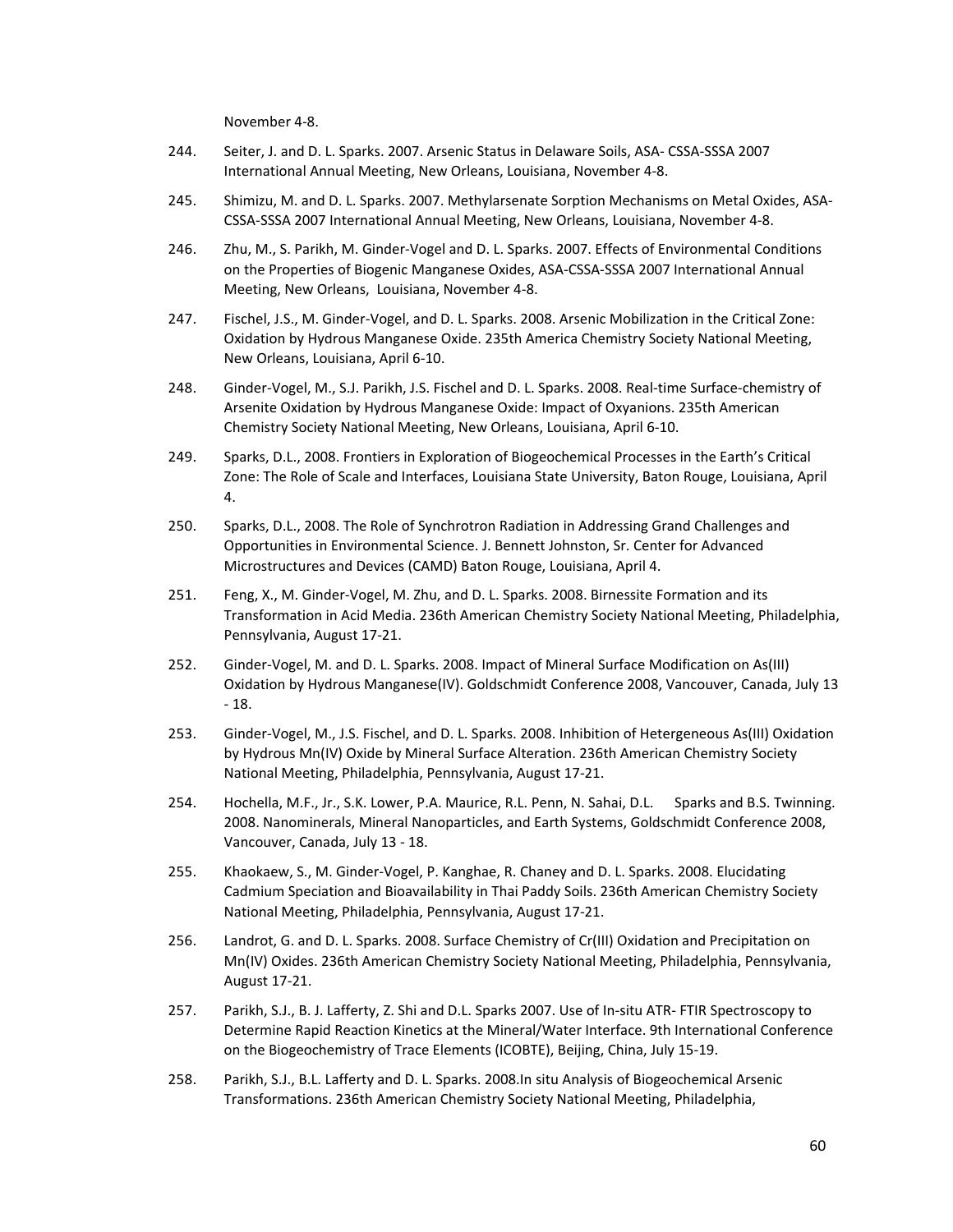November 4-8.

244. Seiter, J. and D. L. Sparks. 2007. Arsenic Status in Delaware Soils, ASA- CSSA-SSSA 2007 International Annual Meeting, New Orleans, Louisiana, November 4-8.

245. Shimizu, M. and D. L. Sparks. 2007. Methylarsenate Sorption Mechanisms on Metal Oxides, ASA-CSSA-SSSA 2007 International Annual Meeting, New Orleans, Louisiana, November 4-8.

246. Zhu, M., S. Parikh, M. Ginder-Vogel and D. L. Sparks. 2007. Effects of Environmental Conditions on the Properties of Biogenic Manganese Oxides, ASA-CSSA-SSSA 2007 International Annual Meeting, New Orleans, Louisiana, November 4-8.

247. Fischel, J.S., M. Ginder-Vogel, and D. L. Sparks. 2008. Arsenic Mobilization in the Critical Zone: Oxidation by Hydrous Manganese Oxide. 235th America Chemistry Society National Meeting, New Orleans, Louisiana, April 6-10.

248. Ginder-Vogel, M., S.J. Parikh, J.S. Fischel and D. L. Sparks. 2008. Real-time Surface-chemistry of Arsenite Oxidation by Hydrous Manganese Oxide: Impact of Oxyanions. 235th American Chemistry Society National Meeting, New Orleans, Louisiana, April 6-10.

249. Sparks, D.L., 2008. Frontiers in Exploration of Biogeochemical Processes in the Earth's Critical Zone: The Role of Scale and Interfaces, Louisiana State University, Baton Rouge, Louisiana, April 4.

250. Sparks, D.L., 2008. The Role of Synchrotron Radiation in Addressing Grand Challenges and Opportunities in Environmental Science. J. Bennett Johnston, Sr. Center for Advanced Microstructures and Devices (CAMD) Baton Rouge, Louisiana, April 4.

251. Feng, X., M. Ginder-Vogel, M. Zhu, and D. L. Sparks. 2008. Birnessite Formation and its Transformation in Acid Media. 236th American Chemistry Society National Meeting, Philadelphia, Pennsylvania, August 17-21.

252. Ginder-Vogel, M. and D. L. Sparks. 2008. Impact of Mineral Surface Modification on As(III) Oxidation by Hydrous Manganese(IV). Goldschmidt Conference 2008, Vancouver, Canada, July 13 - 18.

253. Ginder-Vogel, M., J.S. Fischel, and D. L. Sparks. 2008. Inhibition of Hetergeneous As(III) Oxidation by Hydrous Mn(IV) Oxide by Mineral Surface Alteration. 236th American Chemistry Society National Meeting, Philadelphia, Pennsylvania, August 17-21.

254. Hochella, M.F., Jr., S.K. Lower, P.A. Maurice, R.L. Penn, N. Sahai, D.L. Sparks and B.S. Twinning. 2008. Nanominerals, Mineral Nanoparticles, and Earth Systems, Goldschmidt Conference 2008, Vancouver, Canada, July 13 - 18.

255. Khaokaew, S., M. Ginder-Vogel, P. Kanghae, R. Chaney and D. L. Sparks. 2008. Elucidating Cadmium Speciation and Bioavailability in Thai Paddy Soils. 236th American Chemistry Society National Meeting, Philadelphia, Pennsylvania, August 17-21.

256. Landrot, G. and D. L. Sparks. 2008. Surface Chemistry of Cr(III) Oxidation and Precipitation on Mn(IV) Oxides. 236th American Chemistry Society National Meeting, Philadelphia, Pennsylvania, August 17-21.

257. Parikh, S.J., B. J. Lafferty, Z. Shi and D.L. Sparks 2007. Use of In-situ ATR- FTIR Spectroscopy to Determine Rapid Reaction Kinetics at the Mineral/Water Interface. 9th International Conference on the Biogeochemistry of Trace Elements (ICOBTE), Beijing, China, July 15-19.

258. Parikh, S.J., B.L. Lafferty and D. L. Sparks. 2008.In situ Analysis of Biogeochemical Arsenic Transformations. 236th American Chemistry Society National Meeting, Philadelphia,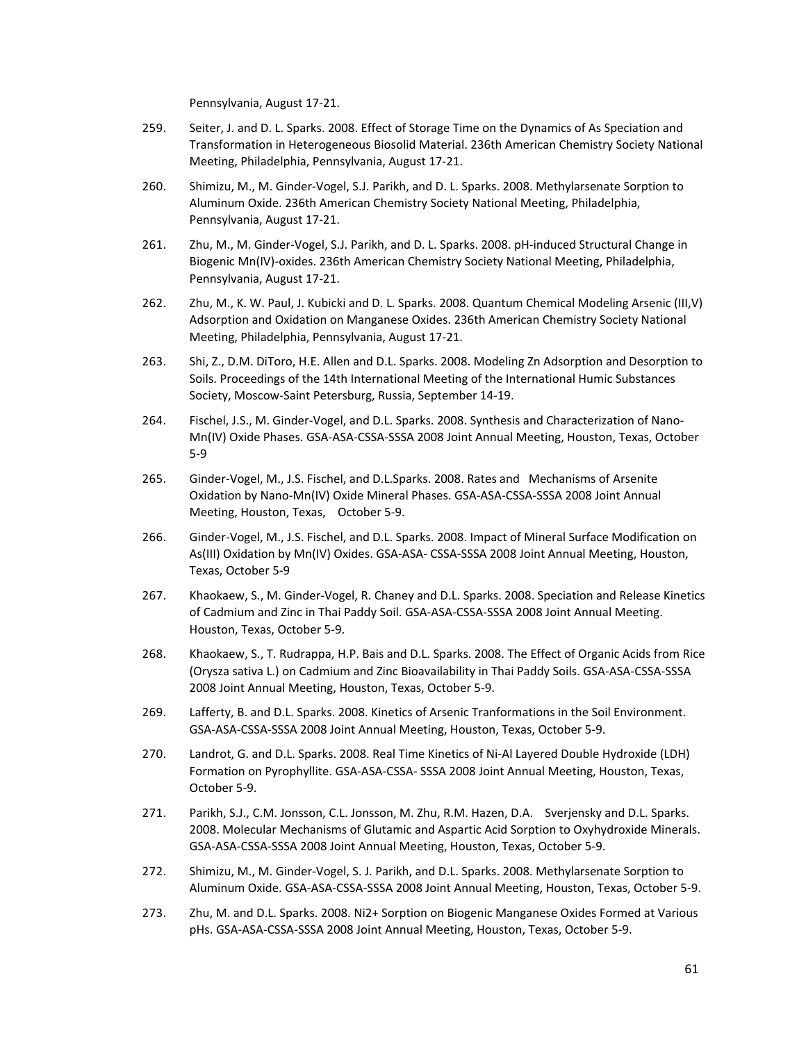Pennsylvania, August 17-21.

259. Seiter, J. and D. L. Sparks. 2008. Effect of Storage Time on the Dynamics of As Speciation and Transformation in Heterogeneous Biosolid Material. 236th American Chemistry Society National Meeting, Philadelphia, Pennsylvania, August 17-21.

260. Shimizu, M., M. Ginder-Vogel, S.J. Parikh, and D. L. Sparks. 2008. Methylarsenate Sorption to Aluminum Oxide. 236th American Chemistry Society National Meeting, Philadelphia, Pennsylvania, August 17-21.

261. Zhu, M., M. Ginder-Vogel, S.J. Parikh, and D. L. Sparks. 2008. pH-induced Structural Change in Biogenic Mn(IV)-oxides. 236th American Chemistry Society National Meeting, Philadelphia, Pennsylvania, August 17-21.

262. Zhu, M., K. W. Paul, J. Kubicki and D. L. Sparks. 2008. Quantum Chemical Modeling Arsenic (III,V) Adsorption and Oxidation on Manganese Oxides. 236th American Chemistry Society National Meeting, Philadelphia, Pennsylvania, August 17-21.

263. Shi, Z., D.M. DiToro, H.E. Allen and D.L. Sparks. 2008. Modeling Zn Adsorption and Desorption to Soils. Proceedings of the 14th International Meeting of the International Humic Substances Society, Moscow-Saint Petersburg, Russia, September 14-19.

264. Fischel, J.S., M. Ginder-Vogel, and D.L. Sparks. 2008. Synthesis and Characterization of Nano-Mn(IV) Oxide Phases. GSA-ASA-CSSA-SSSA 2008 Joint Annual Meeting, Houston, Texas, October 5-9

265. Ginder-Vogel, M., J.S. Fischel, and D.L.Sparks. 2008. Rates and Mechanisms of Arsenite Oxidation by Nano-Mn(IV) Oxide Mineral Phases. GSA-ASA-CSSA-SSSA 2008 Joint Annual Meeting, Houston, Texas, October 5-9.

266. Ginder-Vogel, M., J.S. Fischel, and D.L. Sparks. 2008. Impact of Mineral Surface Modification on As(III) Oxidation by Mn(IV) Oxides. GSA-ASA- CSSA-SSSA 2008 Joint Annual Meeting, Houston, Texas, October 5-9

267. Khaokaew, S., M. Ginder-Vogel, R. Chaney and D.L. Sparks. 2008. Speciation and Release Kinetics of Cadmium and Zinc in Thai Paddy Soil. GSA-ASA-CSSA-SSSA 2008 Joint Annual Meeting. Houston, Texas, October 5-9.

268. Khaokaew, S., T. Rudrappa, H.P. Bais and D.L. Sparks. 2008. The Effect of Organic Acids from Rice (Orysza sativa L.) on Cadmium and Zinc Bioavailability in Thai Paddy Soils. GSA-ASA-CSSA-SSSA 2008 Joint Annual Meeting, Houston, Texas, October 5-9.

269. Lafferty, B. and D.L. Sparks. 2008. Kinetics of Arsenic Tranformations in the Soil Environment. GSA-ASA-CSSA-SSSA 2008 Joint Annual Meeting, Houston, Texas, October 5-9.

270. Landrot, G. and D.L. Sparks. 2008. Real Time Kinetics of Ni-Al Layered Double Hydroxide (LDH) Formation on Pyrophyllite. GSA-ASA-CSSA- SSSA 2008 Joint Annual Meeting, Houston, Texas, October 5-9.

271. Parikh, S.J., C.M. Jonsson, C.L. Jonsson, M. Zhu, R.M. Hazen, D.A. Sverjensky and D.L. Sparks. 2008. Molecular Mechanisms of Glutamic and Aspartic Acid Sorption to Oxyhydroxide Minerals. GSA-ASA-CSSA-SSSA 2008 Joint Annual Meeting, Houston, Texas, October 5-9.

272. Shimizu, M., M. Ginder-Vogel, S. J. Parikh, and D.L. Sparks. 2008. Methylarsenate Sorption to Aluminum Oxide. GSA-ASA-CSSA-SSSA 2008 Joint Annual Meeting, Houston, Texas, October 5-9.

273. Zhu, M. and D.L. Sparks. 2008. Ni2+ Sorption on Biogenic Manganese Oxides Formed at Various pHs. GSA-ASA-CSSA-SSSA 2008 Joint Annual Meeting, Houston, Texas, October 5-9.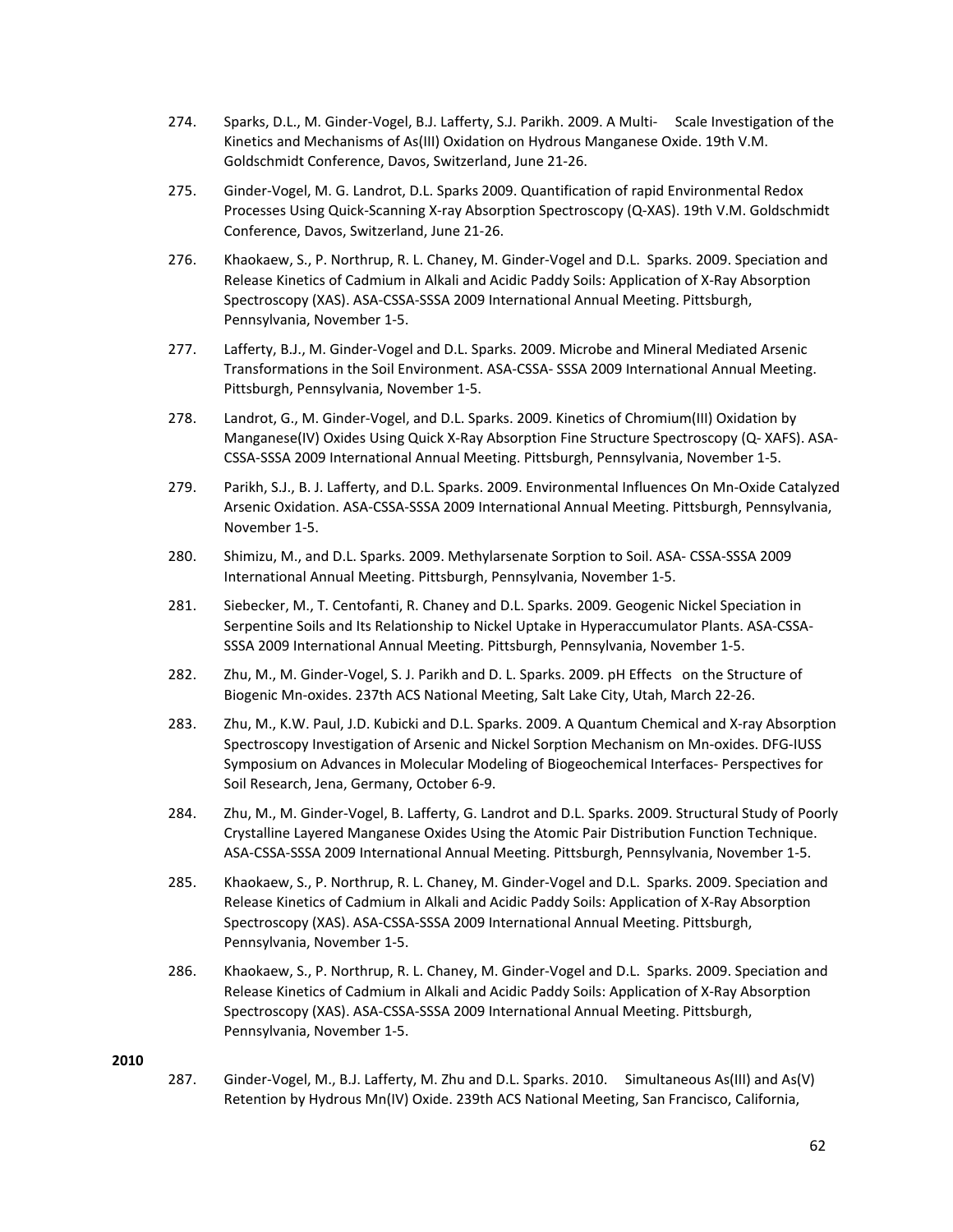274. Sparks, D.L., M. Ginder-Vogel, B.J. Lafferty, S.J. Parikh. 2009. A Multi- Scale Investigation of the Kinetics and Mechanisms of As(III) Oxidation on Hydrous Manganese Oxide. 19th V.M. Goldschmidt Conference, Davos, Switzerland, June 21-26.

275. Ginder-Vogel, M. G. Landrot, D.L. Sparks 2009. Quantification of rapid Environmental Redox Processes Using Quick-Scanning X-ray Absorption Spectroscopy (Q-XAS). 19th V.M. Goldschmidt Conference, Davos, Switzerland, June 21-26.

276. Khaokaew, S., P. Northrup, R. L. Chaney, M. Ginder-Vogel and D.L. Sparks. 2009. Speciation and Release Kinetics of Cadmium in Alkali and Acidic Paddy Soils: Application of X-Ray Absorption Spectroscopy (XAS). ASA-CSSA-SSSA 2009 International Annual Meeting. Pittsburgh, Pennsylvania, November 1-5.

277. Lafferty, B.J., M. Ginder-Vogel and D.L. Sparks. 2009. Microbe and Mineral Mediated Arsenic Transformations in the Soil Environment. ASA-CSSA- SSSA 2009 International Annual Meeting. Pittsburgh, Pennsylvania, November 1-5.

278. Landrot, G., M. Ginder-Vogel, and D.L. Sparks. 2009. Kinetics of Chromium(III) Oxidation by Manganese(IV) Oxides Using Quick X-Ray Absorption Fine Structure Spectroscopy (Q- XAFS). ASA-CSSA-SSSA 2009 International Annual Meeting. Pittsburgh, Pennsylvania, November 1-5.

279. Parikh, S.J., B. J. Lafferty, and D.L. Sparks. 2009. Environmental Influences On Mn-Oxide Catalyzed Arsenic Oxidation. ASA-CSSA-SSSA 2009 International Annual Meeting. Pittsburgh, Pennsylvania, November 1-5.

280. Shimizu, M., and D.L. Sparks. 2009. Methylarsenate Sorption to Soil. ASA- CSSA-SSSA 2009 International Annual Meeting. Pittsburgh, Pennsylvania, November 1-5.

281. Siebecker, M., T. Centofanti, R. Chaney and D.L. Sparks. 2009. Geogenic Nickel Speciation in Serpentine Soils and Its Relationship to Nickel Uptake in Hyperaccumulator Plants. ASA-CSSA-SSSA 2009 International Annual Meeting. Pittsburgh, Pennsylvania, November 1-5.

282. Zhu, M., M. Ginder-Vogel, S. J. Parikh and D. L. Sparks. 2009. pH Effects on the Structure of Biogenic Mn-oxides. 237th ACS National Meeting, Salt Lake City, Utah, March 22-26.

283. Zhu, M., K.W. Paul, J.D. Kubicki and D.L. Sparks. 2009. A Quantum Chemical and X-ray Absorption Spectroscopy Investigation of Arsenic and Nickel Sorption Mechanism on Mn-oxides. DFG-IUSS Symposium on Advances in Molecular Modeling of Biogeochemical Interfaces- Perspectives for Soil Research, Jena, Germany, October 6-9.

284. Zhu, M., M. Ginder-Vogel, B. Lafferty, G. Landrot and D.L. Sparks. 2009. Structural Study of Poorly Crystalline Layered Manganese Oxides Using the Atomic Pair Distribution Function Technique. ASA-CSSA-SSSA 2009 International Annual Meeting. Pittsburgh, Pennsylvania, November 1-5.

285. Khaokaew, S., P. Northrup, R. L. Chaney, M. Ginder-Vogel and D.L. Sparks. 2009. Speciation and Release Kinetics of Cadmium in Alkali and Acidic Paddy Soils: Application of X-Ray Absorption Spectroscopy (XAS). ASA-CSSA-SSSA 2009 International Annual Meeting. Pittsburgh, Pennsylvania, November 1-5.

286. Khaokaew, S., P. Northrup, R. L. Chaney, M. Ginder-Vogel and D.L. Sparks. 2009. Speciation and Release Kinetics of Cadmium in Alkali and Acidic Paddy Soils: Application of X-Ray Absorption Spectroscopy (XAS). ASA-CSSA-SSSA 2009 International Annual Meeting. Pittsburgh, Pennsylvania, November 1-5.

**2010**

287. Ginder-Vogel, M., B.J. Lafferty, M. Zhu and D.L. Sparks. 2010. Simultaneous As(III) and As(V) Retention by Hydrous Mn(IV) Oxide. 239th ACS National Meeting, San Francisco, California,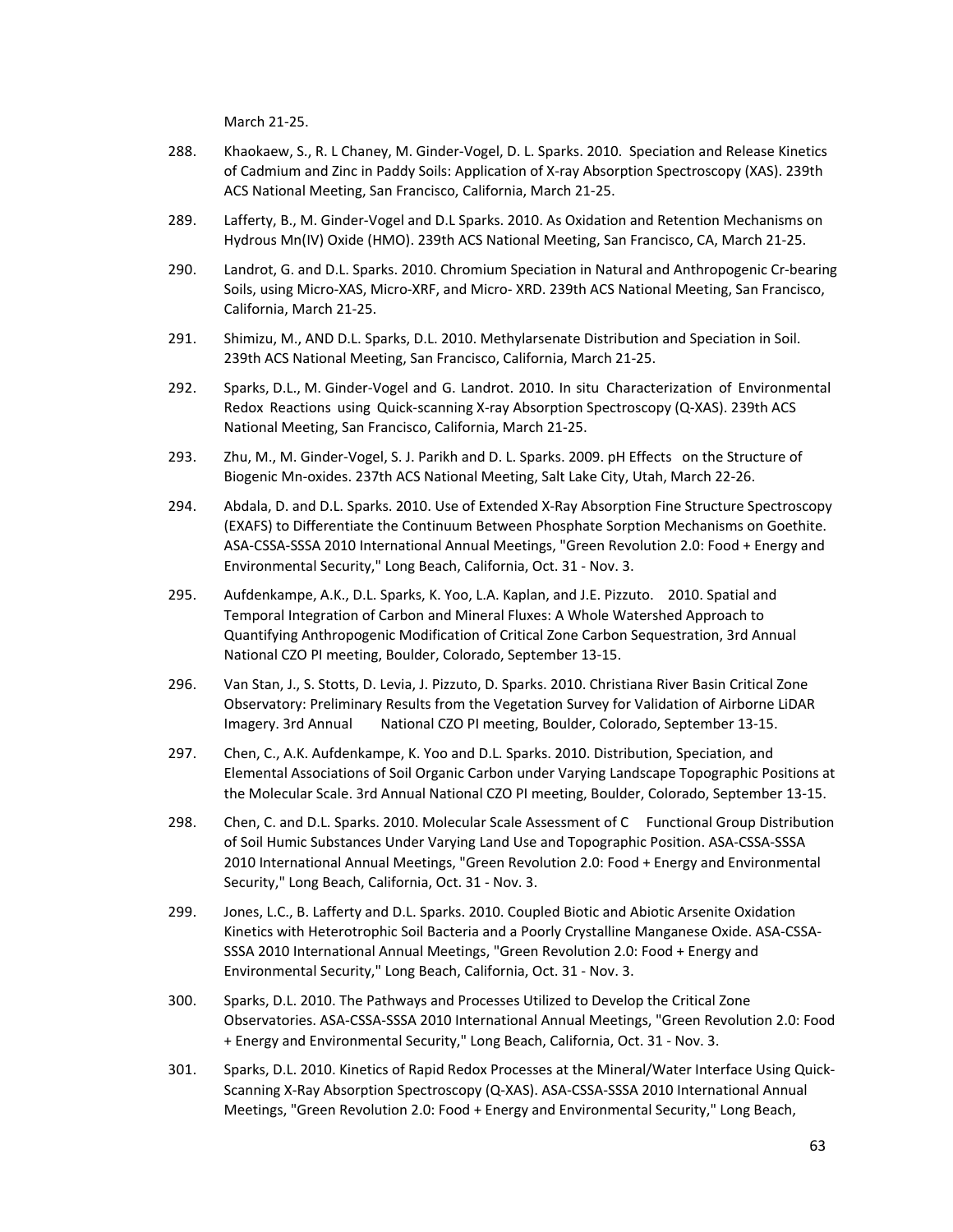March 21-25.

288. Khaokaew, S., R. L Chaney, M. Ginder-Vogel, D. L. Sparks. 2010. Speciation and Release Kinetics of Cadmium and Zinc in Paddy Soils: Application of X-ray Absorption Spectroscopy (XAS). 239th ACS National Meeting, San Francisco, California, March 21-25.

289. Lafferty, B., M. Ginder-Vogel and D.L Sparks. 2010. As Oxidation and Retention Mechanisms on Hydrous Mn(IV) Oxide (HMO). 239th ACS National Meeting, San Francisco, CA, March 21-25.

290. Landrot, G. and D.L. Sparks. 2010. Chromium Speciation in Natural and Anthropogenic Cr-bearing Soils, using Micro-XAS, Micro-XRF, and Micro- XRD. 239th ACS National Meeting, San Francisco, California, March 21-25.

291. Shimizu, M., AND D.L. Sparks, D.L. 2010. Methylarsenate Distribution and Speciation in Soil. 239th ACS National Meeting, San Francisco, California, March 21-25.

292. Sparks, D.L., M. Ginder-Vogel and G. Landrot. 2010. In situ Characterization of Environmental Redox Reactions using Quick-scanning X-ray Absorption Spectroscopy (Q-XAS). 239th ACS National Meeting, San Francisco, California, March 21-25.

293. Zhu, M., M. Ginder-Vogel, S. J. Parikh and D. L. Sparks. 2009. pH Effects on the Structure of Biogenic Mn-oxides. 237th ACS National Meeting, Salt Lake City, Utah, March 22-26.

294. Abdala, D. and D.L. Sparks. 2010. Use of Extended X-Ray Absorption Fine Structure Spectroscopy (EXAFS) to Differentiate the Continuum Between Phosphate Sorption Mechanisms on Goethite. ASA-CSSA-SSSA 2010 International Annual Meetings, "Green Revolution 2.0: Food + Energy and Environmental Security," Long Beach, California, Oct. 31 - Nov. 3.

295. Aufdenkampe, A.K., D.L. Sparks, K. Yoo, L.A. Kaplan, and J.E. Pizzuto. 2010. Spatial and Temporal Integration of Carbon and Mineral Fluxes: A Whole Watershed Approach to Quantifying Anthropogenic Modification of Critical Zone Carbon Sequestration, 3rd Annual National CZO PI meeting, Boulder, Colorado, September 13-15.

296. Van Stan, J., S. Stotts, D. Levia, J. Pizzuto, D. Sparks. 2010. Christiana River Basin Critical Zone Observatory: Preliminary Results from the Vegetation Survey for Validation of Airborne LiDAR Imagery. 3rd Annual National CZO PI meeting, Boulder, Colorado, September 13-15.

297. Chen, C., A.K. Aufdenkampe, K. Yoo and D.L. Sparks. 2010. Distribution, Speciation, and Elemental Associations of Soil Organic Carbon under Varying Landscape Topographic Positions at the Molecular Scale. 3rd Annual National CZO PI meeting, Boulder, Colorado, September 13-15.

298. Chen, C. and D.L. Sparks. 2010. Molecular Scale Assessment of C Functional Group Distribution of Soil Humic Substances Under Varying Land Use and Topographic Position. ASA-CSSA-SSSA 2010 International Annual Meetings, "Green Revolution 2.0: Food + Energy and Environmental Security," Long Beach, California, Oct. 31 - Nov. 3.

299. Jones, L.C., B. Lafferty and D.L. Sparks. 2010. Coupled Biotic and Abiotic Arsenite Oxidation Kinetics with Heterotrophic Soil Bacteria and a Poorly Crystalline Manganese Oxide. ASA-CSSA-SSSA 2010 International Annual Meetings, "Green Revolution 2.0: Food + Energy and Environmental Security," Long Beach, California, Oct. 31 - Nov. 3.

300. Sparks, D.L. 2010. The Pathways and Processes Utilized to Develop the Critical Zone Observatories. ASA-CSSA-SSSA 2010 International Annual Meetings, "Green Revolution 2.0: Food + Energy and Environmental Security," Long Beach, California, Oct. 31 - Nov. 3.

301. Sparks, D.L. 2010. Kinetics of Rapid Redox Processes at the Mineral/Water Interface Using Quick-Scanning X-Ray Absorption Spectroscopy (Q-XAS). ASA-CSSA-SSSA 2010 International Annual Meetings, "Green Revolution 2.0: Food + Energy and Environmental Security," Long Beach,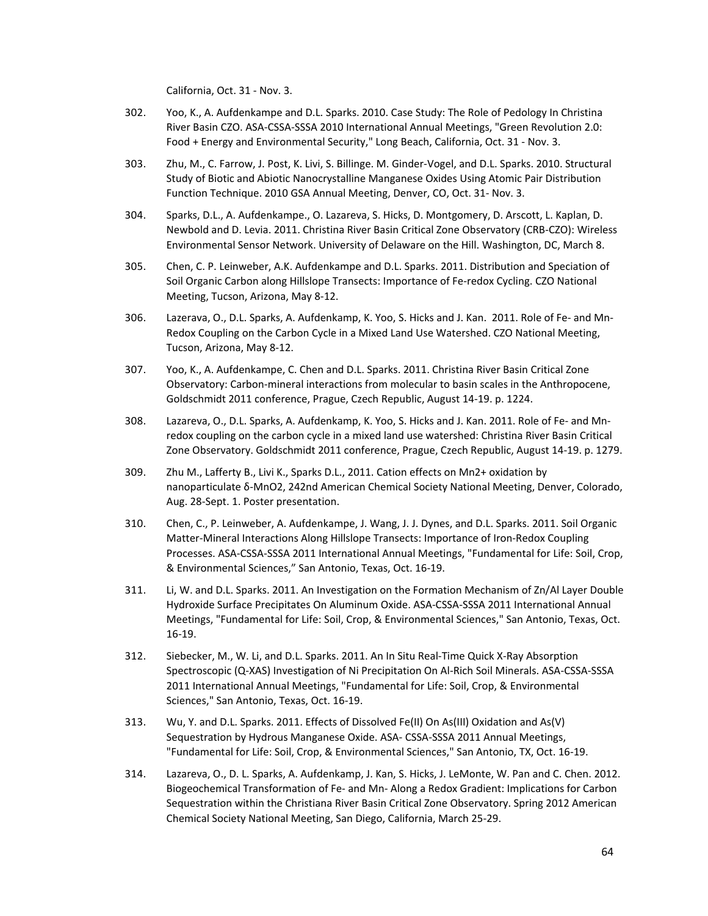California, Oct. 31 - Nov. 3.

302. Yoo, K., A. Aufdenkampe and D.L. Sparks. 2010. Case Study: The Role of Pedology In Christina River Basin CZO. ASA-CSSA-SSSA 2010 International Annual Meetings, "Green Revolution 2.0: Food + Energy and Environmental Security," Long Beach, California, Oct. 31 - Nov. 3.

303. Zhu, M., C. Farrow, J. Post, K. Livi, S. Billinge. M. Ginder-Vogel, and D.L. Sparks. 2010. Structural Study of Biotic and Abiotic Nanocrystalline Manganese Oxides Using Atomic Pair Distribution Function Technique. 2010 GSA Annual Meeting, Denver, CO, Oct. 31- Nov. 3.

304. Sparks, D.L., A. Aufdenkampe., O. Lazareva, S. Hicks, D. Montgomery, D. Arscott, L. Kaplan, D. Newbold and D. Levia. 2011. Christina River Basin Critical Zone Observatory (CRB-CZO): Wireless Environmental Sensor Network. University of Delaware on the Hill. Washington, DC, March 8.

305. Chen, C. P. Leinweber, A.K. Aufdenkampe and D.L. Sparks. 2011. Distribution and Speciation of Soil Organic Carbon along Hillslope Transects: Importance of Fe-redox Cycling. CZO National Meeting, Tucson, Arizona, May 8-12.

306. Lazerava, O., D.L. Sparks, A. Aufdenkamp, K. Yoo, S. Hicks and J. Kan. 2011. Role of Fe- and Mn-Redox Coupling on the Carbon Cycle in a Mixed Land Use Watershed. CZO National Meeting, Tucson, Arizona, May 8-12.

307. Yoo, K., A. Aufdenkampe, C. Chen and D.L. Sparks. 2011. Christina River Basin Critical Zone Observatory: Carbon-mineral interactions from molecular to basin scales in the Anthropocene, Goldschmidt 2011 conference, Prague, Czech Republic, August 14-19. p. 1224.

308. Lazareva, O., D.L. Sparks, A. Aufdenkamp, K. Yoo, S. Hicks and J. Kan. 2011. Role of Fe- and Mn-redox coupling on the carbon cycle in a mixed land use watershed: Christina River Basin Critical Zone Observatory. Goldschmidt 2011 conference, Prague, Czech Republic, August 14-19. p. 1279.

309. Zhu M., Lafferty B., Livi K., Sparks D.L., 2011. Cation effects on $Mn^{2+}$ oxidation by nanoparticulate δ-$MnO_2$, 242nd American Chemical Society National Meeting, Denver, Colorado, Aug. 28-Sept. 1. Poster presentation.

310. Chen, C., P. Leinweber, A. Aufdenkampe, J. Wang, J. J. Dynes, and D.L. Sparks. 2011. Soil Organic Matter-Mineral Interactions Along Hillslope Transects: Importance of Iron-Redox Coupling Processes. ASA-CSSA-SSSA 2011 International Annual Meetings, "Fundamental for Life: Soil, Crop, & Environmental Sciences," San Antonio, Texas, Oct. 16-19.

311. Li, W. and D.L. Sparks. 2011. An Investigation on the Formation Mechanism of Zn/Al Layer Double Hydroxide Surface Precipitates On Aluminum Oxide. ASA-CSSA-SSSA 2011 International Annual Meetings, "Fundamental for Life: Soil, Crop, & Environmental Sciences," San Antonio, Texas, Oct. 16-19.

312. Siebecker, M., W. Li, and D.L. Sparks. 2011. An In Situ Real-Time Quick X-Ray Absorption Spectroscopic (Q-XAS) Investigation of Ni Precipitation On Al-Rich Soil Minerals. ASA-CSSA-SSSA 2011 International Annual Meetings, "Fundamental for Life: Soil, Crop, & Environmental Sciences," San Antonio, Texas, Oct. 16-19.

313. Wu, Y. and D.L. Sparks. 2011. Effects of Dissolved Fe(II) On As(III) Oxidation and As(V) Sequestration by Hydrous Manganese Oxide. ASA- CSSA-SSSA 2011 Annual Meetings, "Fundamental for Life: Soil, Crop, & Environmental Sciences," San Antonio, TX, Oct. 16-19.

314. Lazareva, O., D. L. Sparks, A. Aufdenkamp, J. Kan, S. Hicks, J. LeMonte, W. Pan and C. Chen. 2012. Biogeochemical Transformation of Fe- and Mn- Along a Redox Gradient: Implications for Carbon Sequestration within the Christiana River Basin Critical Zone Observatory. Spring 2012 American Chemical Society National Meeting, San Diego, California, March 25-29.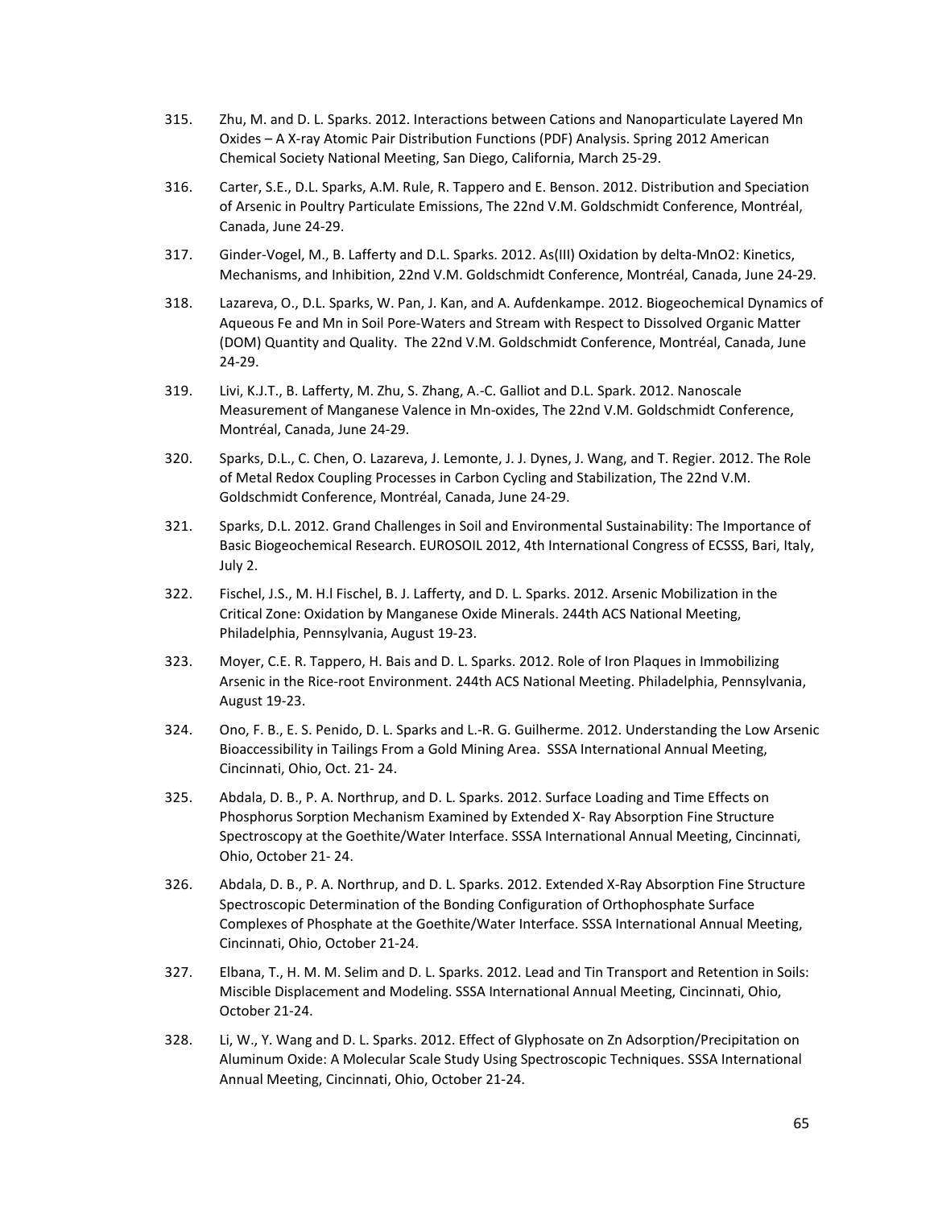315. Zhu, M. and D. L. Sparks. 2012. Interactions between Cations and Nanoparticulate Layered Mn Oxides – A X-ray Atomic Pair Distribution Functions (PDF) Analysis. Spring 2012 American Chemical Society National Meeting, San Diego, California, March 25-29.

316. Carter, S.E., D.L. Sparks, A.M. Rule, R. Tappero and E. Benson. 2012. Distribution and Speciation of Arsenic in Poultry Particulate Emissions, The 22nd V.M. Goldschmidt Conference, Montréal, Canada, June 24-29.

317. Ginder-Vogel, M., B. Lafferty and D.L. Sparks. 2012. As(III) Oxidation by delta-MnO2: Kinetics, Mechanisms, and Inhibition, 22nd V.M. Goldschmidt Conference, Montréal, Canada, June 24-29.

318. Lazareva, O., D.L. Sparks, W. Pan, J. Kan, and A. Aufdenkampe. 2012. Biogeochemical Dynamics of Aqueous Fe and Mn in Soil Pore-Waters and Stream with Respect to Dissolved Organic Matter (DOM) Quantity and Quality. The 22nd V.M. Goldschmidt Conference, Montréal, Canada, June 24-29.

319. Livi, K.J.T., B. Lafferty, M. Zhu, S. Zhang, A.-C. Galliot and D.L. Spark. 2012. Nanoscale Measurement of Manganese Valence in Mn-oxides, The 22nd V.M. Goldschmidt Conference, Montréal, Canada, June 24-29.

320. Sparks, D.L., C. Chen, O. Lazareva, J. Lemonte, J. J. Dynes, J. Wang, and T. Regier. 2012. The Role of Metal Redox Coupling Processes in Carbon Cycling and Stabilization, The 22nd V.M. Goldschmidt Conference, Montréal, Canada, June 24-29.

321. Sparks, D.L. 2012. Grand Challenges in Soil and Environmental Sustainability: The Importance of Basic Biogeochemical Research. EUROSOIL 2012, 4th International Congress of ECSSS, Bari, Italy, July 2.

322. Fischel, J.S., M. H.l Fischel, B. J. Lafferty, and D. L. Sparks. 2012. Arsenic Mobilization in the Critical Zone: Oxidation by Manganese Oxide Minerals. 244th ACS National Meeting, Philadelphia, Pennsylvania, August 19-23.

323. Moyer, C.E. R. Tappero, H. Bais and D. L. Sparks. 2012. Role of Iron Plaques in Immobilizing Arsenic in the Rice-root Environment. 244th ACS National Meeting. Philadelphia, Pennsylvania, August 19-23.

324. Ono, F. B., E. S. Penido, D. L. Sparks and L.-R. G. Guilherme. 2012. Understanding the Low Arsenic Bioaccessibility in Tailings From a Gold Mining Area. SSSA International Annual Meeting, Cincinnati, Ohio, Oct. 21- 24.

325. Abdala, D. B., P. A. Northrup, and D. L. Sparks. 2012. Surface Loading and Time Effects on Phosphorus Sorption Mechanism Examined by Extended X- Ray Absorption Fine Structure Spectroscopy at the Goethite/Water Interface. SSSA International Annual Meeting, Cincinnati, Ohio, October 21- 24.

326. Abdala, D. B., P. A. Northrup, and D. L. Sparks. 2012. Extended X-Ray Absorption Fine Structure Spectroscopic Determination of the Bonding Configuration of Orthophosphate Surface Complexes of Phosphate at the Goethite/Water Interface. SSSA International Annual Meeting, Cincinnati, Ohio, October 21-24.

327. Elbana, T., H. M. M. Selim and D. L. Sparks. 2012. Lead and Tin Transport and Retention in Soils: Miscible Displacement and Modeling. SSSA International Annual Meeting, Cincinnati, Ohio, October 21-24.

328. Li, W., Y. Wang and D. L. Sparks. 2012. Effect of Glyphosate on Zn Adsorption/Precipitation on Aluminum Oxide: A Molecular Scale Study Using Spectroscopic Techniques. SSSA International Annual Meeting, Cincinnati, Ohio, October 21-24.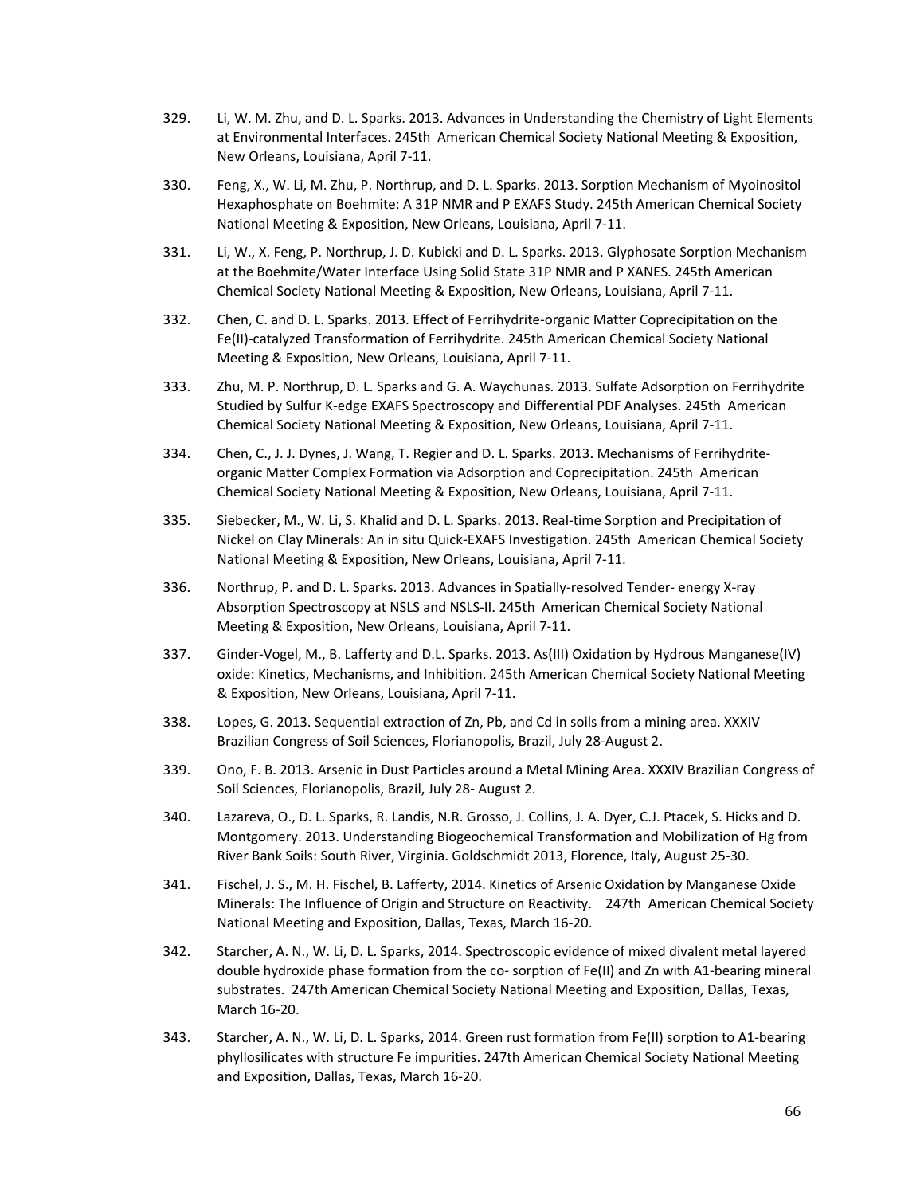329. Li, W. M. Zhu, and D. L. Sparks. 2013. Advances in Understanding the Chemistry of Light Elements at Environmental Interfaces. 245th American Chemical Society National Meeting & Exposition, New Orleans, Louisiana, April 7-11.

330. Feng, X., W. Li, M. Zhu, P. Northrup, and D. L. Sparks. 2013. Sorption Mechanism of Myoinositol Hexaphosphate on Boehmite: A 31P NMR and P EXAFS Study. 245th American Chemical Society National Meeting & Exposition, New Orleans, Louisiana, April 7-11.

331. Li, W., X. Feng, P. Northrup, J. D. Kubicki and D. L. Sparks. 2013. Glyphosate Sorption Mechanism at the Boehmite/Water Interface Using Solid State 31P NMR and P XANES. 245th American Chemical Society National Meeting & Exposition, New Orleans, Louisiana, April 7-11.

332. Chen, C. and D. L. Sparks. 2013. Effect of Ferrihydrite-organic Matter Coprecipitation on the Fe(II)-catalyzed Transformation of Ferrihydrite. 245th American Chemical Society National Meeting & Exposition, New Orleans, Louisiana, April 7-11.

333. Zhu, M. P. Northrup, D. L. Sparks and G. A. Waychunas. 2013. Sulfate Adsorption on Ferrihydrite Studied by Sulfur K-edge EXAFS Spectroscopy and Differential PDF Analyses. 245th American Chemical Society National Meeting & Exposition, New Orleans, Louisiana, April 7-11.

334. Chen, C., J. J. Dynes, J. Wang, T. Regier and D. L. Sparks. 2013. Mechanisms of Ferrihydrite-organic Matter Complex Formation via Adsorption and Coprecipitation. 245th American Chemical Society National Meeting & Exposition, New Orleans, Louisiana, April 7-11.

335. Siebecker, M., W. Li, S. Khalid and D. L. Sparks. 2013. Real-time Sorption and Precipitation of Nickel on Clay Minerals: An in situ Quick-EXAFS Investigation. 245th American Chemical Society National Meeting & Exposition, New Orleans, Louisiana, April 7-11.

336. Northrup, P. and D. L. Sparks. 2013. Advances in Spatially-resolved Tender- energy X-ray Absorption Spectroscopy at NSLS and NSLS-II. 245th American Chemical Society National Meeting & Exposition, New Orleans, Louisiana, April 7-11.

337. Ginder-Vogel, M., B. Lafferty and D.L. Sparks. 2013. As(III) Oxidation by Hydrous Manganese(IV) oxide: Kinetics, Mechanisms, and Inhibition. 245th American Chemical Society National Meeting & Exposition, New Orleans, Louisiana, April 7-11.

338. Lopes, G. 2013. Sequential extraction of Zn, Pb, and Cd in soils from a mining area. XXXIV Brazilian Congress of Soil Sciences, Florianopolis, Brazil, July 28-August 2.

339. Ono, F. B. 2013. Arsenic in Dust Particles around a Metal Mining Area. XXXIV Brazilian Congress of Soil Sciences, Florianopolis, Brazil, July 28- August 2.

340. Lazareva, O., D. L. Sparks, R. Landis, N.R. Grosso, J. Collins, J. A. Dyer, C.J. Ptacek, S. Hicks and D. Montgomery. 2013. Understanding Biogeochemical Transformation and Mobilization of Hg from River Bank Soils: South River, Virginia. Goldschmidt 2013, Florence, Italy, August 25-30.

341. Fischel, J. S., M. H. Fischel, B. Lafferty, 2014. Kinetics of Arsenic Oxidation by Manganese Oxide Minerals: The Influence of Origin and Structure on Reactivity. 247th American Chemical Society National Meeting and Exposition, Dallas, Texas, March 16-20.

342. Starcher, A. N., W. Li, D. L. Sparks, 2014. Spectroscopic evidence of mixed divalent metal layered double hydroxide phase formation from the co- sorption of Fe(II) and Zn with A1-bearing mineral substrates. 247th American Chemical Society National Meeting and Exposition, Dallas, Texas, March 16-20.

343. Starcher, A. N., W. Li, D. L. Sparks, 2014. Green rust formation from Fe(II) sorption to A1-bearing phyllosilicates with structure Fe impurities. 247th American Chemical Society National Meeting and Exposition, Dallas, Texas, March 16-20.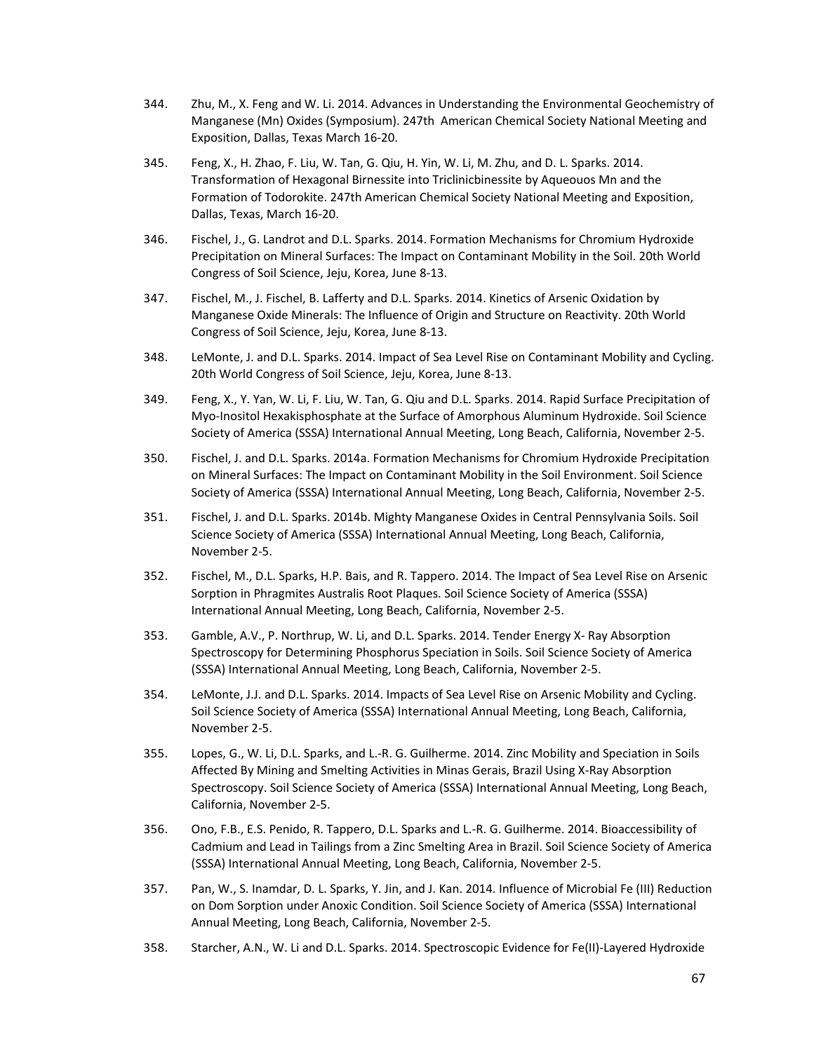344. Zhu, M., X. Feng and W. Li. 2014. Advances in Understanding the Environmental Geochemistry of Manganese (Mn) Oxides (Symposium). 247th American Chemical Society National Meeting and Exposition, Dallas, Texas March 16-20.

345. Feng, X., H. Zhao, F. Liu, W. Tan, G. Qiu, H. Yin, W. Li, M. Zhu, and D. L. Sparks. 2014. Transformation of Hexagonal Birnessite into Triclinicbinessite by Aqueouos Mn and the Formation of Todorokite. 247th American Chemical Society National Meeting and Exposition, Dallas, Texas, March 16-20.

346. Fischel, J., G. Landrot and D.L. Sparks. 2014. Formation Mechanisms for Chromium Hydroxide Precipitation on Mineral Surfaces: The Impact on Contaminant Mobility in the Soil. 20th World Congress of Soil Science, Jeju, Korea, June 8-13.

347. Fischel, M., J. Fischel, B. Lafferty and D.L. Sparks. 2014. Kinetics of Arsenic Oxidation by Manganese Oxide Minerals: The Influence of Origin and Structure on Reactivity. 20th World Congress of Soil Science, Jeju, Korea, June 8-13.

348. LeMonte, J. and D.L. Sparks. 2014. Impact of Sea Level Rise on Contaminant Mobility and Cycling. 20th World Congress of Soil Science, Jeju, Korea, June 8-13.

349. Feng, X., Y. Yan, W. Li, F. Liu, W. Tan, G. Qiu and D.L. Sparks. 2014. Rapid Surface Precipitation of Myo-Inositol Hexakisphosphate at the Surface of Amorphous Aluminum Hydroxide. Soil Science Society of America (SSSA) International Annual Meeting, Long Beach, California, November 2-5.

350. Fischel, J. and D.L. Sparks. 2014a. Formation Mechanisms for Chromium Hydroxide Precipitation on Mineral Surfaces: The Impact on Contaminant Mobility in the Soil Environment. Soil Science Society of America (SSSA) International Annual Meeting, Long Beach, California, November 2-5.

351. Fischel, J. and D.L. Sparks. 2014b. Mighty Manganese Oxides in Central Pennsylvania Soils. Soil Science Society of America (SSSA) International Annual Meeting, Long Beach, California, November 2-5.

352. Fischel, M., D.L. Sparks, H.P. Bais, and R. Tappero. 2014. The Impact of Sea Level Rise on Arsenic Sorption in Phragmites Australis Root Plaques. Soil Science Society of America (SSSA) International Annual Meeting, Long Beach, California, November 2-5.

353. Gamble, A.V., P. Northrup, W. Li, and D.L. Sparks. 2014. Tender Energy X- Ray Absorption Spectroscopy for Determining Phosphorus Speciation in Soils. Soil Science Society of America (SSSA) International Annual Meeting, Long Beach, California, November 2-5.

354. LeMonte, J.J. and D.L. Sparks. 2014. Impacts of Sea Level Rise on Arsenic Mobility and Cycling. Soil Science Society of America (SSSA) International Annual Meeting, Long Beach, California, November 2-5.

355. Lopes, G., W. Li, D.L. Sparks, and L.-R. G. Guilherme. 2014. Zinc Mobility and Speciation in Soils Affected By Mining and Smelting Activities in Minas Gerais, Brazil Using X-Ray Absorption Spectroscopy. Soil Science Society of America (SSSA) International Annual Meeting, Long Beach, California, November 2-5.

356. Ono, F.B., E.S. Penido, R. Tappero, D.L. Sparks and L.-R. G. Guilherme. 2014. Bioaccessibility of Cadmium and Lead in Tailings from a Zinc Smelting Area in Brazil. Soil Science Society of America (SSSA) International Annual Meeting, Long Beach, California, November 2-5.

357. Pan, W., S. Inamdar, D. L. Sparks, Y. Jin, and J. Kan. 2014. Influence of Microbial Fe (III) Reduction on Dom Sorption under Anoxic Condition. Soil Science Society of America (SSSA) International Annual Meeting, Long Beach, California, November 2-5.

358. Starcher, A.N., W. Li and D.L. Sparks. 2014. Spectroscopic Evidence for Fe(II)-Layered Hydroxide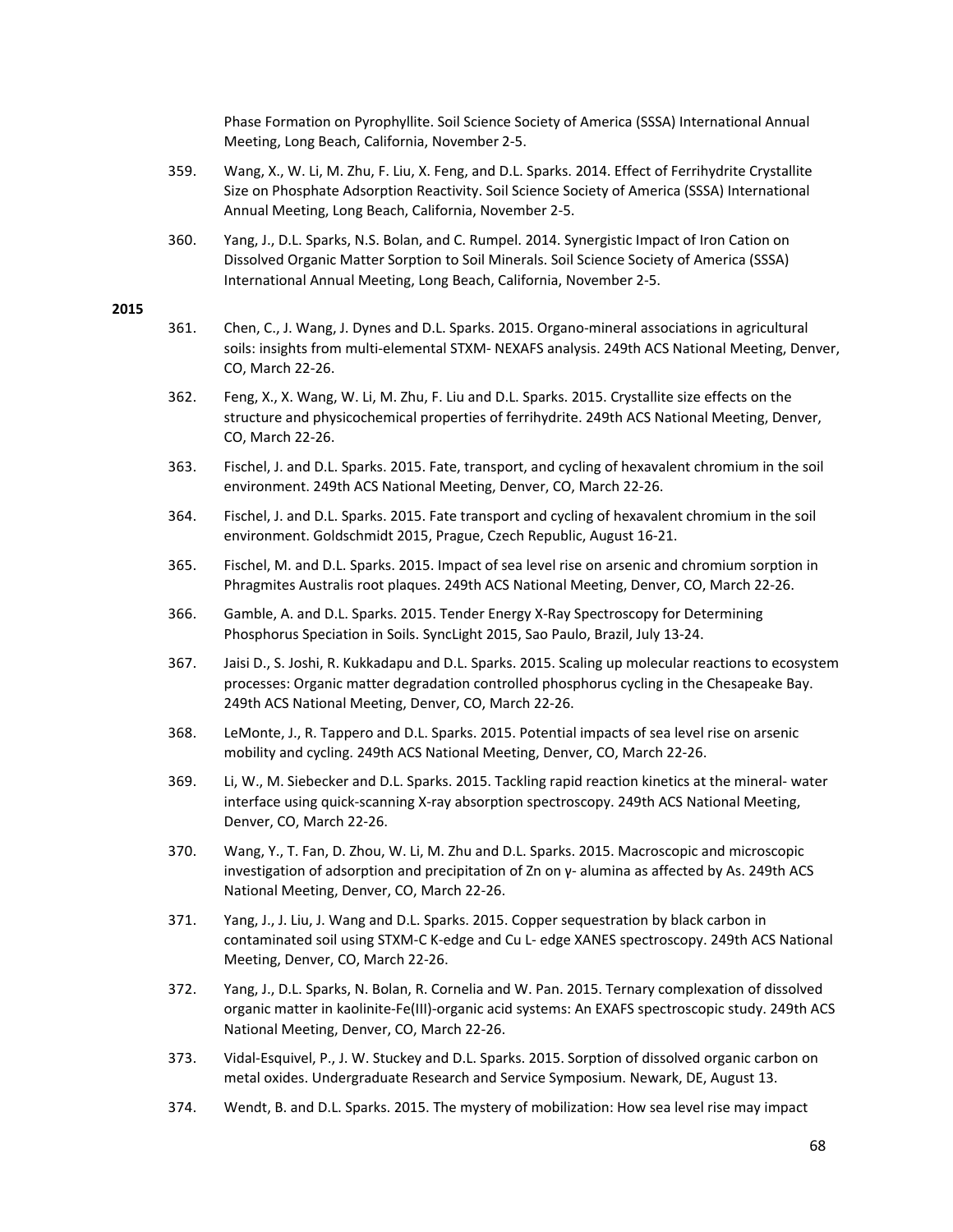Phase Formation on Pyrophyllite. Soil Science Society of America (SSSA) International Annual Meeting, Long Beach, California, November 2-5.

359. Wang, X., W. Li, M. Zhu, F. Liu, X. Feng, and D.L. Sparks. 2014. Effect of Ferrihydrite Crystallite Size on Phosphate Adsorption Reactivity. Soil Science Society of America (SSSA) International Annual Meeting, Long Beach, California, November 2-5.

360. Yang, J., D.L. Sparks, N.S. Bolan, and C. Rumpel. 2014. Synergistic Impact of Iron Cation on Dissolved Organic Matter Sorption to Soil Minerals. Soil Science Society of America (SSSA) International Annual Meeting, Long Beach, California, November 2-5.

**2015**

361. Chen, C., J. Wang, J. Dynes and D.L. Sparks. 2015. Organo-mineral associations in agricultural soils: insights from multi-elemental STXM- NEXAFS analysis. 249th ACS National Meeting, Denver, CO, March 22-26.

362. Feng, X., X. Wang, W. Li, M. Zhu, F. Liu and D.L. Sparks. 2015. Crystallite size effects on the structure and physicochemical properties of ferrihydrite. 249th ACS National Meeting, Denver, CO, March 22-26.

363. Fischel, J. and D.L. Sparks. 2015. Fate, transport, and cycling of hexavalent chromium in the soil environment. 249th ACS National Meeting, Denver, CO, March 22-26.

364. Fischel, J. and D.L. Sparks. 2015. Fate transport and cycling of hexavalent chromium in the soil environment. Goldschmidt 2015, Prague, Czech Republic, August 16-21.

365. Fischel, M. and D.L. Sparks. 2015. Impact of sea level rise on arsenic and chromium sorption in Phragmites Australis root plaques. 249th ACS National Meeting, Denver, CO, March 22-26.

366. Gamble, A. and D.L. Sparks. 2015. Tender Energy X-Ray Spectroscopy for Determining Phosphorus Speciation in Soils. SyncLight 2015, Sao Paulo, Brazil, July 13-24.

367. Jaisi D., S. Joshi, R. Kukkadapu and D.L. Sparks. 2015. Scaling up molecular reactions to ecosystem processes: Organic matter degradation controlled phosphorus cycling in the Chesapeake Bay. 249th ACS National Meeting, Denver, CO, March 22-26.

368. LeMonte, J., R. Tappero and D.L. Sparks. 2015. Potential impacts of sea level rise on arsenic mobility and cycling. 249th ACS National Meeting, Denver, CO, March 22-26.

369. Li, W., M. Siebecker and D.L. Sparks. 2015. Tackling rapid reaction kinetics at the mineral- water interface using quick-scanning X-ray absorption spectroscopy. 249th ACS National Meeting, Denver, CO, March 22-26.

370. Wang, Y., T. Fan, D. Zhou, W. Li, M. Zhu and D.L. Sparks. 2015. Macroscopic and microscopic investigation of adsorption and precipitation of Zn on γ- alumina as affected by As. 249th ACS National Meeting, Denver, CO, March 22-26.

371. Yang, J., J. Liu, J. Wang and D.L. Sparks. 2015. Copper sequestration by black carbon in contaminated soil using STXM-C K-edge and Cu L- edge XANES spectroscopy. 249th ACS National Meeting, Denver, CO, March 22-26.

372. Yang, J., D.L. Sparks, N. Bolan, R. Cornelia and W. Pan. 2015. Ternary complexation of dissolved organic matter in kaolinite-Fe(III)-organic acid systems: An EXAFS spectroscopic study. 249th ACS National Meeting, Denver, CO, March 22-26.

373. Vidal-Esquivel, P., J. W. Stuckey and D.L. Sparks. 2015. Sorption of dissolved organic carbon on metal oxides. Undergraduate Research and Service Symposium. Newark, DE, August 13.

374. Wendt, B. and D.L. Sparks. 2015. The mystery of mobilization: How sea level rise may impact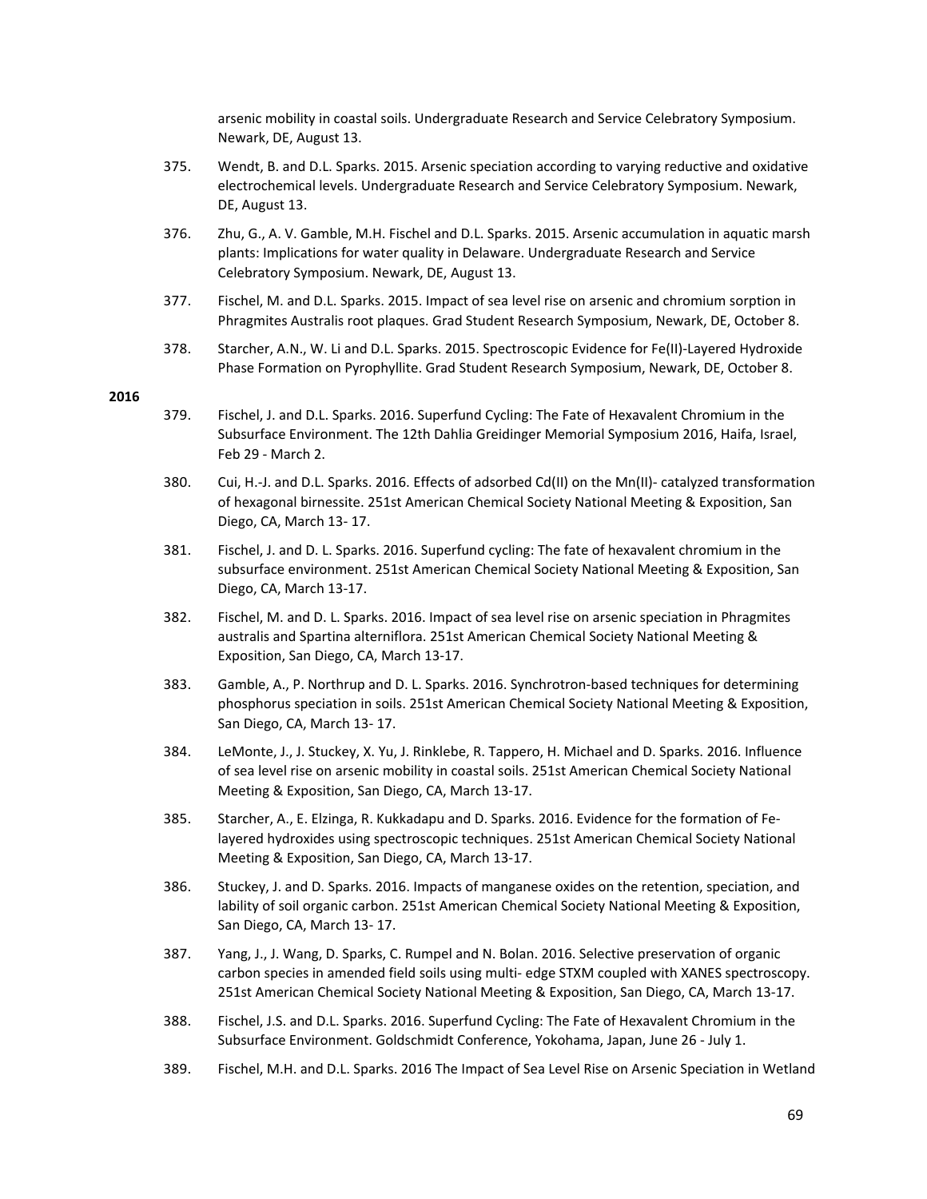arsenic mobility in coastal soils. Undergraduate Research and Service Celebratory Symposium. Newark, DE, August 13.

375. Wendt, B. and D.L. Sparks. 2015. Arsenic speciation according to varying reductive and oxidative electrochemical levels. Undergraduate Research and Service Celebratory Symposium. Newark, DE, August 13.

376. Zhu, G., A. V. Gamble, M.H. Fischel and D.L. Sparks. 2015. Arsenic accumulation in aquatic marsh plants: Implications for water quality in Delaware. Undergraduate Research and Service Celebratory Symposium. Newark, DE, August 13.

377. Fischel, M. and D.L. Sparks. 2015. Impact of sea level rise on arsenic and chromium sorption in Phragmites Australis root plaques. Grad Student Research Symposium, Newark, DE, October 8.

378. Starcher, A.N., W. Li and D.L. Sparks. 2015. Spectroscopic Evidence for Fe(II)-Layered Hydroxide Phase Formation on Pyrophyllite. Grad Student Research Symposium, Newark, DE, October 8.

**2016**

379. Fischel, J. and D.L. Sparks. 2016. Superfund Cycling: The Fate of Hexavalent Chromium in the Subsurface Environment. The 12th Dahlia Greidinger Memorial Symposium 2016, Haifa, Israel, Feb 29 - March 2.

380. Cui, H.-J. and D.L. Sparks. 2016. Effects of adsorbed Cd(II) on the Mn(II)- catalyzed transformation of hexagonal birnessite. 251st American Chemical Society National Meeting & Exposition, San Diego, CA, March 13- 17.

381. Fischel, J. and D. L. Sparks. 2016. Superfund cycling: The fate of hexavalent chromium in the subsurface environment. 251st American Chemical Society National Meeting & Exposition, San Diego, CA, March 13-17.

382. Fischel, M. and D. L. Sparks. 2016. Impact of sea level rise on arsenic speciation in Phragmites australis and Spartina alterniflora. 251st American Chemical Society National Meeting & Exposition, San Diego, CA, March 13-17.

383. Gamble, A., P. Northrup and D. L. Sparks. 2016. Synchrotron-based techniques for determining phosphorus speciation in soils. 251st American Chemical Society National Meeting & Exposition, San Diego, CA, March 13- 17.

384. LeMonte, J., J. Stuckey, X. Yu, J. Rinklebe, R. Tappero, H. Michael and D. Sparks. 2016. Influence of sea level rise on arsenic mobility in coastal soils. 251st American Chemical Society National Meeting & Exposition, San Diego, CA, March 13-17.

385. Starcher, A., E. Elzinga, R. Kukkadapu and D. Sparks. 2016. Evidence for the formation of Fe-layered hydroxides using spectroscopic techniques. 251st American Chemical Society National Meeting & Exposition, San Diego, CA, March 13-17.

386. Stuckey, J. and D. Sparks. 2016. Impacts of manganese oxides on the retention, speciation, and lability of soil organic carbon. 251st American Chemical Society National Meeting & Exposition, San Diego, CA, March 13- 17.

387. Yang, J., J. Wang, D. Sparks, C. Rumpel and N. Bolan. 2016. Selective preservation of organic carbon species in amended field soils using multi- edge STXM coupled with XANES spectroscopy. 251st American Chemical Society National Meeting & Exposition, San Diego, CA, March 13-17.

388. Fischel, J.S. and D.L. Sparks. 2016. Superfund Cycling: The Fate of Hexavalent Chromium in the Subsurface Environment. Goldschmidt Conference, Yokohama, Japan, June 26 - July 1.

389. Fischel, M.H. and D.L. Sparks. 2016 The Impact of Sea Level Rise on Arsenic Speciation in Wetland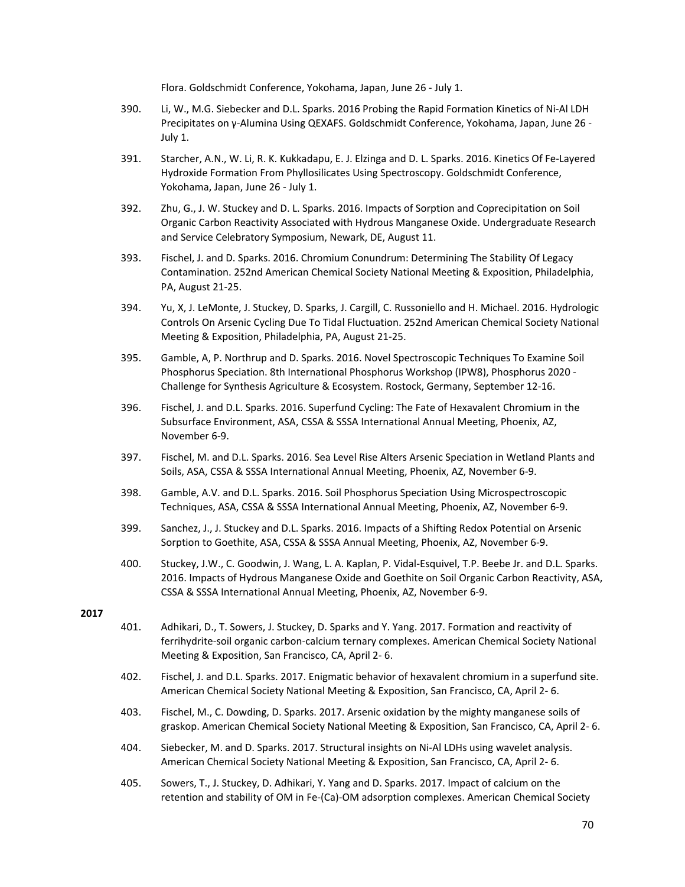Flora. Goldschmidt Conference, Yokohama, Japan, June 26 - July 1.

390. Li, W., M.G. Siebecker and D.L. Sparks. 2016 Probing the Rapid Formation Kinetics of Ni-Al LDH Precipitates on γ-Alumina Using QEXAFS. Goldschmidt Conference, Yokohama, Japan, June 26 - July 1.

391. Starcher, A.N., W. Li, R. K. Kukkadapu, E. J. Elzinga and D. L. Sparks. 2016. Kinetics Of Fe-Layered Hydroxide Formation From Phyllosilicates Using Spectroscopy. Goldschmidt Conference, Yokohama, Japan, June 26 - July 1.

392. Zhu, G., J. W. Stuckey and D. L. Sparks. 2016. Impacts of Sorption and Coprecipitation on Soil Organic Carbon Reactivity Associated with Hydrous Manganese Oxide. Undergraduate Research and Service Celebratory Symposium, Newark, DE, August 11.

393. Fischel, J. and D. Sparks. 2016. Chromium Conundrum: Determining The Stability Of Legacy Contamination. 252nd American Chemical Society National Meeting & Exposition, Philadelphia, PA, August 21-25.

394. Yu, X, J. LeMonte, J. Stuckey, D. Sparks, J. Cargill, C. Russoniello and H. Michael. 2016. Hydrologic Controls On Arsenic Cycling Due To Tidal Fluctuation. 252nd American Chemical Society National Meeting & Exposition, Philadelphia, PA, August 21-25.

395. Gamble, A, P. Northrup and D. Sparks. 2016. Novel Spectroscopic Techniques To Examine Soil Phosphorus Speciation. 8th International Phosphorus Workshop (IPW8), Phosphorus 2020 - Challenge for Synthesis Agriculture & Ecosystem. Rostock, Germany, September 12-16.

396. Fischel, J. and D.L. Sparks. 2016. Superfund Cycling: The Fate of Hexavalent Chromium in the Subsurface Environment, ASA, CSSA & SSSA International Annual Meeting, Phoenix, AZ, November 6-9.

397. Fischel, M. and D.L. Sparks. 2016. Sea Level Rise Alters Arsenic Speciation in Wetland Plants and Soils, ASA, CSSA & SSSA International Annual Meeting, Phoenix, AZ, November 6-9.

398. Gamble, A.V. and D.L. Sparks. 2016. Soil Phosphorus Speciation Using Microspectroscopic Techniques, ASA, CSSA & SSSA International Annual Meeting, Phoenix, AZ, November 6-9.

399. Sanchez, J., J. Stuckey and D.L. Sparks. 2016. Impacts of a Shifting Redox Potential on Arsenic Sorption to Goethite, ASA, CSSA & SSSA Annual Meeting, Phoenix, AZ, November 6-9.

400. Stuckey, J.W., C. Goodwin, J. Wang, L. A. Kaplan, P. Vidal-Esquivel, T.P. Beebe Jr. and D.L. Sparks. 2016. Impacts of Hydrous Manganese Oxide and Goethite on Soil Organic Carbon Reactivity, ASA, CSSA & SSSA International Annual Meeting, Phoenix, AZ, November 6-9.

**2017**

401. Adhikari, D., T. Sowers, J. Stuckey, D. Sparks and Y. Yang. 2017. Formation and reactivity of ferrihydrite-soil organic carbon-calcium ternary complexes. American Chemical Society National Meeting & Exposition, San Francisco, CA, April 2- 6.

402. Fischel, J. and D.L. Sparks. 2017. Enigmatic behavior of hexavalent chromium in a superfund site. American Chemical Society National Meeting & Exposition, San Francisco, CA, April 2- 6.

403. Fischel, M., C. Dowding, D. Sparks. 2017. Arsenic oxidation by the mighty manganese soils of graskop. American Chemical Society National Meeting & Exposition, San Francisco, CA, April 2- 6.

404. Siebecker, M. and D. Sparks. 2017. Structural insights on Ni-Al LDHs using wavelet analysis. American Chemical Society National Meeting & Exposition, San Francisco, CA, April 2- 6.

405. Sowers, T., J. Stuckey, D. Adhikari, Y. Yang and D. Sparks. 2017. Impact of calcium on the retention and stability of OM in Fe-(Ca)-OM adsorption complexes. American Chemical Society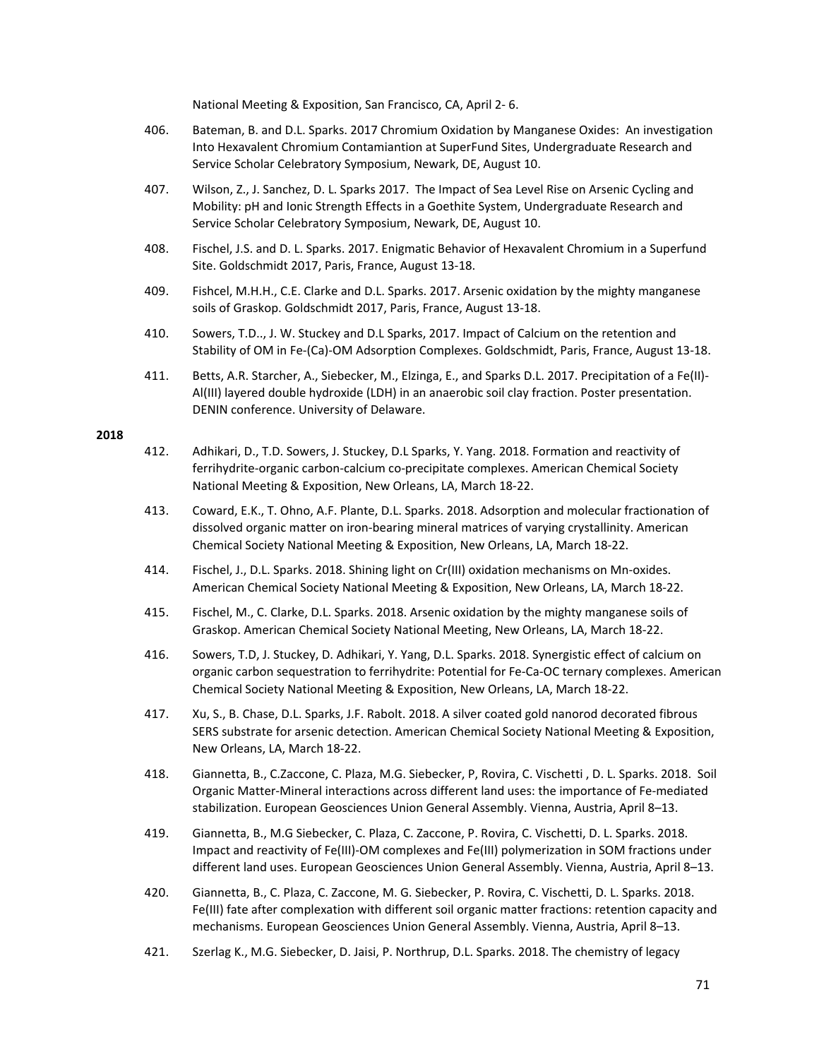National Meeting & Exposition, San Francisco, CA, April 2- 6.

406. Bateman, B. and D.L. Sparks. 2017 Chromium Oxidation by Manganese Oxides: An investigation Into Hexavalent Chromium Contamiantion at SuperFund Sites, Undergraduate Research and Service Scholar Celebratory Symposium, Newark, DE, August 10.

407. Wilson, Z., J. Sanchez, D. L. Sparks 2017. The Impact of Sea Level Rise on Arsenic Cycling and Mobility: pH and Ionic Strength Effects in a Goethite System, Undergraduate Research and Service Scholar Celebratory Symposium, Newark, DE, August 10.

408. Fischel, J.S. and D. L. Sparks. 2017. Enigmatic Behavior of Hexavalent Chromium in a Superfund Site. Goldschmidt 2017, Paris, France, August 13-18.

409. Fishcel, M.H.H., C.E. Clarke and D.L. Sparks. 2017. Arsenic oxidation by the mighty manganese soils of Graskop. Goldschmidt 2017, Paris, France, August 13-18.

410. Sowers, T.D.., J. W. Stuckey and D.L Sparks, 2017. Impact of Calcium on the retention and Stability of OM in Fe-(Ca)-OM Adsorption Complexes. Goldschmidt, Paris, France, August 13-18.

411. Betts, A.R. Starcher, A., Siebecker, M., Elzinga, E., and Sparks D.L. 2017. Precipitation of a Fe(II)-Al(III) layered double hydroxide (LDH) in an anaerobic soil clay fraction. Poster presentation. DENIN conference. University of Delaware.

**2018**

412. Adhikari, D., T.D. Sowers, J. Stuckey, D.L Sparks, Y. Yang. 2018. Formation and reactivity of ferrihydrite-organic carbon-calcium co-precipitate complexes. American Chemical Society National Meeting & Exposition, New Orleans, LA, March 18-22.

413. Coward, E.K., T. Ohno, A.F. Plante, D.L. Sparks. 2018. Adsorption and molecular fractionation of dissolved organic matter on iron-bearing mineral matrices of varying crystallinity. American Chemical Society National Meeting & Exposition, New Orleans, LA, March 18-22.

414. Fischel, J., D.L. Sparks. 2018. Shining light on Cr(III) oxidation mechanisms on Mn-oxides. American Chemical Society National Meeting & Exposition, New Orleans, LA, March 18-22.

415. Fischel, M., C. Clarke, D.L. Sparks. 2018. Arsenic oxidation by the mighty manganese soils of Graskop. American Chemical Society National Meeting, New Orleans, LA, March 18-22.

416. Sowers, T.D, J. Stuckey, D. Adhikari, Y. Yang, D.L. Sparks. 2018. Synergistic effect of calcium on organic carbon sequestration to ferrihydrite: Potential for Fe-Ca-OC ternary complexes. American Chemical Society National Meeting & Exposition, New Orleans, LA, March 18-22.

417. Xu, S., B. Chase, D.L. Sparks, J.F. Rabolt. 2018. A silver coated gold nanorod decorated fibrous SERS substrate for arsenic detection. American Chemical Society National Meeting & Exposition, New Orleans, LA, March 18-22.

418. Giannetta, B., C.Zaccone, C. Plaza, M.G. Siebecker, P, Rovira, C. Vischetti , D. L. Sparks. 2018. Soil Organic Matter-Mineral interactions across different land uses: the importance of Fe-mediated stabilization. European Geosciences Union General Assembly. Vienna, Austria, April 8–13.

419. Giannetta, B., M.G Siebecker, C. Plaza, C. Zaccone, P. Rovira, C. Vischetti, D. L. Sparks. 2018. Impact and reactivity of Fe(III)-OM complexes and Fe(III) polymerization in SOM fractions under different land uses. European Geosciences Union General Assembly. Vienna, Austria, April 8–13.

420. Giannetta, B., C. Plaza, C. Zaccone, M. G. Siebecker, P. Rovira, C. Vischetti, D. L. Sparks. 2018. Fe(III) fate after complexation with different soil organic matter fractions: retention capacity and mechanisms. European Geosciences Union General Assembly. Vienna, Austria, April 8–13.

421. Szerlag K., M.G. Siebecker, D. Jaisi, P. Northrup, D.L. Sparks. 2018. The chemistry of legacy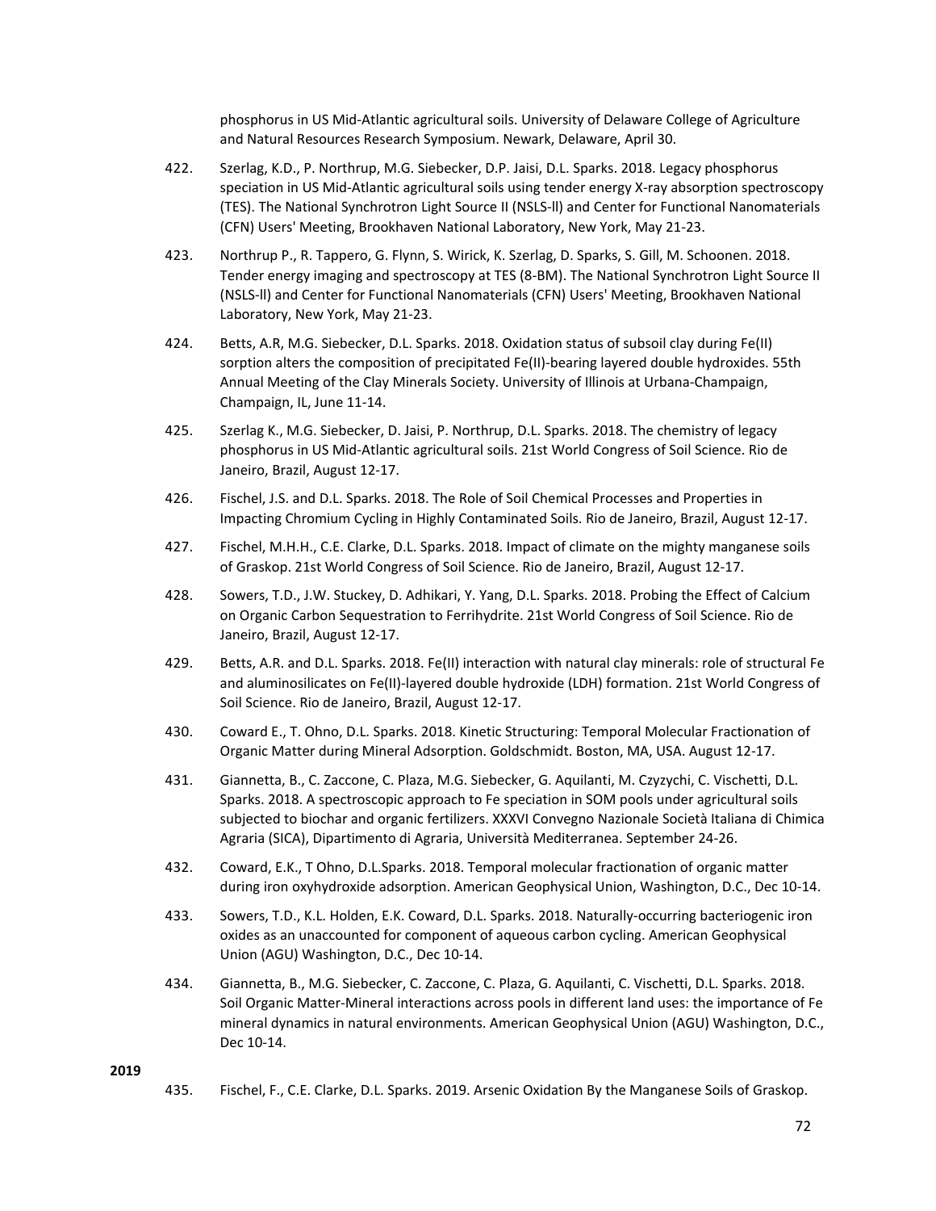phosphorus in US Mid-Atlantic agricultural soils. University of Delaware College of Agriculture and Natural Resources Research Symposium. Newark, Delaware, April 30.

422. Szerlag, K.D., P. Northrup, M.G. Siebecker, D.P. Jaisi, D.L. Sparks. 2018. Legacy phosphorus speciation in US Mid-Atlantic agricultural soils using tender energy X-ray absorption spectroscopy (TES). The National Synchrotron Light Source II (NSLS-ll) and Center for Functional Nanomaterials (CFN) Users' Meeting, Brookhaven National Laboratory, New York, May 21-23.

423. Northrup P., R. Tappero, G. Flynn, S. Wirick, K. Szerlag, D. Sparks, S. Gill, M. Schoonen. 2018. Tender energy imaging and spectroscopy at TES (8-BM). The National Synchrotron Light Source II (NSLS-ll) and Center for Functional Nanomaterials (CFN) Users' Meeting, Brookhaven National Laboratory, New York, May 21-23.

424. Betts, A.R, M.G. Siebecker, D.L. Sparks. 2018. Oxidation status of subsoil clay during Fe(II) sorption alters the composition of precipitated Fe(II)-bearing layered double hydroxides. 55th Annual Meeting of the Clay Minerals Society. University of Illinois at Urbana-Champaign, Champaign, IL, June 11-14.

425. Szerlag K., M.G. Siebecker, D. Jaisi, P. Northrup, D.L. Sparks. 2018. The chemistry of legacy phosphorus in US Mid-Atlantic agricultural soils. 21st World Congress of Soil Science. Rio de Janeiro, Brazil, August 12-17.

426. Fischel, J.S. and D.L. Sparks. 2018. The Role of Soil Chemical Processes and Properties in Impacting Chromium Cycling in Highly Contaminated Soils. Rio de Janeiro, Brazil, August 12-17.

427. Fischel, M.H.H., C.E. Clarke, D.L. Sparks. 2018. Impact of climate on the mighty manganese soils of Graskop. 21st World Congress of Soil Science. Rio de Janeiro, Brazil, August 12-17.

428. Sowers, T.D., J.W. Stuckey, D. Adhikari, Y. Yang, D.L. Sparks. 2018. Probing the Effect of Calcium on Organic Carbon Sequestration to Ferrihydrite. 21st World Congress of Soil Science. Rio de Janeiro, Brazil, August 12-17.

429. Betts, A.R. and D.L. Sparks. 2018. Fe(II) interaction with natural clay minerals: role of structural Fe and aluminosilicates on Fe(II)-layered double hydroxide (LDH) formation. 21st World Congress of Soil Science. Rio de Janeiro, Brazil, August 12-17.

430. Coward E., T. Ohno, D.L. Sparks. 2018. Kinetic Structuring: Temporal Molecular Fractionation of Organic Matter during Mineral Adsorption. Goldschmidt. Boston, MA, USA. August 12-17.

431. Giannetta, B., C. Zaccone, C. Plaza, M.G. Siebecker, G. Aquilanti, M. Czyzychi, C. Vischetti, D.L. Sparks. 2018. A spectroscopic approach to Fe speciation in SOM pools under agricultural soils subjected to biochar and organic fertilizers. XXXVI Convegno Nazionale Società Italiana di Chimica Agraria (SICA), Dipartimento di Agraria, Università Mediterranea. September 24-26.

432. Coward, E.K., T Ohno, D.L.Sparks. 2018. Temporal molecular fractionation of organic matter during iron oxyhydroxide adsorption. American Geophysical Union, Washington, D.C., Dec 10-14.

433. Sowers, T.D., K.L. Holden, E.K. Coward, D.L. Sparks. 2018. Naturally-occurring bacteriogenic iron oxides as an unaccounted for component of aqueous carbon cycling. American Geophysical Union (AGU) Washington, D.C., Dec 10-14.

434. Giannetta, B., M.G. Siebecker, C. Zaccone, C. Plaza, G. Aquilanti, C. Vischetti, D.L. Sparks. 2018. Soil Organic Matter-Mineral interactions across pools in different land uses: the importance of Fe mineral dynamics in natural environments. American Geophysical Union (AGU) Washington, D.C., Dec 10-14.

**2019**

435. Fischel, F., C.E. Clarke, D.L. Sparks. 2019. Arsenic Oxidation By the Manganese Soils of Graskop.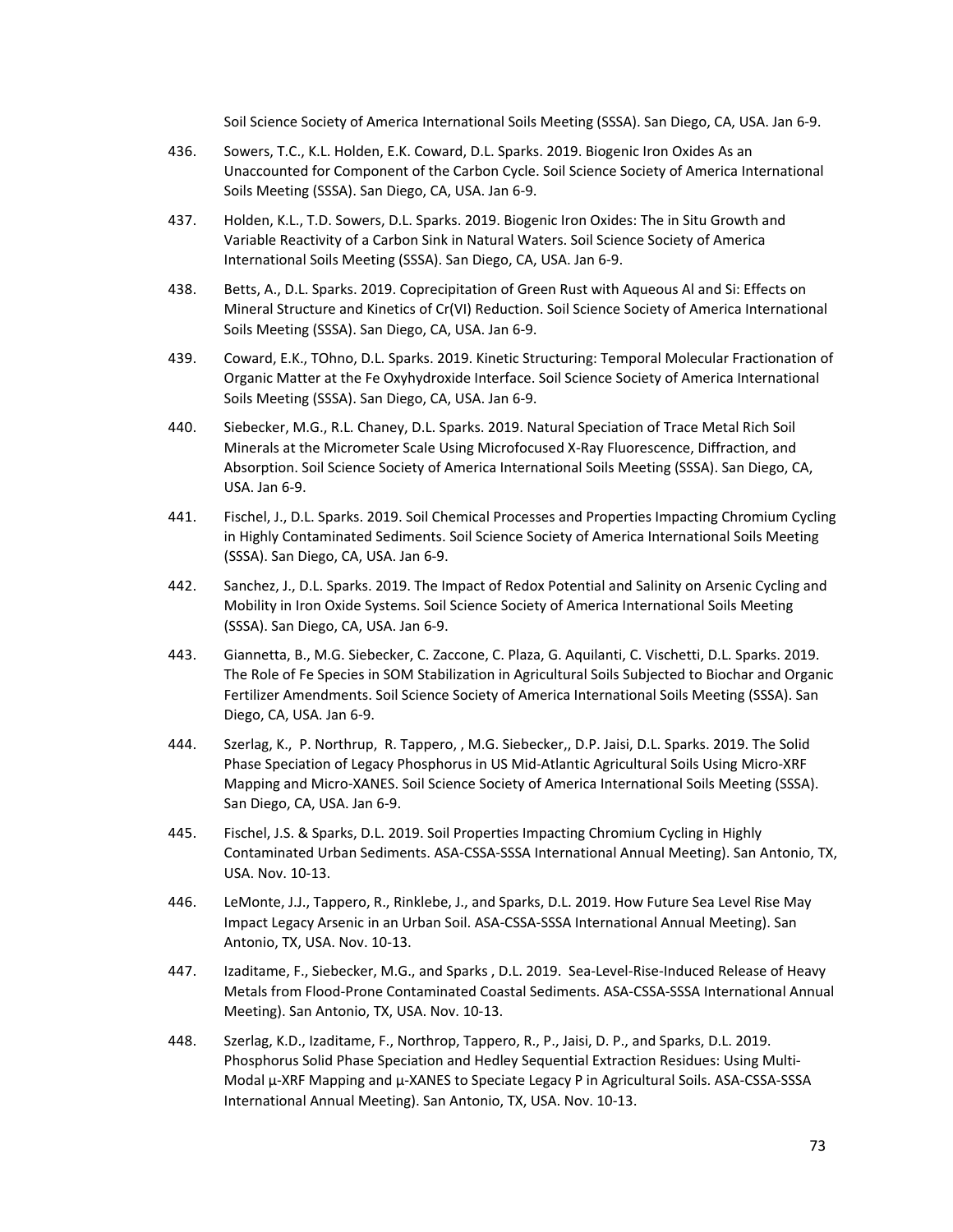Soil Science Society of America International Soils Meeting (SSSA). San Diego, CA, USA. Jan 6-9.

436. Sowers, T.C., K.L. Holden, E.K. Coward, D.L. Sparks. 2019. Biogenic Iron Oxides As an Unaccounted for Component of the Carbon Cycle. Soil Science Society of America International Soils Meeting (SSSA). San Diego, CA, USA. Jan 6-9.

437. Holden, K.L., T.D. Sowers, D.L. Sparks. 2019. Biogenic Iron Oxides: The in Situ Growth and Variable Reactivity of a Carbon Sink in Natural Waters. Soil Science Society of America International Soils Meeting (SSSA). San Diego, CA, USA. Jan 6-9.

438. Betts, A., D.L. Sparks. 2019. Coprecipitation of Green Rust with Aqueous Al and Si: Effects on Mineral Structure and Kinetics of Cr(VI) Reduction. Soil Science Society of America International Soils Meeting (SSSA). San Diego, CA, USA. Jan 6-9.

439. Coward, E.K., TOhno, D.L. Sparks. 2019. Kinetic Structuring: Temporal Molecular Fractionation of Organic Matter at the Fe Oxyhydroxide Interface. Soil Science Society of America International Soils Meeting (SSSA). San Diego, CA, USA. Jan 6-9.

440. Siebecker, M.G., R.L. Chaney, D.L. Sparks. 2019. Natural Speciation of Trace Metal Rich Soil Minerals at the Micrometer Scale Using Microfocused X-Ray Fluorescence, Diffraction, and Absorption. Soil Science Society of America International Soils Meeting (SSSA). San Diego, CA, USA. Jan 6-9.

441. Fischel, J., D.L. Sparks. 2019. Soil Chemical Processes and Properties Impacting Chromium Cycling in Highly Contaminated Sediments. Soil Science Society of America International Soils Meeting (SSSA). San Diego, CA, USA. Jan 6-9.

442. Sanchez, J., D.L. Sparks. 2019. The Impact of Redox Potential and Salinity on Arsenic Cycling and Mobility in Iron Oxide Systems. Soil Science Society of America International Soils Meeting (SSSA). San Diego, CA, USA. Jan 6-9.

443. Giannetta, B., M.G. Siebecker, C. Zaccone, C. Plaza, G. Aquilanti, C. Vischetti, D.L. Sparks. 2019. The Role of Fe Species in SOM Stabilization in Agricultural Soils Subjected to Biochar and Organic Fertilizer Amendments. Soil Science Society of America International Soils Meeting (SSSA). San Diego, CA, USA. Jan 6-9.

444. Szerlag, K., P. Northrup, R. Tappero, , M.G. Siebecker,, D.P. Jaisi, D.L. Sparks. 2019. The Solid Phase Speciation of Legacy Phosphorus in US Mid-Atlantic Agricultural Soils Using Micro-XRF Mapping and Micro-XANES. Soil Science Society of America International Soils Meeting (SSSA). San Diego, CA, USA. Jan 6-9.

445. Fischel, J.S. & Sparks, D.L. 2019. Soil Properties Impacting Chromium Cycling in Highly Contaminated Urban Sediments. ASA-CSSA-SSSA International Annual Meeting). San Antonio, TX, USA. Nov. 10-13.

446. LeMonte, J.J., Tappero, R., Rinklebe, J., and Sparks, D.L. 2019. How Future Sea Level Rise May Impact Legacy Arsenic in an Urban Soil. ASA-CSSA-SSSA International Annual Meeting). San Antonio, TX, USA. Nov. 10-13.

447. Izaditame, F., Siebecker, M.G., and Sparks , D.L. 2019. Sea-Level-Rise-Induced Release of Heavy Metals from Flood-Prone Contaminated Coastal Sediments. ASA-CSSA-SSSA International Annual Meeting). San Antonio, TX, USA. Nov. 10-13.

448. Szerlag, K.D., Izaditame, F., Northrop, Tappero, R., P., Jaisi, D. P., and Sparks, D.L. 2019. Phosphorus Solid Phase Speciation and Hedley Sequential Extraction Residues: Using Multi-Modal μ-XRF Mapping and μ-XANES to Speciate Legacy P in Agricultural Soils. ASA-CSSA-SSSA International Annual Meeting). San Antonio, TX, USA. Nov. 10-13.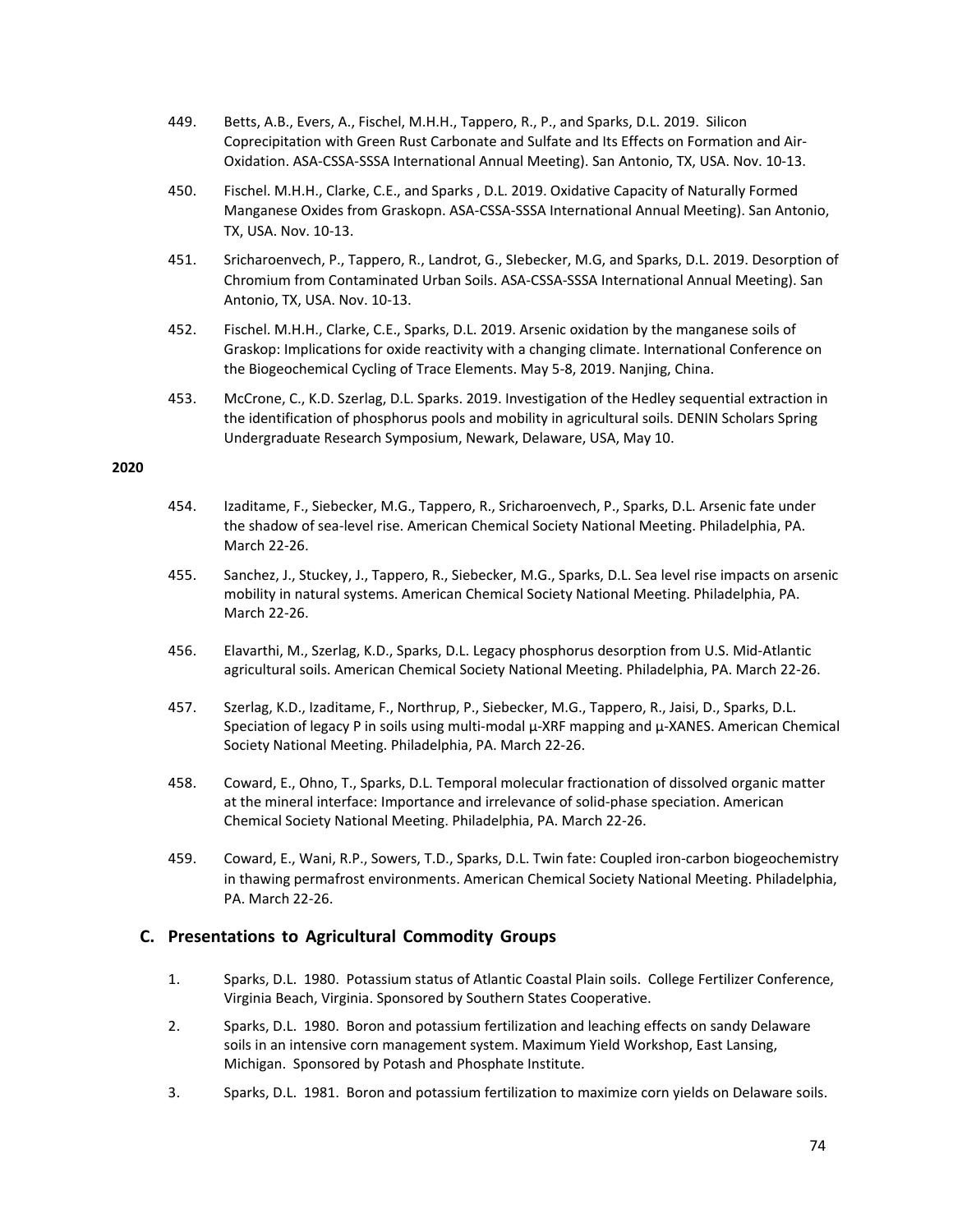449. Betts, A.B., Evers, A., Fischel, M.H.H., Tappero, R., P., and Sparks, D.L. 2019. Silicon Coprecipitation with Green Rust Carbonate and Sulfate and Its Effects on Formation and Air-Oxidation. ASA-CSSA-SSSA International Annual Meeting). San Antonio, TX, USA. Nov. 10-13.

450. Fischel. M.H.H., Clarke, C.E., and Sparks , D.L. 2019. Oxidative Capacity of Naturally Formed Manganese Oxides from Graskopn. ASA-CSSA-SSSA International Annual Meeting). San Antonio, TX, USA. Nov. 10-13.

451. Sricharoenvech, P., Tappero, R., Landrot, G., SIebecker, M.G, and Sparks, D.L. 2019. Desorption of Chromium from Contaminated Urban Soils. ASA-CSSA-SSSA International Annual Meeting). San Antonio, TX, USA. Nov. 10-13.

452. Fischel. M.H.H., Clarke, C.E., Sparks, D.L. 2019. Arsenic oxidation by the manganese soils of Graskop: Implications for oxide reactivity with a changing climate. International Conference on the Biogeochemical Cycling of Trace Elements. May 5-8, 2019. Nanjing, China.

453. McCrone, C., K.D. Szerlag, D.L. Sparks. 2019. Investigation of the Hedley sequential extraction in the identification of phosphorus pools and mobility in agricultural soils. DENIN Scholars Spring Undergraduate Research Symposium, Newark, Delaware, USA, May 10.

**2020**

454. Izaditame, F., Siebecker, M.G., Tappero, R., Sricharoenvech, P., Sparks, D.L. Arsenic fate under the shadow of sea-level rise. American Chemical Society National Meeting. Philadelphia, PA. March 22-26.

455. Sanchez, J., Stuckey, J., Tappero, R., Siebecker, M.G., Sparks, D.L. Sea level rise impacts on arsenic mobility in natural systems. American Chemical Society National Meeting. Philadelphia, PA. March 22-26.

456. Elavarthi, M., Szerlag, K.D., Sparks, D.L. Legacy phosphorus desorption from U.S. Mid-Atlantic agricultural soils. American Chemical Society National Meeting. Philadelphia, PA. March 22-26.

457. Szerlag, K.D., Izaditame, F., Northrup, P., Siebecker, M.G., Tappero, R., Jaisi, D., Sparks, D.L. Speciation of legacy P in soils using multi-modal μ-XRF mapping and μ-XANES. American Chemical Society National Meeting. Philadelphia, PA. March 22-26.

458. Coward, E., Ohno, T., Sparks, D.L. Temporal molecular fractionation of dissolved organic matter at the mineral interface: Importance and irrelevance of solid-phase speciation. American Chemical Society National Meeting. Philadelphia, PA. March 22-26.

459. Coward, E., Wani, R.P., Sowers, T.D., Sparks, D.L. Twin fate: Coupled iron-carbon biogeochemistry in thawing permafrost environments. American Chemical Society National Meeting. Philadelphia, PA. March 22-26.

## C. Presentations to Agricultural Commodity Groups

1. Sparks, D.L. 1980. Potassium status of Atlantic Coastal Plain soils. College Fertilizer Conference, Virginia Beach, Virginia. Sponsored by Southern States Cooperative.

2. Sparks, D.L. 1980. Boron and potassium fertilization and leaching effects on sandy Delaware soils in an intensive corn management system. Maximum Yield Workshop, East Lansing, Michigan. Sponsored by Potash and Phosphate Institute.

3. Sparks, D.L. 1981. Boron and potassium fertilization to maximize corn yields on Delaware soils.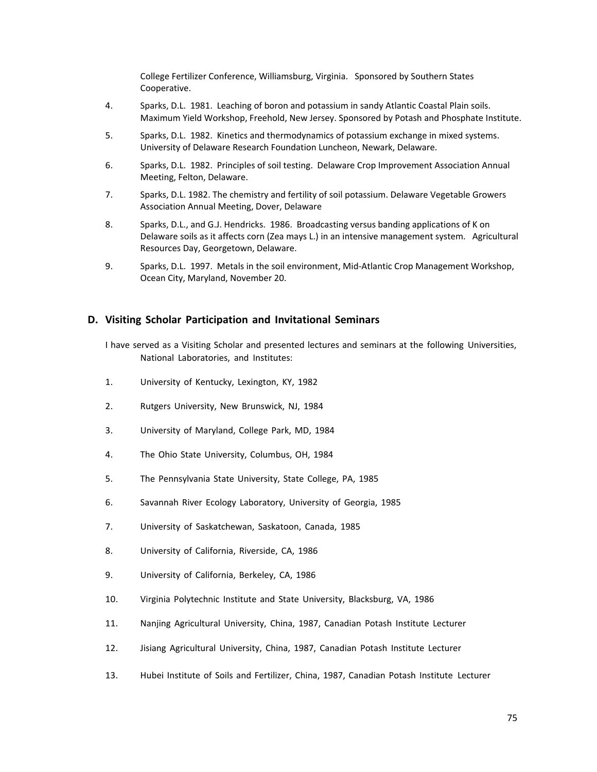College Fertilizer Conference, Williamsburg, Virginia. Sponsored by Southern States Cooperative.

4. Sparks, D.L. 1981. Leaching of boron and potassium in sandy Atlantic Coastal Plain soils. Maximum Yield Workshop, Freehold, New Jersey. Sponsored by Potash and Phosphate Institute.
5. Sparks, D.L. 1982. Kinetics and thermodynamics of potassium exchange in mixed systems. University of Delaware Research Foundation Luncheon, Newark, Delaware.
6. Sparks, D.L. 1982. Principles of soil testing. Delaware Crop Improvement Association Annual Meeting, Felton, Delaware.
7. Sparks, D.L. 1982. The chemistry and fertility of soil potassium. Delaware Vegetable Growers Association Annual Meeting, Dover, Delaware
8. Sparks, D.L., and G.J. Hendricks. 1986. Broadcasting versus banding applications of K on Delaware soils as it affects corn (Zea mays L.) in an intensive management system. Agricultural Resources Day, Georgetown, Delaware.
9. Sparks, D.L. 1997. Metals in the soil environment, Mid-Atlantic Crop Management Workshop, Ocean City, Maryland, November 20.

## D. Visiting Scholar Participation and Invitational Seminars

I have served as a Visiting Scholar and presented lectures and seminars at the following Universities, National Laboratories, and Institutes:

1. University of Kentucky, Lexington, KY, 1982
2. Rutgers University, New Brunswick, NJ, 1984
3. University of Maryland, College Park, MD, 1984
4. The Ohio State University, Columbus, OH, 1984
5. The Pennsylvania State University, State College, PA, 1985
6. Savannah River Ecology Laboratory, University of Georgia, 1985
7. University of Saskatchewan, Saskatoon, Canada, 1985
8. University of California, Riverside, CA, 1986
9. University of California, Berkeley, CA, 1986
10. Virginia Polytechnic Institute and State University, Blacksburg, VA, 1986
11. Nanjing Agricultural University, China, 1987, Canadian Potash Institute Lecturer
12. Jisiang Agricultural University, China, 1987, Canadian Potash Institute Lecturer
13. Hubei Institute of Soils and Fertilizer, China, 1987, Canadian Potash Institute Lecturer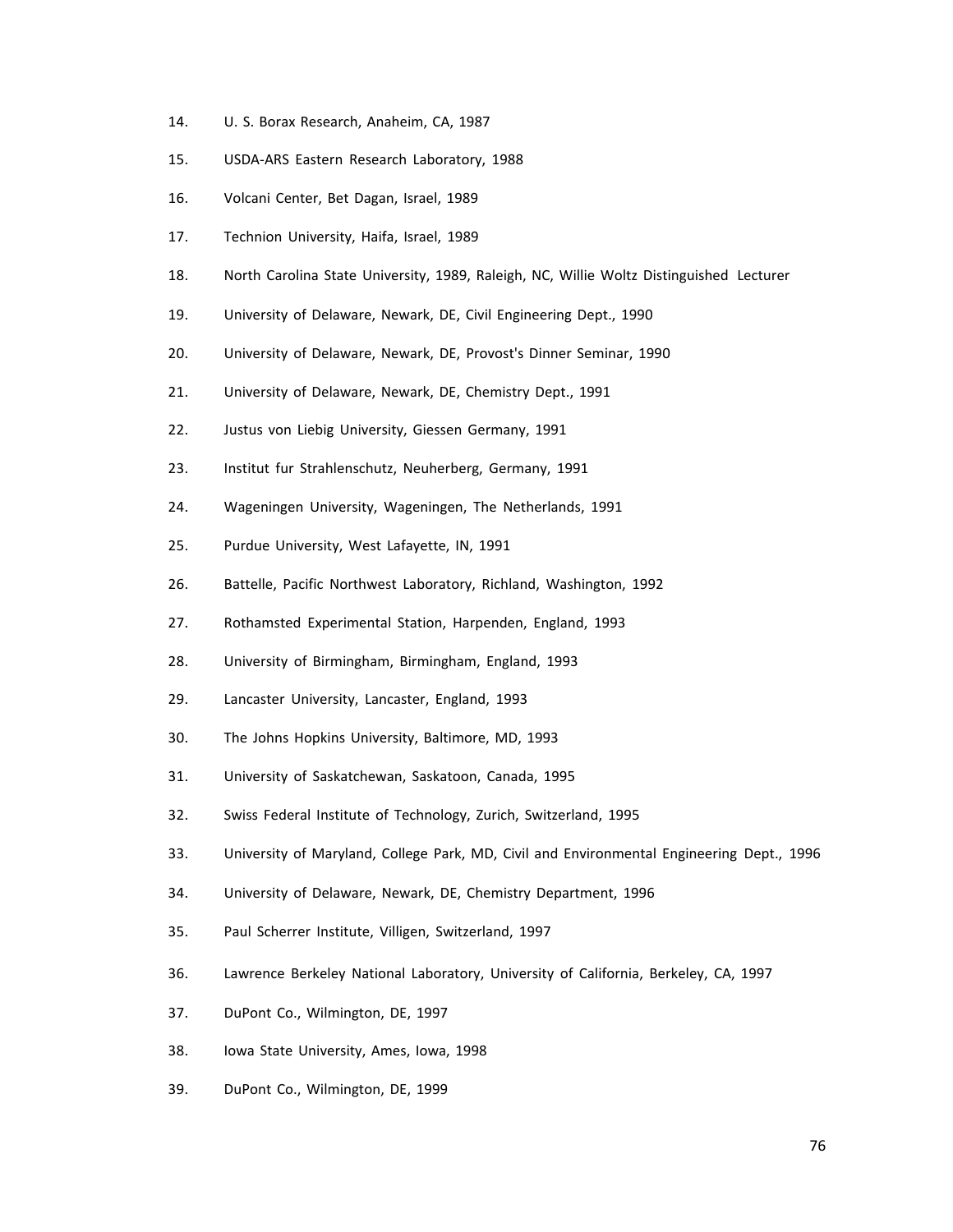14. U. S. Borax Research, Anaheim, CA, 1987

15. USDA-ARS Eastern Research Laboratory, 1988

16. Volcani Center, Bet Dagan, Israel, 1989

17. Technion University, Haifa, Israel, 1989

18. North Carolina State University, 1989, Raleigh, NC, Willie Woltz Distinguished Lecturer

19. University of Delaware, Newark, DE, Civil Engineering Dept., 1990

20. University of Delaware, Newark, DE, Provost's Dinner Seminar, 1990

21. University of Delaware, Newark, DE, Chemistry Dept., 1991

22. Justus von Liebig University, Giessen Germany, 1991

23. Institut fur Strahlenschutz, Neuherberg, Germany, 1991

24. Wageningen University, Wageningen, The Netherlands, 1991

25. Purdue University, West Lafayette, IN, 1991

26. Battelle, Pacific Northwest Laboratory, Richland, Washington, 1992

27. Rothamsted Experimental Station, Harpenden, England, 1993

28. University of Birmingham, Birmingham, England, 1993

29. Lancaster University, Lancaster, England, 1993

30. The Johns Hopkins University, Baltimore, MD, 1993

31. University of Saskatchewan, Saskatoon, Canada, 1995

32. Swiss Federal Institute of Technology, Zurich, Switzerland, 1995

33. University of Maryland, College Park, MD, Civil and Environmental Engineering Dept., 1996

34. University of Delaware, Newark, DE, Chemistry Department, 1996

35. Paul Scherrer Institute, Villigen, Switzerland, 1997

36. Lawrence Berkeley National Laboratory, University of California, Berkeley, CA, 1997

37. DuPont Co., Wilmington, DE, 1997

38. Iowa State University, Ames, Iowa, 1998

39. DuPont Co., Wilmington, DE, 1999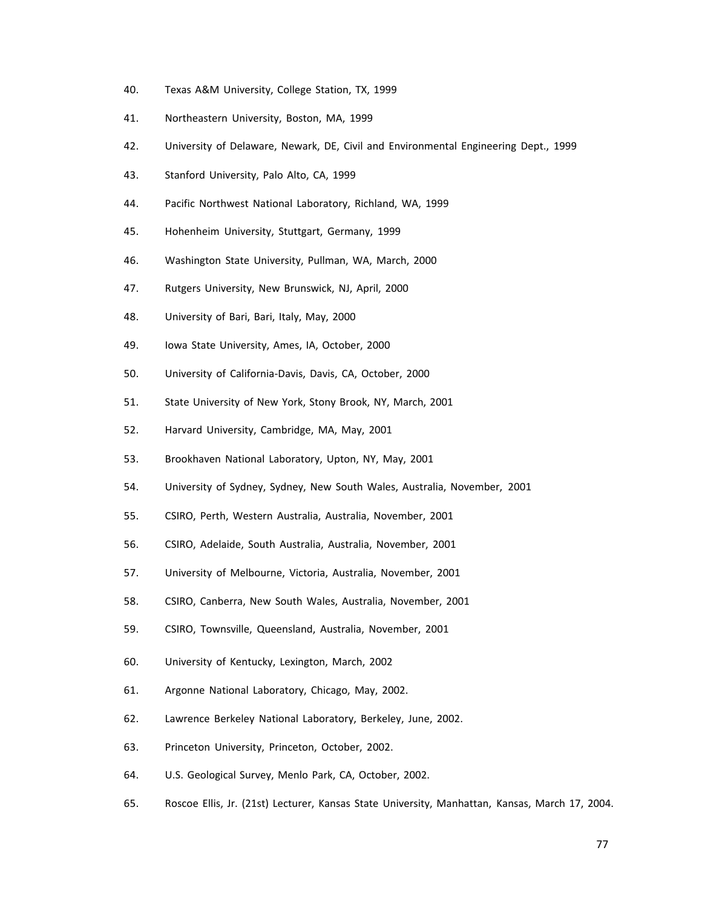40. Texas A&M University, College Station, TX, 1999
41. Northeastern University, Boston, MA, 1999
42. University of Delaware, Newark, DE, Civil and Environmental Engineering Dept., 1999
43. Stanford University, Palo Alto, CA, 1999
44. Pacific Northwest National Laboratory, Richland, WA, 1999
45. Hohenheim University, Stuttgart, Germany, 1999
46. Washington State University, Pullman, WA, March, 2000
47. Rutgers University, New Brunswick, NJ, April, 2000
48. University of Bari, Bari, Italy, May, 2000
49. Iowa State University, Ames, IA, October, 2000
50. University of California-Davis, Davis, CA, October, 2000
51. State University of New York, Stony Brook, NY, March, 2001
52. Harvard University, Cambridge, MA, May, 2001
53. Brookhaven National Laboratory, Upton, NY, May, 2001
54. University of Sydney, Sydney, New South Wales, Australia, November, 2001
55. CSIRO, Perth, Western Australia, Australia, November, 2001
56. CSIRO, Adelaide, South Australia, Australia, November, 2001
57. University of Melbourne, Victoria, Australia, November, 2001
58. CSIRO, Canberra, New South Wales, Australia, November, 2001
59. CSIRO, Townsville, Queensland, Australia, November, 2001
60. University of Kentucky, Lexington, March, 2002
61. Argonne National Laboratory, Chicago, May, 2002.
62. Lawrence Berkeley National Laboratory, Berkeley, June, 2002.
63. Princeton University, Princeton, October, 2002.
64. U.S. Geological Survey, Menlo Park, CA, October, 2002.
65. Roscoe Ellis, Jr. (21st) Lecturer, Kansas State University, Manhattan, Kansas, March 17, 2004.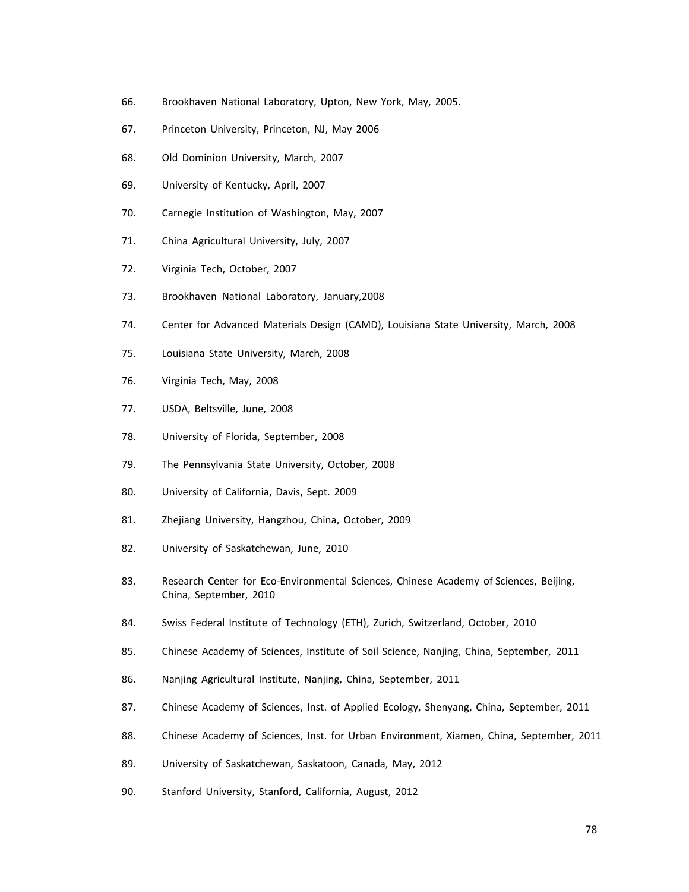66. Brookhaven National Laboratory, Upton, New York, May, 2005.

67. Princeton University, Princeton, NJ, May 2006

68. Old Dominion University, March, 2007

69. University of Kentucky, April, 2007

70. Carnegie Institution of Washington, May, 2007

71. China Agricultural University, July, 2007

72. Virginia Tech, October, 2007

73. Brookhaven National Laboratory, January,2008

74. Center for Advanced Materials Design (CAMD), Louisiana State University, March, 2008

75. Louisiana State University, March, 2008

76. Virginia Tech, May, 2008

77. USDA, Beltsville, June, 2008

78. University of Florida, September, 2008

79. The Pennsylvania State University, October, 2008

80. University of California, Davis, Sept. 2009

81. Zhejiang University, Hangzhou, China, October, 2009

82. University of Saskatchewan, June, 2010

83. Research Center for Eco-Environmental Sciences, Chinese Academy of Sciences, Beijing, China, September, 2010

84. Swiss Federal Institute of Technology (ETH), Zurich, Switzerland, October, 2010

85. Chinese Academy of Sciences, Institute of Soil Science, Nanjing, China, September, 2011

86. Nanjing Agricultural Institute, Nanjing, China, September, 2011

87. Chinese Academy of Sciences, Inst. of Applied Ecology, Shenyang, China, September, 2011

88. Chinese Academy of Sciences, Inst. for Urban Environment, Xiamen, China, September, 2011

89. University of Saskatchewan, Saskatoon, Canada, May, 2012

90. Stanford University, Stanford, California, August, 2012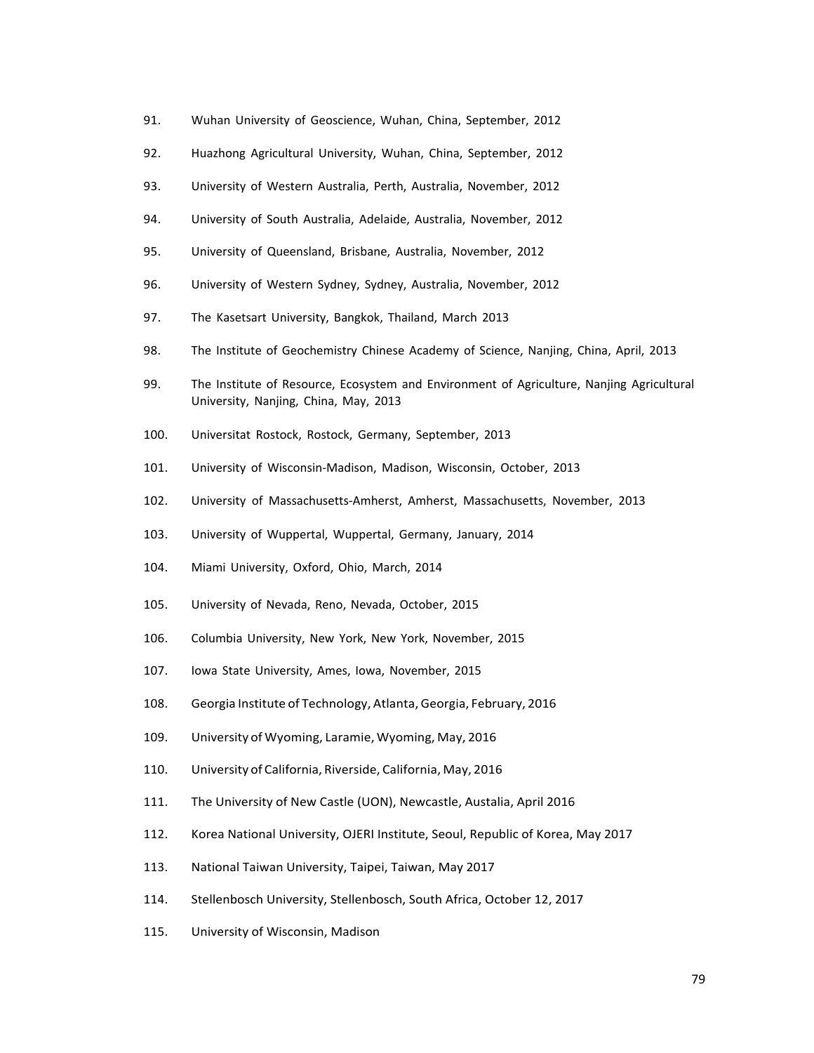91. Wuhan University of Geoscience, Wuhan, China, September, 2012
92. Huazhong Agricultural University, Wuhan, China, September, 2012
93. University of Western Australia, Perth, Australia, November, 2012
94. University of South Australia, Adelaide, Australia, November, 2012
95. University of Queensland, Brisbane, Australia, November, 2012
96. University of Western Sydney, Sydney, Australia, November, 2012
97. The Kasetsart University, Bangkok, Thailand, March 2013
98. The Institute of Geochemistry Chinese Academy of Science, Nanjing, China, April, 2013
99. The Institute of Resource, Ecosystem and Environment of Agriculture, Nanjing Agricultural University, Nanjing, China, May, 2013
100. Universitat Rostock, Rostock, Germany, September, 2013
101. University of Wisconsin-Madison, Madison, Wisconsin, October, 2013
102. University of Massachusetts-Amherst, Amherst, Massachusetts, November, 2013
103. University of Wuppertal, Wuppertal, Germany, January, 2014
104. Miami University, Oxford, Ohio, March, 2014
105. University of Nevada, Reno, Nevada, October, 2015
106. Columbia University, New York, New York, November, 2015
107. Iowa State University, Ames, Iowa, November, 2015
108. Georgia Institute of Technology, Atlanta, Georgia, February, 2016
109. University of Wyoming, Laramie, Wyoming, May, 2016
110. University of California, Riverside, California, May, 2016
111. The University of New Castle (UON), Newcastle, Austalia, April 2016
112. Korea National University, OJERI Institute, Seoul, Republic of Korea, May 2017
113. National Taiwan University, Taipei, Taiwan, May 2017
114. Stellenbosch University, Stellenbosch, South Africa, October 12, 2017
115. University of Wisconsin, Madison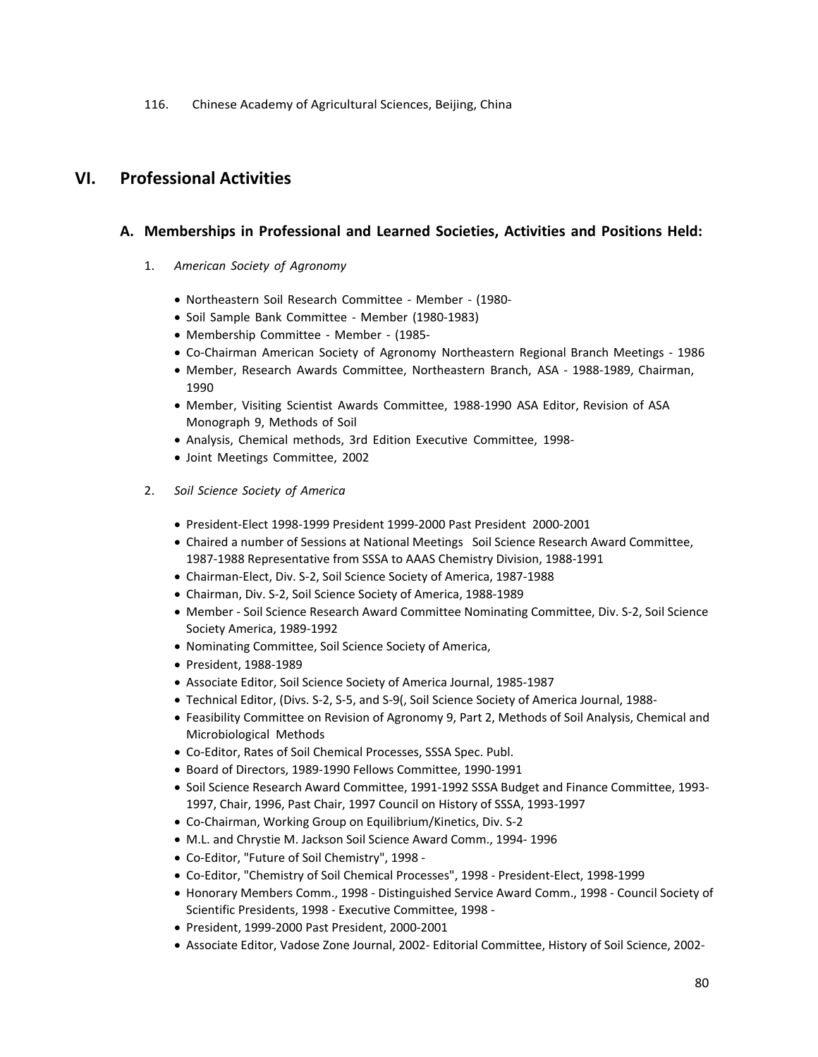116. Chinese Academy of Agricultural Sciences, Beijing, China

# VI. Professional Activities

## A. Memberships in Professional and Learned Societies, Activities and Positions Held:

1. *American Society of Agronomy*

   - Northeastern Soil Research Committee - Member - (1980-
   - Soil Sample Bank Committee - Member (1980-1983)
   - Membership Committee - Member - (1985-
   - Co-Chairman American Society of Agronomy Northeastern Regional Branch Meetings - 1986
   - Member, Research Awards Committee, Northeastern Branch, ASA - 1988-1989, Chairman, 1990
   - Member, Visiting Scientist Awards Committee, 1988-1990 ASA Editor, Revision of ASA Monograph 9, Methods of Soil
   - Analysis, Chemical methods, 3rd Edition Executive Committee, 1998-
   - Joint Meetings Committee, 2002

2. *Soil Science Society of America*

   - President-Elect 1998-1999 President 1999-2000 Past President 2000-2001
   - Chaired a number of Sessions at National Meetings Soil Science Research Award Committee, 1987-1988 Representative from SSSA to AAAS Chemistry Division, 1988-1991
   - Chairman-Elect, Div. S-2, Soil Science Society of America, 1987-1988
   - Chairman, Div. S-2, Soil Science Society of America, 1988-1989
   - Member - Soil Science Research Award Committee Nominating Committee, Div. S-2, Soil Science Society America, 1989-1992
   - Nominating Committee, Soil Science Society of America,
   - President, 1988-1989
   - Associate Editor, Soil Science Society of America Journal, 1985-1987
   - Technical Editor, (Divs. S-2, S-5, and S-9(, Soil Science Society of America Journal, 1988-
   - Feasibility Committee on Revision of Agronomy 9, Part 2, Methods of Soil Analysis, Chemical and Microbiological Methods
   - Co-Editor, Rates of Soil Chemical Processes, SSSA Spec. Publ.
   - Board of Directors, 1989-1990 Fellows Committee, 1990-1991
   - Soil Science Research Award Committee, 1991-1992 SSSA Budget and Finance Committee, 1993-1997, Chair, 1996, Past Chair, 1997 Council on History of SSSA, 1993-1997
   - Co-Chairman, Working Group on Equilibrium/Kinetics, Div. S-2
   - M.L. and Chrystie M. Jackson Soil Science Award Comm., 1994- 1996
   - Co-Editor, "Future of Soil Chemistry", 1998 -
   - Co-Editor, "Chemistry of Soil Chemical Processes", 1998 - President-Elect, 1998-1999
   - Honorary Members Comm., 1998 - Distinguished Service Award Comm., 1998 - Council Society of Scientific Presidents, 1998 - Executive Committee, 1998 -
   - President, 1999-2000 Past President, 2000-2001
   - Associate Editor, Vadose Zone Journal, 2002- Editorial Committee, History of Soil Science, 2002-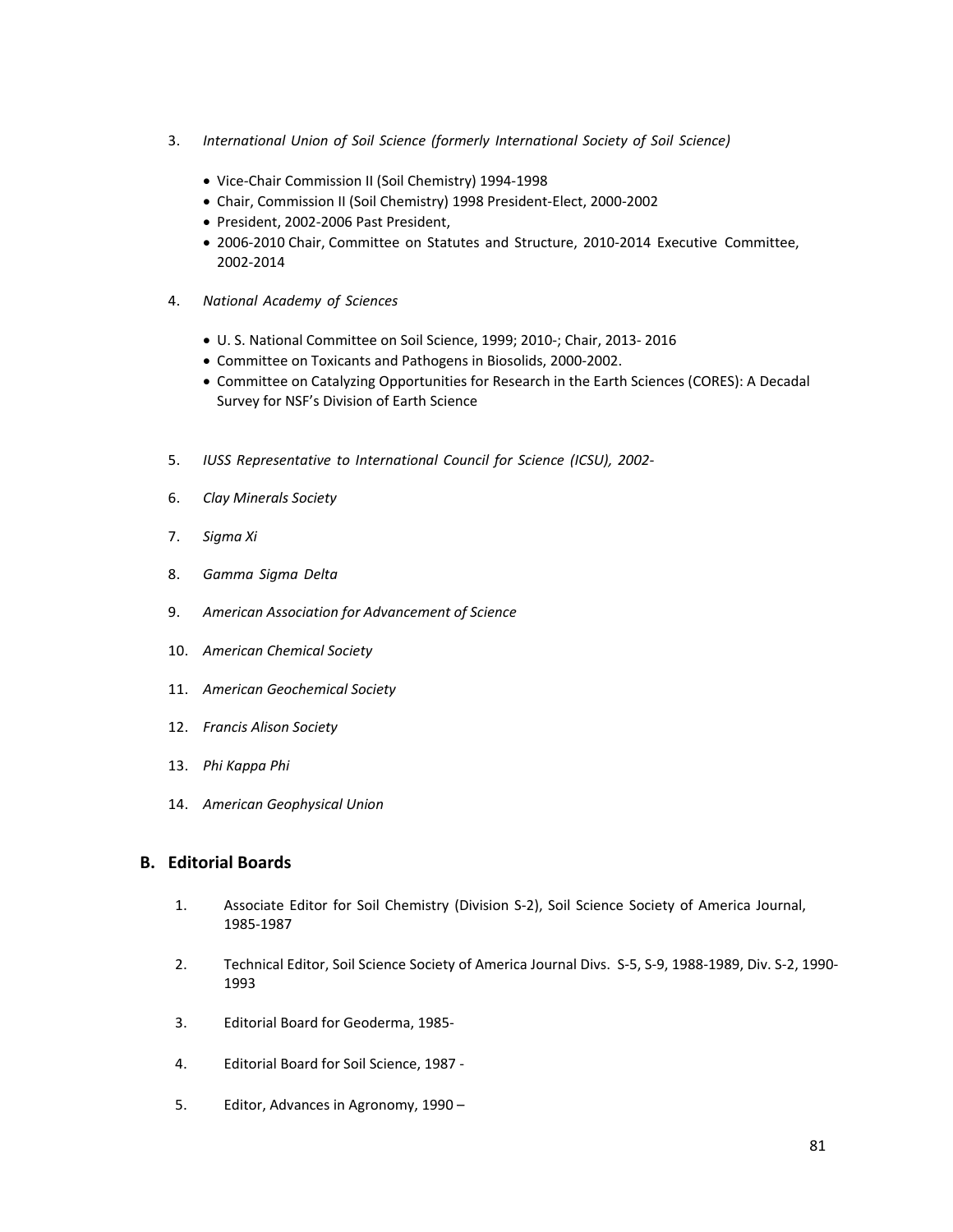3. *International Union of Soil Science (formerly International Society of Soil Science)*

    - Vice-Chair Commission II (Soil Chemistry) 1994-1998
    - Chair, Commission II (Soil Chemistry) 1998 President-Elect, 2000-2002
    - President, 2002-2006 Past President,
    - 2006-2010 Chair, Committee on Statutes and Structure, 2010-2014 Executive Committee, 2002-2014

4. *National Academy of Sciences*

    - U. S. National Committee on Soil Science, 1999; 2010-; Chair, 2013- 2016
    - Committee on Toxicants and Pathogens in Biosolids, 2000-2002.
    - Committee on Catalyzing Opportunities for Research in the Earth Sciences (CORES): A Decadal Survey for NSF's Division of Earth Science

5. *IUSS Representative to International Council for Science (ICSU), 2002-*

6. *Clay Minerals Society*

7. *Sigma Xi*

8. *Gamma Sigma Delta*

9. *American Association for Advancement of Science*

10. *American Chemical Society*

11. *American Geochemical Society*

12. *Francis Alison Society*

13. *Phi Kappa Phi*

14. *American Geophysical Union*

## B. Editorial Boards

1. Associate Editor for Soil Chemistry (Division S-2), Soil Science Society of America Journal, 1985-1987

2. Technical Editor, Soil Science Society of America Journal Divs. S-5, S-9, 1988-1989, Div. S-2, 1990-1993

3. Editorial Board for Geoderma, 1985-

4. Editorial Board for Soil Science, 1987 -

5. Editor, Advances in Agronomy, 1990 –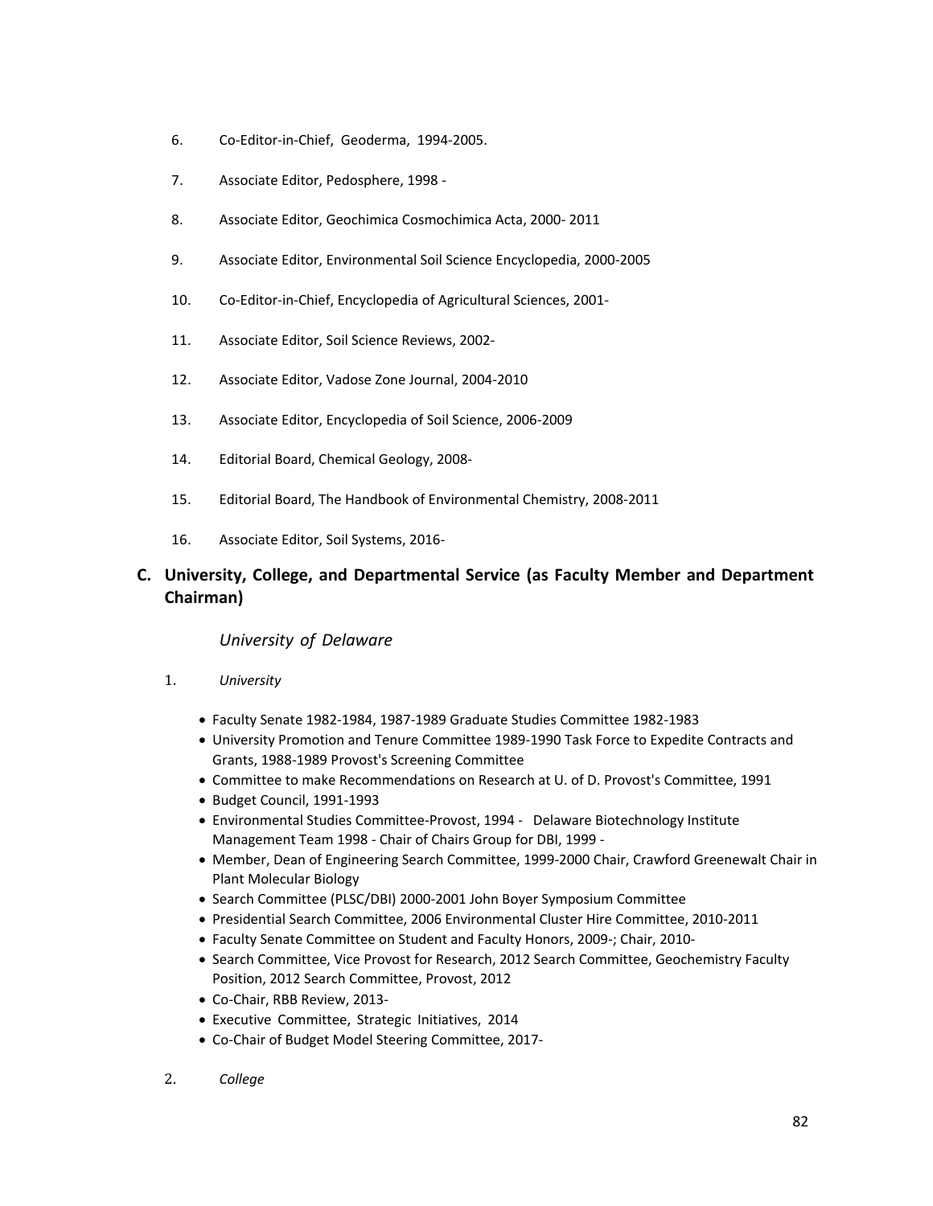6. Co-Editor-in-Chief, Geoderma, 1994-2005.

7. Associate Editor, Pedosphere, 1998 -

8. Associate Editor, Geochimica Cosmochimica Acta, 2000- 2011

9. Associate Editor, Environmental Soil Science Encyclopedia, 2000-2005

10. Co-Editor-in-Chief, Encyclopedia of Agricultural Sciences, 2001-

11. Associate Editor, Soil Science Reviews, 2002-

12. Associate Editor, Vadose Zone Journal, 2004-2010

13. Associate Editor, Encyclopedia of Soil Science, 2006-2009

14. Editorial Board, Chemical Geology, 2008-

15. Editorial Board, The Handbook of Environmental Chemistry, 2008-2011

16. Associate Editor, Soil Systems, 2016-

## C. University, College, and Departmental Service (as Faculty Member and Department Chairman)

*University of Delaware*

1. *University*

- Faculty Senate 1982-1984, 1987-1989 Graduate Studies Committee 1982-1983
- University Promotion and Tenure Committee 1989-1990 Task Force to Expedite Contracts and Grants, 1988-1989 Provost's Screening Committee
- Committee to make Recommendations on Research at U. of D. Provost's Committee, 1991
- Budget Council, 1991-1993
- Environmental Studies Committee-Provost, 1994 - Delaware Biotechnology Institute Management Team 1998 - Chair of Chairs Group for DBI, 1999 -
- Member, Dean of Engineering Search Committee, 1999-2000 Chair, Crawford Greenewalt Chair in Plant Molecular Biology
- Search Committee (PLSC/DBI) 2000-2001 John Boyer Symposium Committee
- Presidential Search Committee, 2006 Environmental Cluster Hire Committee, 2010-2011
- Faculty Senate Committee on Student and Faculty Honors, 2009-; Chair, 2010-
- Search Committee, Vice Provost for Research, 2012 Search Committee, Geochemistry Faculty Position, 2012 Search Committee, Provost, 2012
- Co-Chair, RBB Review, 2013-
- Executive Committee, Strategic Initiatives, 2014
- Co-Chair of Budget Model Steering Committee, 2017-

2. *College*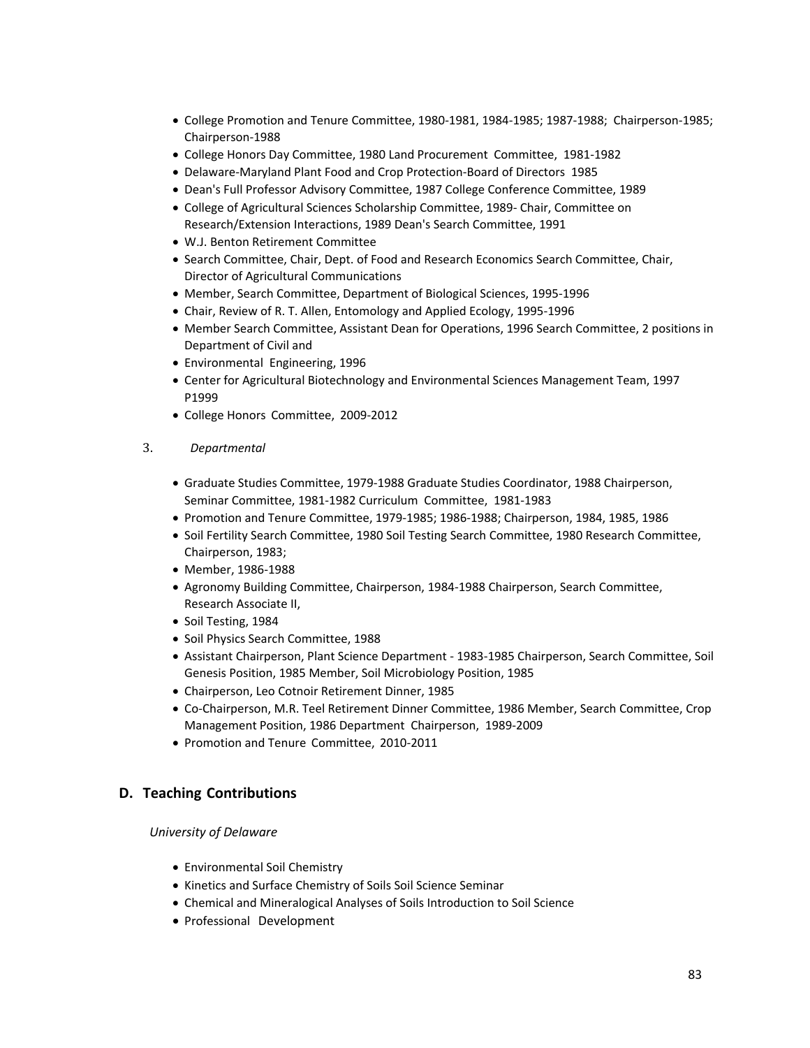- College Promotion and Tenure Committee, 1980-1981, 1984-1985; 1987-1988; Chairperson-1985; Chairperson-1988
- College Honors Day Committee, 1980 Land Procurement Committee, 1981-1982
- Delaware-Maryland Plant Food and Crop Protection-Board of Directors 1985
- Dean's Full Professor Advisory Committee, 1987 College Conference Committee, 1989
- College of Agricultural Sciences Scholarship Committee, 1989- Chair, Committee on Research/Extension Interactions, 1989 Dean's Search Committee, 1991
- W.J. Benton Retirement Committee
- Search Committee, Chair, Dept. of Food and Research Economics Search Committee, Chair, Director of Agricultural Communications
- Member, Search Committee, Department of Biological Sciences, 1995-1996
- Chair, Review of R. T. Allen, Entomology and Applied Ecology, 1995-1996
- Member Search Committee, Assistant Dean for Operations, 1996 Search Committee, 2 positions in Department of Civil and
- Environmental Engineering, 1996
- Center for Agricultural Biotechnology and Environmental Sciences Management Team, 1997 P1999
- College Honors Committee, 2009-2012

3. *Departmental*

- Graduate Studies Committee, 1979-1988 Graduate Studies Coordinator, 1988 Chairperson, Seminar Committee, 1981-1982 Curriculum Committee, 1981-1983
- Promotion and Tenure Committee, 1979-1985; 1986-1988; Chairperson, 1984, 1985, 1986
- Soil Fertility Search Committee, 1980 Soil Testing Search Committee, 1980 Research Committee, Chairperson, 1983;
- Member, 1986-1988
- Agronomy Building Committee, Chairperson, 1984-1988 Chairperson, Search Committee, Research Associate II,
- Soil Testing, 1984
- Soil Physics Search Committee, 1988
- Assistant Chairperson, Plant Science Department - 1983-1985 Chairperson, Search Committee, Soil Genesis Position, 1985 Member, Soil Microbiology Position, 1985
- Chairperson, Leo Cotnoir Retirement Dinner, 1985
- Co-Chairperson, M.R. Teel Retirement Dinner Committee, 1986 Member, Search Committee, Crop Management Position, 1986 Department Chairperson, 1989-2009
- Promotion and Tenure Committee, 2010-2011

## D. Teaching Contributions

*University of Delaware*

- Environmental Soil Chemistry
- Kinetics and Surface Chemistry of Soils Soil Science Seminar
- Chemical and Mineralogical Analyses of Soils Introduction to Soil Science
- Professional Development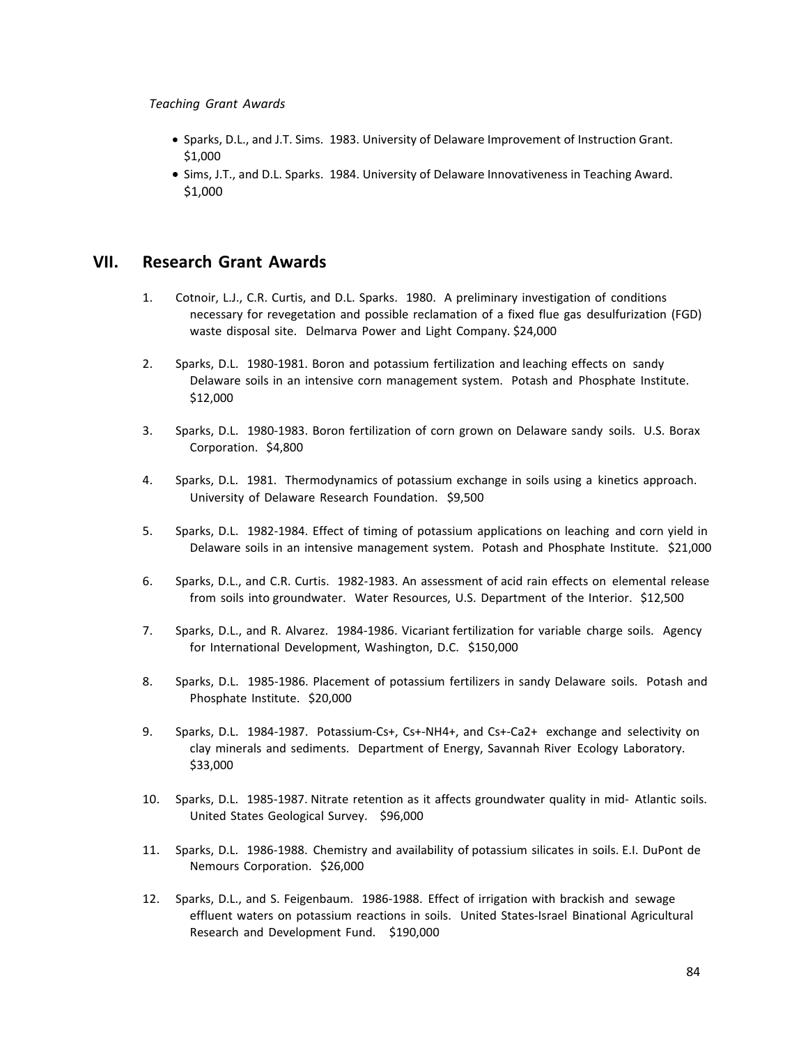*Teaching Grant Awards*

- Sparks, D.L., and J.T. Sims. 1983. University of Delaware Improvement of Instruction Grant. $1,000
- Sims, J.T., and D.L. Sparks. 1984. University of Delaware Innovativeness in Teaching Award. $1,000

## VII. Research Grant Awards

1. Cotnoir, L.J., C.R. Curtis, and D.L. Sparks. 1980. A preliminary investigation of conditions necessary for revegetation and possible reclamation of a fixed flue gas desulfurization (FGD) waste disposal site. Delmarva Power and Light Company. $24,000

2. Sparks, D.L. 1980-1981. Boron and potassium fertilization and leaching effects on sandy Delaware soils in an intensive corn management system. Potash and Phosphate Institute. $12,000

3. Sparks, D.L. 1980-1983. Boron fertilization of corn grown on Delaware sandy soils. U.S. Borax Corporation. $4,800

4. Sparks, D.L. 1981. Thermodynamics of potassium exchange in soils using a kinetics approach. University of Delaware Research Foundation. $9,500

5. Sparks, D.L. 1982-1984. Effect of timing of potassium applications on leaching and corn yield in Delaware soils in an intensive management system. Potash and Phosphate Institute. $21,000

6. Sparks, D.L., and C.R. Curtis. 1982-1983. An assessment of acid rain effects on elemental release from soils into groundwater. Water Resources, U.S. Department of the Interior. $12,500

7. Sparks, D.L., and R. Alvarez. 1984-1986. Vicariant fertilization for variable charge soils. Agency for International Development, Washington, D.C. $150,000

8. Sparks, D.L. 1985-1986. Placement of potassium fertilizers in sandy Delaware soils. Potash and Phosphate Institute. $20,000

9. Sparks, D.L. 1984-1987. Potassium-$Cs^+$, $Cs^+$-$NH_4^+$, and $Cs^+$-$Ca^{2+}$ exchange and selectivity on clay minerals and sediments. Department of Energy, Savannah River Ecology Laboratory. $33,000

10. Sparks, D.L. 1985-1987. Nitrate retention as it affects groundwater quality in mid- Atlantic soils. United States Geological Survey. $96,000

11. Sparks, D.L. 1986-1988. Chemistry and availability of potassium silicates in soils. E.I. DuPont de Nemours Corporation. $26,000

12. Sparks, D.L., and S. Feigenbaum. 1986-1988. Effect of irrigation with brackish and sewage effluent waters on potassium reactions in soils. United States-Israel Binational Agricultural Research and Development Fund. $190,000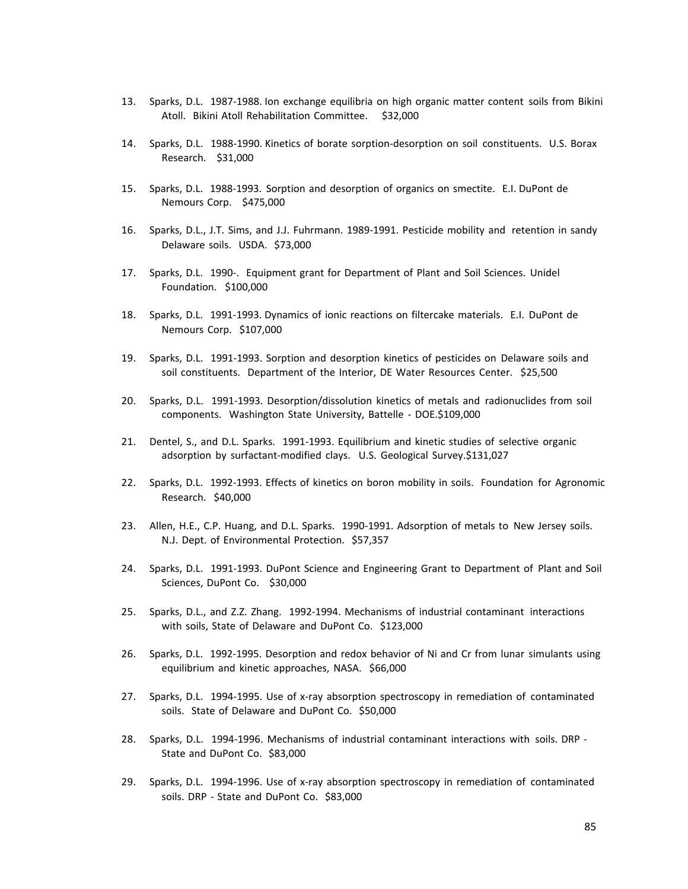13. Sparks, D.L. 1987-1988. Ion exchange equilibria on high organic matter content soils from Bikini Atoll. Bikini Atoll Rehabilitation Committee. $32,000

14. Sparks, D.L. 1988-1990. Kinetics of borate sorption-desorption on soil constituents. U.S. Borax Research. $31,000

15. Sparks, D.L. 1988-1993. Sorption and desorption of organics on smectite. E.I. DuPont de Nemours Corp. $475,000

16. Sparks, D.L., J.T. Sims, and J.J. Fuhrmann. 1989-1991. Pesticide mobility and retention in sandy Delaware soils. USDA. $73,000

17. Sparks, D.L. 1990-. Equipment grant for Department of Plant and Soil Sciences. Unidel Foundation. $100,000

18. Sparks, D.L. 1991-1993. Dynamics of ionic reactions on filtercake materials. E.I. DuPont de Nemours Corp. $107,000

19. Sparks, D.L. 1991-1993. Sorption and desorption kinetics of pesticides on Delaware soils and soil constituents. Department of the Interior, DE Water Resources Center. $25,500

20. Sparks, D.L. 1991-1993. Desorption/dissolution kinetics of metals and radionuclides from soil components. Washington State University, Battelle - DOE.$109,000

21. Dentel, S., and D.L. Sparks. 1991-1993. Equilibrium and kinetic studies of selective organic adsorption by surfactant-modified clays. U.S. Geological Survey.$131,027

22. Sparks, D.L. 1992-1993. Effects of kinetics on boron mobility in soils. Foundation for Agronomic Research. $40,000

23. Allen, H.E., C.P. Huang, and D.L. Sparks. 1990-1991. Adsorption of metals to New Jersey soils. N.J. Dept. of Environmental Protection. $57,357

24. Sparks, D.L. 1991-1993. DuPont Science and Engineering Grant to Department of Plant and Soil Sciences, DuPont Co. $30,000

25. Sparks, D.L., and Z.Z. Zhang. 1992-1994. Mechanisms of industrial contaminant interactions with soils, State of Delaware and DuPont Co. $123,000

26. Sparks, D.L. 1992-1995. Desorption and redox behavior of Ni and Cr from lunar simulants using equilibrium and kinetic approaches, NASA. $66,000

27. Sparks, D.L. 1994-1995. Use of x-ray absorption spectroscopy in remediation of contaminated soils. State of Delaware and DuPont Co. $50,000

28. Sparks, D.L. 1994-1996. Mechanisms of industrial contaminant interactions with soils. DRP - State and DuPont Co. $83,000

29. Sparks, D.L. 1994-1996. Use of x-ray absorption spectroscopy in remediation of contaminated soils. DRP - State and DuPont Co. $83,000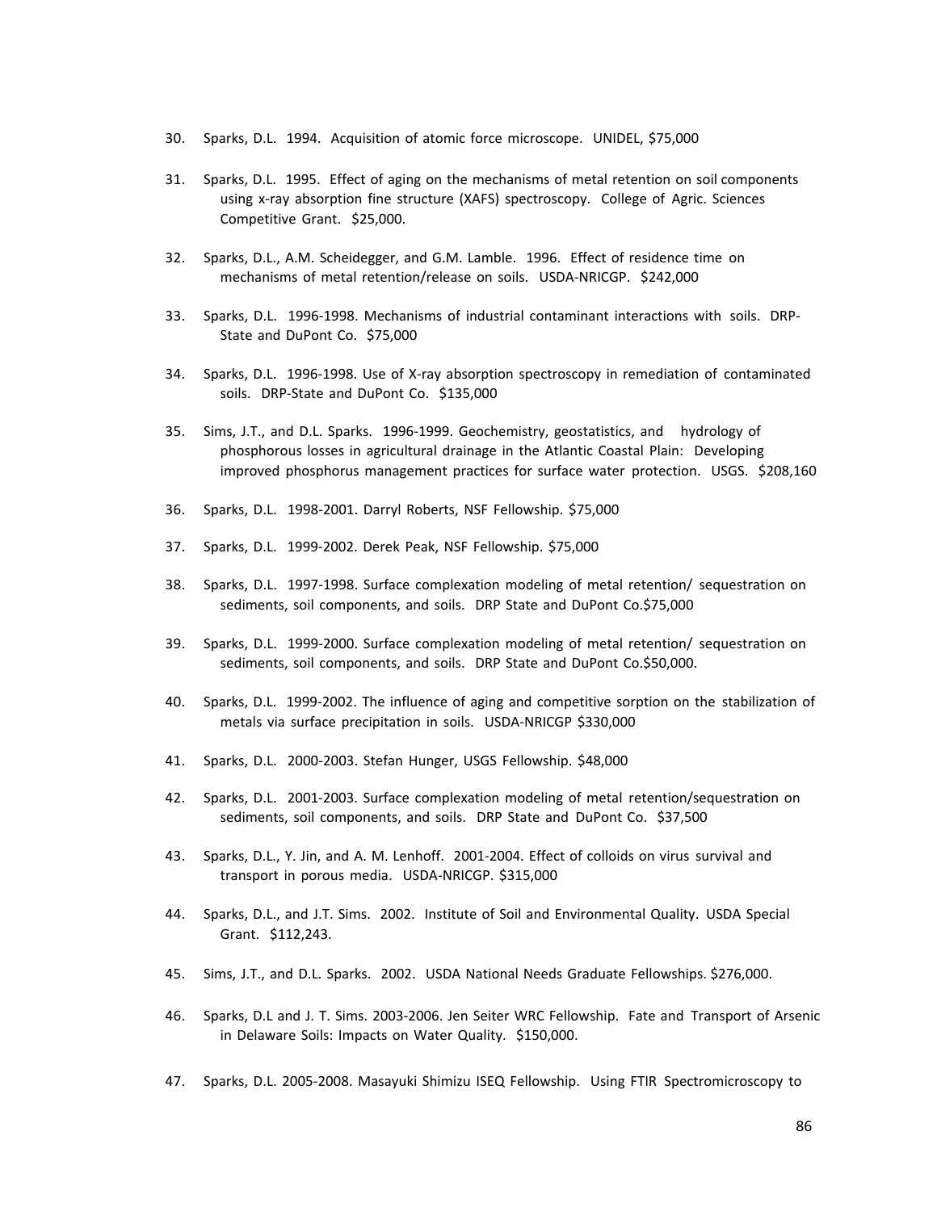30. Sparks, D.L. 1994. Acquisition of atomic force microscope. UNIDEL, $75,000

31. Sparks, D.L. 1995. Effect of aging on the mechanisms of metal retention on soil components using x-ray absorption fine structure (XAFS) spectroscopy. College of Agric. Sciences Competitive Grant. $25,000.

32. Sparks, D.L., A.M. Scheidegger, and G.M. Lamble. 1996. Effect of residence time on mechanisms of metal retention/release on soils. USDA-NRICGP. $242,000

33. Sparks, D.L. 1996-1998. Mechanisms of industrial contaminant interactions with soils. DRP-State and DuPont Co. $75,000

34. Sparks, D.L. 1996-1998. Use of X-ray absorption spectroscopy in remediation of contaminated soils. DRP-State and DuPont Co. $135,000

35. Sims, J.T., and D.L. Sparks. 1996-1999. Geochemistry, geostatistics, and hydrology of phosphorous losses in agricultural drainage in the Atlantic Coastal Plain: Developing improved phosphorus management practices for surface water protection. USGS. $208,160

36. Sparks, D.L. 1998-2001. Darryl Roberts, NSF Fellowship. $75,000

37. Sparks, D.L. 1999-2002. Derek Peak, NSF Fellowship. $75,000

38. Sparks, D.L. 1997-1998. Surface complexation modeling of metal retention/ sequestration on sediments, soil components, and soils. DRP State and DuPont Co.$75,000

39. Sparks, D.L. 1999-2000. Surface complexation modeling of metal retention/ sequestration on sediments, soil components, and soils. DRP State and DuPont Co.$50,000.

40. Sparks, D.L. 1999-2002. The influence of aging and competitive sorption on the stabilization of metals via surface precipitation in soils. USDA-NRICGP $330,000

41. Sparks, D.L. 2000-2003. Stefan Hunger, USGS Fellowship. $48,000

42. Sparks, D.L. 2001-2003. Surface complexation modeling of metal retention/sequestration on sediments, soil components, and soils. DRP State and DuPont Co. $37,500

43. Sparks, D.L., Y. Jin, and A. M. Lenhoff. 2001-2004. Effect of colloids on virus survival and transport in porous media. USDA-NRICGP. $315,000

44. Sparks, D.L., and J.T. Sims. 2002. Institute of Soil and Environmental Quality. USDA Special Grant. $112,243.

45. Sims, J.T., and D.L. Sparks. 2002. USDA National Needs Graduate Fellowships. $276,000.

46. Sparks, D.L and J. T. Sims. 2003-2006. Jen Seiter WRC Fellowship. Fate and Transport of Arsenic in Delaware Soils: Impacts on Water Quality. $150,000.

47. Sparks, D.L. 2005-2008. Masayuki Shimizu ISEQ Fellowship. Using FTIR Spectromicroscopy to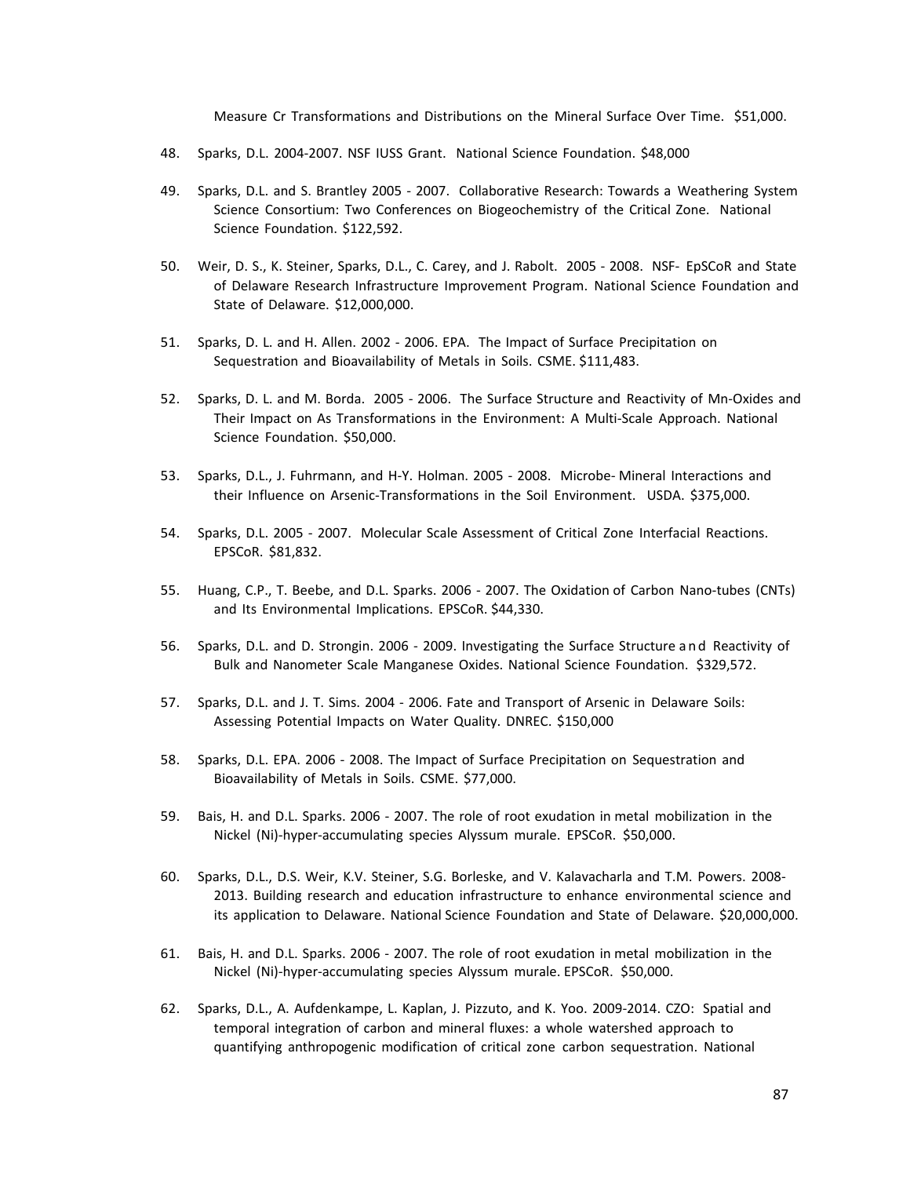Measure Cr Transformations and Distributions on the Mineral Surface Over Time. $51,000.

48. Sparks, D.L. 2004-2007. NSF IUSS Grant. National Science Foundation. $48,000

49. Sparks, D.L. and S. Brantley 2005 - 2007. Collaborative Research: Towards a Weathering System Science Consortium: Two Conferences on Biogeochemistry of the Critical Zone. National Science Foundation. $122,592.

50. Weir, D. S., K. Steiner, Sparks, D.L., C. Carey, and J. Rabolt. 2005 - 2008. NSF- EpSCoR and State of Delaware Research Infrastructure Improvement Program. National Science Foundation and State of Delaware. $12,000,000.

51. Sparks, D. L. and H. Allen. 2002 - 2006. EPA. The Impact of Surface Precipitation on Sequestration and Bioavailability of Metals in Soils. CSME. $111,483.

52. Sparks, D. L. and M. Borda. 2005 - 2006. The Surface Structure and Reactivity of Mn-Oxides and Their Impact on As Transformations in the Environment: A Multi-Scale Approach. National Science Foundation. $50,000.

53. Sparks, D.L., J. Fuhrmann, and H-Y. Holman. 2005 - 2008. Microbe- Mineral Interactions and their Influence on Arsenic-Transformations in the Soil Environment. USDA. $375,000.

54. Sparks, D.L. 2005 - 2007. Molecular Scale Assessment of Critical Zone Interfacial Reactions. EPSCoR. $81,832.

55. Huang, C.P., T. Beebe, and D.L. Sparks. 2006 - 2007. The Oxidation of Carbon Nano-tubes (CNTs) and Its Environmental Implications. EPSCoR. $44,330.

56. Sparks, D.L. and D. Strongin. 2006 - 2009. Investigating the Surface Structure and Reactivity of Bulk and Nanometer Scale Manganese Oxides. National Science Foundation. $329,572.

57. Sparks, D.L. and J. T. Sims. 2004 - 2006. Fate and Transport of Arsenic in Delaware Soils: Assessing Potential Impacts on Water Quality. DNREC. $150,000

58. Sparks, D.L. EPA. 2006 - 2008. The Impact of Surface Precipitation on Sequestration and Bioavailability of Metals in Soils. CSME. $77,000.

59. Bais, H. and D.L. Sparks. 2006 - 2007. The role of root exudation in metal mobilization in the Nickel (Ni)-hyper-accumulating species Alyssum murale. EPSCoR. $50,000.

60. Sparks, D.L., D.S. Weir, K.V. Steiner, S.G. Borleske, and V. Kalavacharla and T.M. Powers. 2008-2013. Building research and education infrastructure to enhance environmental science and its application to Delaware. National Science Foundation and State of Delaware. $20,000,000.

61. Bais, H. and D.L. Sparks. 2006 - 2007. The role of root exudation in metal mobilization in the Nickel (Ni)-hyper-accumulating species Alyssum murale. EPSCoR. $50,000.

62. Sparks, D.L., A. Aufdenkampe, L. Kaplan, J. Pizzuto, and K. Yoo. 2009-2014. CZO: Spatial and temporal integration of carbon and mineral fluxes: a whole watershed approach to quantifying anthropogenic modification of critical zone carbon sequestration. National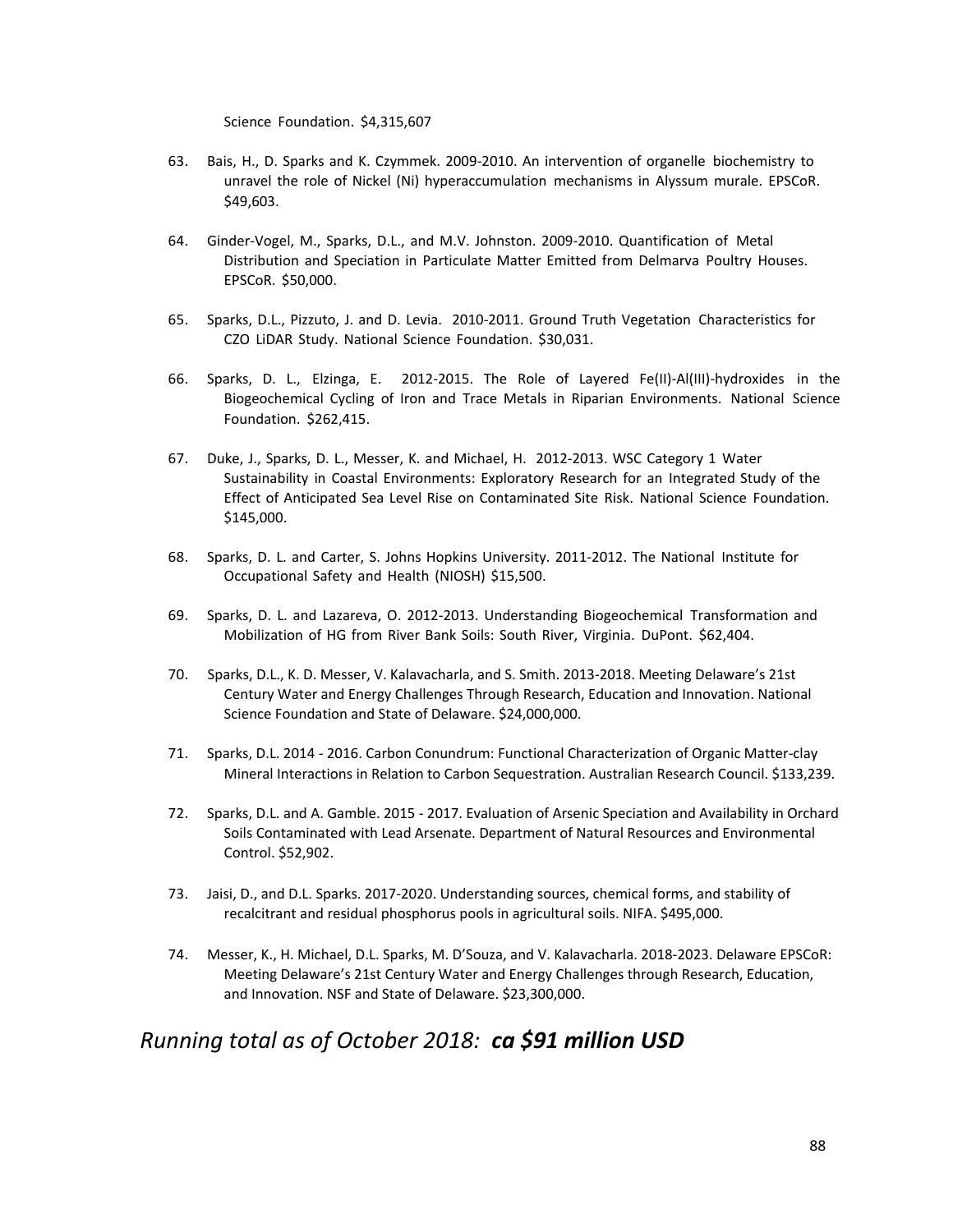Science Foundation. $4,315,607

63. Bais, H., D. Sparks and K. Czymmek. 2009-2010. An intervention of organelle biochemistry to unravel the role of Nickel (Ni) hyperaccumulation mechanisms in Alyssum murale. EPSCoR. $49,603.

64. Ginder-Vogel, M., Sparks, D.L., and M.V. Johnston. 2009-2010. Quantification of Metal Distribution and Speciation in Particulate Matter Emitted from Delmarva Poultry Houses. EPSCoR. $50,000.

65. Sparks, D.L., Pizzuto, J. and D. Levia. 2010-2011. Ground Truth Vegetation Characteristics for CZO LiDAR Study. National Science Foundation. $30,031.

66. Sparks, D. L., Elzinga, E. 2012-2015. The Role of Layered Fe(II)-Al(III)-hydroxides in the Biogeochemical Cycling of Iron and Trace Metals in Riparian Environments. National Science Foundation. $262,415.

67. Duke, J., Sparks, D. L., Messer, K. and Michael, H. 2012-2013. WSC Category 1 Water Sustainability in Coastal Environments: Exploratory Research for an Integrated Study of the Effect of Anticipated Sea Level Rise on Contaminated Site Risk. National Science Foundation. $145,000.

68. Sparks, D. L. and Carter, S. Johns Hopkins University. 2011-2012. The National Institute for Occupational Safety and Health (NIOSH) $15,500.

69. Sparks, D. L. and Lazareva, O. 2012-2013. Understanding Biogeochemical Transformation and Mobilization of HG from River Bank Soils: South River, Virginia. DuPont. $62,404.

70. Sparks, D.L., K. D. Messer, V. Kalavacharla, and S. Smith. 2013-2018. Meeting Delaware's 21st Century Water and Energy Challenges Through Research, Education and Innovation. National Science Foundation and State of Delaware. $24,000,000.

71. Sparks, D.L. 2014 - 2016. Carbon Conundrum: Functional Characterization of Organic Matter-clay Mineral Interactions in Relation to Carbon Sequestration. Australian Research Council. $133,239.

72. Sparks, D.L. and A. Gamble. 2015 - 2017. Evaluation of Arsenic Speciation and Availability in Orchard Soils Contaminated with Lead Arsenate. Department of Natural Resources and Environmental Control. $52,902.

73. Jaisi, D., and D.L. Sparks. 2017-2020. Understanding sources, chemical forms, and stability of recalcitrant and residual phosphorus pools in agricultural soils. NIFA. $495,000.

74. Messer, K., H. Michael, D.L. Sparks, M. D'Souza, and V. Kalavacharla. 2018-2023. Delaware EPSCoR: Meeting Delaware's 21st Century Water and Energy Challenges through Research, Education, and Innovation. NSF and State of Delaware. $23,300,000.

## *Running total as of October 2018:* ***ca $91 million USD***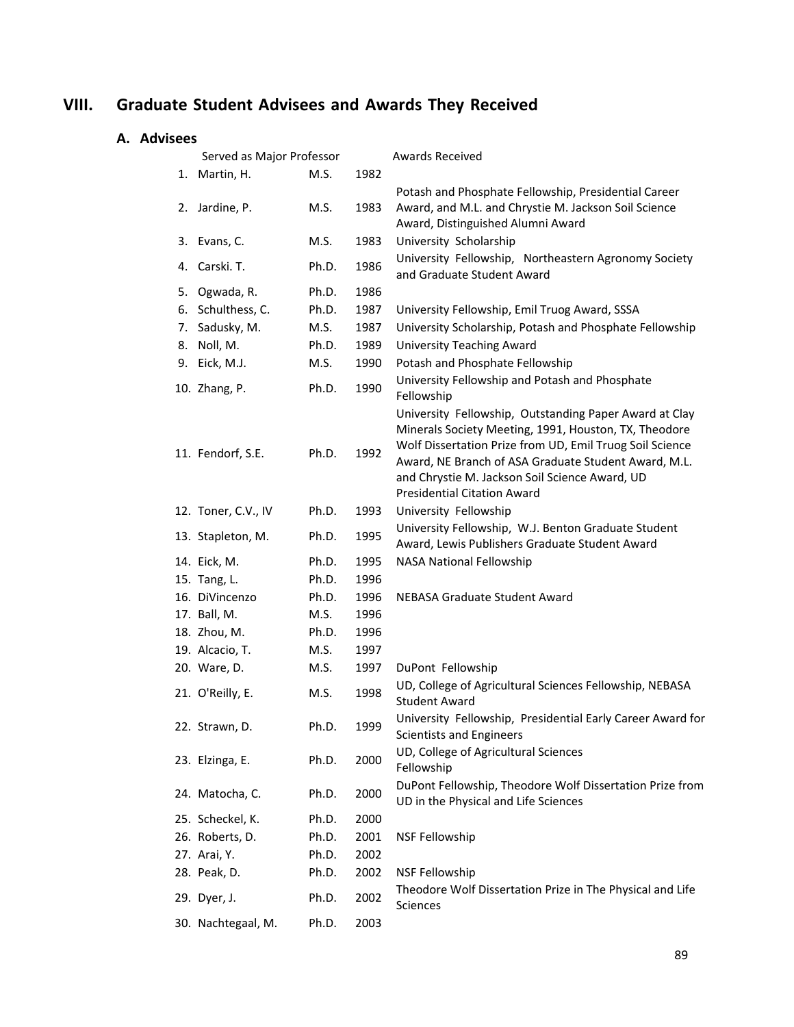## VIII. Graduate Student Advisees and Awards They Received

### A. Advisees

| | Served as Major Professor | | | Awards Received |
|---|---|---|---|---|
| 1. | Martin, H. | M.S. | 1982 | |
| 2. | Jardine, P. | M.S. | 1983 | Potash and Phosphate Fellowship, Presidential Career Award, and M.L. and Chrystie M. Jackson Soil Science Award, Distinguished Alumni Award |
| 3. | Evans, C. | M.S. | 1983 | University Scholarship |
| 4. | Carski. T. | Ph.D. | 1986 | University Fellowship, Northeastern Agronomy Society and Graduate Student Award |
| 5. | Ogwada, R. | Ph.D. | 1986 | |
| 6. | Schulthess, C. | Ph.D. | 1987 | University Fellowship, Emil Truog Award, SSSA |
| 7. | Sadusky, M. | M.S. | 1987 | University Scholarship, Potash and Phosphate Fellowship |
| 8. | Noll, M. | Ph.D. | 1989 | University Teaching Award |
| 9. | Eick, M.J. | M.S. | 1990 | Potash and Phosphate Fellowship |
| 10. | Zhang, P. | Ph.D. | 1990 | University Fellowship and Potash and Phosphate Fellowship |
| 11. | Fendorf, S.E. | Ph.D. | 1992 | University Fellowship, Outstanding Paper Award at Clay Minerals Society Meeting, 1991, Houston, TX, Theodore Wolf Dissertation Prize from UD, Emil Truog Soil Science Award, NE Branch of ASA Graduate Student Award, M.L. and Chrystie M. Jackson Soil Science Award, UD Presidential Citation Award |
| 12. | Toner, C.V., IV | Ph.D. | 1993 | University Fellowship |
| 13. | Stapleton, M. | Ph.D. | 1995 | University Fellowship, W.J. Benton Graduate Student Award, Lewis Publishers Graduate Student Award |
| 14. | Eick, M. | Ph.D. | 1995 | NASA National Fellowship |
| 15. | Tang, L. | Ph.D. | 1996 | |
| 16. | DiVincenzo | Ph.D. | 1996 | NEBASA Graduate Student Award |
| 17. | Ball, M. | M.S. | 1996 | |
| 18. | Zhou, M. | Ph.D. | 1996 | |
| 19. | Alcacio, T. | M.S. | 1997 | |
| 20. | Ware, D. | M.S. | 1997 | DuPont Fellowship |
| 21. | O'Reilly, E. | M.S. | 1998 | UD, College of Agricultural Sciences Fellowship, NEBASA Student Award |
| 22. | Strawn, D. | Ph.D. | 1999 | University Fellowship, Presidential Early Career Award for Scientists and Engineers |
| 23. | Elzinga, E. | Ph.D. | 2000 | UD, College of Agricultural Sciences Fellowship |
| 24. | Matocha, C. | Ph.D. | 2000 | DuPont Fellowship, Theodore Wolf Dissertation Prize from UD in the Physical and Life Sciences |
| 25. | Scheckel, K. | Ph.D. | 2000 | |
| 26. | Roberts, D. | Ph.D. | 2001 | NSF Fellowship |
| 27. | Arai, Y. | Ph.D. | 2002 | |
| 28. | Peak, D. | Ph.D. | 2002 | NSF Fellowship |
| 29. | Dyer, J. | Ph.D. | 2002 | Theodore Wolf Dissertation Prize in The Physical and Life Sciences |
| 30. | Nachtegaal, M. | Ph.D. | 2003 | |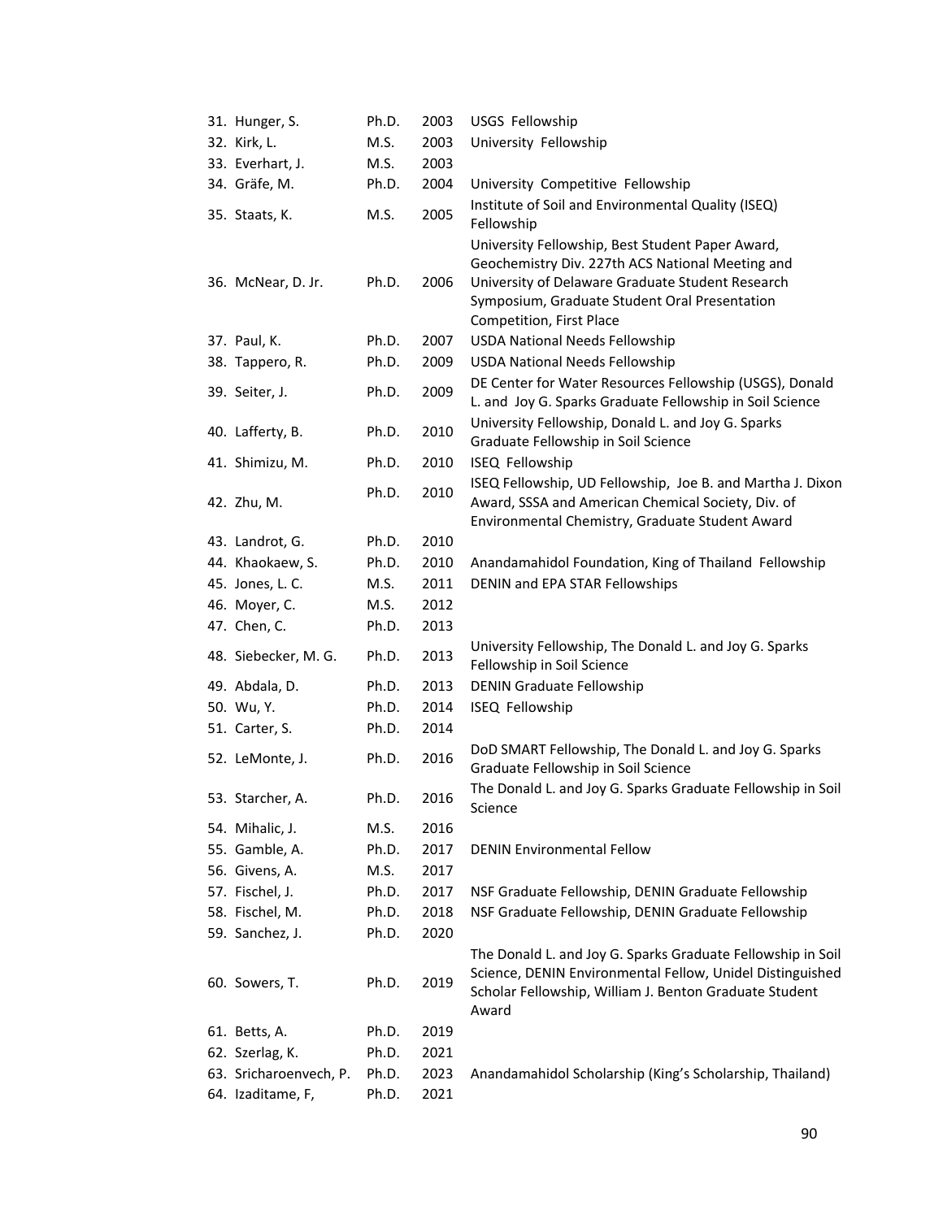| | | | |
|---|---|---|---|
| 31. Hunger, S. | Ph.D. | 2003 | USGS Fellowship |
| 32. Kirk, L. | M.S. | 2003 | University Fellowship |
| 33. Everhart, J. | M.S. | 2003 | |
| 34. Gräfe, M. | Ph.D. | 2004 | University Competitive Fellowship |
| 35. Staats, K. | M.S. | 2005 | Institute of Soil and Environmental Quality (ISEQ) Fellowship |
| 36. McNear, D. Jr. | Ph.D. | 2006 | University Fellowship, Best Student Paper Award, Geochemistry Div. 227th ACS National Meeting and University of Delaware Graduate Student Research Symposium, Graduate Student Oral Presentation Competition, First Place |
| 37. Paul, K. | Ph.D. | 2007 | USDA National Needs Fellowship |
| 38. Tappero, R. | Ph.D. | 2009 | USDA National Needs Fellowship |
| 39. Seiter, J. | Ph.D. | 2009 | DE Center for Water Resources Fellowship (USGS), Donald L. and Joy G. Sparks Graduate Fellowship in Soil Science |
| 40. Lafferty, B. | Ph.D. | 2010 | University Fellowship, Donald L. and Joy G. Sparks Graduate Fellowship in Soil Science |
| 41. Shimizu, M. | Ph.D. | 2010 | ISEQ Fellowship |
| 42. Zhu, M. | Ph.D. | 2010 | ISEQ Fellowship, UD Fellowship, Joe B. and Martha J. Dixon Award, SSSA and American Chemical Society, Div. of Environmental Chemistry, Graduate Student Award |
| 43. Landrot, G. | Ph.D. | 2010 | |
| 44. Khaokaew, S. | Ph.D. | 2010 | Anandamahidol Foundation, King of Thailand Fellowship |
| 45. Jones, L. C. | M.S. | 2011 | DENIN and EPA STAR Fellowships |
| 46. Moyer, C. | M.S. | 2012 | |
| 47. Chen, C. | Ph.D. | 2013 | |
| 48. Siebecker, M. G. | Ph.D. | 2013 | University Fellowship, The Donald L. and Joy G. Sparks Fellowship in Soil Science |
| 49. Abdala, D. | Ph.D. | 2013 | DENIN Graduate Fellowship |
| 50. Wu, Y. | Ph.D. | 2014 | ISEQ Fellowship |
| 51. Carter, S. | Ph.D. | 2014 | |
| 52. LeMonte, J. | Ph.D. | 2016 | DoD SMART Fellowship, The Donald L. and Joy G. Sparks Graduate Fellowship in Soil Science |
| 53. Starcher, A. | Ph.D. | 2016 | The Donald L. and Joy G. Sparks Graduate Fellowship in Soil Science |
| 54. Mihalic, J. | M.S. | 2016 | |
| 55. Gamble, A. | Ph.D. | 2017 | DENIN Environmental Fellow |
| 56. Givens, A. | M.S. | 2017 | |
| 57. Fischel, J. | Ph.D. | 2017 | NSF Graduate Fellowship, DENIN Graduate Fellowship |
| 58. Fischel, M. | Ph.D. | 2018 | NSF Graduate Fellowship, DENIN Graduate Fellowship |
| 59. Sanchez, J. | Ph.D. | 2020 | |
| 60. Sowers, T. | Ph.D. | 2019 | The Donald L. and Joy G. Sparks Graduate Fellowship in Soil Science, DENIN Environmental Fellow, Unidel Distinguished Scholar Fellowship, William J. Benton Graduate Student Award |
| 61. Betts, A. | Ph.D. | 2019 | |
| 62. Szerlag, K. | Ph.D. | 2021 | |
| 63. Sricharoenvech, P. | Ph.D. | 2023 | Anandamahidol Scholarship (King's Scholarship, Thailand) |
| 64. Izaditame, F, | Ph.D. | 2021 | |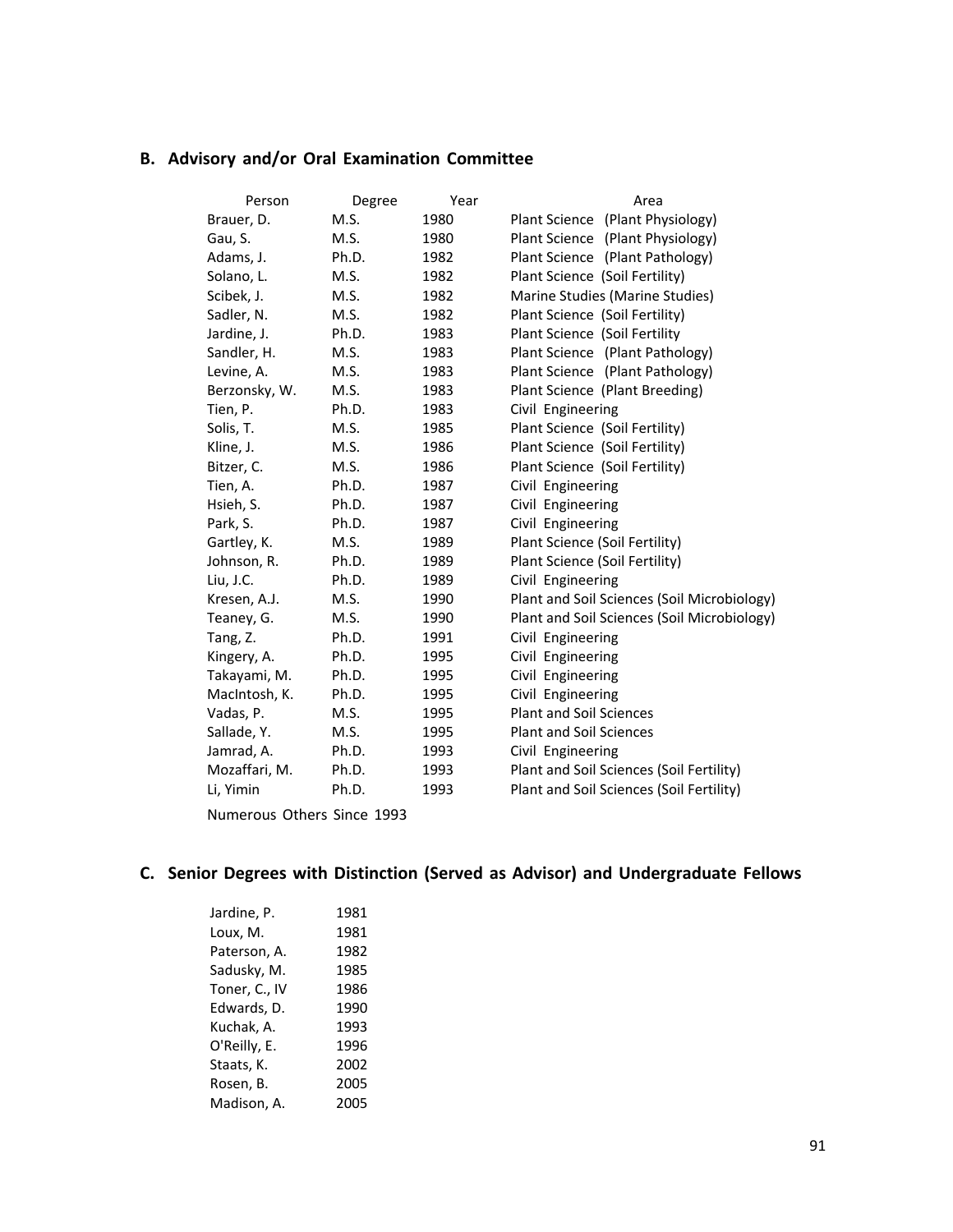## B. Advisory and/or Oral Examination Committee

| Person | Degree | Year | Area |
|---|---|---|---|
| Brauer, D. | M.S. | 1980 | Plant Science (Plant Physiology) |
| Gau, S. | M.S. | 1980 | Plant Science (Plant Physiology) |
| Adams, J. | Ph.D. | 1982 | Plant Science (Plant Pathology) |
| Solano, L. | M.S. | 1982 | Plant Science (Soil Fertility) |
| Scibek, J. | M.S. | 1982 | Marine Studies (Marine Studies) |
| Sadler, N. | M.S. | 1982 | Plant Science (Soil Fertility) |
| Jardine, J. | Ph.D. | 1983 | Plant Science (Soil Fertility |
| Sandler, H. | M.S. | 1983 | Plant Science (Plant Pathology) |
| Levine, A. | M.S. | 1983 | Plant Science (Plant Pathology) |
| Berzonsky, W. | M.S. | 1983 | Plant Science (Plant Breeding) |
| Tien, P. | Ph.D. | 1983 | Civil Engineering |
| Solis, T. | M.S. | 1985 | Plant Science (Soil Fertility) |
| Kline, J. | M.S. | 1986 | Plant Science (Soil Fertility) |
| Bitzer, C. | M.S. | 1986 | Plant Science (Soil Fertility) |
| Tien, A. | Ph.D. | 1987 | Civil Engineering |
| Hsieh, S. | Ph.D. | 1987 | Civil Engineering |
| Park, S. | Ph.D. | 1987 | Civil Engineering |
| Gartley, K. | M.S. | 1989 | Plant Science (Soil Fertility) |
| Johnson, R. | Ph.D. | 1989 | Plant Science (Soil Fertility) |
| Liu, J.C. | Ph.D. | 1989 | Civil Engineering |
| Kresen, A.J. | M.S. | 1990 | Plant and Soil Sciences (Soil Microbiology) |
| Teaney, G. | M.S. | 1990 | Plant and Soil Sciences (Soil Microbiology) |
| Tang, Z. | Ph.D. | 1991 | Civil Engineering |
| Kingery, A. | Ph.D. | 1995 | Civil Engineering |
| Takayami, M. | Ph.D. | 1995 | Civil Engineering |
| MacIntosh, K. | Ph.D. | 1995 | Civil Engineering |
| Vadas, P. | M.S. | 1995 | Plant and Soil Sciences |
| Sallade, Y. | M.S. | 1995 | Plant and Soil Sciences |
| Jamrad, A. | Ph.D. | 1993 | Civil Engineering |
| Mozaffari, M. | Ph.D. | 1993 | Plant and Soil Sciences (Soil Fertility) |
| Li, Yimin | Ph.D. | 1993 | Plant and Soil Sciences (Soil Fertility) |

Numerous Others Since 1993

## C. Senior Degrees with Distinction (Served as Advisor) and Undergraduate Fellows

| | |
|---|---|
| Jardine, P. | 1981 |
| Loux, M. | 1981 |
| Paterson, A. | 1982 |
| Sadusky, M. | 1985 |
| Toner, C., IV | 1986 |
| Edwards, D. | 1990 |
| Kuchak, A. | 1993 |
| O'Reilly, E. | 1996 |
| Staats, K. | 2002 |
| Rosen, B. | 2005 |
| Madison, A. | 2005 |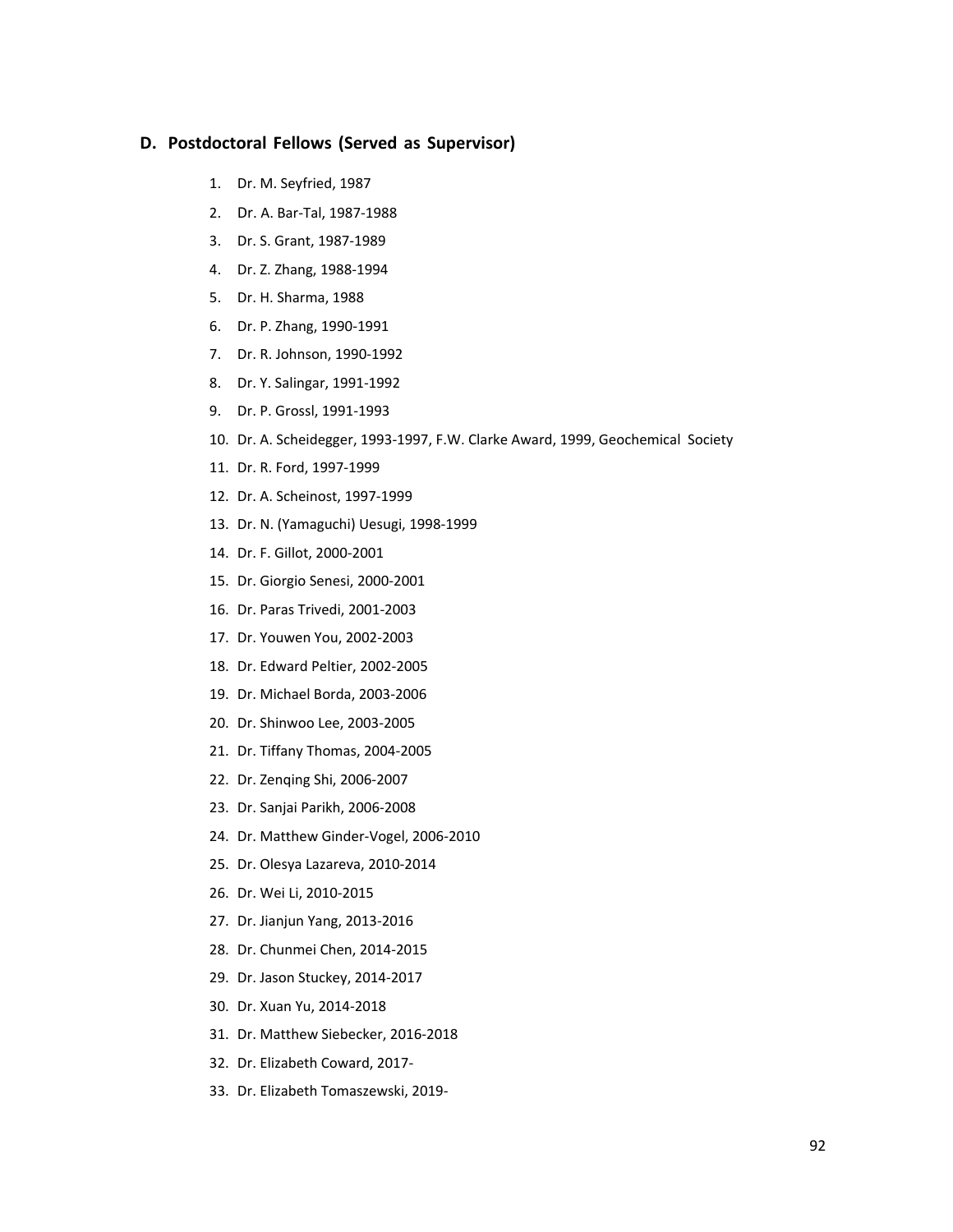## D. Postdoctoral Fellows (Served as Supervisor)

1. Dr. M. Seyfried, 1987
2. Dr. A. Bar-Tal, 1987-1988
3. Dr. S. Grant, 1987-1989
4. Dr. Z. Zhang, 1988-1994
5. Dr. H. Sharma, 1988
6. Dr. P. Zhang, 1990-1991
7. Dr. R. Johnson, 1990-1992
8. Dr. Y. Salingar, 1991-1992
9. Dr. P. Grossl, 1991-1993
10. Dr. A. Scheidegger, 1993-1997, F.W. Clarke Award, 1999, Geochemical Society
11. Dr. R. Ford, 1997-1999
12. Dr. A. Scheinost, 1997-1999
13. Dr. N. (Yamaguchi) Uesugi, 1998-1999
14. Dr. F. Gillot, 2000-2001
15. Dr. Giorgio Senesi, 2000-2001
16. Dr. Paras Trivedi, 2001-2003
17. Dr. Youwen You, 2002-2003
18. Dr. Edward Peltier, 2002-2005
19. Dr. Michael Borda, 2003-2006
20. Dr. Shinwoo Lee, 2003-2005
21. Dr. Tiffany Thomas, 2004-2005
22. Dr. Zenqing Shi, 2006-2007
23. Dr. Sanjai Parikh, 2006-2008
24. Dr. Matthew Ginder-Vogel, 2006-2010
25. Dr. Olesya Lazareva, 2010-2014
26. Dr. Wei Li, 2010-2015
27. Dr. Jianjun Yang, 2013-2016
28. Dr. Chunmei Chen, 2014-2015
29. Dr. Jason Stuckey, 2014-2017
30. Dr. Xuan Yu, 2014-2018
31. Dr. Matthew Siebecker, 2016-2018
32. Dr. Elizabeth Coward, 2017-
33. Dr. Elizabeth Tomaszewski, 2019-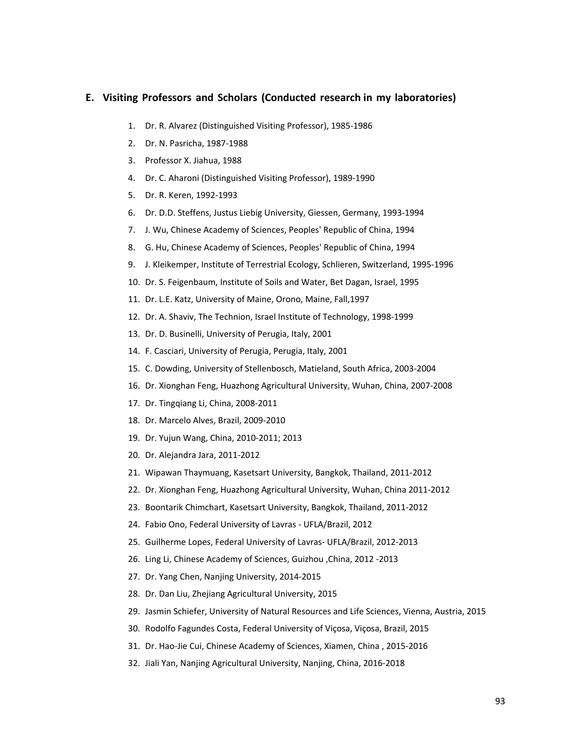## E. Visiting Professors and Scholars (Conducted research in my laboratories)

1. Dr. R. Alvarez (Distinguished Visiting Professor), 1985-1986
2. Dr. N. Pasricha, 1987-1988
3. Professor X. Jiahua, 1988
4. Dr. C. Aharoni (Distinguished Visiting Professor), 1989-1990
5. Dr. R. Keren, 1992-1993
6. Dr. D.D. Steffens, Justus Liebig University, Giessen, Germany, 1993-1994
7. J. Wu, Chinese Academy of Sciences, Peoples' Republic of China, 1994
8. G. Hu, Chinese Academy of Sciences, Peoples' Republic of China, 1994
9. J. Kleikemper, Institute of Terrestrial Ecology, Schlieren, Switzerland, 1995-1996
10. Dr. S. Feigenbaum, Institute of Soils and Water, Bet Dagan, Israel, 1995
11. Dr. L.E. Katz, University of Maine, Orono, Maine, Fall,1997
12. Dr. A. Shaviv, The Technion, Israel Institute of Technology, 1998-1999
13. Dr. D. Businelli, University of Perugia, Italy, 2001
14. F. Casciari, University of Perugia, Perugia, Italy, 2001
15. C. Dowding, University of Stellenbosch, Matieland, South Africa, 2003-2004
16. Dr. Xionghan Feng, Huazhong Agricultural University, Wuhan, China, 2007-2008
17. Dr. Tingqiang Li, China, 2008-2011
18. Dr. Marcelo Alves, Brazil, 2009-2010
19. Dr. Yujun Wang, China, 2010-2011; 2013
20. Dr. Alejandra Jara, 2011-2012
21. Wipawan Thaymuang, Kasetsart University, Bangkok, Thailand, 2011-2012
22. Dr. Xionghan Feng, Huazhong Agricultural University, Wuhan, China 2011-2012
23. Boontarik Chimchart, Kasetsart University, Bangkok, Thailand, 2011-2012
24. Fabio Ono, Federal University of Lavras - UFLA/Brazil, 2012
25. Guilherme Lopes, Federal University of Lavras- UFLA/Brazil, 2012-2013
26. Ling Li, Chinese Academy of Sciences, Guizhou ,China, 2012 -2013
27. Dr. Yang Chen, Nanjing University, 2014-2015
28. Dr. Dan Liu, Zhejiang Agricultural University, 2015
29. Jasmin Schiefer, University of Natural Resources and Life Sciences, Vienna, Austria, 2015
30. Rodolfo Fagundes Costa, Federal University of Viçosa, Viçosa, Brazil, 2015
31. Dr. Hao-Jie Cui, Chinese Academy of Sciences, Xiamen, China , 2015-2016
32. Jiali Yan, Nanjing Agricultural University, Nanjing, China, 2016-2018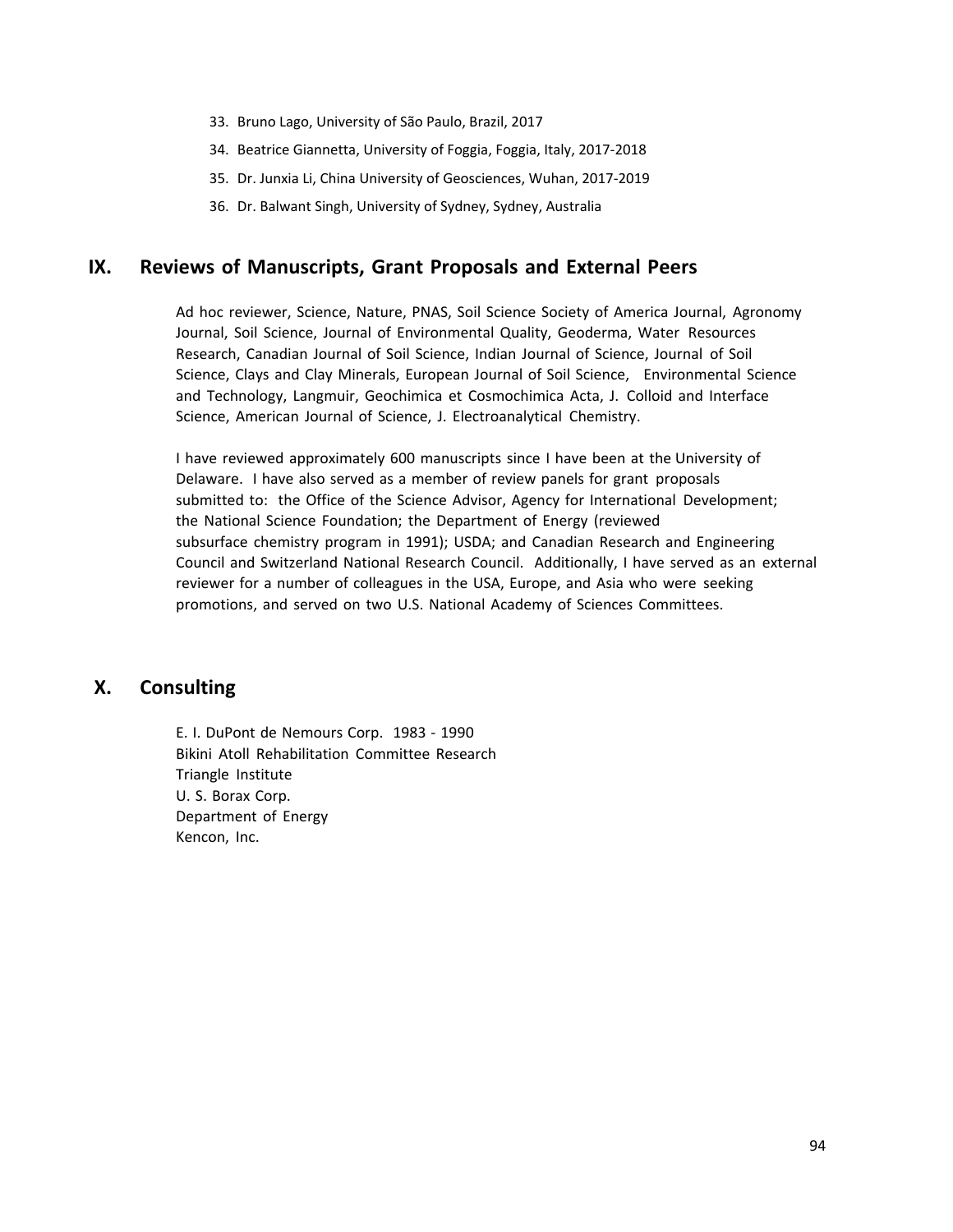33. Bruno Lago, University of São Paulo, Brazil, 2017
34. Beatrice Giannetta, University of Foggia, Foggia, Italy, 2017-2018
35. Dr. Junxia Li, China University of Geosciences, Wuhan, 2017-2019
36. Dr. Balwant Singh, University of Sydney, Sydney, Australia

## IX. Reviews of Manuscripts, Grant Proposals and External Peers

Ad hoc reviewer, Science, Nature, PNAS, Soil Science Society of America Journal, Agronomy Journal, Soil Science, Journal of Environmental Quality, Geoderma, Water Resources Research, Canadian Journal of Soil Science, Indian Journal of Science, Journal of Soil Science, Clays and Clay Minerals, European Journal of Soil Science, Environmental Science and Technology, Langmuir, Geochimica et Cosmochimica Acta, J. Colloid and Interface Science, American Journal of Science, J. Electroanalytical Chemistry.

I have reviewed approximately 600 manuscripts since I have been at the University of Delaware. I have also served as a member of review panels for grant proposals submitted to: the Office of the Science Advisor, Agency for International Development; the National Science Foundation; the Department of Energy (reviewed subsurface chemistry program in 1991); USDA; and Canadian Research and Engineering Council and Switzerland National Research Council. Additionally, I have served as an external reviewer for a number of colleagues in the USA, Europe, and Asia who were seeking promotions, and served on two U.S. National Academy of Sciences Committees.

## X. Consulting

E. I. DuPont de Nemours Corp. 1983 - 1990
Bikini Atoll Rehabilitation Committee Research
Triangle Institute
U. S. Borax Corp.
Department of Energy
Kencon, Inc.